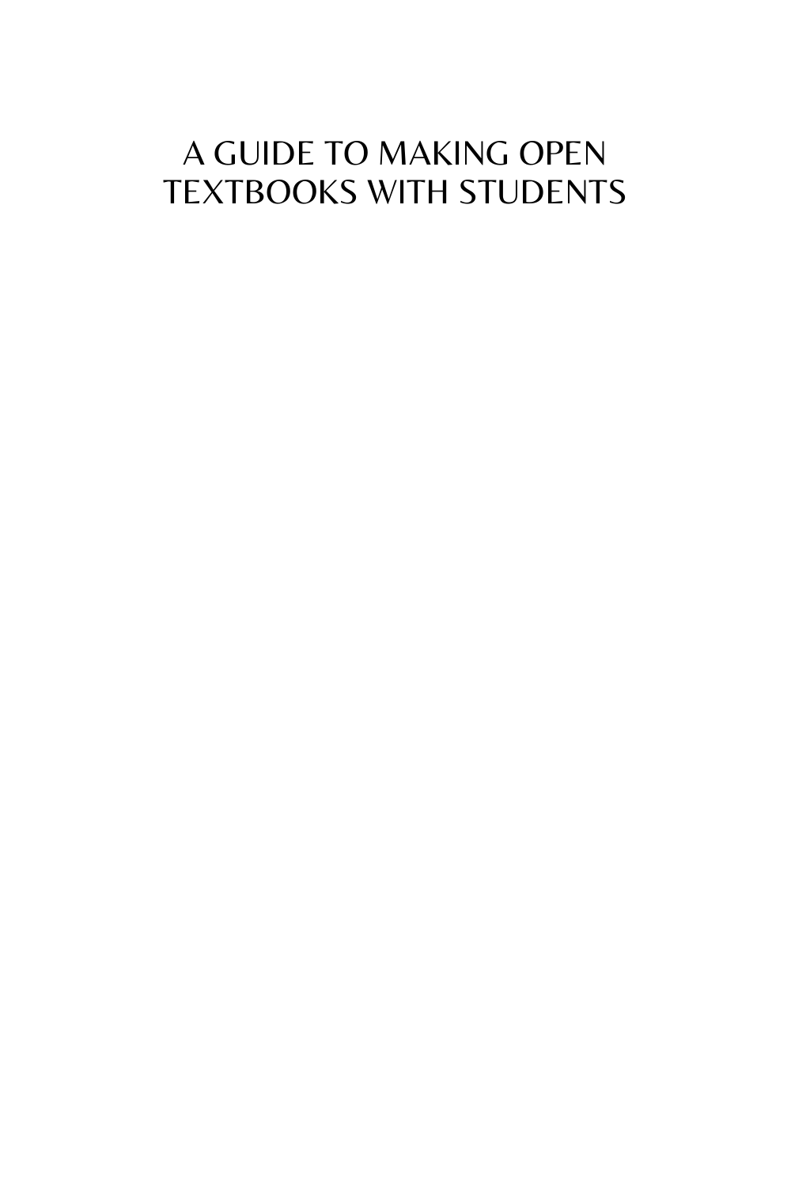# A GUIDE TO MAKING OPEN TEXTBOOKS WITH STUDENTS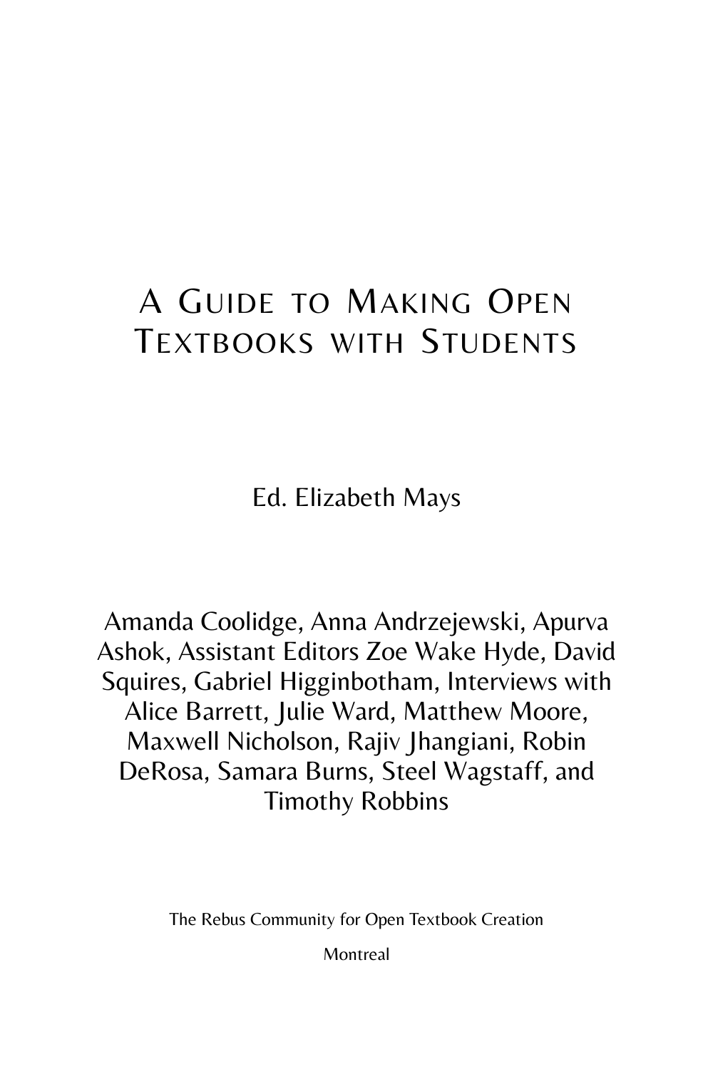# A Guide to Making Open Textbooks with Students

Ed. Elizabeth Mays

Amanda Coolidge, Anna Andrzejewski, Apurva Ashok, Assistant Editors Zoe Wake Hyde, David Squires, Gabriel Higginbotham, Interviews with Alice Barrett, Julie Ward, Matthew Moore, Maxwell Nicholson, Rajiv Jhangiani, Robin DeRosa, Samara Burns, Steel Wagstaff, and Timothy Robbins

The Rebus Community for Open Textbook Creation

Montreal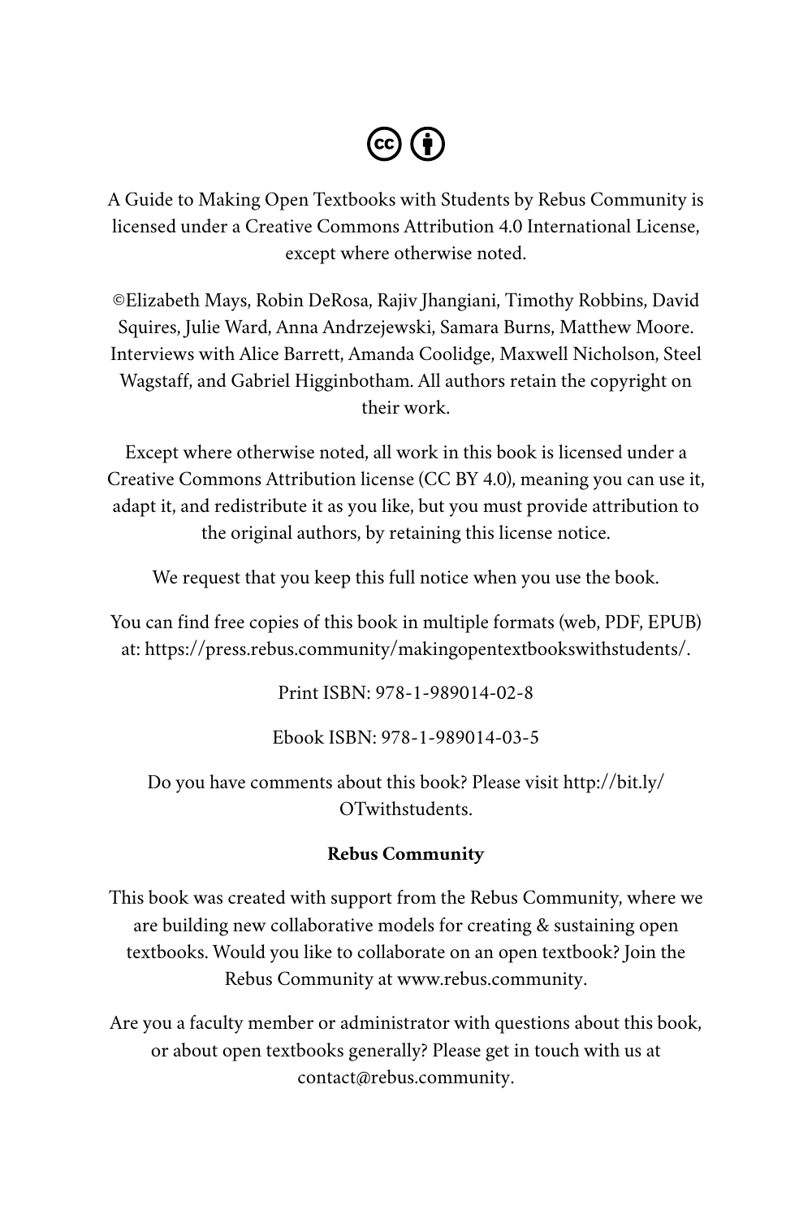A Guide to Making Open Textbooks with Students by Rebus Community is licensed under a Creative Commons Attribution 4.0 International License, except where otherwise noted.

©Elizabeth Mays, Robin DeRosa, Rajiv Jhangiani, Timothy Robbins, David Squires, Julie Ward, Anna Andrzejewski, Samara Burns, Matthew Moore. Interviews with Alice Barrett, Amanda Coolidge, Maxwell Nicholson, Steel Wagstaff, and Gabriel Higginbotham. All authors retain the copyright on their work.

Except where otherwise noted, all work in this book is licensed under a Creative Commons Attribution license (CC BY 4.0), meaning you can use it, adapt it, and redistribute it as you like, but you must provide attribution to the original authors, by retaining this license notice.

We request that you keep this full notice when you use the book.

You can find free copies of this book in multiple formats (web, PDF, EPUB) at: https://press.rebus.community/makingopentextbookswithstudents/.

Print ISBN: 978-1-989014-02-8

Ebook ISBN: 978-1-989014-03-5

Do you have comments about this book? Please visit http://bit.ly/OTwithstudents.

**Rebus Community**

This book was created with support from the Rebus Community, where we are building new collaborative models for creating & sustaining open textbooks. Would you like to collaborate on an open textbook? Join the Rebus Community at www.rebus.community.

Are you a faculty member or administrator with questions about this book, or about open textbooks generally? Please get in touch with us at contact@rebus.community.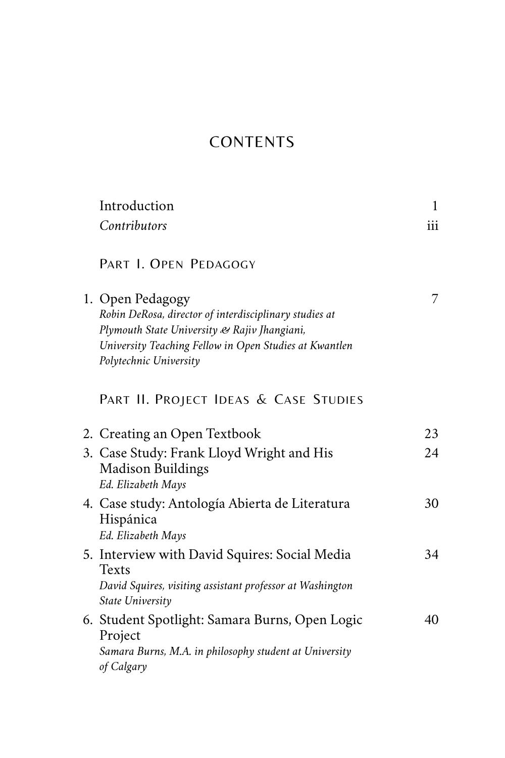# CONTENTS

Introduction 1

*Contributors* iii

## Part I. Open Pedagogy

1. Open Pedagogy 7
   *Robin DeRosa, director of interdisciplinary studies at Plymouth State University & Rajiv Jhangiani, University Teaching Fellow in Open Studies at Kwantlen Polytechnic University*

## Part II. Project Ideas & Case Studies

2. Creating an Open Textbook 23
3. Case Study: Frank Lloyd Wright and His Madison Buildings 24
   *Ed. Elizabeth Mays*
4. Case study: Antología Abierta de Literatura Hispánica 30
   *Ed. Elizabeth Mays*
5. Interview with David Squires: Social Media Texts 34
   *David Squires, visiting assistant professor at Washington State University*
6. Student Spotlight: Samara Burns, Open Logic Project 40
   *Samara Burns, M.A. in philosophy student at University of Calgary*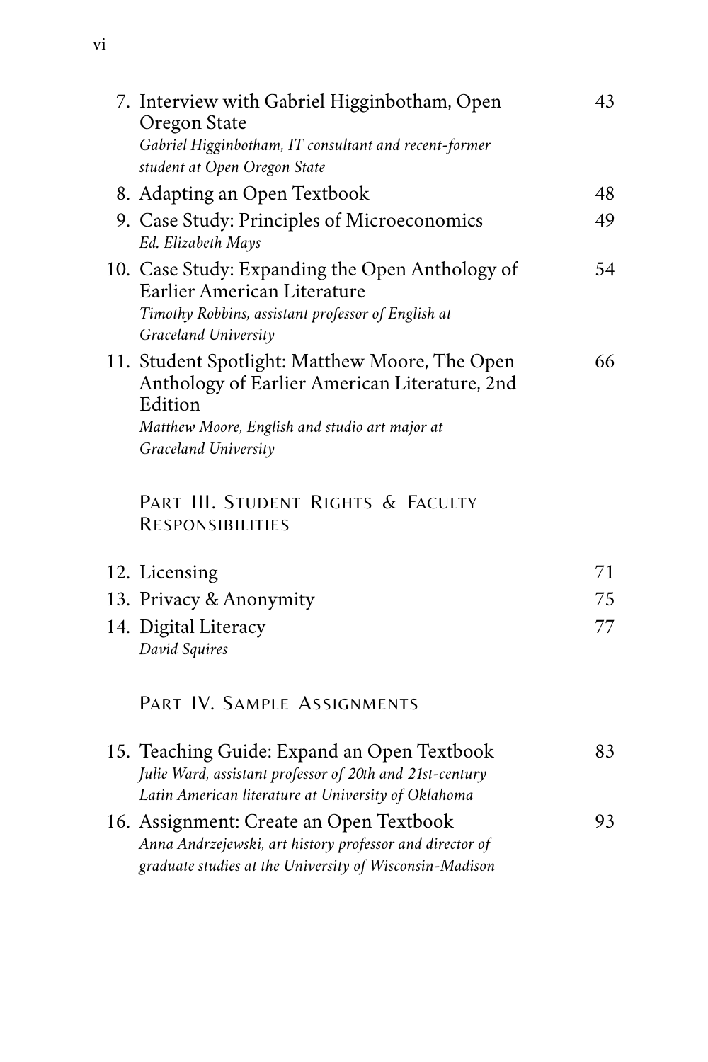7. Interview with Gabriel Higginbotham, Open Oregon State — 43
   *Gabriel Higginbotham, IT consultant and recent-former student at Open Oregon State*
8. Adapting an Open Textbook — 48
9. Case Study: Principles of Microeconomics — 49
   *Ed. Elizabeth Mays*
10. Case Study: Expanding the Open Anthology of Earlier American Literature — 54
    *Timothy Robbins, assistant professor of English at Graceland University*
11. Student Spotlight: Matthew Moore, The Open Anthology of Earlier American Literature, 2nd Edition — 66
    *Matthew Moore, English and studio art major at Graceland University*

## Part III. Student Rights & Faculty Responsibilities

12. Licensing — 71
13. Privacy & Anonymity — 75
14. Digital Literacy — 77
    *David Squires*

## Part IV. Sample Assignments

15. Teaching Guide: Expand an Open Textbook — 83
    *Julie Ward, assistant professor of 20th and 21st-century Latin American literature at University of Oklahoma*
16. Assignment: Create an Open Textbook — 93
    *Anna Andrzejewski, art history professor and director of graduate studies at the University of Wisconsin-Madison*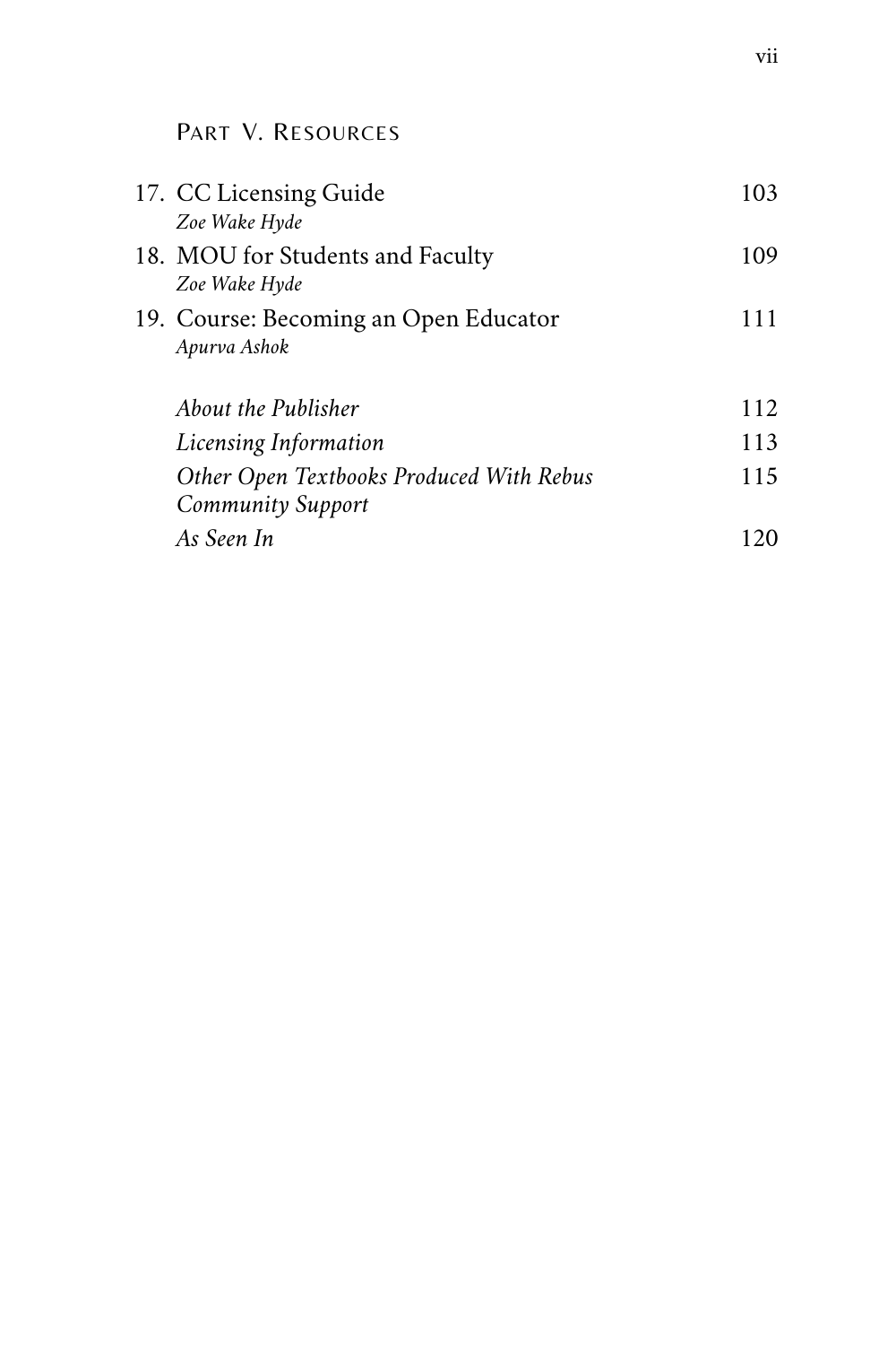Part V. Resources

17. CC Licensing Guide — 103
    *Zoe Wake Hyde*
18. MOU for Students and Faculty — 109
    *Zoe Wake Hyde*
19. Course: Becoming an Open Educator — 111
    *Apurva Ashok*

*About the Publisher* — 112

*Licensing Information* — 113

*Other Open Textbooks Produced With Rebus Community Support* — 115

*As Seen In* — 120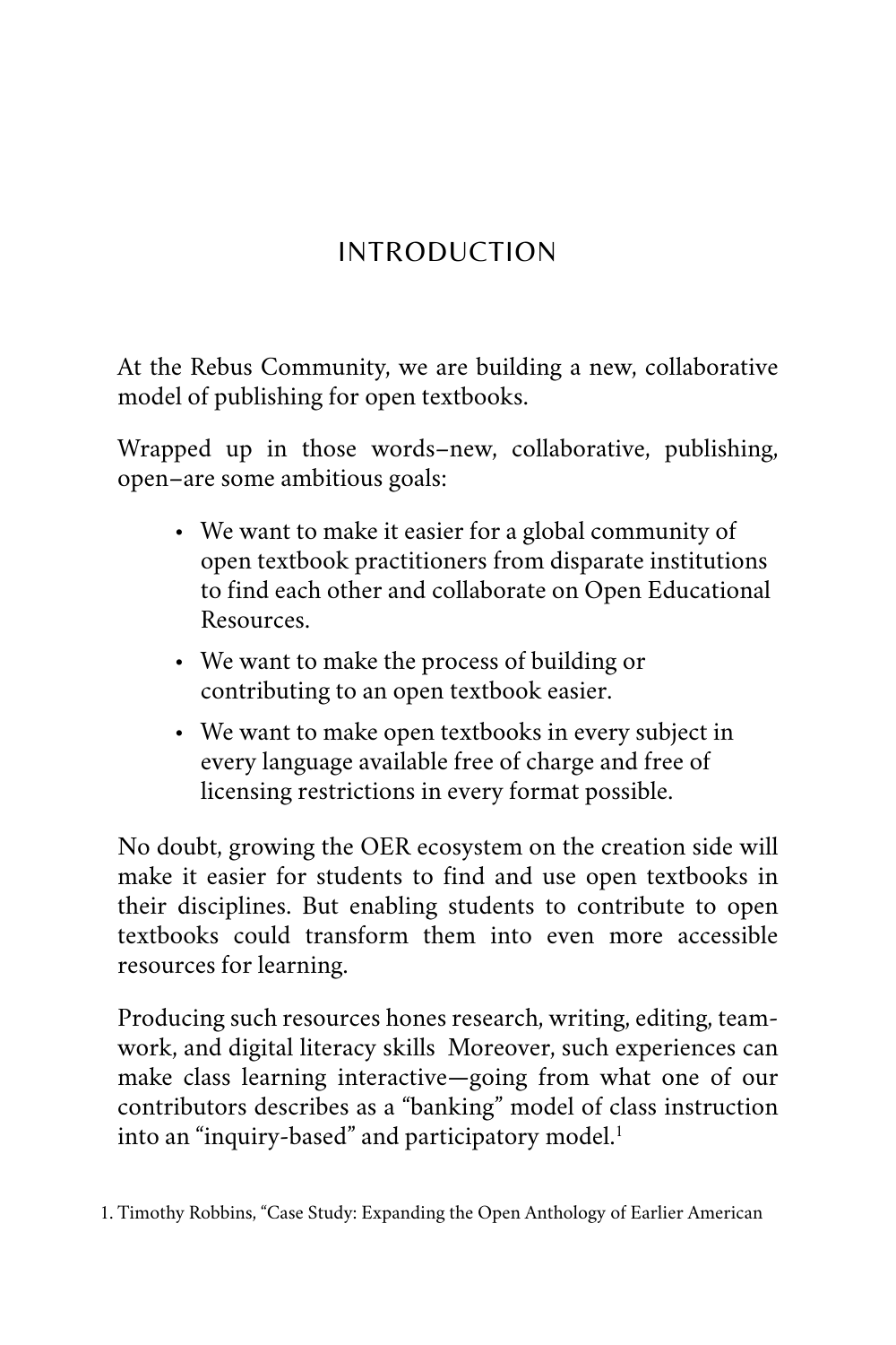# INTRODUCTION

At the Rebus Community, we are building a new, collaborative model of publishing for open textbooks.

Wrapped up in those words–new, collaborative, publishing, open–are some ambitious goals:

- We want to make it easier for a global community of open textbook practitioners from disparate institutions to find each other and collaborate on Open Educational Resources.
- We want to make the process of building or contributing to an open textbook easier.
- We want to make open textbooks in every subject in every language available free of charge and free of licensing restrictions in every format possible.

No doubt, growing the OER ecosystem on the creation side will make it easier for students to find and use open textbooks in their disciplines. But enabling students to contribute to open textbooks could transform them into even more accessible resources for learning.

Producing such resources hones research, writing, editing, teamwork, and digital literacy skills Moreover, such experiences can make class learning interactive—going from what one of our contributors describes as a "banking" model of class instruction into an "inquiry-based" and participatory model.[1]

1. Timothy Robbins, "Case Study: Expanding the Open Anthology of Earlier American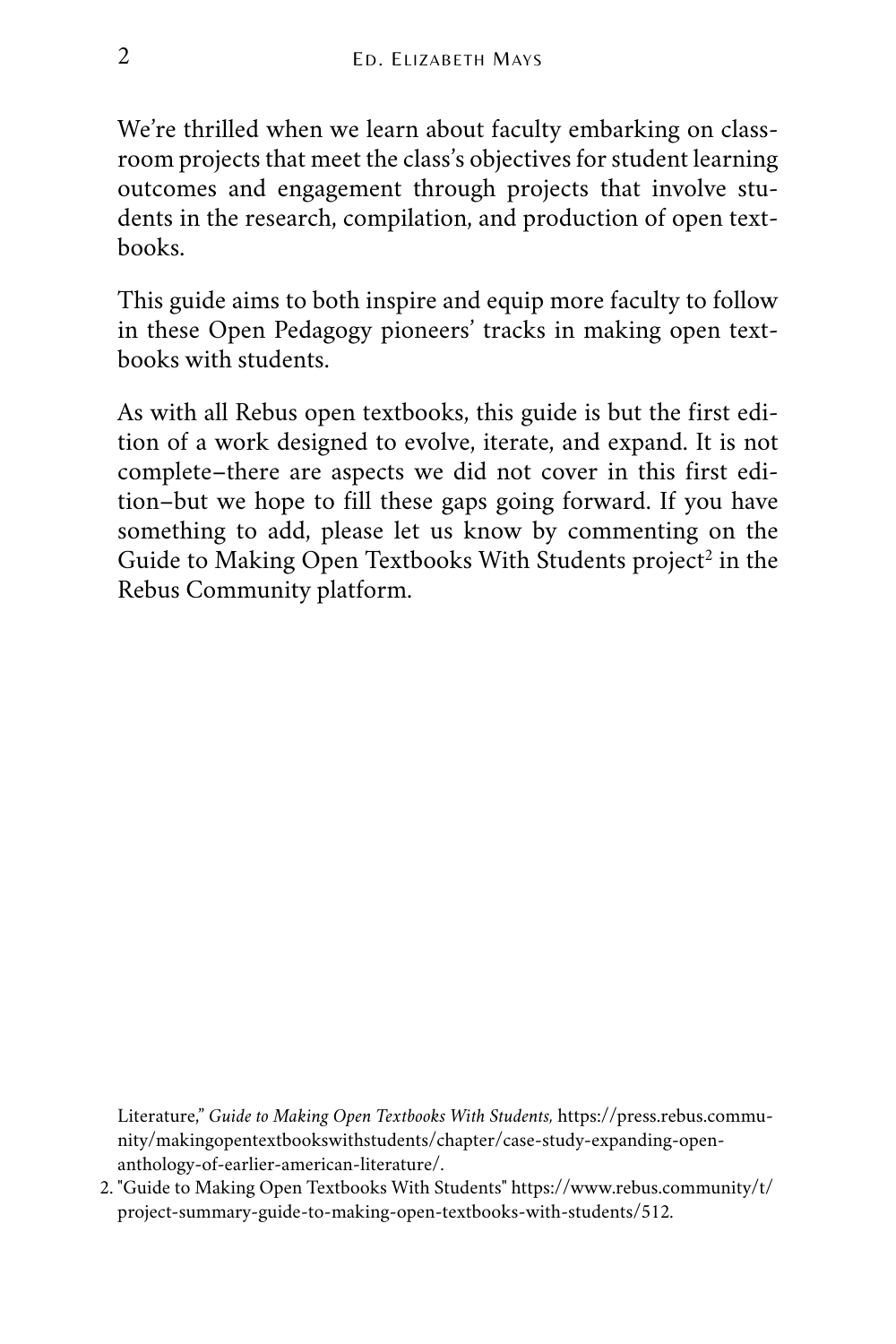We're thrilled when we learn about faculty embarking on classroom projects that meet the class's objectives for student learning outcomes and engagement through projects that involve students in the research, compilation, and production of open textbooks.

This guide aims to both inspire and equip more faculty to follow in these Open Pedagogy pioneers' tracks in making open textbooks with students.

As with all Rebus open textbooks, this guide is but the first edition of a work designed to evolve, iterate, and expand. It is not complete–there are aspects we did not cover in this first edition–but we hope to fill these gaps going forward. If you have something to add, please let us know by commenting on the Guide to Making Open Textbooks With Students project[2] in the Rebus Community platform.

Literature," *Guide to Making Open Textbooks With Students,* https://press.rebus.community/makingopentextbookswithstudents/chapter/case-study-expanding-open-anthology-of-earlier-american-literature/.

2. "Guide to Making Open Textbooks With Students" https://www.rebus.community/t/project-summary-guide-to-making-open-textbooks-with-students/512.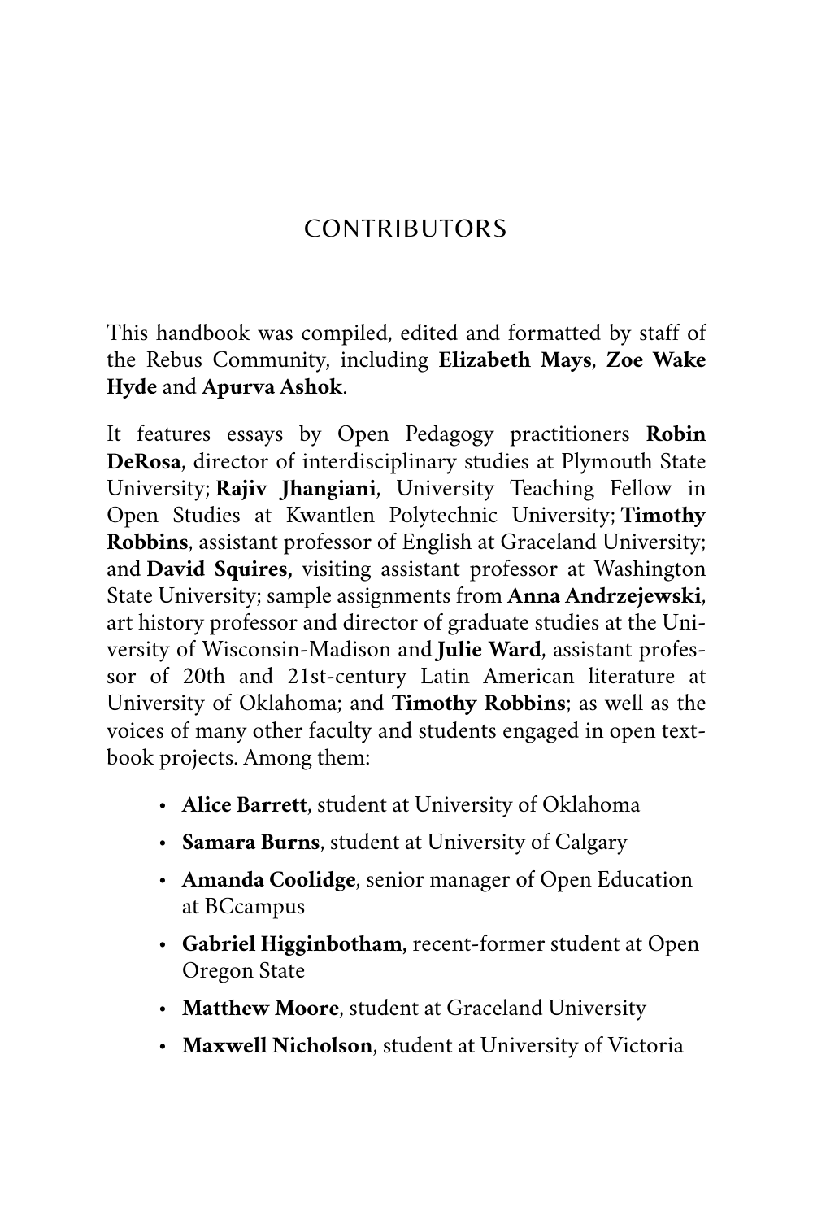# CONTRIBUTORS

This handbook was compiled, edited and formatted by staff of the Rebus Community, including **Elizabeth Mays**, **Zoe Wake Hyde** and **Apurva Ashok**.

It features essays by Open Pedagogy practitioners **Robin DeRosa**, director of interdisciplinary studies at Plymouth State University; **Rajiv Jhangiani**, University Teaching Fellow in Open Studies at Kwantlen Polytechnic University; **Timothy Robbins**, assistant professor of English at Graceland University; and **David Squires,** visiting assistant professor at Washington State University; sample assignments from **Anna Andrzejewski**, art history professor and director of graduate studies at the University of Wisconsin-Madison and **Julie Ward**, assistant professor of 20th and 21st-century Latin American literature at University of Oklahoma; and **Timothy Robbins**; as well as the voices of many other faculty and students engaged in open textbook projects. Among them:

- **Alice Barrett**, student at University of Oklahoma
- **Samara Burns**, student at University of Calgary
- **Amanda Coolidge**, senior manager of Open Education at BCcampus
- **Gabriel Higginbotham,** recent-former student at Open Oregon State
- **Matthew Moore**, student at Graceland University
- **Maxwell Nicholson**, student at University of Victoria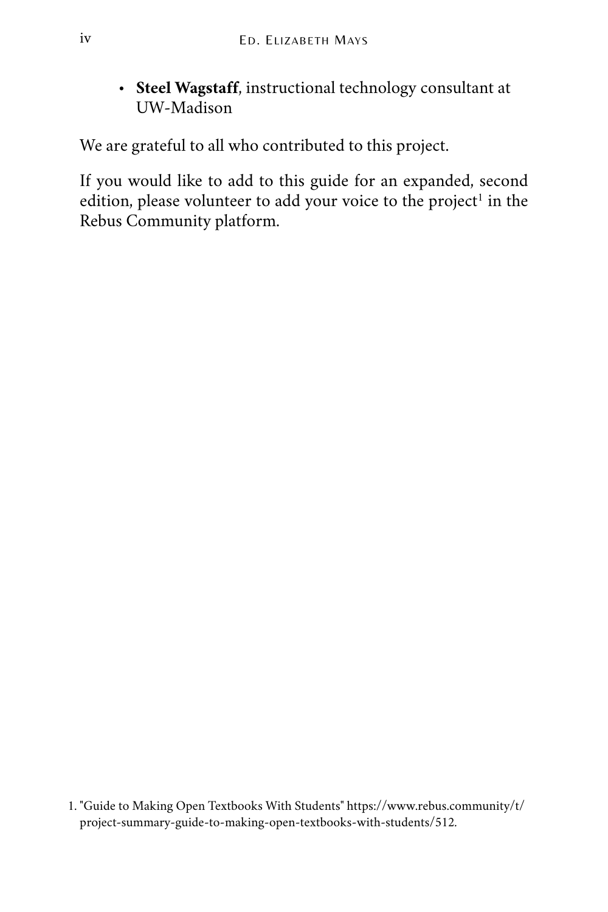- **Steel Wagstaff**, instructional technology consultant at UW-Madison

We are grateful to all who contributed to this project.

If you would like to add to this guide for an expanded, second edition, please volunteer to add your voice to the project[1] in the Rebus Community platform.

1. "Guide to Making Open Textbooks With Students" https://www.rebus.community/t/project-summary-guide-to-making-open-textbooks-with-students/512.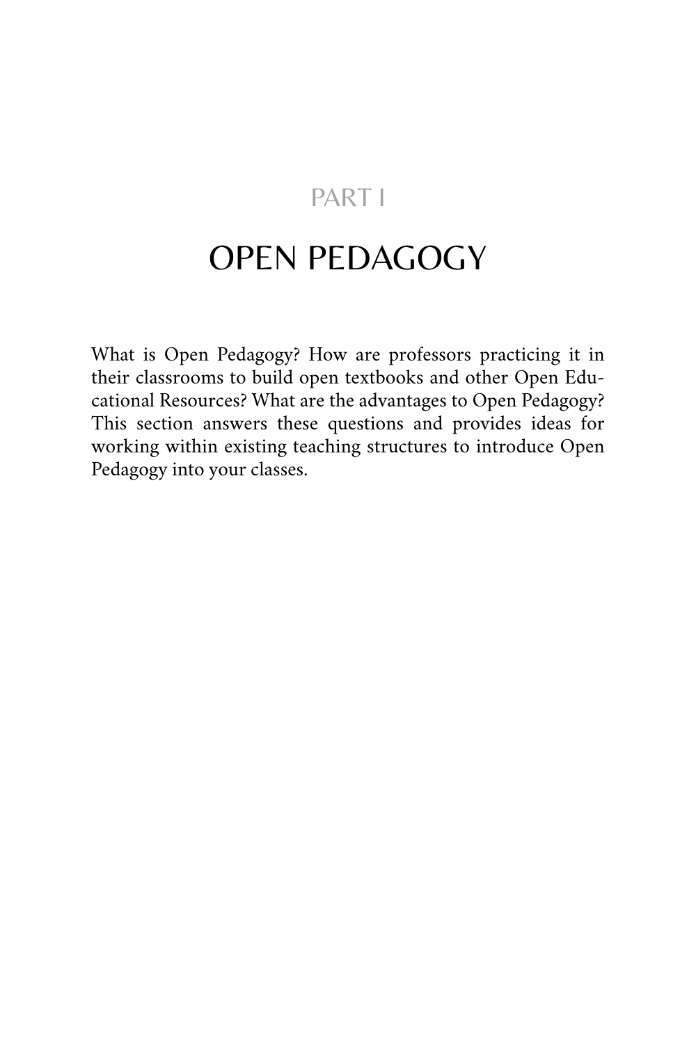PART I

# OPEN PEDAGOGY

What is Open Pedagogy? How are professors practicing it in their classrooms to build open textbooks and other Open Educational Resources? What are the advantages to Open Pedagogy? This section answers these questions and provides ideas for working within existing teaching structures to introduce Open Pedagogy into your classes.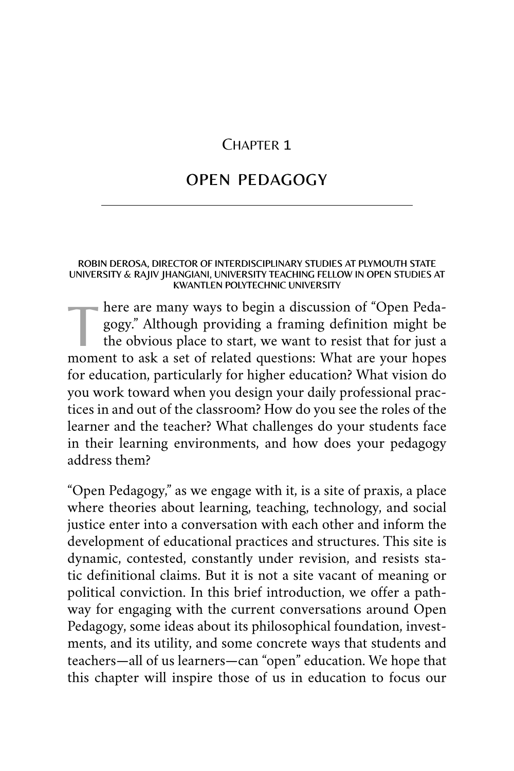Chapter 1

# OPEN PEDAGOGY

ROBIN DEROSA, DIRECTOR OF INTERDISCIPLINARY STUDIES AT PLYMOUTH STATE UNIVERSITY & RAJIV JHANGIANI, UNIVERSITY TEACHING FELLOW IN OPEN STUDIES AT KWANTLEN POLYTECHNIC UNIVERSITY

There are many ways to begin a discussion of "Open Pedagogy." Although providing a framing definition might be the obvious place to start, we want to resist that for just a moment to ask a set of related questions: What are your hopes for education, particularly for higher education? What vision do you work toward when you design your daily professional practices in and out of the classroom? How do you see the roles of the learner and the teacher? What challenges do your students face in their learning environments, and how does your pedagogy address them?

"Open Pedagogy," as we engage with it, is a site of praxis, a place where theories about learning, teaching, technology, and social justice enter into a conversation with each other and inform the development of educational practices and structures. This site is dynamic, contested, constantly under revision, and resists static definitional claims. But it is not a site vacant of meaning or political conviction. In this brief introduction, we offer a pathway for engaging with the current conversations around Open Pedagogy, some ideas about its philosophical foundation, investments, and its utility, and some concrete ways that students and teachers—all of us learners—can "open" education. We hope that this chapter will inspire those of us in education to focus our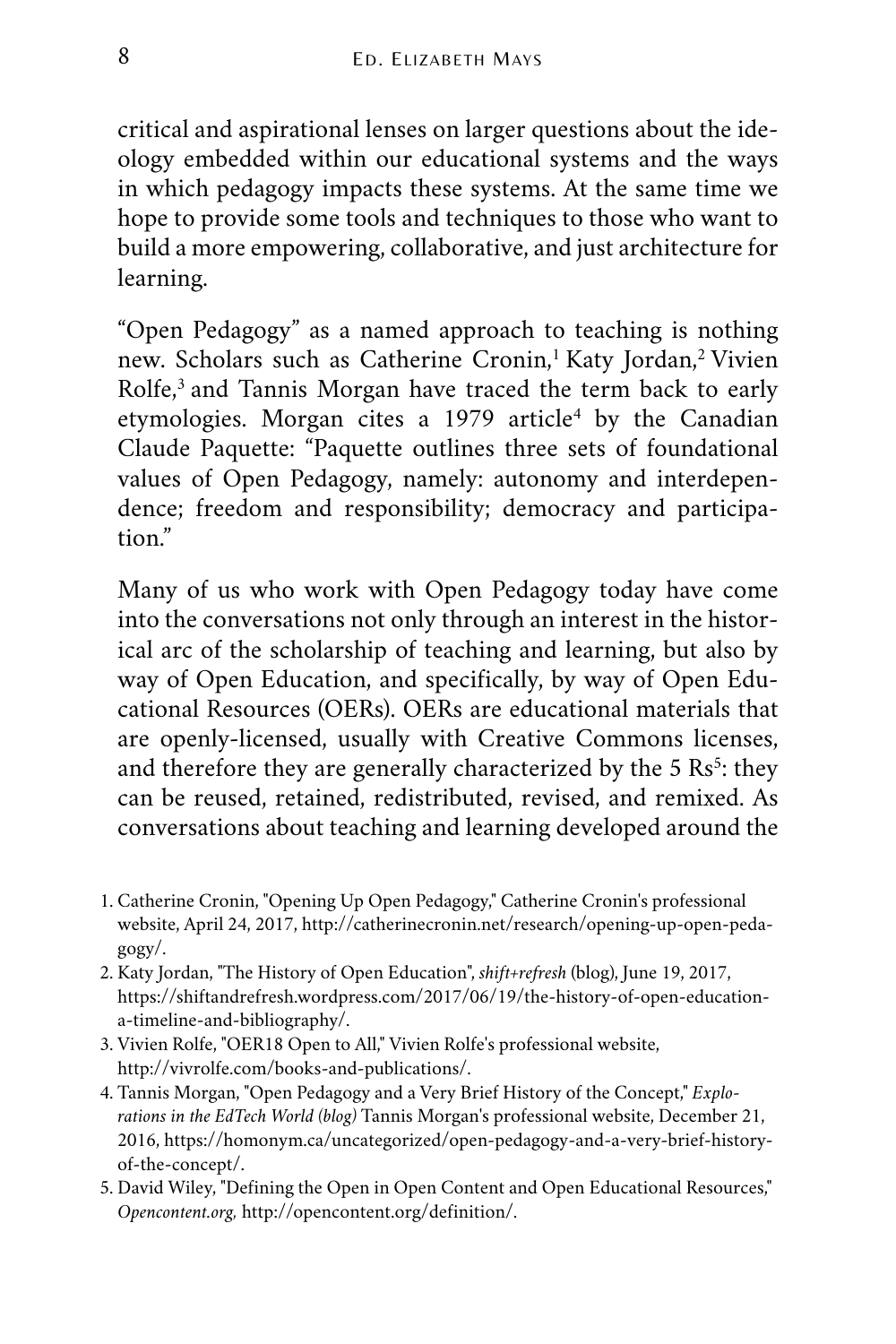critical and aspirational lenses on larger questions about the ideology embedded within our educational systems and the ways in which pedagogy impacts these systems. At the same time we hope to provide some tools and techniques to those who want to build a more empowering, collaborative, and just architecture for learning.

"Open Pedagogy" as a named approach to teaching is nothing new. Scholars such as Catherine Cronin,[1] Katy Jordan,[2] Vivien Rolfe,[3] and Tannis Morgan have traced the term back to early etymologies. Morgan cites a 1979 article[4] by the Canadian Claude Paquette: "Paquette outlines three sets of foundational values of Open Pedagogy, namely: autonomy and interdependence; freedom and responsibility; democracy and participation."

Many of us who work with Open Pedagogy today have come into the conversations not only through an interest in the historical arc of the scholarship of teaching and learning, but also by way of Open Education, and specifically, by way of Open Educational Resources (OERs). OERs are educational materials that are openly-licensed, usually with Creative Commons licenses, and therefore they are generally characterized by the 5 Rs[5]: they can be reused, retained, redistributed, revised, and remixed. As conversations about teaching and learning developed around the

1. Catherine Cronin, "Opening Up Open Pedagogy," Catherine Cronin's professional website, April 24, 2017, http://catherinecronin.net/research/opening-up-open-pedagogy/.
2. Katy Jordan, "The History of Open Education", *shift+refresh* (blog), June 19, 2017, https://shiftandrefresh.wordpress.com/2017/06/19/the-history-of-open-education-a-timeline-and-bibliography/.
3. Vivien Rolfe, "OER18 Open to All," Vivien Rolfe's professional website, http://vivrolfe.com/books-and-publications/.
4. Tannis Morgan, "Open Pedagogy and a Very Brief History of the Concept," *Explorations in the EdTech World (blog)* Tannis Morgan's professional website, December 21, 2016, https://homonym.ca/uncategorized/open-pedagogy-and-a-very-brief-history-of-the-concept/.
5. David Wiley, "Defining the Open in Open Content and Open Educational Resources," *Opencontent.org,* http://opencontent.org/definition/.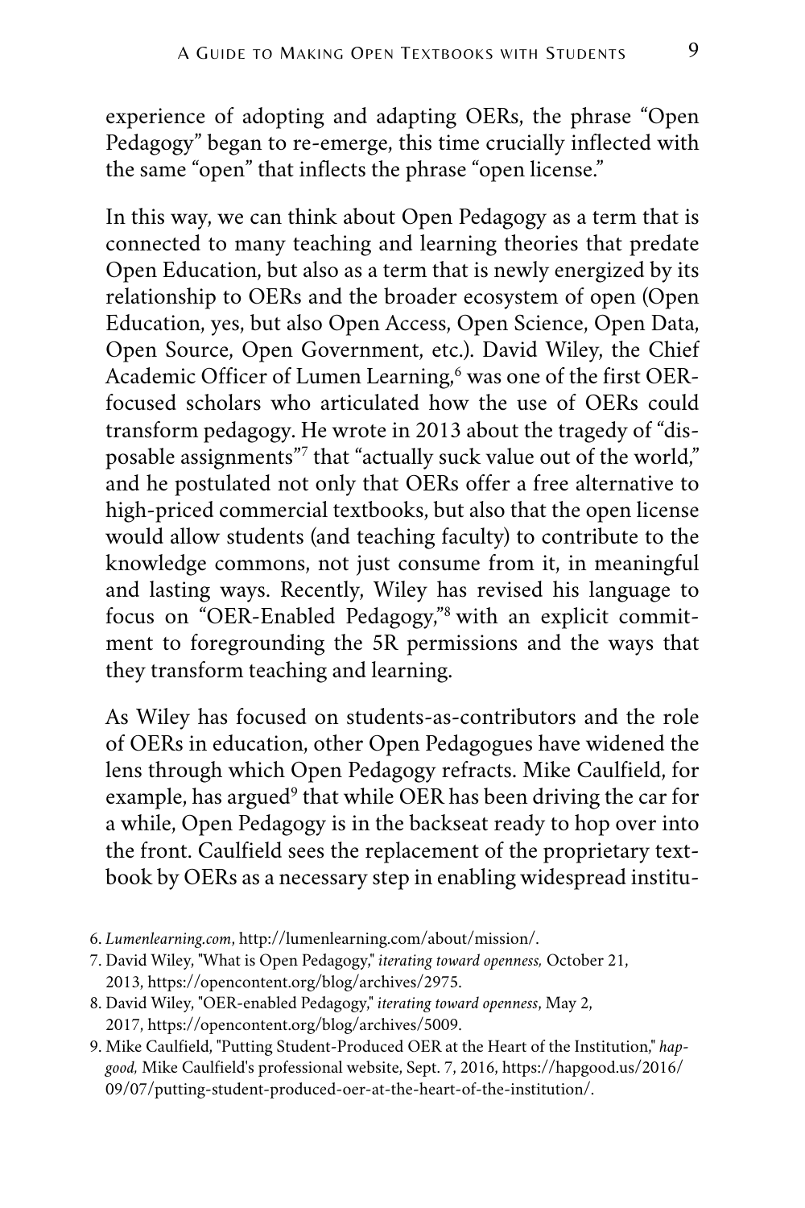experience of adopting and adapting OERs, the phrase "Open Pedagogy" began to re-emerge, this time crucially inflected with the same "open" that inflects the phrase "open license."

In this way, we can think about Open Pedagogy as a term that is connected to many teaching and learning theories that predate Open Education, but also as a term that is newly energized by its relationship to OERs and the broader ecosystem of open (Open Education, yes, but also Open Access, Open Science, Open Data, Open Source, Open Government, etc.). David Wiley, the Chief Academic Officer of Lumen Learning,[6] was one of the first OER-focused scholars who articulated how the use of OERs could transform pedagogy. He wrote in 2013 about the tragedy of "disposable assignments"[7] that "actually suck value out of the world," and he postulated not only that OERs offer a free alternative to high-priced commercial textbooks, but also that the open license would allow students (and teaching faculty) to contribute to the knowledge commons, not just consume from it, in meaningful and lasting ways. Recently, Wiley has revised his language to focus on "OER-Enabled Pedagogy,"[8] with an explicit commitment to foregrounding the 5R permissions and the ways that they transform teaching and learning.

As Wiley has focused on students-as-contributors and the role of OERs in education, other Open Pedagogues have widened the lens through which Open Pedagogy refracts. Mike Caulfield, for example, has argued[9] that while OER has been driving the car for a while, Open Pedagogy is in the backseat ready to hop over into the front. Caulfield sees the replacement of the proprietary textbook by OERs as a necessary step in enabling widespread institu-

6. *Lumenlearning.com*, http://lumenlearning.com/about/mission/.

7. David Wiley, "What is Open Pedagogy," *iterating toward openness,* October 21, 2013, https://opencontent.org/blog/archives/2975.

8. David Wiley, "OER-enabled Pedagogy," *iterating toward openness*, May 2, 2017, https://opencontent.org/blog/archives/5009.

9. Mike Caulfield, "Putting Student-Produced OER at the Heart of the Institution," *hapgood,* Mike Caulfield's professional website, Sept. 7, 2016, https://hapgood.us/2016/09/07/putting-student-produced-oer-at-the-heart-of-the-institution/.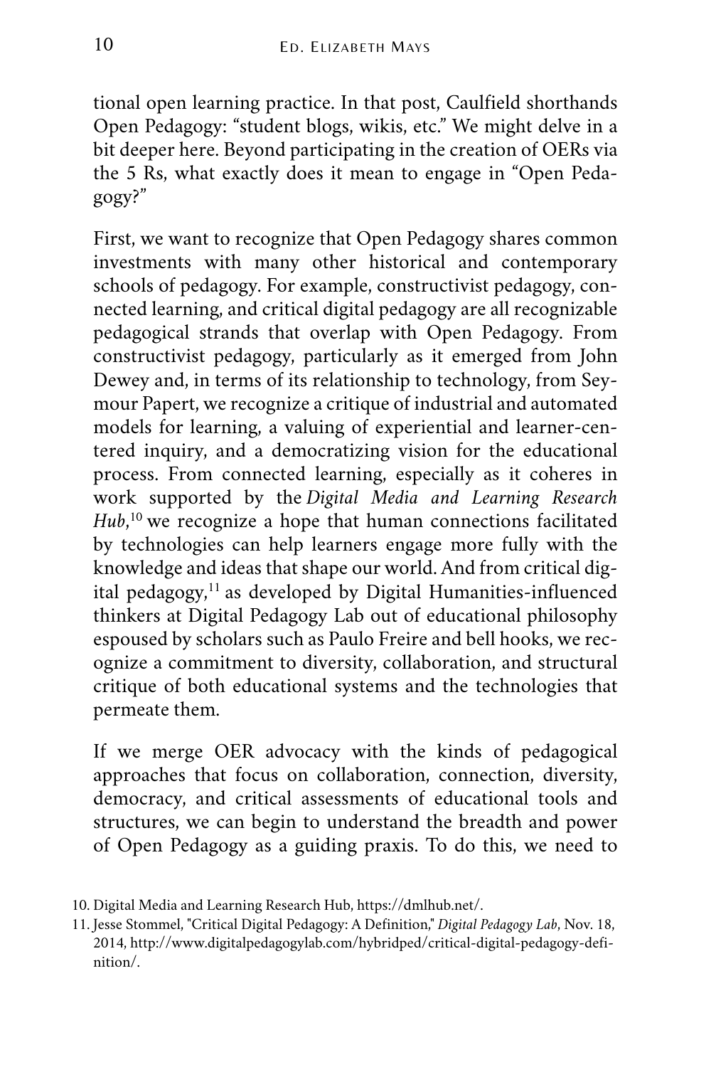tional open learning practice. In that post, Caulfield shorthands Open Pedagogy: "student blogs, wikis, etc." We might delve in a bit deeper here. Beyond participating in the creation of OERs via the 5 Rs, what exactly does it mean to engage in "Open Pedagogy?"

First, we want to recognize that Open Pedagogy shares common investments with many other historical and contemporary schools of pedagogy. For example, constructivist pedagogy, connected learning, and critical digital pedagogy are all recognizable pedagogical strands that overlap with Open Pedagogy. From constructivist pedagogy, particularly as it emerged from John Dewey and, in terms of its relationship to technology, from Seymour Papert, we recognize a critique of industrial and automated models for learning, a valuing of experiential and learner-centered inquiry, and a democratizing vision for the educational process. From connected learning, especially as it coheres in work supported by the *Digital Media and Learning Research Hub*,[10] we recognize a hope that human connections facilitated by technologies can help learners engage more fully with the knowledge and ideas that shape our world. And from critical digital pedagogy,[11] as developed by Digital Humanities-influenced thinkers at Digital Pedagogy Lab out of educational philosophy espoused by scholars such as Paulo Freire and bell hooks, we recognize a commitment to diversity, collaboration, and structural critique of both educational systems and the technologies that permeate them.

If we merge OER advocacy with the kinds of pedagogical approaches that focus on collaboration, connection, diversity, democracy, and critical assessments of educational tools and structures, we can begin to understand the breadth and power of Open Pedagogy as a guiding praxis. To do this, we need to

10. Digital Media and Learning Research Hub, https://dmlhub.net/.

11. Jesse Stommel, "Critical Digital Pedagogy: A Definition," *Digital Pedagogy Lab*, Nov. 18, 2014, http://www.digitalpedagogylab.com/hybridped/critical-digital-pedagogy-definition/.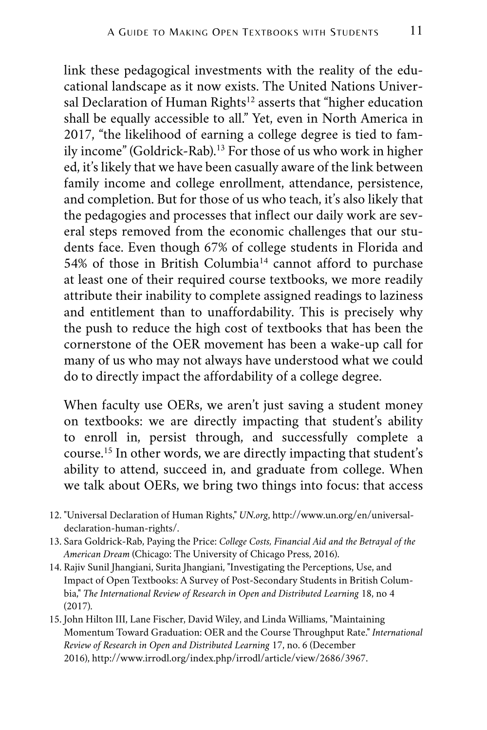link these pedagogical investments with the reality of the educational landscape as it now exists. The United Nations Universal Declaration of Human Rights[12] asserts that "higher education shall be equally accessible to all." Yet, even in North America in 2017, "the likelihood of earning a college degree is tied to family income" (Goldrick-Rab).[13] For those of us who work in higher ed, it's likely that we have been casually aware of the link between family income and college enrollment, attendance, persistence, and completion. But for those of us who teach, it's also likely that the pedagogies and processes that inflect our daily work are several steps removed from the economic challenges that our students face. Even though 67% of college students in Florida and 54% of those in British Columbia[14] cannot afford to purchase at least one of their required course textbooks, we more readily attribute their inability to complete assigned readings to laziness and entitlement than to unaffordability. This is precisely why the push to reduce the high cost of textbooks that has been the cornerstone of the OER movement has been a wake-up call for many of us who may not always have understood what we could do to directly impact the affordability of a college degree.

When faculty use OERs, we aren't just saving a student money on textbooks: we are directly impacting that student's ability to enroll in, persist through, and successfully complete a course.[15] In other words, we are directly impacting that student's ability to attend, succeed in, and graduate from college. When we talk about OERs, we bring two things into focus: that access

12. "Universal Declaration of Human Rights," *UN.org*, http://www.un.org/en/universal-declaration-human-rights/.
13. Sara Goldrick-Rab, Paying the Price: *College Costs, Financial Aid and the Betrayal of the American Dream* (Chicago: The University of Chicago Press, 2016).
14. Rajiv Sunil Jhangiani, Surita Jhangiani, "Investigating the Perceptions, Use, and Impact of Open Textbooks: A Survey of Post-Secondary Students in British Columbia," *The International Review of Research in Open and Distributed Learning* 18, no 4 (2017).
15. John Hilton III, Lane Fischer, David Wiley, and Linda Williams, "Maintaining Momentum Toward Graduation: OER and the Course Throughput Rate." *International Review of Research in Open and Distributed Learning* 17, no. 6 (December 2016), http://www.irrodl.org/index.php/irrodl/article/view/2686/3967.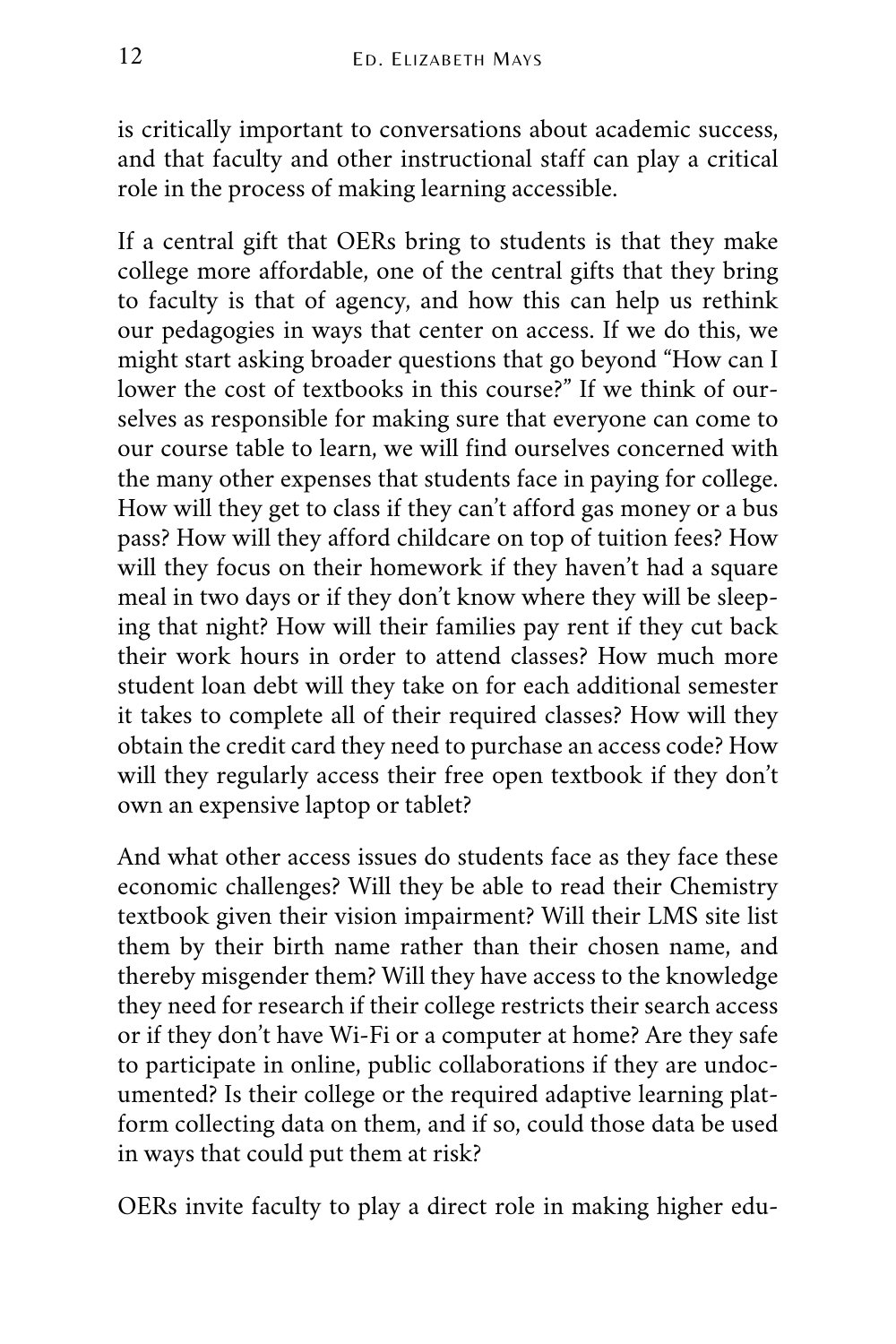is critically important to conversations about academic success, and that faculty and other instructional staff can play a critical role in the process of making learning accessible.

If a central gift that OERs bring to students is that they make college more affordable, one of the central gifts that they bring to faculty is that of agency, and how this can help us rethink our pedagogies in ways that center on access. If we do this, we might start asking broader questions that go beyond "How can I lower the cost of textbooks in this course?" If we think of ourselves as responsible for making sure that everyone can come to our course table to learn, we will find ourselves concerned with the many other expenses that students face in paying for college. How will they get to class if they can't afford gas money or a bus pass? How will they afford childcare on top of tuition fees? How will they focus on their homework if they haven't had a square meal in two days or if they don't know where they will be sleeping that night? How will their families pay rent if they cut back their work hours in order to attend classes? How much more student loan debt will they take on for each additional semester it takes to complete all of their required classes? How will they obtain the credit card they need to purchase an access code? How will they regularly access their free open textbook if they don't own an expensive laptop or tablet?

And what other access issues do students face as they face these economic challenges? Will they be able to read their Chemistry textbook given their vision impairment? Will their LMS site list them by their birth name rather than their chosen name, and thereby misgender them? Will they have access to the knowledge they need for research if their college restricts their search access or if they don't have Wi-Fi or a computer at home? Are they safe to participate in online, public collaborations if they are undocumented? Is their college or the required adaptive learning platform collecting data on them, and if so, could those data be used in ways that could put them at risk?

OERs invite faculty to play a direct role in making higher edu-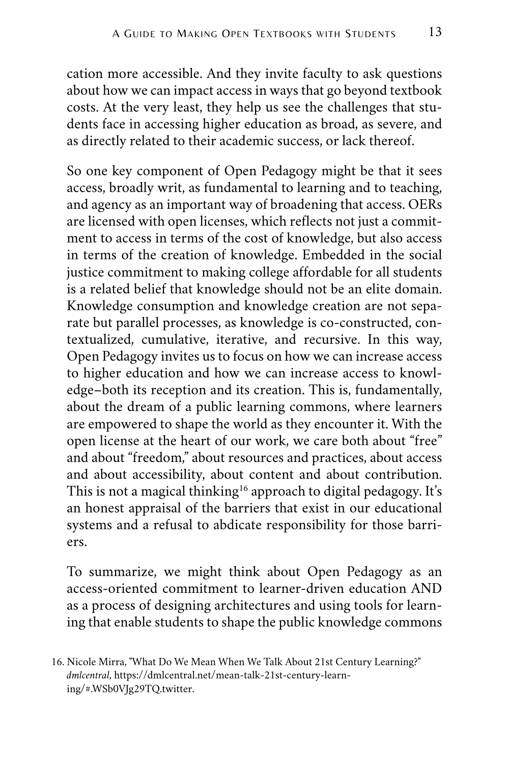cation more accessible. And they invite faculty to ask questions about how we can impact access in ways that go beyond textbook costs. At the very least, they help us see the challenges that students face in accessing higher education as broad, as severe, and as directly related to their academic success, or lack thereof.

So one key component of Open Pedagogy might be that it sees access, broadly writ, as fundamental to learning and to teaching, and agency as an important way of broadening that access. OERs are licensed with open licenses, which reflects not just a commitment to access in terms of the cost of knowledge, but also access in terms of the creation of knowledge. Embedded in the social justice commitment to making college affordable for all students is a related belief that knowledge should not be an elite domain. Knowledge consumption and knowledge creation are not separate but parallel processes, as knowledge is co-constructed, contextualized, cumulative, iterative, and recursive. In this way, Open Pedagogy invites us to focus on how we can increase access to higher education and how we can increase access to knowledge–both its reception and its creation. This is, fundamentally, about the dream of a public learning commons, where learners are empowered to shape the world as they encounter it. With the open license at the heart of our work, we care both about "free" and about "freedom," about resources and practices, about access and about accessibility, about content and about contribution. This is not a magical thinking[16] approach to digital pedagogy. It's an honest appraisal of the barriers that exist in our educational systems and a refusal to abdicate responsibility for those barriers.

To summarize, we might think about Open Pedagogy as an access-oriented commitment to learner-driven education AND as a process of designing architectures and using tools for learning that enable students to shape the public knowledge commons

16. Nicole Mirra, "What Do We Mean When We Talk About 21st Century Learning?" *dmlcentral*, https://dmlcentral.net/mean-talk-21st-century-learning/#.WSb0VJg29TQ.twitter.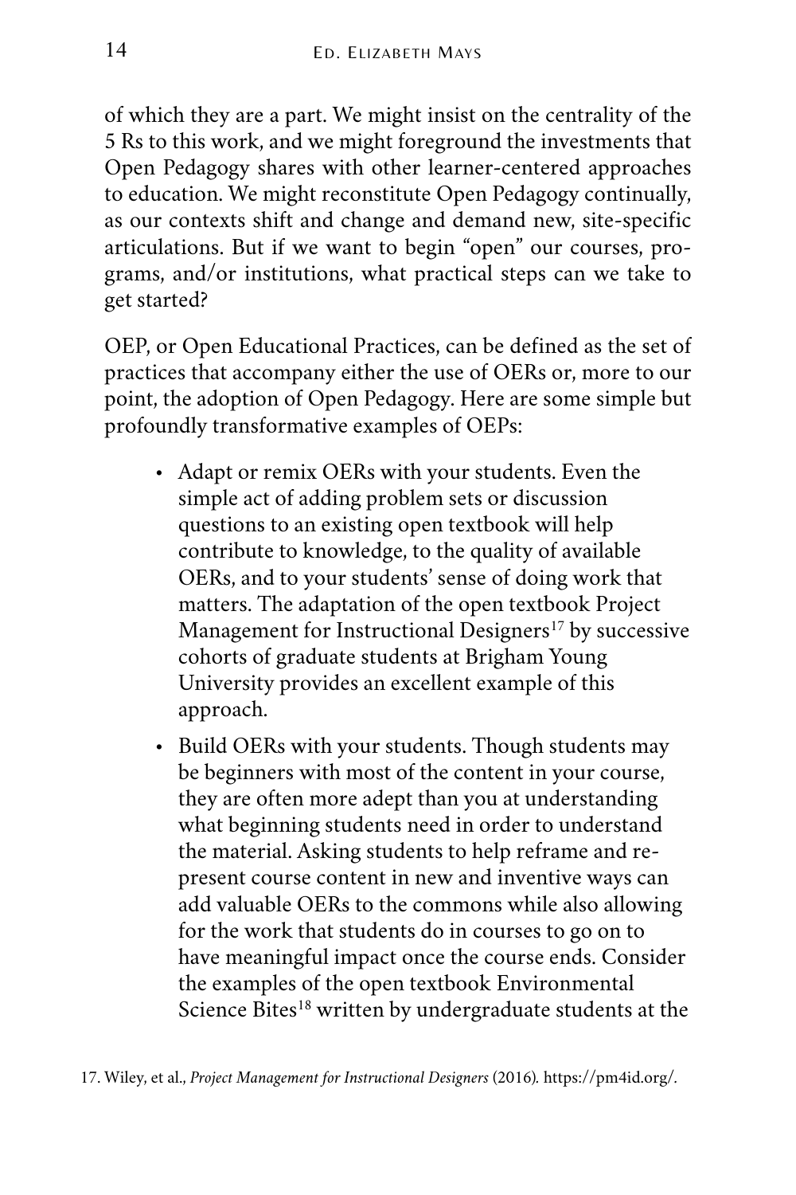of which they are a part. We might insist on the centrality of the 5 Rs to this work, and we might foreground the investments that Open Pedagogy shares with other learner-centered approaches to education. We might reconstitute Open Pedagogy continually, as our contexts shift and change and demand new, site-specific articulations. But if we want to begin "open" our courses, programs, and/or institutions, what practical steps can we take to get started?

OEP, or Open Educational Practices, can be defined as the set of practices that accompany either the use of OERs or, more to our point, the adoption of Open Pedagogy. Here are some simple but profoundly transformative examples of OEPs:

- Adapt or remix OERs with your students. Even the simple act of adding problem sets or discussion questions to an existing open textbook will help contribute to knowledge, to the quality of available OERs, and to your students' sense of doing work that matters. The adaptation of the open textbook Project Management for Instructional Designers[17] by successive cohorts of graduate students at Brigham Young University provides an excellent example of this approach.
- Build OERs with your students. Though students may be beginners with most of the content in your course, they are often more adept than you at understanding what beginning students need in order to understand the material. Asking students to help reframe and represent course content in new and inventive ways can add valuable OERs to the commons while also allowing for the work that students do in courses to go on to have meaningful impact once the course ends. Consider the examples of the open textbook Environmental Science Bites[18] written by undergraduate students at the

17. Wiley, et al., *Project Management for Instructional Designers* (2016). https://pm4id.org/.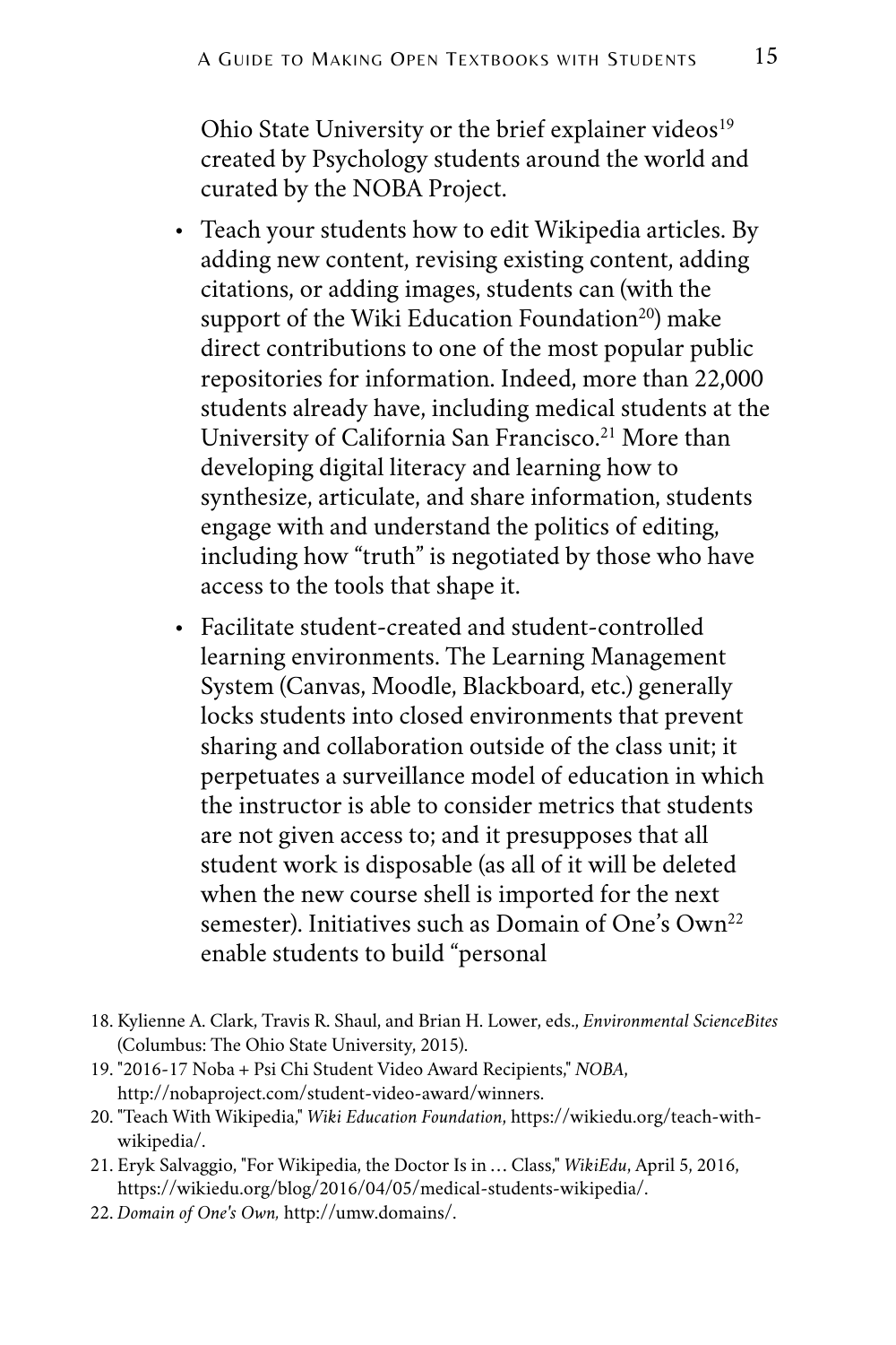Ohio State University or the brief explainer videos[19] created by Psychology students around the world and curated by the NOBA Project.

- Teach your students how to edit Wikipedia articles. By adding new content, revising existing content, adding citations, or adding images, students can (with the support of the Wiki Education Foundation[20]) make direct contributions to one of the most popular public repositories for information. Indeed, more than 22,000 students already have, including medical students at the University of California San Francisco.[21] More than developing digital literacy and learning how to synthesize, articulate, and share information, students engage with and understand the politics of editing, including how "truth" is negotiated by those who have access to the tools that shape it.
- Facilitate student-created and student-controlled learning environments. The Learning Management System (Canvas, Moodle, Blackboard, etc.) generally locks students into closed environments that prevent sharing and collaboration outside of the class unit; it perpetuates a surveillance model of education in which the instructor is able to consider metrics that students are not given access to; and it presupposes that all student work is disposable (as all of it will be deleted when the new course shell is imported for the next semester). Initiatives such as Domain of One's Own[22] enable students to build "personal

18. Kylienne A. Clark, Travis R. Shaul, and Brian H. Lower, eds., *Environmental ScienceBites* (Columbus: The Ohio State University, 2015).
19. "2016-17 Noba + Psi Chi Student Video Award Recipients," *NOBA*, http://nobaproject.com/student-video-award/winners.
20. "Teach With Wikipedia," *Wiki Education Foundation*, https://wikiedu.org/teach-with-wikipedia/.
21. Eryk Salvaggio, "For Wikipedia, the Doctor Is in … Class," *WikiEdu*, April 5, 2016, https://wikiedu.org/blog/2016/04/05/medical-students-wikipedia/.
22. *Domain of One's Own,* http://umw.domains/.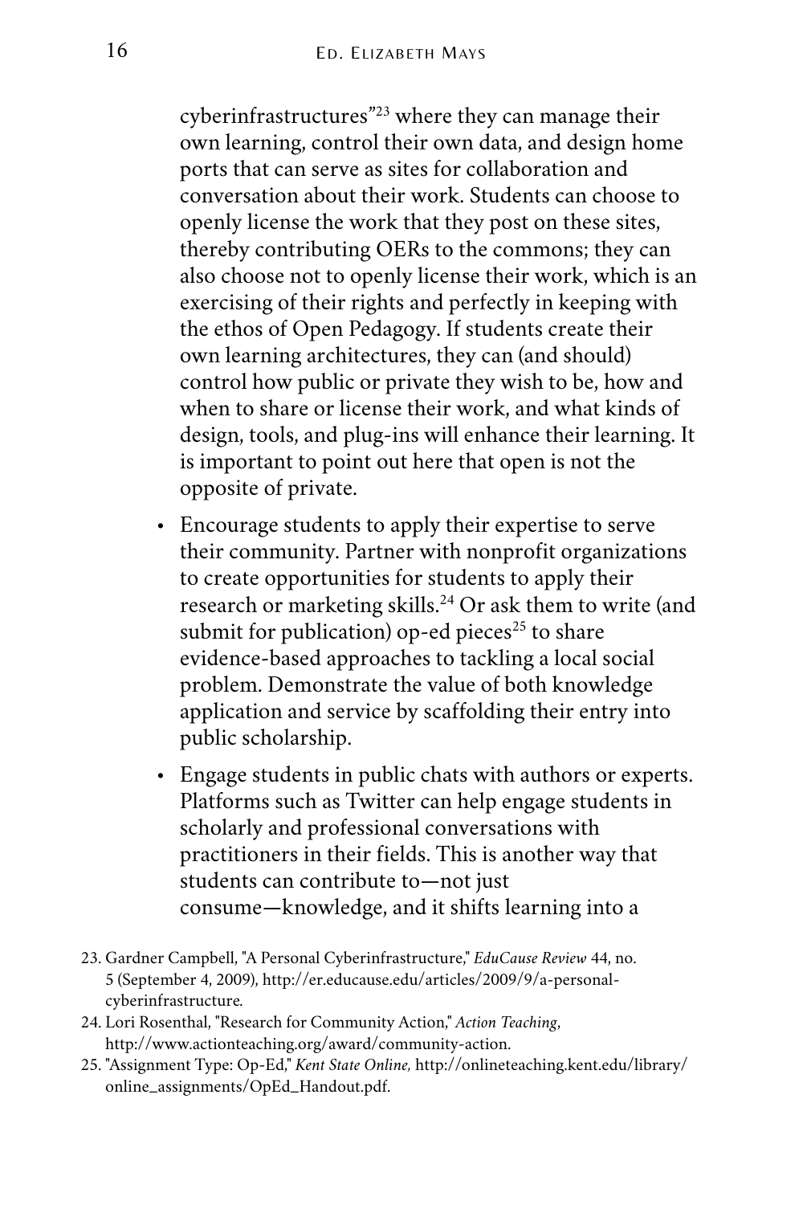cyberinfrastructures"[23] where they can manage their own learning, control their own data, and design home ports that can serve as sites for collaboration and conversation about their work. Students can choose to openly license the work that they post on these sites, thereby contributing OERs to the commons; they can also choose not to openly license their work, which is an exercising of their rights and perfectly in keeping with the ethos of Open Pedagogy. If students create their own learning architectures, they can (and should) control how public or private they wish to be, how and when to share or license their work, and what kinds of design, tools, and plug-ins will enhance their learning. It is important to point out here that open is not the opposite of private.

- Encourage students to apply their expertise to serve their community. Partner with nonprofit organizations to create opportunities for students to apply their research or marketing skills.[24] Or ask them to write (and submit for publication) op-ed pieces[25] to share evidence-based approaches to tackling a local social problem. Demonstrate the value of both knowledge application and service by scaffolding their entry into public scholarship.
- Engage students in public chats with authors or experts. Platforms such as Twitter can help engage students in scholarly and professional conversations with practitioners in their fields. This is another way that students can contribute to—not just consume—knowledge, and it shifts learning into a

23. Gardner Campbell, "A Personal Cyberinfrastructure," *EduCause Review* 44, no. 5 (September 4, 2009), http://er.educause.edu/articles/2009/9/a-personal-cyberinfrastructure.
24. Lori Rosenthal, "Research for Community Action," *Action Teaching*, http://www.actionteaching.org/award/community-action.
25. "Assignment Type: Op-Ed," *Kent State Online,* http://onlineteaching.kent.edu/library/online_assignments/OpEd_Handout.pdf.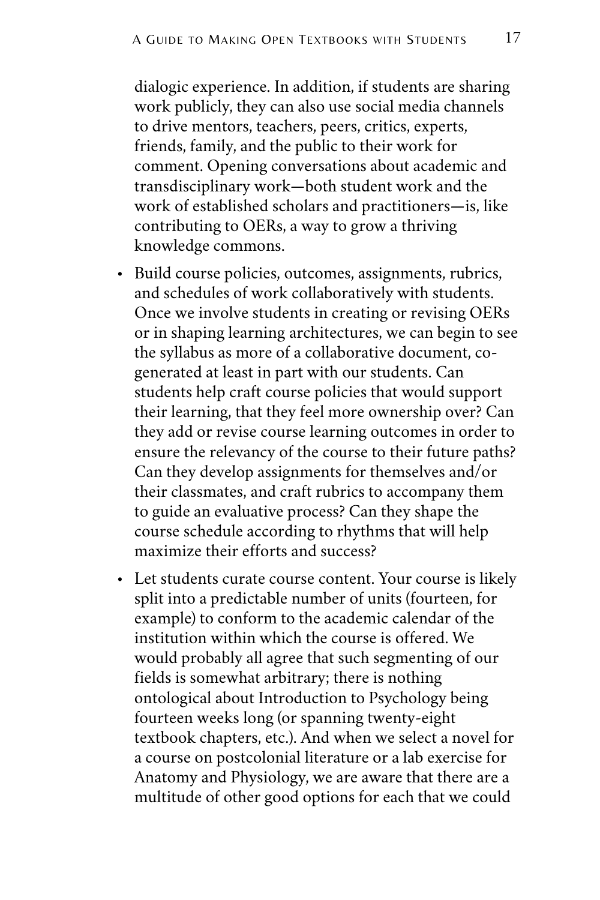dialogic experience. In addition, if students are sharing work publicly, they can also use social media channels to drive mentors, teachers, peers, critics, experts, friends, family, and the public to their work for comment. Opening conversations about academic and transdisciplinary work—both student work and the work of established scholars and practitioners—is, like contributing to OERs, a way to grow a thriving knowledge commons.

- Build course policies, outcomes, assignments, rubrics, and schedules of work collaboratively with students. Once we involve students in creating or revising OERs or in shaping learning architectures, we can begin to see the syllabus as more of a collaborative document, co-generated at least in part with our students. Can students help craft course policies that would support their learning, that they feel more ownership over? Can they add or revise course learning outcomes in order to ensure the relevancy of the course to their future paths? Can they develop assignments for themselves and/or their classmates, and craft rubrics to accompany them to guide an evaluative process? Can they shape the course schedule according to rhythms that will help maximize their efforts and success?
- Let students curate course content. Your course is likely split into a predictable number of units (fourteen, for example) to conform to the academic calendar of the institution within which the course is offered. We would probably all agree that such segmenting of our fields is somewhat arbitrary; there is nothing ontological about Introduction to Psychology being fourteen weeks long (or spanning twenty-eight textbook chapters, etc.). And when we select a novel for a course on postcolonial literature or a lab exercise for Anatomy and Physiology, we are aware that there are a multitude of other good options for each that we could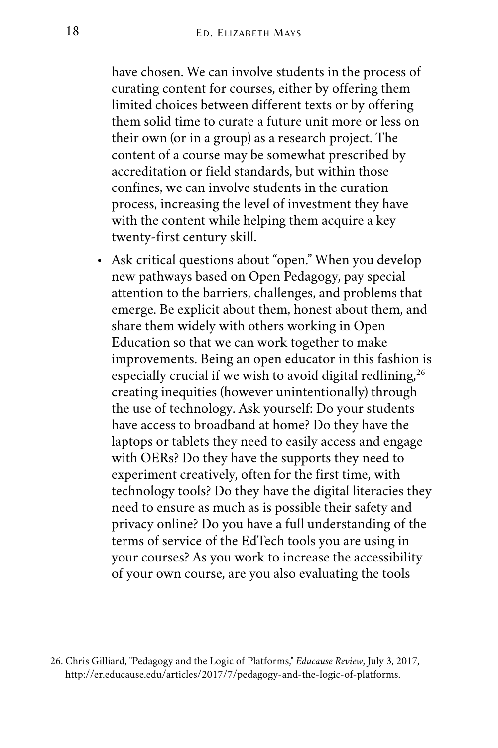have chosen. We can involve students in the process of curating content for courses, either by offering them limited choices between different texts or by offering them solid time to curate a future unit more or less on their own (or in a group) as a research project. The content of a course may be somewhat prescribed by accreditation or field standards, but within those confines, we can involve students in the curation process, increasing the level of investment they have with the content while helping them acquire a key twenty-first century skill.

- Ask critical questions about "open." When you develop new pathways based on Open Pedagogy, pay special attention to the barriers, challenges, and problems that emerge. Be explicit about them, honest about them, and share them widely with others working in Open Education so that we can work together to make improvements. Being an open educator in this fashion is especially crucial if we wish to avoid digital redlining,[26] creating inequities (however unintentionally) through the use of technology. Ask yourself: Do your students have access to broadband at home? Do they have the laptops or tablets they need to easily access and engage with OERs? Do they have the supports they need to experiment creatively, often for the first time, with technology tools? Do they have the digital literacies they need to ensure as much as is possible their safety and privacy online? Do you have a full understanding of the terms of service of the EdTech tools you are using in your courses? As you work to increase the accessibility of your own course, are you also evaluating the tools

26. Chris Gilliard, "Pedagogy and the Logic of Platforms," *Educause Review*, July 3, 2017, http://er.educause.edu/articles/2017/7/pedagogy-and-the-logic-of-platforms.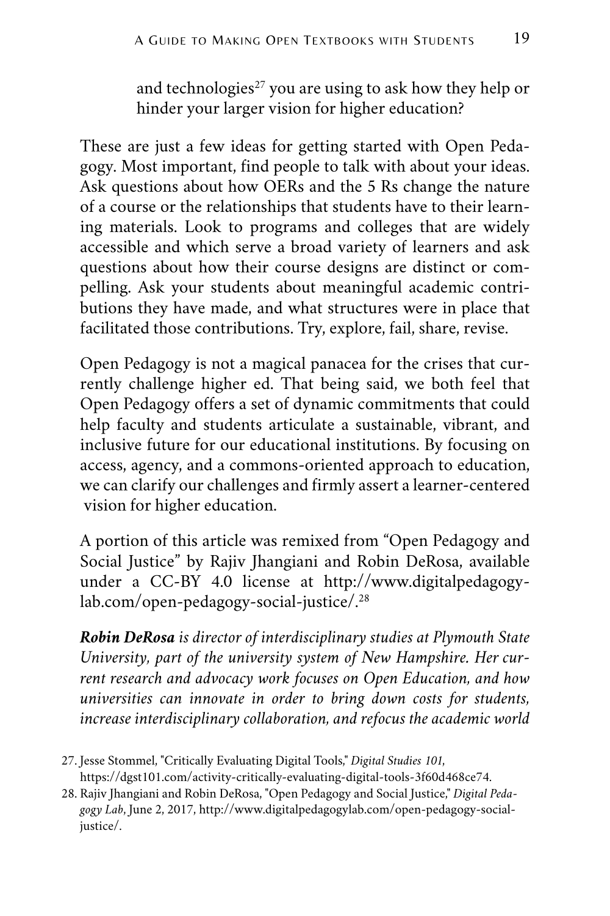and technologies[27] you are using to ask how they help or hinder your larger vision for higher education?

These are just a few ideas for getting started with Open Pedagogy. Most important, find people to talk with about your ideas. Ask questions about how OERs and the 5 Rs change the nature of a course or the relationships that students have to their learning materials. Look to programs and colleges that are widely accessible and which serve a broad variety of learners and ask questions about how their course designs are distinct or compelling. Ask your students about meaningful academic contributions they have made, and what structures were in place that facilitated those contributions. Try, explore, fail, share, revise.

Open Pedagogy is not a magical panacea for the crises that currently challenge higher ed. That being said, we both feel that Open Pedagogy offers a set of dynamic commitments that could help faculty and students articulate a sustainable, vibrant, and inclusive future for our educational institutions. By focusing on access, agency, and a commons-oriented approach to education, we can clarify our challenges and firmly assert a learner-centered vision for higher education.

A portion of this article was remixed from "Open Pedagogy and Social Justice" by Rajiv Jhangiani and Robin DeRosa, available under a CC-BY 4.0 license at http://www.digitalpedagogylab.com/open-pedagogy-social-justice/.[28]

***Robin DeRosa*** *is director of interdisciplinary studies at Plymouth State University, part of the university system of New Hampshire. Her current research and advocacy work focuses on Open Education, and how universities can innovate in order to bring down costs for students, increase interdisciplinary collaboration, and refocus the academic world*

27. Jesse Stommel, "Critically Evaluating Digital Tools," *Digital Studies 101*, https://dgst101.com/activity-critically-evaluating-digital-tools-3f60d468ce74.

28. Rajiv Jhangiani and Robin DeRosa, "Open Pedagogy and Social Justice," *Digital Pedagogy Lab*, June 2, 2017, http://www.digitalpedagogylab.com/open-pedagogy-social-justice/.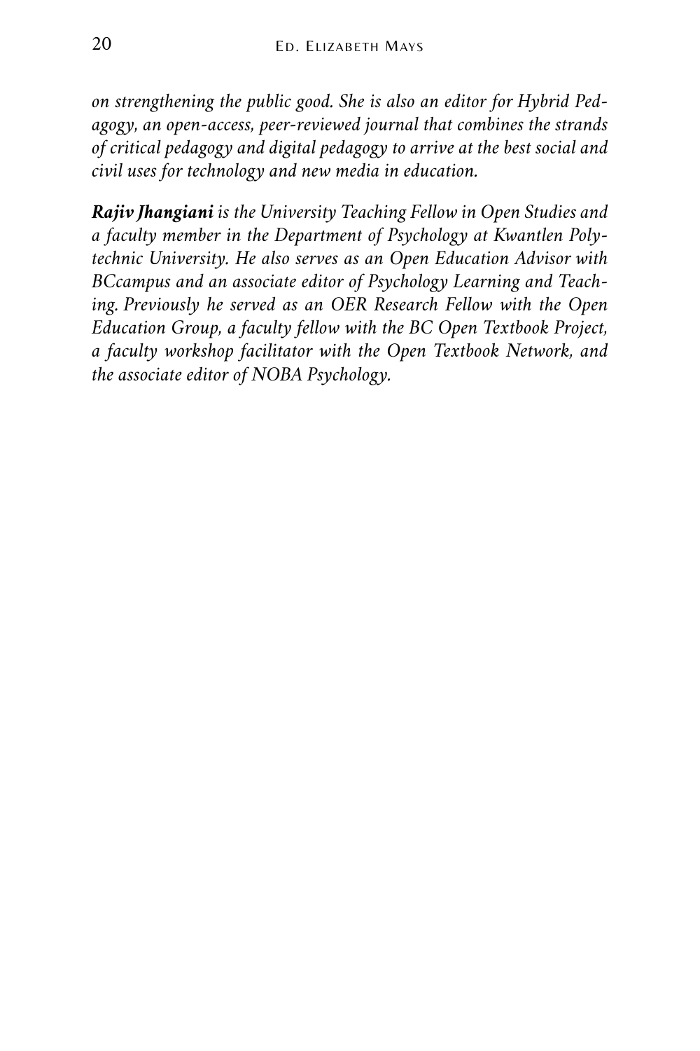*on strengthening the public good. She is also an editor for Hybrid Pedagogy, an open-access, peer-reviewed journal that combines the strands of critical pedagogy and digital pedagogy to arrive at the best social and civil uses for technology and new media in education.*

***Rajiv Jhangiani*** *is the University Teaching Fellow in Open Studies and a faculty member in the Department of Psychology at Kwantlen Polytechnic University. He also serves as an Open Education Advisor with BCcampus and an associate editor of Psychology Learning and Teaching. Previously he served as an OER Research Fellow with the Open Education Group, a faculty fellow with the BC Open Textbook Project, a faculty workshop facilitator with the Open Textbook Network, and the associate editor of NOBA Psychology.*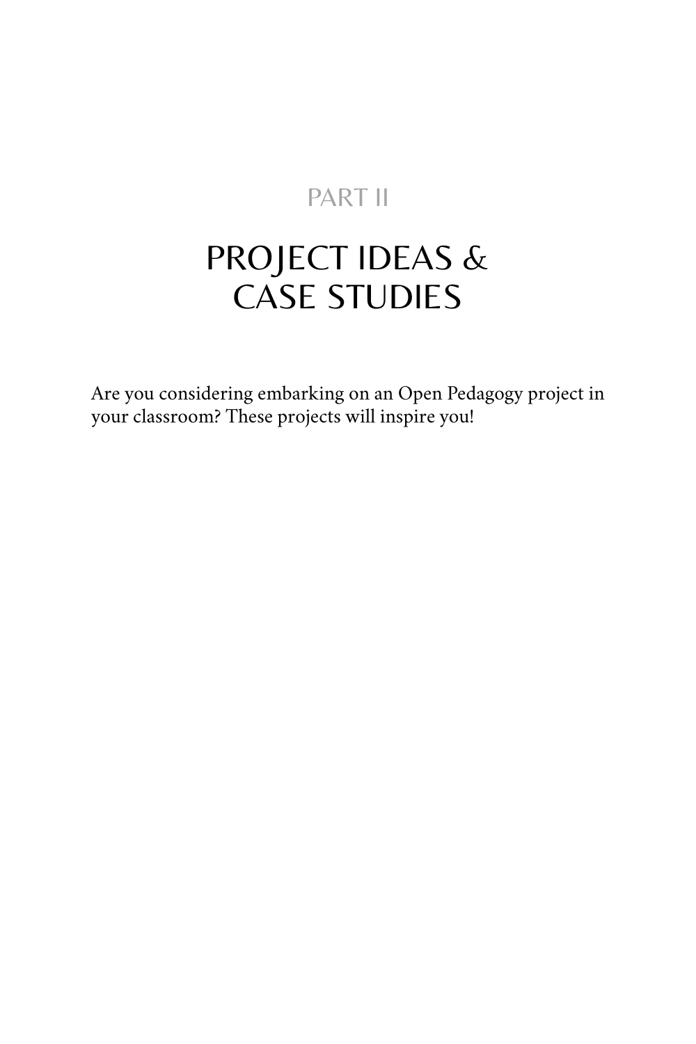PART II

# PROJECT IDEAS & CASE STUDIES

Are you considering embarking on an Open Pedagogy project in your classroom? These projects will inspire you!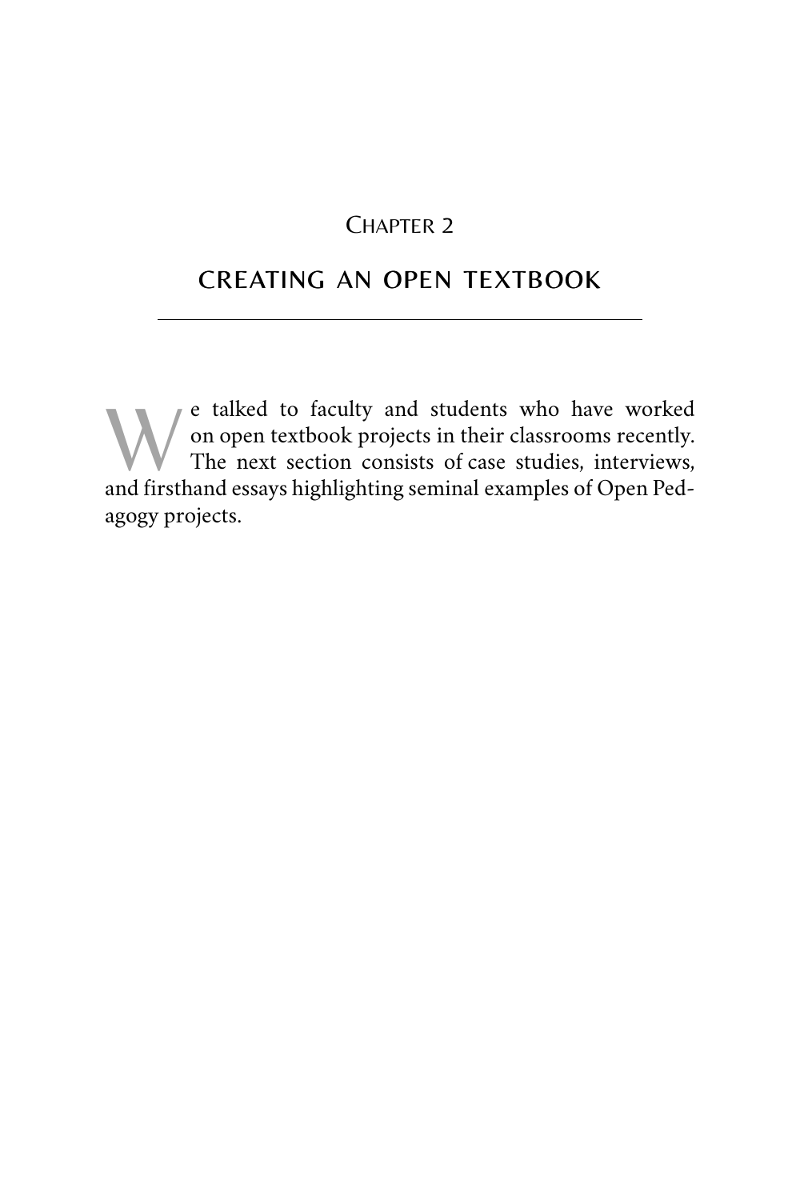# Chapter 2

## CREATING AN OPEN TEXTBOOK

We talked to faculty and students who have worked on open textbook projects in their classrooms recently. The next section consists of case studies, interviews, and firsthand essays highlighting seminal examples of Open Pedagogy projects.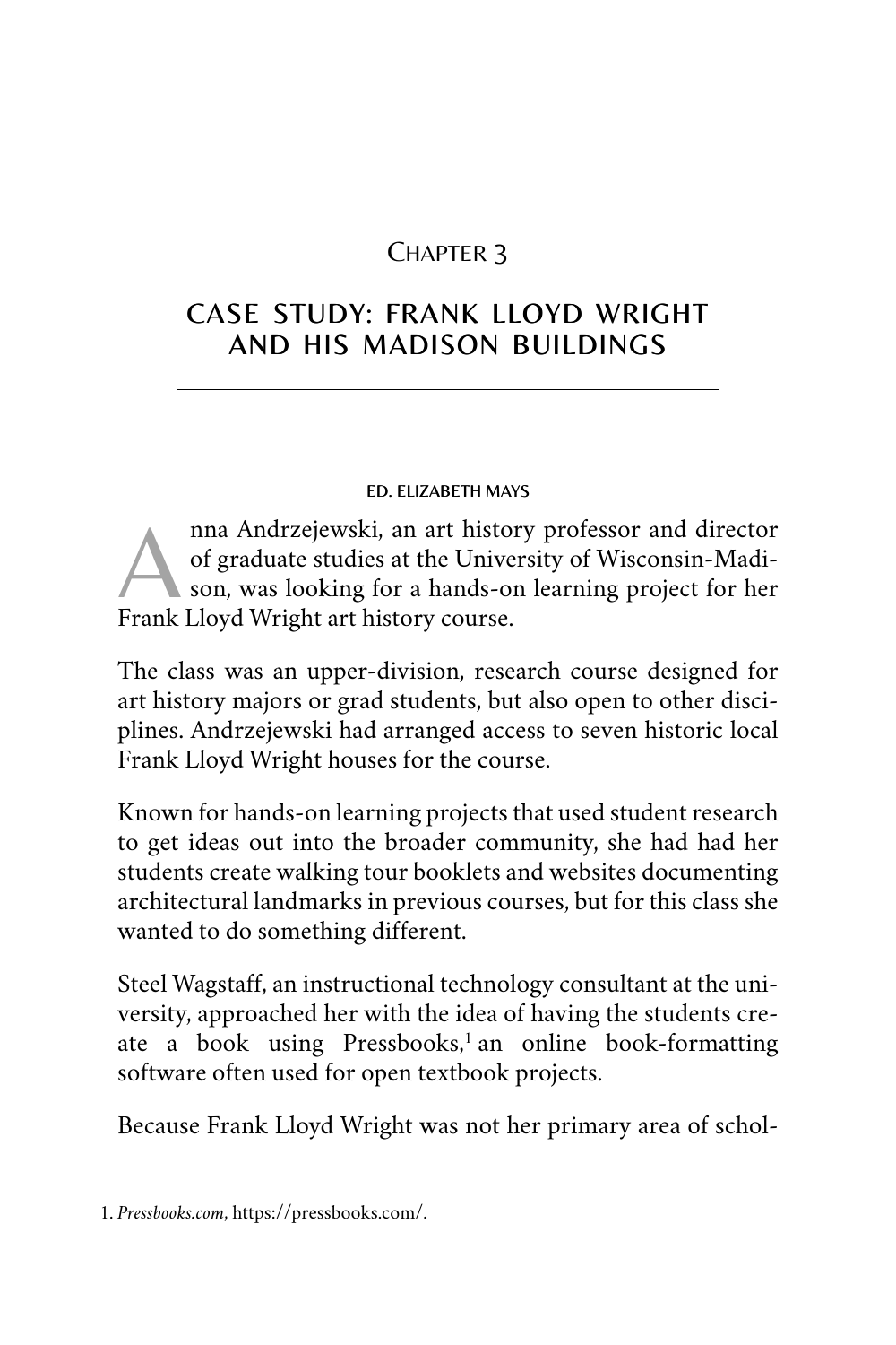# Chapter 3

## CASE STUDY: FRANK LLOYD WRIGHT AND HIS MADISON BUILDINGS

ED. ELIZABETH MAYS

Anna Andrzejewski, an art history professor and director of graduate studies at the University of Wisconsin-Madison, was looking for a hands-on learning project for her Frank Lloyd Wright art history course.

The class was an upper-division, research course designed for art history majors or grad students, but also open to other disciplines. Andrzejewski had arranged access to seven historic local Frank Lloyd Wright houses for the course.

Known for hands-on learning projects that used student research to get ideas out into the broader community, she had had her students create walking tour booklets and websites documenting architectural landmarks in previous courses, but for this class she wanted to do something different.

Steel Wagstaff, an instructional technology consultant at the university, approached her with the idea of having the students create a book using Pressbooks,[1] an online book-formatting software often used for open textbook projects.

Because Frank Lloyd Wright was not her primary area of schol-

1. *Pressbooks.com*, https://pressbooks.com/.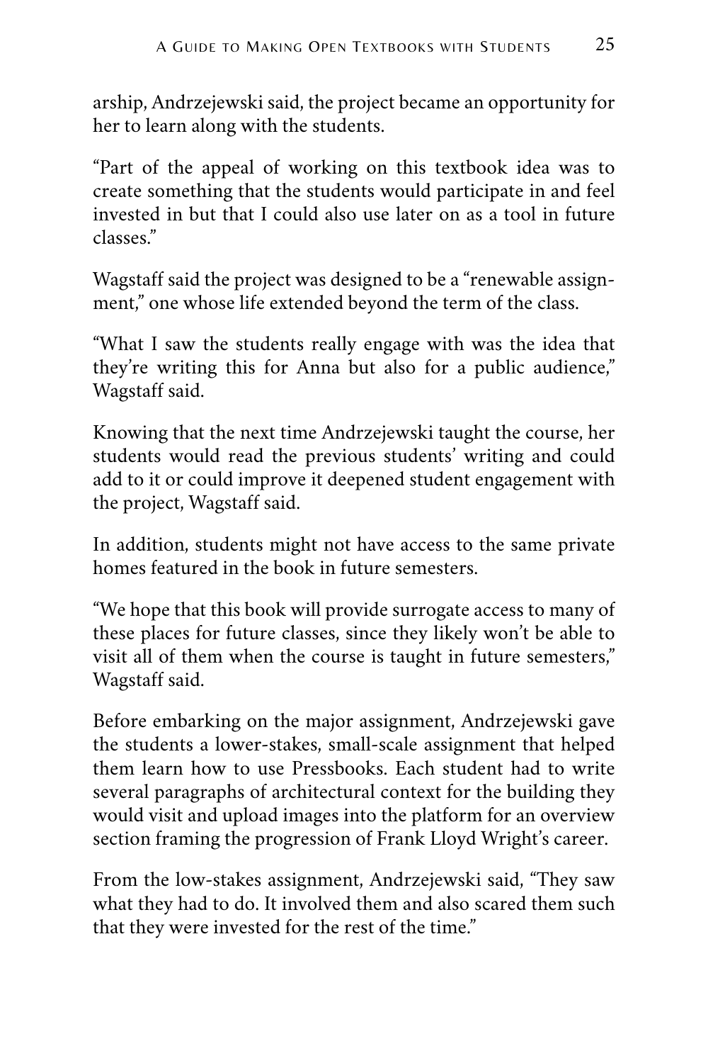arship, Andrzejewski said, the project became an opportunity for her to learn along with the students.

"Part of the appeal of working on this textbook idea was to create something that the students would participate in and feel invested in but that I could also use later on as a tool in future classes."

Wagstaff said the project was designed to be a "renewable assignment," one whose life extended beyond the term of the class.

"What I saw the students really engage with was the idea that they're writing this for Anna but also for a public audience," Wagstaff said.

Knowing that the next time Andrzejewski taught the course, her students would read the previous students' writing and could add to it or could improve it deepened student engagement with the project, Wagstaff said.

In addition, students might not have access to the same private homes featured in the book in future semesters.

"We hope that this book will provide surrogate access to many of these places for future classes, since they likely won't be able to visit all of them when the course is taught in future semesters," Wagstaff said.

Before embarking on the major assignment, Andrzejewski gave the students a lower-stakes, small-scale assignment that helped them learn how to use Pressbooks. Each student had to write several paragraphs of architectural context for the building they would visit and upload images into the platform for an overview section framing the progression of Frank Lloyd Wright's career.

From the low-stakes assignment, Andrzejewski said, "They saw what they had to do. It involved them and also scared them such that they were invested for the rest of the time."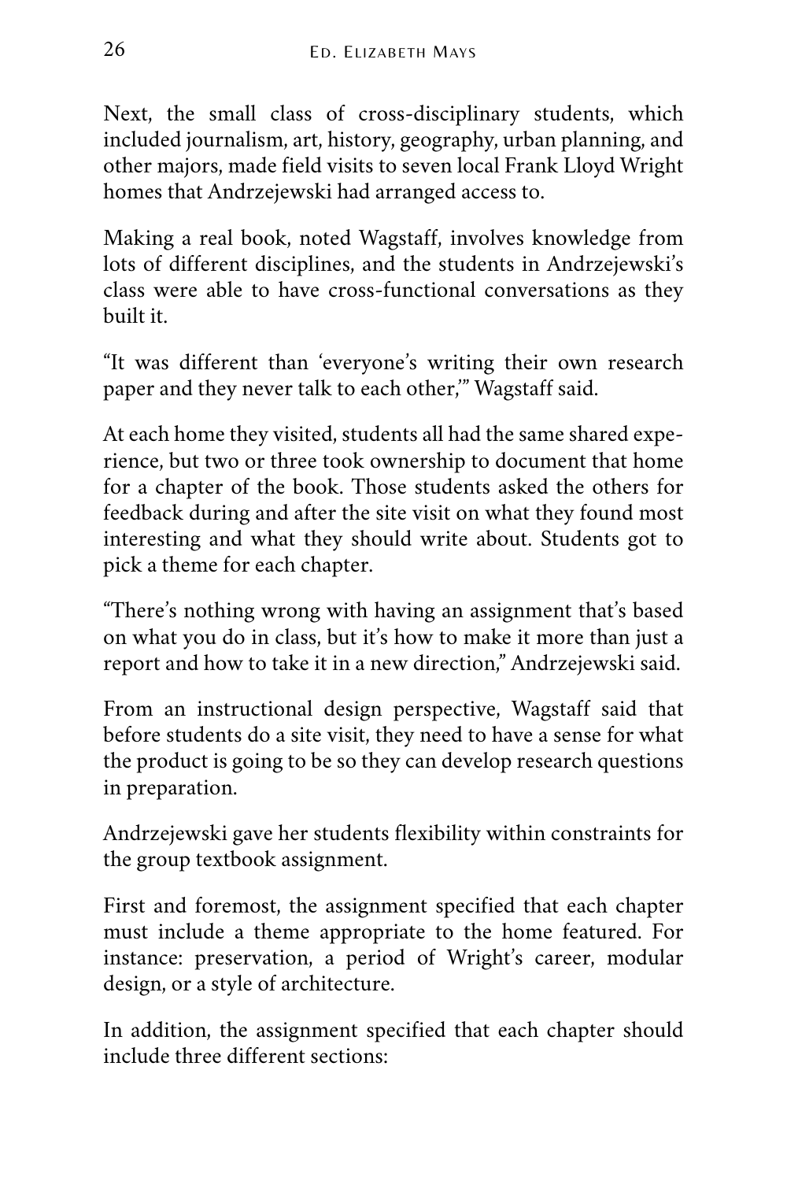Next, the small class of cross-disciplinary students, which included journalism, art, history, geography, urban planning, and other majors, made field visits to seven local Frank Lloyd Wright homes that Andrzejewski had arranged access to.

Making a real book, noted Wagstaff, involves knowledge from lots of different disciplines, and the students in Andrzejewski's class were able to have cross-functional conversations as they built it.

"It was different than 'everyone's writing their own research paper and they never talk to each other,'" Wagstaff said.

At each home they visited, students all had the same shared experience, but two or three took ownership to document that home for a chapter of the book. Those students asked the others for feedback during and after the site visit on what they found most interesting and what they should write about. Students got to pick a theme for each chapter.

"There's nothing wrong with having an assignment that's based on what you do in class, but it's how to make it more than just a report and how to take it in a new direction," Andrzejewski said.

From an instructional design perspective, Wagstaff said that before students do a site visit, they need to have a sense for what the product is going to be so they can develop research questions in preparation.

Andrzejewski gave her students flexibility within constraints for the group textbook assignment.

First and foremost, the assignment specified that each chapter must include a theme appropriate to the home featured. For instance: preservation, a period of Wright's career, modular design, or a style of architecture.

In addition, the assignment specified that each chapter should include three different sections: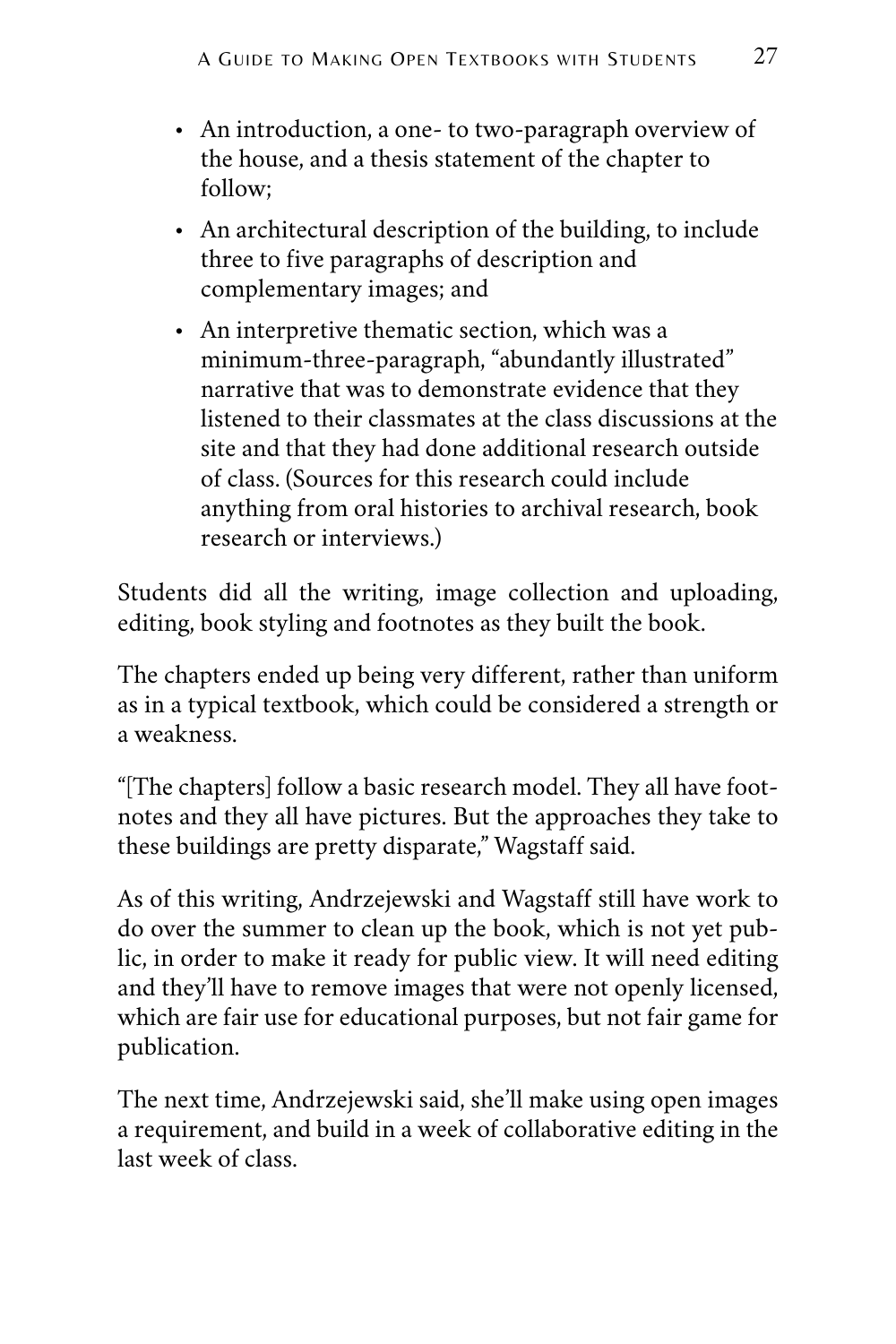- An introduction, a one- to two-paragraph overview of the house, and a thesis statement of the chapter to follow;
- An architectural description of the building, to include three to five paragraphs of description and complementary images; and
- An interpretive thematic section, which was a minimum-three-paragraph, "abundantly illustrated" narrative that was to demonstrate evidence that they listened to their classmates at the class discussions at the site and that they had done additional research outside of class. (Sources for this research could include anything from oral histories to archival research, book research or interviews.)

Students did all the writing, image collection and uploading, editing, book styling and footnotes as they built the book.

The chapters ended up being very different, rather than uniform as in a typical textbook, which could be considered a strength or a weakness.

"[The chapters] follow a basic research model. They all have footnotes and they all have pictures. But the approaches they take to these buildings are pretty disparate," Wagstaff said.

As of this writing, Andrzejewski and Wagstaff still have work to do over the summer to clean up the book, which is not yet public, in order to make it ready for public view. It will need editing and they'll have to remove images that were not openly licensed, which are fair use for educational purposes, but not fair game for publication.

The next time, Andrzejewski said, she'll make using open images a requirement, and build in a week of collaborative editing in the last week of class.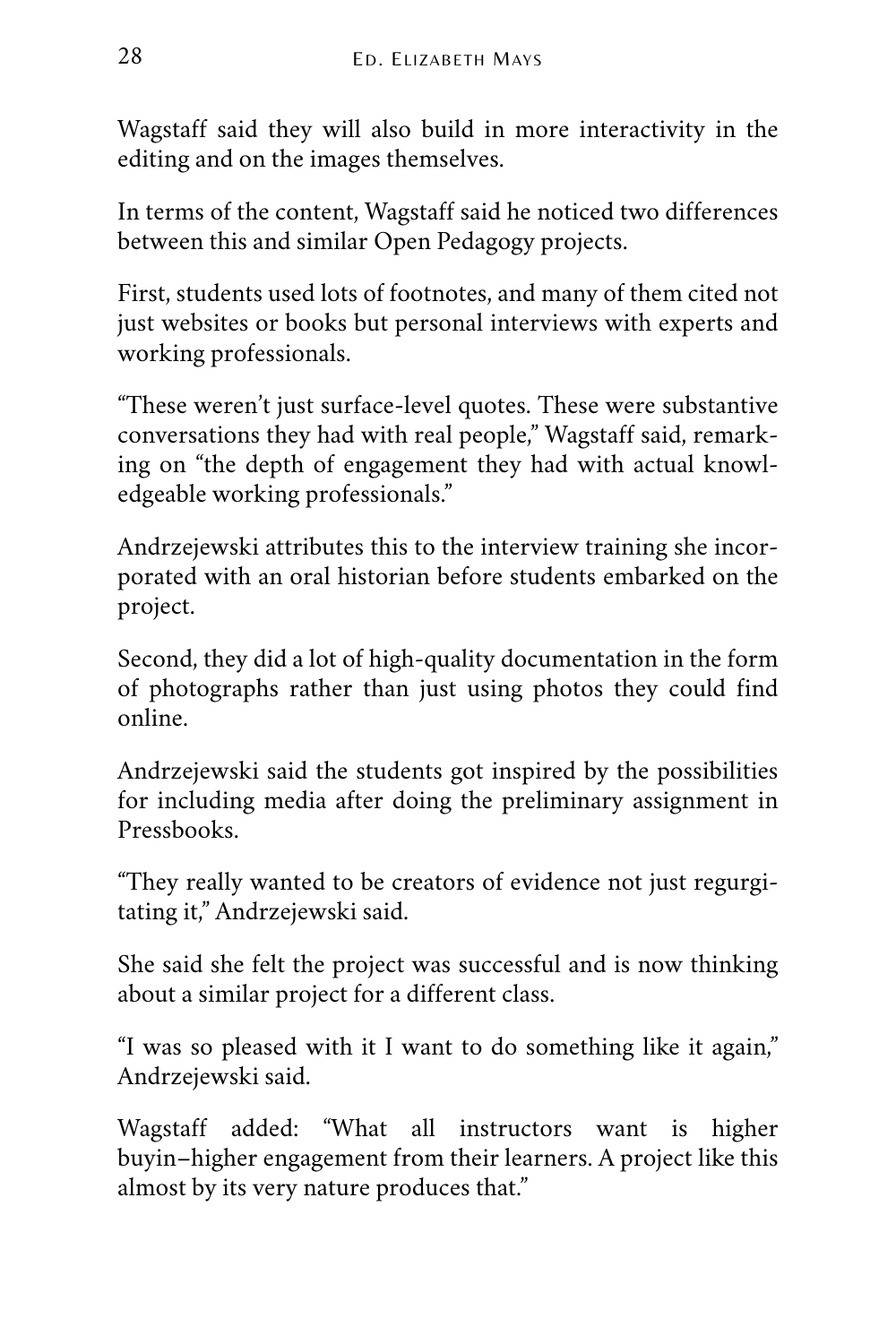Wagstaff said they will also build in more interactivity in the editing and on the images themselves.

In terms of the content, Wagstaff said he noticed two differences between this and similar Open Pedagogy projects.

First, students used lots of footnotes, and many of them cited not just websites or books but personal interviews with experts and working professionals.

"These weren't just surface-level quotes. These were substantive conversations they had with real people," Wagstaff said, remarking on "the depth of engagement they had with actual knowledgeable working professionals."

Andrzejewski attributes this to the interview training she incorporated with an oral historian before students embarked on the project.

Second, they did a lot of high-quality documentation in the form of photographs rather than just using photos they could find online.

Andrzejewski said the students got inspired by the possibilities for including media after doing the preliminary assignment in Pressbooks.

"They really wanted to be creators of evidence not just regurgitating it," Andrzejewski said.

She said she felt the project was successful and is now thinking about a similar project for a different class.

"I was so pleased with it I want to do something like it again," Andrzejewski said.

Wagstaff added: "What all instructors want is higher buyin–higher engagement from their learners. A project like this almost by its very nature produces that."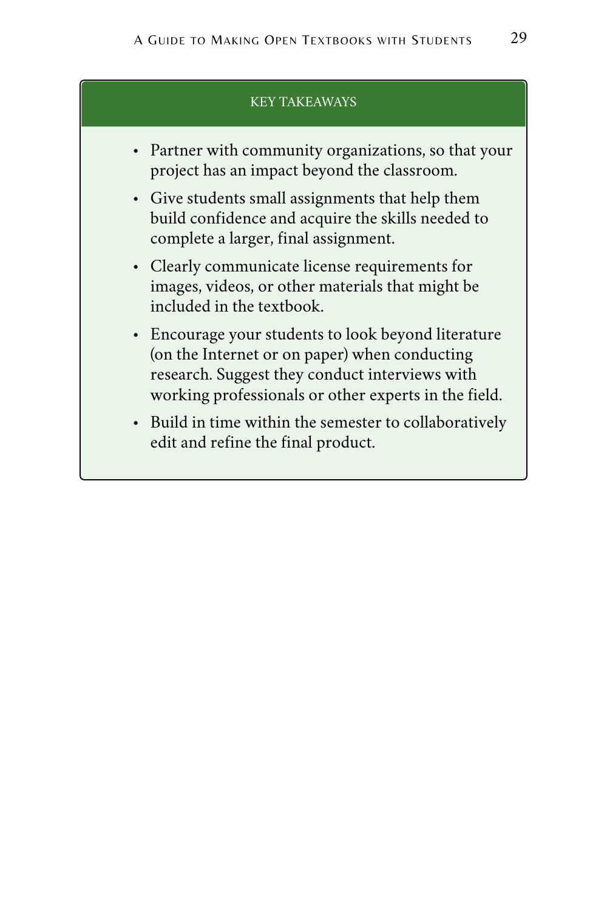#### KEY TAKEAWAYS

- Partner with community organizations, so that your project has an impact beyond the classroom.
- Give students small assignments that help them build confidence and acquire the skills needed to complete a larger, final assignment.
- Clearly communicate license requirements for images, videos, or other materials that might be included in the textbook.
- Encourage your students to look beyond literature (on the Internet or on paper) when conducting research. Suggest they conduct interviews with working professionals or other experts in the field.
- Build in time within the semester to collaboratively edit and refine the final product.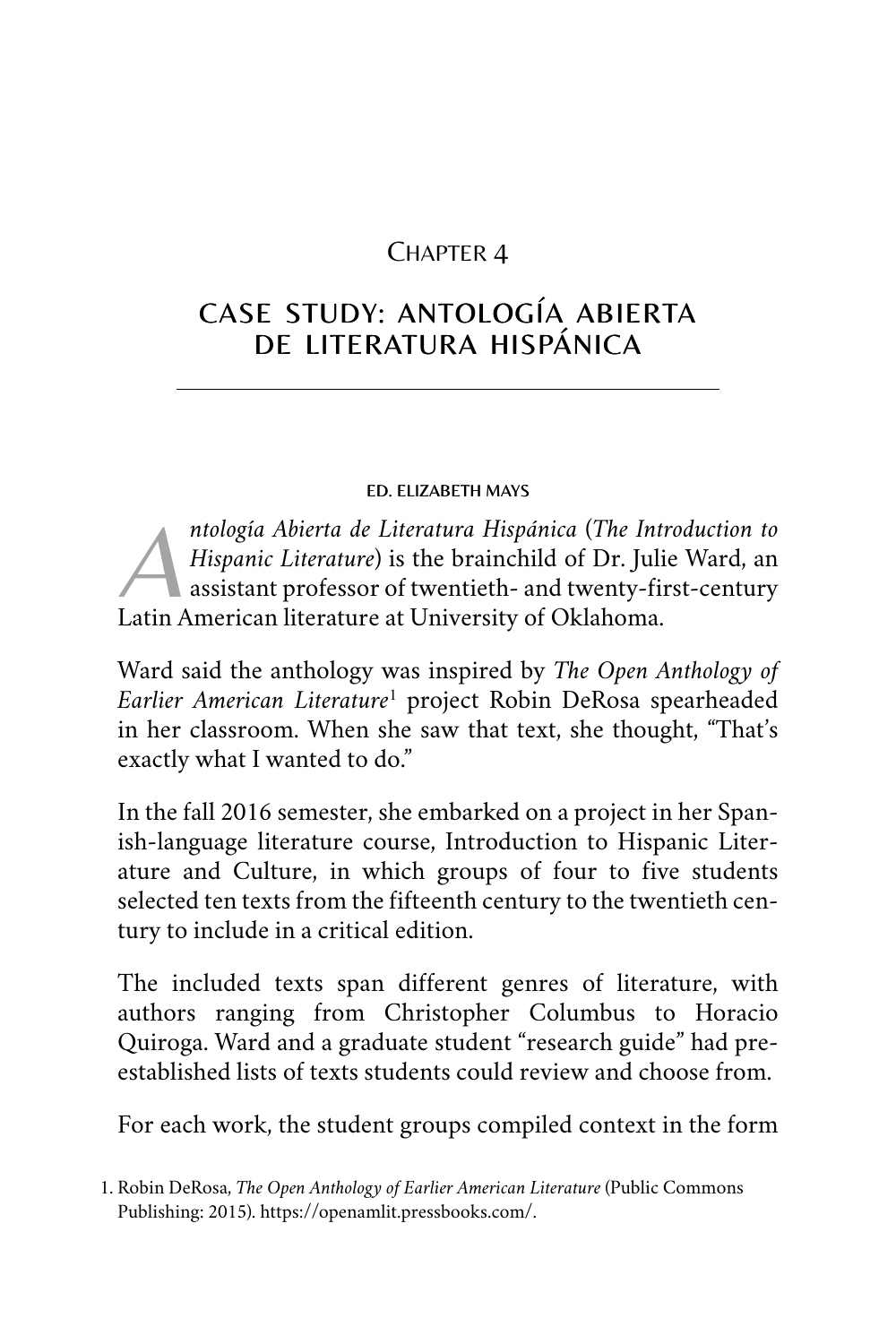# Chapter 4

# CASE STUDY: ANTOLOGÍA ABIERTA DE LITERATURA HISPÁNICA

ED. ELIZABETH MAYS

*Antología Abierta de Literatura Hispánica* (*The Introduction to Hispanic Literature*) is the brainchild of Dr. Julie Ward, an assistant professor of twentieth- and twenty-first-century Latin American literature at University of Oklahoma.

Ward said the anthology was inspired by *The Open Anthology of Earlier American Literature*[1] project Robin DeRosa spearheaded in her classroom. When she saw that text, she thought, "That's exactly what I wanted to do."

In the fall 2016 semester, she embarked on a project in her Spanish-language literature course, Introduction to Hispanic Literature and Culture, in which groups of four to five students selected ten texts from the fifteenth century to the twentieth century to include in a critical edition.

The included texts span different genres of literature, with authors ranging from Christopher Columbus to Horacio Quiroga. Ward and a graduate student "research guide" had pre-established lists of texts students could review and choose from.

For each work, the student groups compiled context in the form

1. Robin DeRosa, *The Open Anthology of Earlier American Literature* (Public Commons Publishing: 2015). https://openamlit.pressbooks.com/.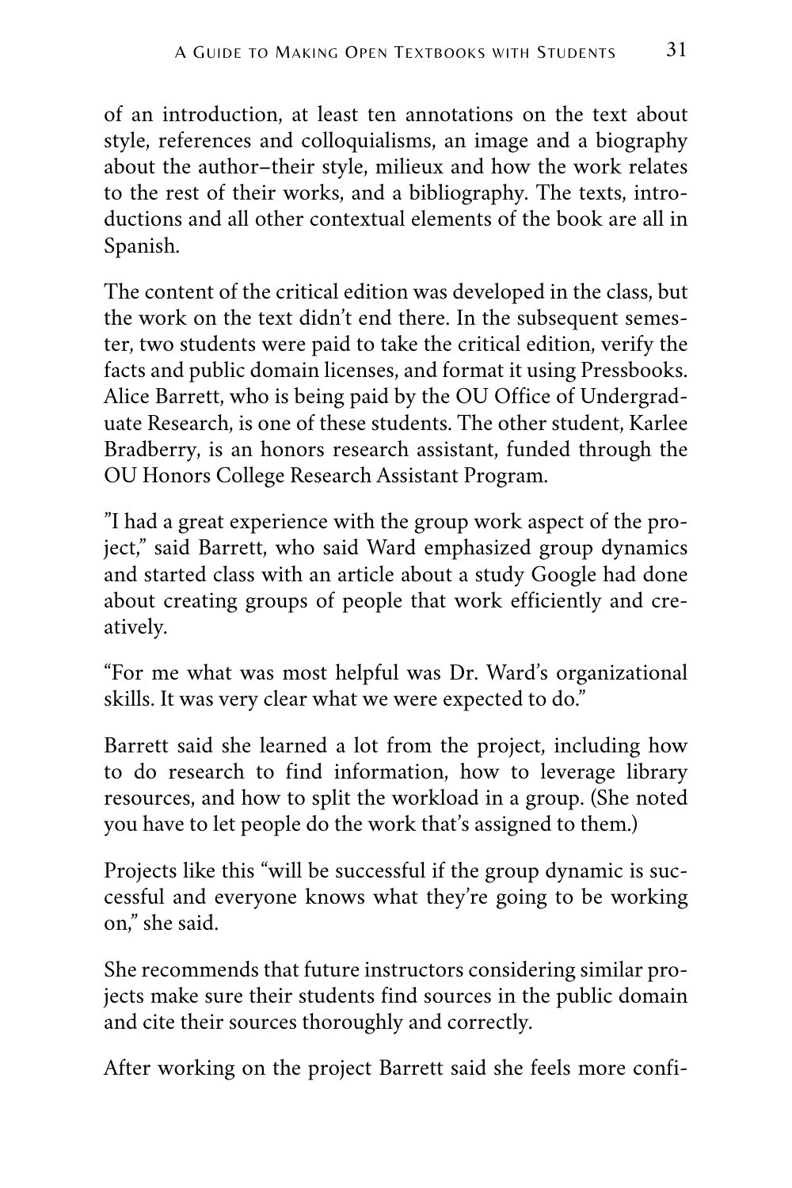of an introduction, at least ten annotations on the text about style, references and colloquialisms, an image and a biography about the author–their style, milieux and how the work relates to the rest of their works, and a bibliography. The texts, introductions and all other contextual elements of the book are all in Spanish.

The content of the critical edition was developed in the class, but the work on the text didn't end there. In the subsequent semester, two students were paid to take the critical edition, verify the facts and public domain licenses, and format it using Pressbooks. Alice Barrett, who is being paid by the OU Office of Undergraduate Research, is one of these students. The other student, Karlee Bradberry, is an honors research assistant, funded through the OU Honors College Research Assistant Program.

"I had a great experience with the group work aspect of the project," said Barrett, who said Ward emphasized group dynamics and started class with an article about a study Google had done about creating groups of people that work efficiently and creatively.

"For me what was most helpful was Dr. Ward's organizational skills. It was very clear what we were expected to do."

Barrett said she learned a lot from the project, including how to do research to find information, how to leverage library resources, and how to split the workload in a group. (She noted you have to let people do the work that's assigned to them.)

Projects like this "will be successful if the group dynamic is successful and everyone knows what they're going to be working on," she said.

She recommends that future instructors considering similar projects make sure their students find sources in the public domain and cite their sources thoroughly and correctly.

After working on the project Barrett said she feels more confi-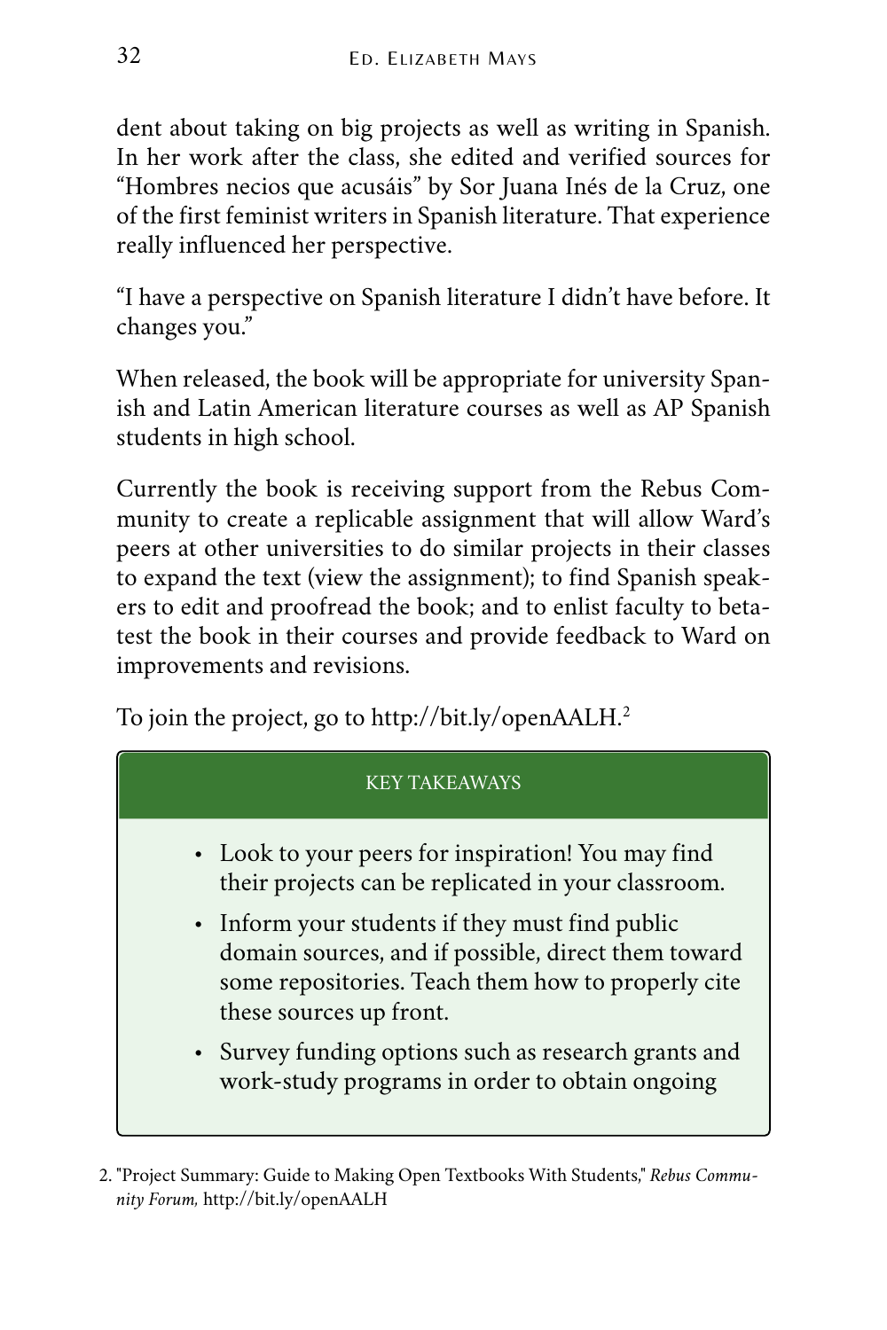dent about taking on big projects as well as writing in Spanish. In her work after the class, she edited and verified sources for "Hombres necios que acusáis" by Sor Juana Inés de la Cruz, one of the first feminist writers in Spanish literature. That experience really influenced her perspective.

"I have a perspective on Spanish literature I didn't have before. It changes you."

When released, the book will be appropriate for university Spanish and Latin American literature courses as well as AP Spanish students in high school.

Currently the book is receiving support from the Rebus Community to create a replicable assignment that will allow Ward's peers at other universities to do similar projects in their classes to expand the text (view the assignment); to find Spanish speakers to edit and proofread the book; and to enlist faculty to beta-test the book in their courses and provide feedback to Ward on improvements and revisions.

To join the project, go to http://bit.ly/openAALH.[2]

KEY TAKEAWAYS

- Look to your peers for inspiration! You may find their projects can be replicated in your classroom.
- Inform your students if they must find public domain sources, and if possible, direct them toward some repositories. Teach them how to properly cite these sources up front.
- Survey funding options such as research grants and work-study programs in order to obtain ongoing

2. "Project Summary: Guide to Making Open Textbooks With Students," *Rebus Community Forum,* http://bit.ly/openAALH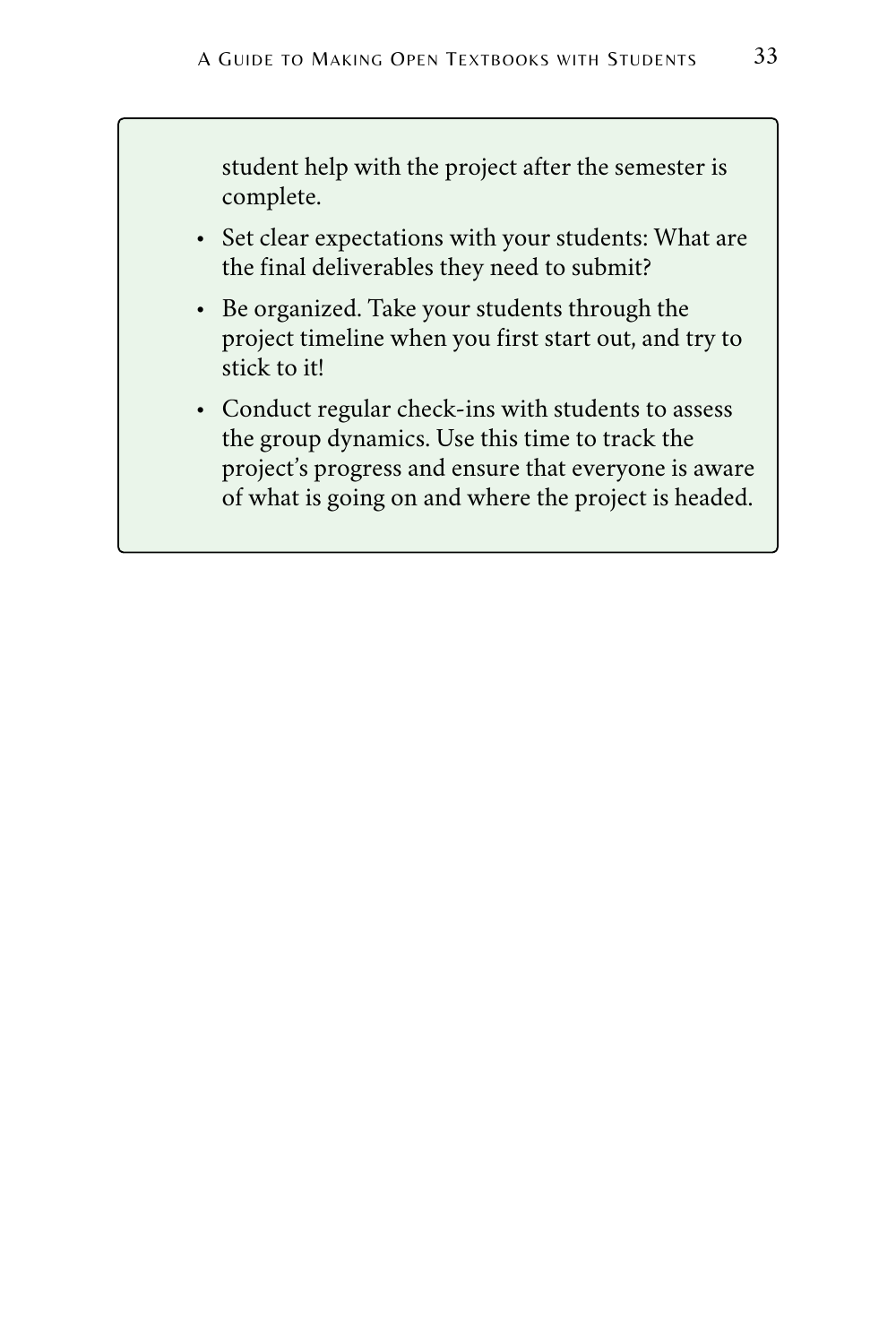student help with the project after the semester is complete.

- Set clear expectations with your students: What are the final deliverables they need to submit?
- Be organized. Take your students through the project timeline when you first start out, and try to stick to it!
- Conduct regular check-ins with students to assess the group dynamics. Use this time to track the project's progress and ensure that everyone is aware of what is going on and where the project is headed.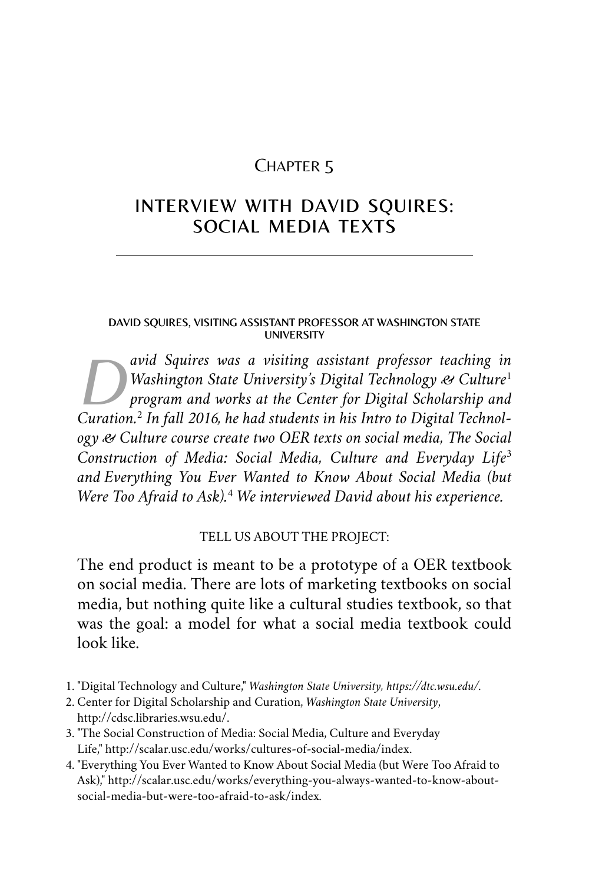# Chapter 5

## INTERVIEW WITH DAVID SQUIRES: SOCIAL MEDIA TEXTS

DAVID SQUIRES, VISITING ASSISTANT PROFESSOR AT WASHINGTON STATE UNIVERSITY

*David Squires was a visiting assistant professor teaching in Washington State University's Digital Technology & Culture*[1] *program and works at the Center for Digital Scholarship and Curation.*[2] *In fall 2016, he had students in his Intro to Digital Technology & Culture course create two OER texts on social media, The Social Construction of Media: Social Media, Culture and Everyday Life*[3] *and Everything You Ever Wanted to Know About Social Media (but Were Too Afraid to Ask).*[4] *We interviewed David about his experience.*

TELL US ABOUT THE PROJECT:

The end product is meant to be a prototype of a OER textbook on social media. There are lots of marketing textbooks on social media, but nothing quite like a cultural studies textbook, so that was the goal: a model for what a social media textbook could look like.

1. "Digital Technology and Culture," *Washington State University, https://dtc.wsu.edu/.*
2. Center for Digital Scholarship and Curation, *Washington State University*, http://cdsc.libraries.wsu.edu/.
3. "The Social Construction of Media: Social Media, Culture and Everyday Life," http://scalar.usc.edu/works/cultures-of-social-media/index.
4. "Everything You Ever Wanted to Know About Social Media (but Were Too Afraid to Ask)," http://scalar.usc.edu/works/everything-you-always-wanted-to-know-about-social-media-but-were-too-afraid-to-ask/index.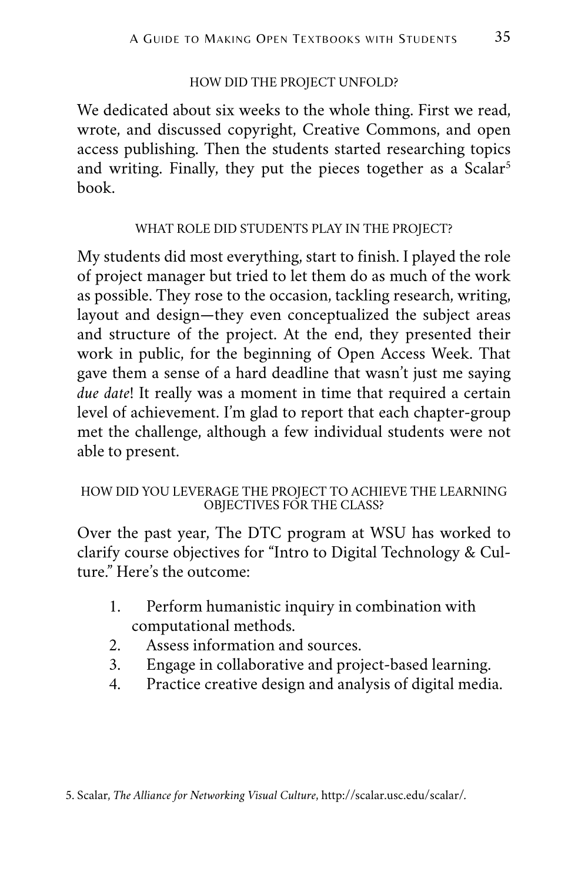### HOW DID THE PROJECT UNFOLD?

We dedicated about six weeks to the whole thing. First we read, wrote, and discussed copyright, Creative Commons, and open access publishing. Then the students started researching topics and writing. Finally, they put the pieces together as a Scalar[5] book.

### WHAT ROLE DID STUDENTS PLAY IN THE PROJECT?

My students did most everything, start to finish. I played the role of project manager but tried to let them do as much of the work as possible. They rose to the occasion, tackling research, writing, layout and design—they even conceptualized the subject areas and structure of the project. At the end, they presented their work in public, for the beginning of Open Access Week. That gave them a sense of a hard deadline that wasn't just me saying *due date*! It really was a moment in time that required a certain level of achievement. I'm glad to report that each chapter-group met the challenge, although a few individual students were not able to present.

### HOW DID YOU LEVERAGE THE PROJECT TO ACHIEVE THE LEARNING OBJECTIVES FOR THE CLASS?

Over the past year, The DTC program at WSU has worked to clarify course objectives for "Intro to Digital Technology & Culture." Here's the outcome:

1. Perform humanistic inquiry in combination with computational methods.
2. Assess information and sources.
3. Engage in collaborative and project-based learning.
4. Practice creative design and analysis of digital media.

5. Scalar, *The Alliance for Networking Visual Culture*, http://scalar.usc.edu/scalar/.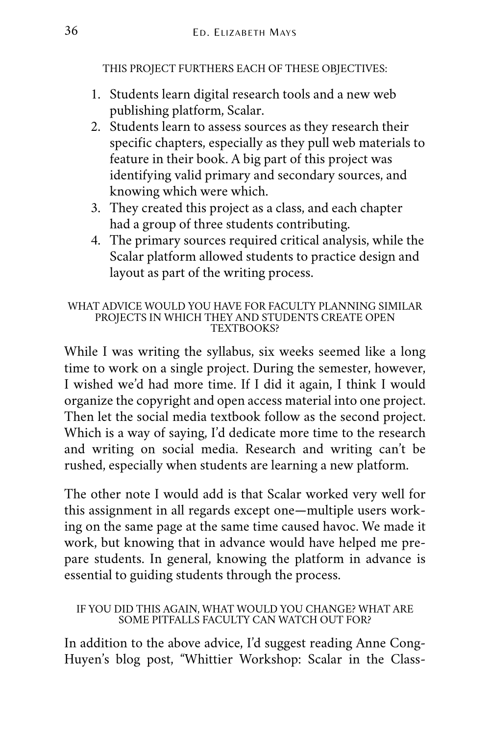#### THIS PROJECT FURTHERS EACH OF THESE OBJECTIVES:

1. Students learn digital research tools and a new web publishing platform, Scalar.
2. Students learn to assess sources as they research their specific chapters, especially as they pull web materials to feature in their book. A big part of this project was identifying valid primary and secondary sources, and knowing which were which.
3. They created this project as a class, and each chapter had a group of three students contributing.
4. The primary sources required critical analysis, while the Scalar platform allowed students to practice design and layout as part of the writing process.

#### WHAT ADVICE WOULD YOU HAVE FOR FACULTY PLANNING SIMILAR PROJECTS IN WHICH THEY AND STUDENTS CREATE OPEN TEXTBOOKS?

While I was writing the syllabus, six weeks seemed like a long time to work on a single project. During the semester, however, I wished we'd had more time. If I did it again, I think I would organize the copyright and open access material into one project. Then let the social media textbook follow as the second project. Which is a way of saying, I'd dedicate more time to the research and writing on social media. Research and writing can't be rushed, especially when students are learning a new platform.

The other note I would add is that Scalar worked very well for this assignment in all regards except one—multiple users working on the same page at the same time caused havoc. We made it work, but knowing that in advance would have helped me prepare students. In general, knowing the platform in advance is essential to guiding students through the process.

#### IF YOU DID THIS AGAIN, WHAT WOULD YOU CHANGE? WHAT ARE SOME PITFALLS FACULTY CAN WATCH OUT FOR?

In addition to the above advice, I'd suggest reading Anne Cong-Huyen's blog post, "Whittier Workshop: Scalar in the Class-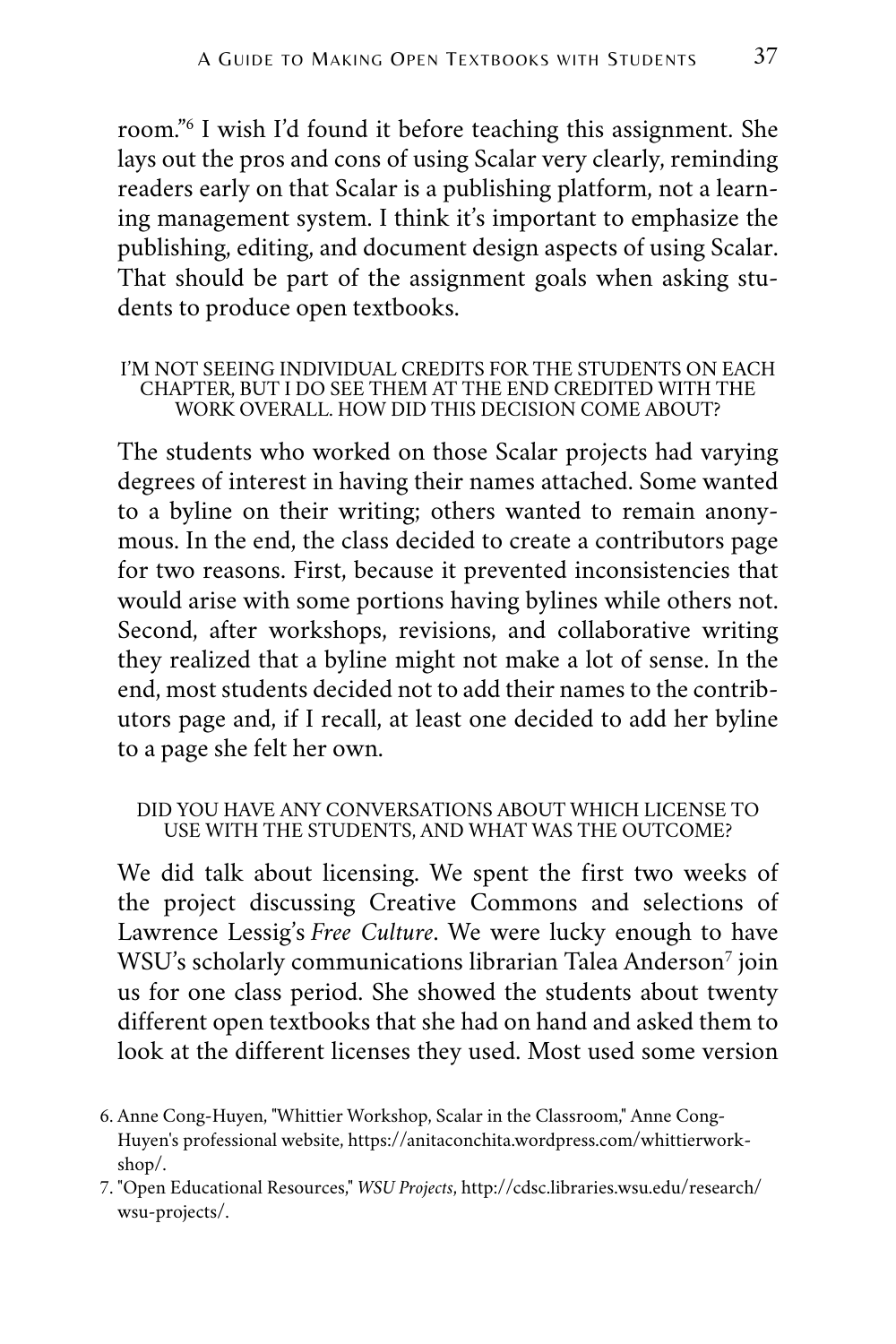room."[6] I wish I'd found it before teaching this assignment. She lays out the pros and cons of using Scalar very clearly, reminding readers early on that Scalar is a publishing platform, not a learning management system. I think it's important to emphasize the publishing, editing, and document design aspects of using Scalar. That should be part of the assignment goals when asking students to produce open textbooks.

### I'M NOT SEEING INDIVIDUAL CREDITS FOR THE STUDENTS ON EACH CHAPTER, BUT I DO SEE THEM AT THE END CREDITED WITH THE WORK OVERALL. HOW DID THIS DECISION COME ABOUT?

The students who worked on those Scalar projects had varying degrees of interest in having their names attached. Some wanted to a byline on their writing; others wanted to remain anonymous. In the end, the class decided to create a contributors page for two reasons. First, because it prevented inconsistencies that would arise with some portions having bylines while others not. Second, after workshops, revisions, and collaborative writing they realized that a byline might not make a lot of sense. In the end, most students decided not to add their names to the contributors page and, if I recall, at least one decided to add her byline to a page she felt her own.

### DID YOU HAVE ANY CONVERSATIONS ABOUT WHICH LICENSE TO USE WITH THE STUDENTS, AND WHAT WAS THE OUTCOME?

We did talk about licensing. We spent the first two weeks of the project discussing Creative Commons and selections of Lawrence Lessig's *Free Culture*. We were lucky enough to have WSU's scholarly communications librarian Talea Anderson[7] join us for one class period. She showed the students about twenty different open textbooks that she had on hand and asked them to look at the different licenses they used. Most used some version

6. Anne Cong-Huyen, "Whittier Workshop, Scalar in the Classroom," Anne Cong-Huyen's professional website, https://anitaconchita.wordpress.com/whittierworkshop/.
7. "Open Educational Resources," *WSU Projects*, http://cdsc.libraries.wsu.edu/research/wsu-projects/.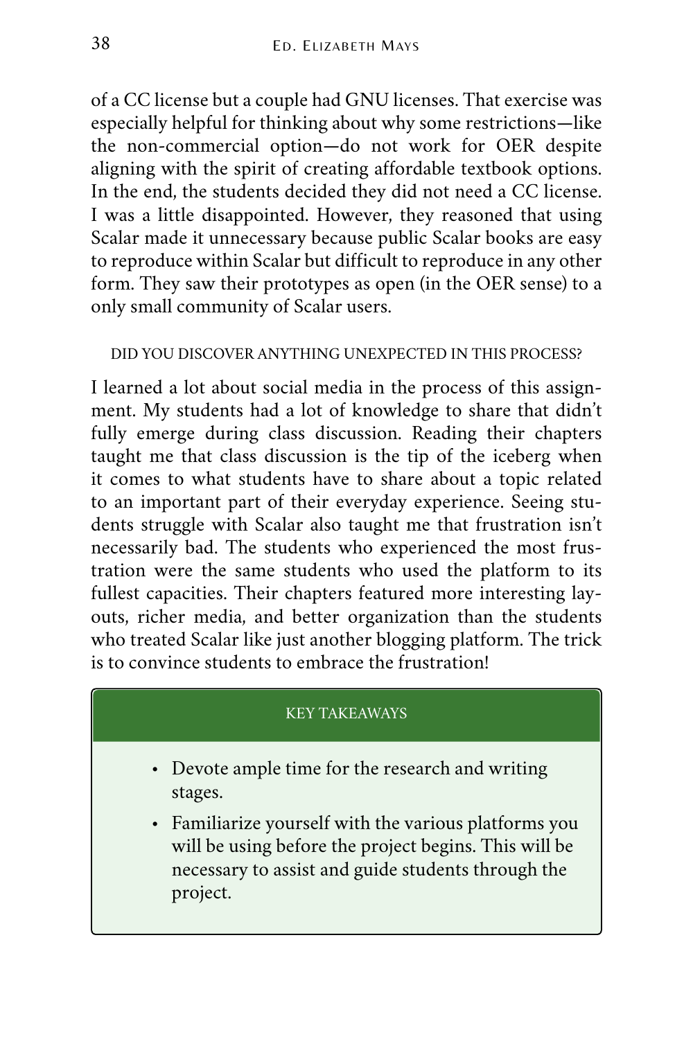of a CC license but a couple had GNU licenses. That exercise was especially helpful for thinking about why some restrictions—like the non-commercial option—do not work for OER despite aligning with the spirit of creating affordable textbook options. In the end, the students decided they did not need a CC license. I was a little disappointed. However, they reasoned that using Scalar made it unnecessary because public Scalar books are easy to reproduce within Scalar but difficult to reproduce in any other form. They saw their prototypes as open (in the OER sense) to a only small community of Scalar users.

### DID YOU DISCOVER ANYTHING UNEXPECTED IN THIS PROCESS?

I learned a lot about social media in the process of this assignment. My students had a lot of knowledge to share that didn't fully emerge during class discussion. Reading their chapters taught me that class discussion is the tip of the iceberg when it comes to what students have to share about a topic related to an important part of their everyday experience. Seeing students struggle with Scalar also taught me that frustration isn't necessarily bad. The students who experienced the most frustration were the same students who used the platform to its fullest capacities. Their chapters featured more interesting layouts, richer media, and better organization than the students who treated Scalar like just another blogging platform. The trick is to convince students to embrace the frustration!

### KEY TAKEAWAYS

- Devote ample time for the research and writing stages.
- Familiarize yourself with the various platforms you will be using before the project begins. This will be necessary to assist and guide students through the project.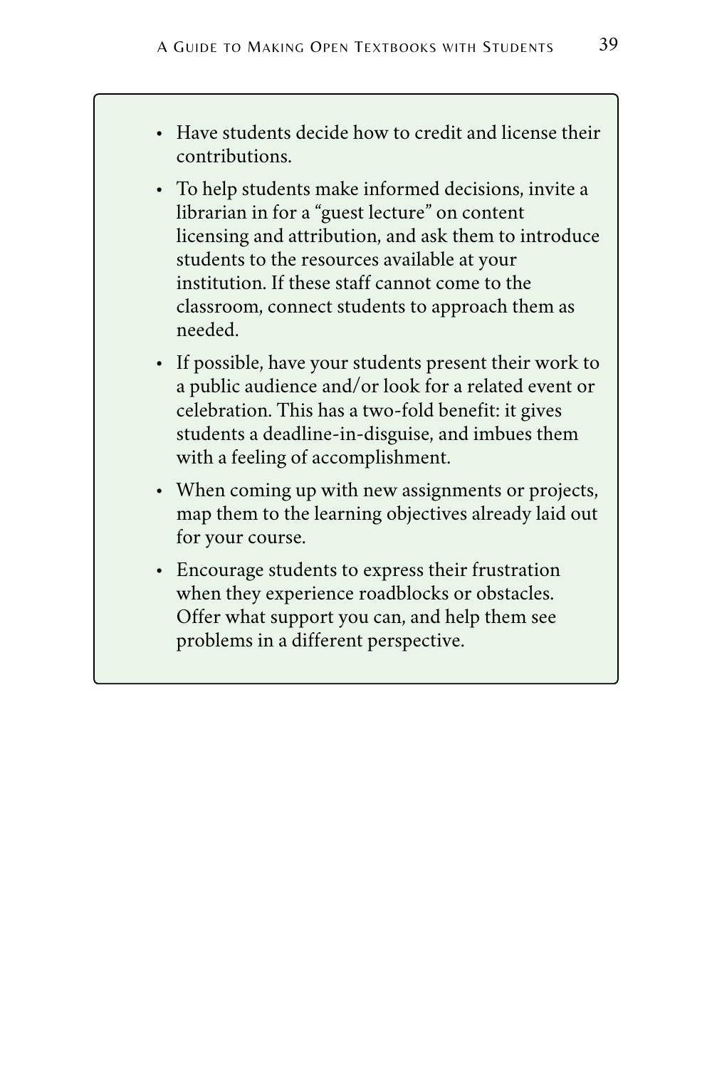- Have students decide how to credit and license their contributions.
- To help students make informed decisions, invite a librarian in for a "guest lecture" on content licensing and attribution, and ask them to introduce students to the resources available at your institution. If these staff cannot come to the classroom, connect students to approach them as needed.
- If possible, have your students present their work to a public audience and/or look for a related event or celebration. This has a two-fold benefit: it gives students a deadline-in-disguise, and imbues them with a feeling of accomplishment.
- When coming up with new assignments or projects, map them to the learning objectives already laid out for your course.
- Encourage students to express their frustration when they experience roadblocks or obstacles. Offer what support you can, and help them see problems in a different perspective.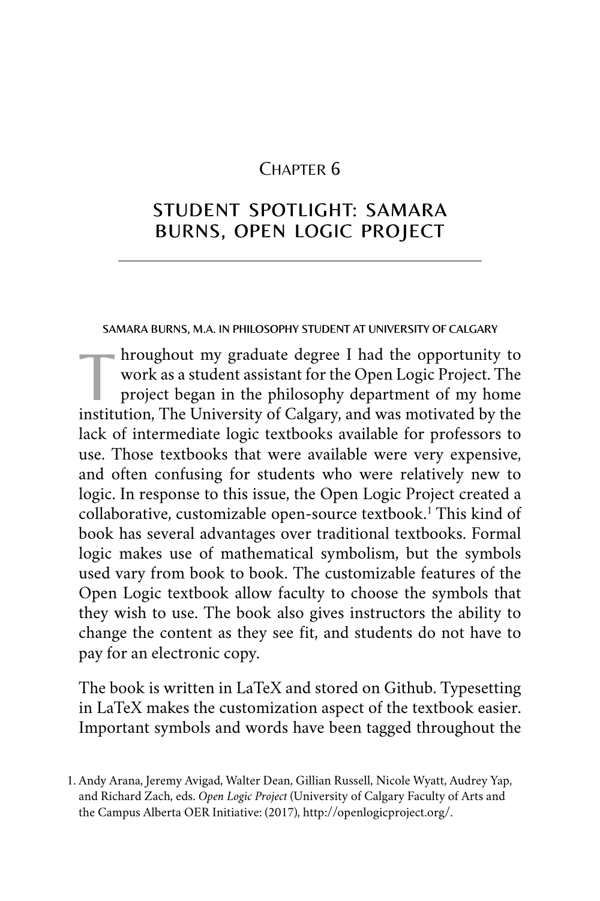# Chapter 6

## STUDENT SPOTLIGHT: SAMARA BURNS, OPEN LOGIC PROJECT

SAMARA BURNS, M.A. IN PHILOSOPHY STUDENT AT UNIVERSITY OF CALGARY

Throughout my graduate degree I had the opportunity to work as a student assistant for the Open Logic Project. The project began in the philosophy department of my home institution, The University of Calgary, and was motivated by the lack of intermediate logic textbooks available for professors to use. Those textbooks that were available were very expensive, and often confusing for students who were relatively new to logic. In response to this issue, the Open Logic Project created a collaborative, customizable open-source textbook.[1] This kind of book has several advantages over traditional textbooks. Formal logic makes use of mathematical symbolism, but the symbols used vary from book to book. The customizable features of the Open Logic textbook allow faculty to choose the symbols that they wish to use. The book also gives instructors the ability to change the content as they see fit, and students do not have to pay for an electronic copy.

The book is written in LaTeX and stored on Github. Typesetting in LaTeX makes the customization aspect of the textbook easier. Important symbols and words have been tagged throughout the

1. Andy Arana, Jeremy Avigad, Walter Dean, Gillian Russell, Nicole Wyatt, Audrey Yap, and Richard Zach, eds. *Open Logic Project* (University of Calgary Faculty of Arts and the Campus Alberta OER Initiative: (2017), http://openlogicproject.org/.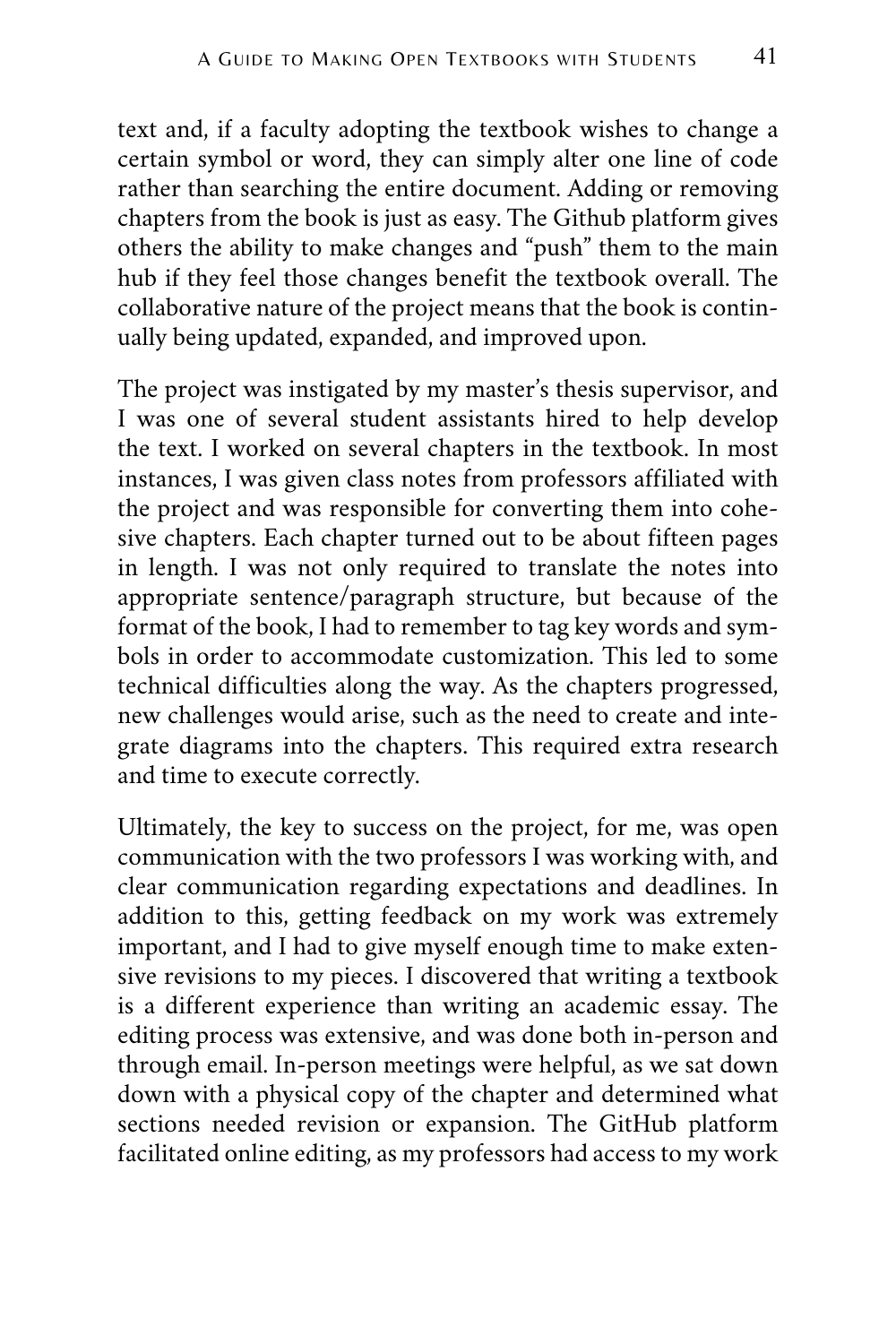text and, if a faculty adopting the textbook wishes to change a certain symbol or word, they can simply alter one line of code rather than searching the entire document. Adding or removing chapters from the book is just as easy. The Github platform gives others the ability to make changes and "push" them to the main hub if they feel those changes benefit the textbook overall. The collaborative nature of the project means that the book is continually being updated, expanded, and improved upon.

The project was instigated by my master's thesis supervisor, and I was one of several student assistants hired to help develop the text. I worked on several chapters in the textbook. In most instances, I was given class notes from professors affiliated with the project and was responsible for converting them into cohesive chapters. Each chapter turned out to be about fifteen pages in length. I was not only required to translate the notes into appropriate sentence/paragraph structure, but because of the format of the book, I had to remember to tag key words and symbols in order to accommodate customization. This led to some technical difficulties along the way. As the chapters progressed, new challenges would arise, such as the need to create and integrate diagrams into the chapters. This required extra research and time to execute correctly.

Ultimately, the key to success on the project, for me, was open communication with the two professors I was working with, and clear communication regarding expectations and deadlines. In addition to this, getting feedback on my work was extremely important, and I had to give myself enough time to make extensive revisions to my pieces. I discovered that writing a textbook is a different experience than writing an academic essay. The editing process was extensive, and was done both in-person and through email. In-person meetings were helpful, as we sat down down with a physical copy of the chapter and determined what sections needed revision or expansion. The GitHub platform facilitated online editing, as my professors had access to my work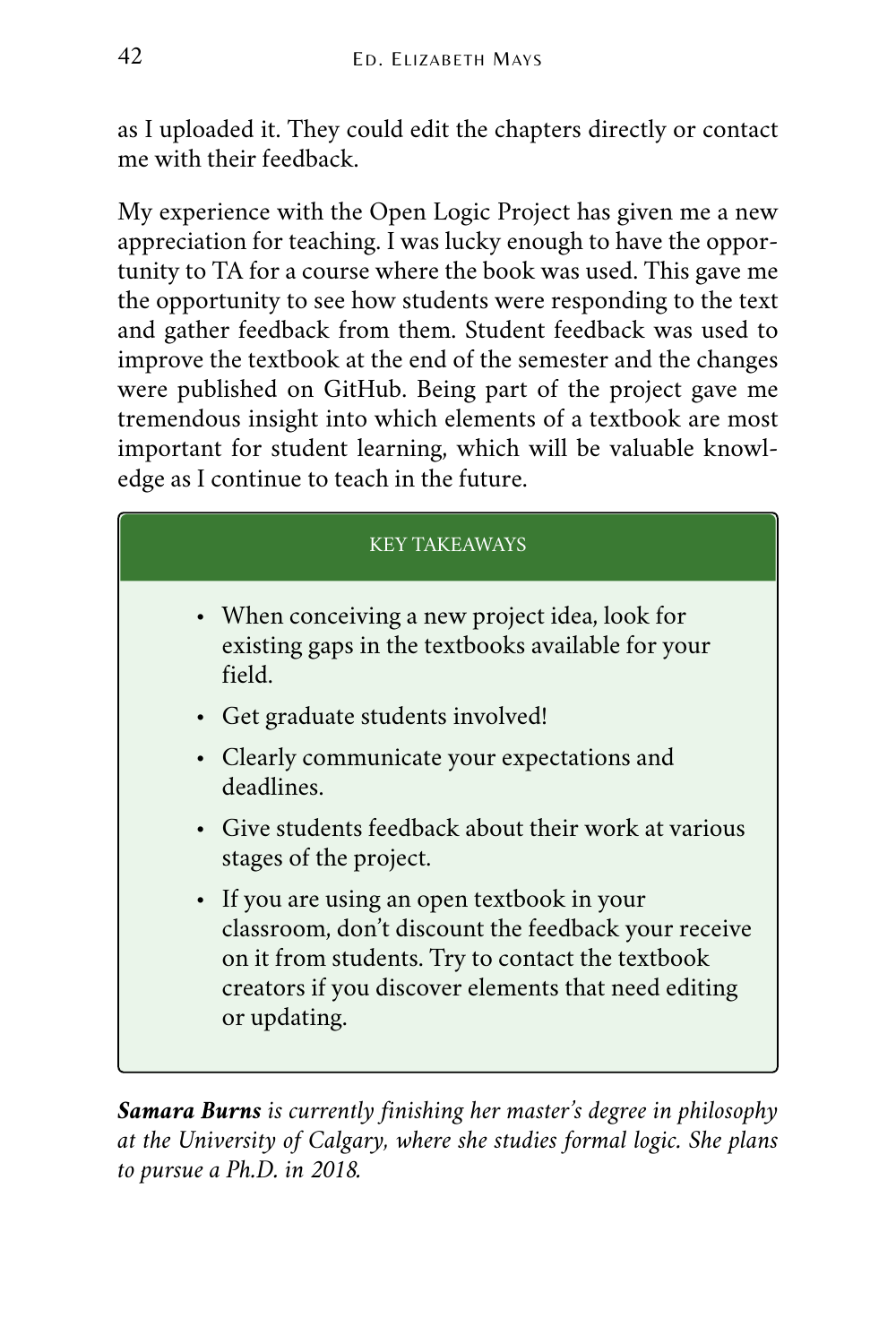as I uploaded it. They could edit the chapters directly or contact me with their feedback.

My experience with the Open Logic Project has given me a new appreciation for teaching. I was lucky enough to have the opportunity to TA for a course where the book was used. This gave me the opportunity to see how students were responding to the text and gather feedback from them. Student feedback was used to improve the textbook at the end of the semester and the changes were published on GitHub. Being part of the project gave me tremendous insight into which elements of a textbook are most important for student learning, which will be valuable knowledge as I continue to teach in the future.

**KEY TAKEAWAYS**

- When conceiving a new project idea, look for existing gaps in the textbooks available for your field.
- Get graduate students involved!
- Clearly communicate your expectations and deadlines.
- Give students feedback about their work at various stages of the project.
- If you are using an open textbook in your classroom, don't discount the feedback your receive on it from students. Try to contact the textbook creators if you discover elements that need editing or updating.

***Samara Burns** is currently finishing her master's degree in philosophy at the University of Calgary, where she studies formal logic. She plans to pursue a Ph.D. in 2018.*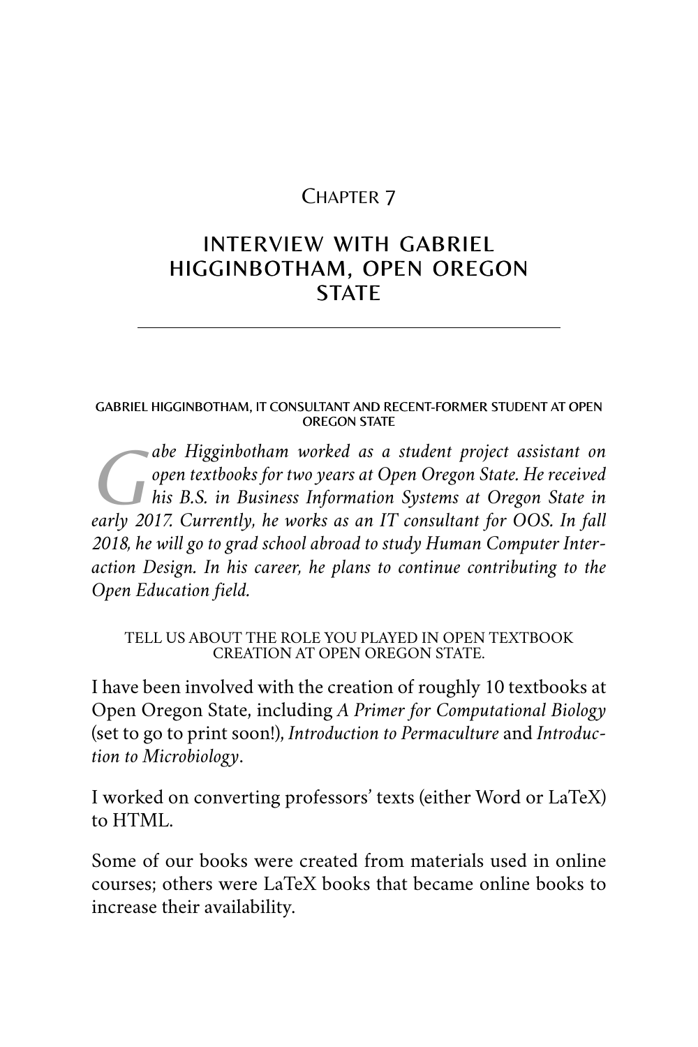# Chapter 7

# INTERVIEW WITH GABRIEL HIGGINBOTHAM, OPEN OREGON STATE

#### GABRIEL HIGGINBOTHAM, IT CONSULTANT AND RECENT-FORMER STUDENT AT OPEN OREGON STATE

*Gabe Higginbotham worked as a student project assistant on open textbooks for two years at Open Oregon State. He received his B.S. in Business Information Systems at Oregon State in early 2017. Currently, he works as an IT consultant for OOS. In fall 2018, he will go to grad school abroad to study Human Computer Interaction Design. In his career, he plans to continue contributing to the Open Education field.*

##### TELL US ABOUT THE ROLE YOU PLAYED IN OPEN TEXTBOOK CREATION AT OPEN OREGON STATE.

I have been involved with the creation of roughly 10 textbooks at Open Oregon State, including *A Primer for Computational Biology* (set to go to print soon!), *Introduction to Permaculture* and *Introduction to Microbiology*.

I worked on converting professors' texts (either Word or LaTeX) to HTML.

Some of our books were created from materials used in online courses; others were LaTeX books that became online books to increase their availability.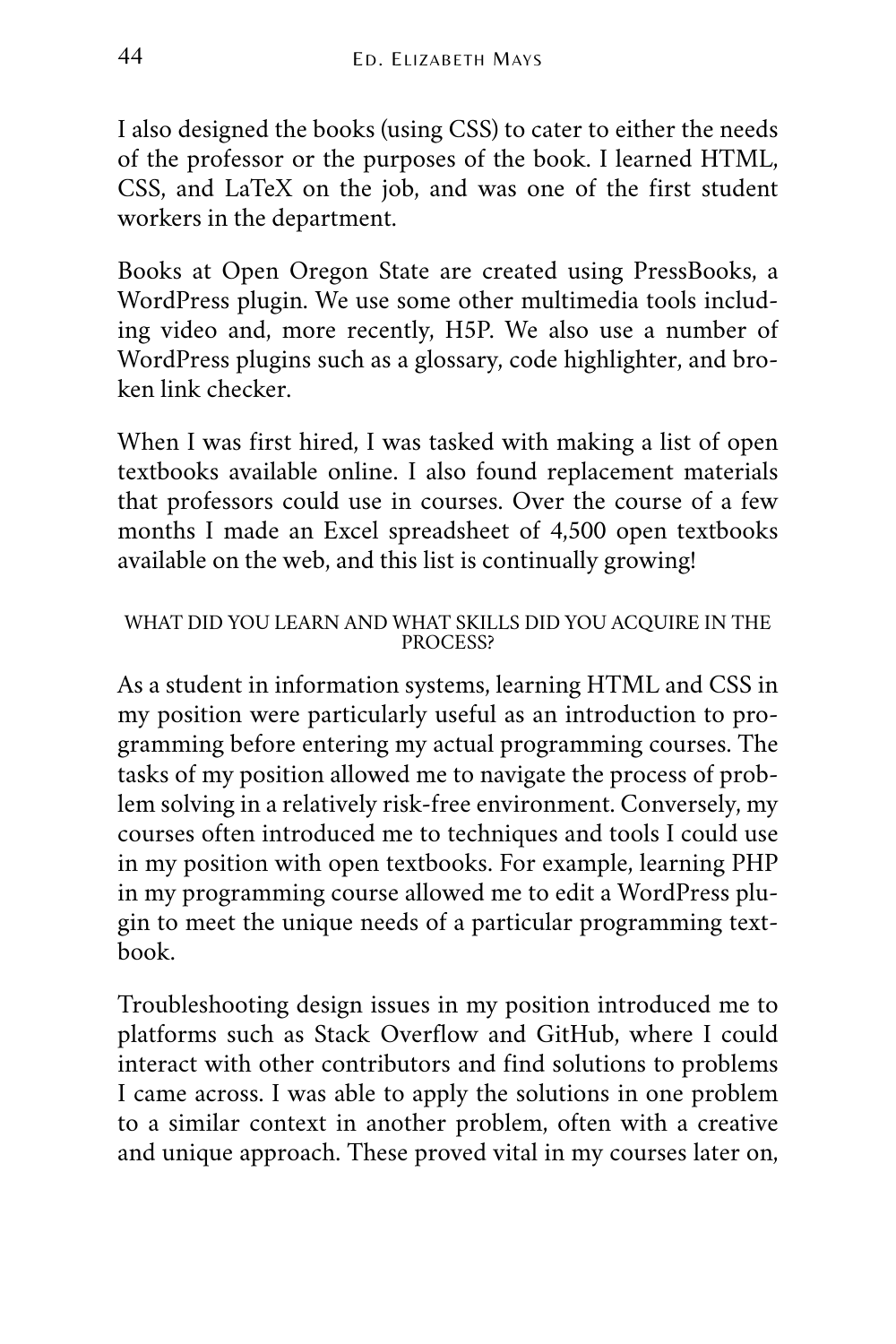I also designed the books (using CSS) to cater to either the needs of the professor or the purposes of the book. I learned HTML, CSS, and LaTeX on the job, and was one of the first student workers in the department.

Books at Open Oregon State are created using PressBooks, a WordPress plugin. We use some other multimedia tools including video and, more recently, H5P. We also use a number of WordPress plugins such as a glossary, code highlighter, and broken link checker.

When I was first hired, I was tasked with making a list of open textbooks available online. I also found replacement materials that professors could use in courses. Over the course of a few months I made an Excel spreadsheet of 4,500 open textbooks available on the web, and this list is continually growing!

#### WHAT DID YOU LEARN AND WHAT SKILLS DID YOU ACQUIRE IN THE PROCESS?

As a student in information systems, learning HTML and CSS in my position were particularly useful as an introduction to programming before entering my actual programming courses. The tasks of my position allowed me to navigate the process of problem solving in a relatively risk-free environment. Conversely, my courses often introduced me to techniques and tools I could use in my position with open textbooks. For example, learning PHP in my programming course allowed me to edit a WordPress plugin to meet the unique needs of a particular programming textbook.

Troubleshooting design issues in my position introduced me to platforms such as Stack Overflow and GitHub, where I could interact with other contributors and find solutions to problems I came across. I was able to apply the solutions in one problem to a similar context in another problem, often with a creative and unique approach. These proved vital in my courses later on,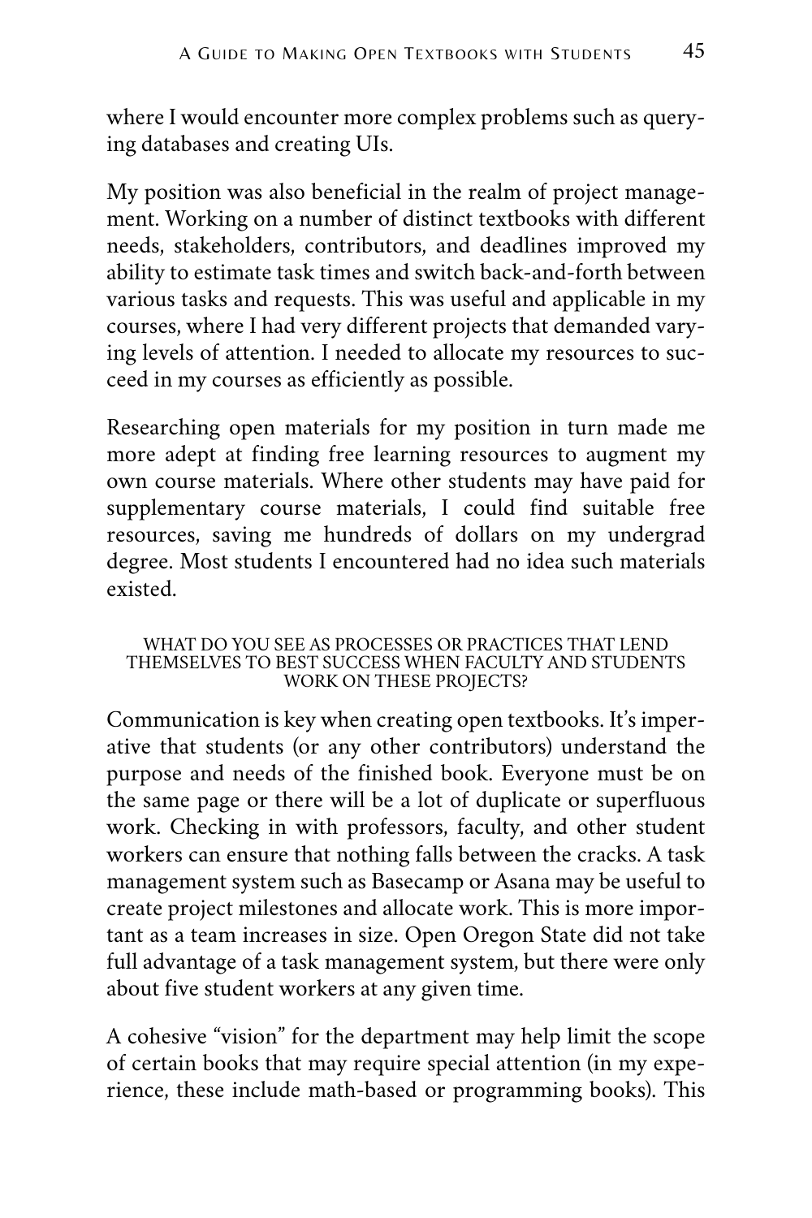where I would encounter more complex problems such as querying databases and creating UIs.

My position was also beneficial in the realm of project management. Working on a number of distinct textbooks with different needs, stakeholders, contributors, and deadlines improved my ability to estimate task times and switch back-and-forth between various tasks and requests. This was useful and applicable in my courses, where I had very different projects that demanded varying levels of attention. I needed to allocate my resources to succeed in my courses as efficiently as possible.

Researching open materials for my position in turn made me more adept at finding free learning resources to augment my own course materials. Where other students may have paid for supplementary course materials, I could find suitable free resources, saving me hundreds of dollars on my undergrad degree. Most students I encountered had no idea such materials existed.

#### WHAT DO YOU SEE AS PROCESSES OR PRACTICES THAT LEND THEMSELVES TO BEST SUCCESS WHEN FACULTY AND STUDENTS WORK ON THESE PROJECTS?

Communication is key when creating open textbooks. It's imperative that students (or any other contributors) understand the purpose and needs of the finished book. Everyone must be on the same page or there will be a lot of duplicate or superfluous work. Checking in with professors, faculty, and other student workers can ensure that nothing falls between the cracks. A task management system such as Basecamp or Asana may be useful to create project milestones and allocate work. This is more important as a team increases in size. Open Oregon State did not take full advantage of a task management system, but there were only about five student workers at any given time.

A cohesive "vision" for the department may help limit the scope of certain books that may require special attention (in my experience, these include math-based or programming books). This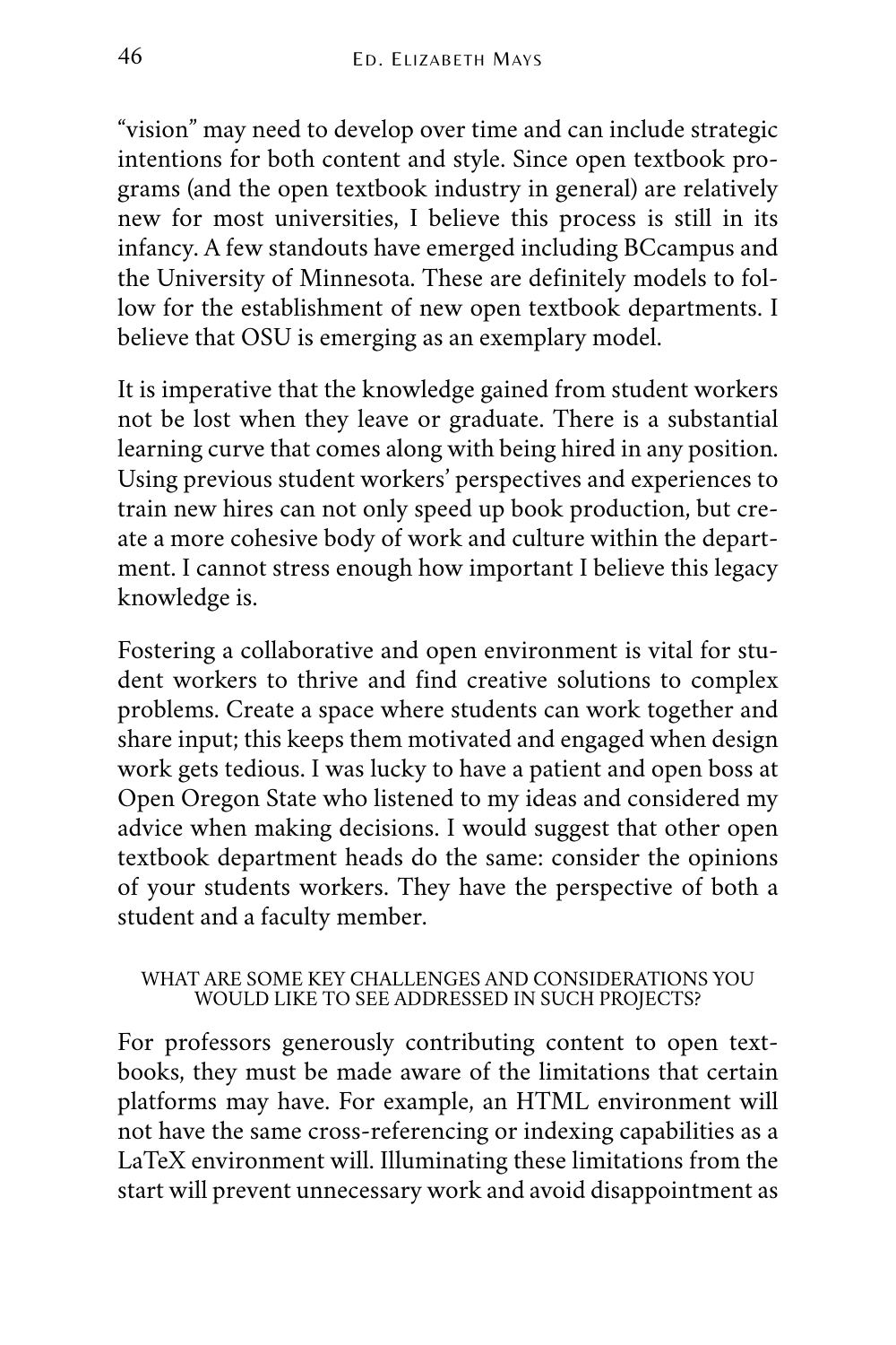"vision" may need to develop over time and can include strategic intentions for both content and style. Since open textbook programs (and the open textbook industry in general) are relatively new for most universities, I believe this process is still in its infancy. A few standouts have emerged including BCcampus and the University of Minnesota. These are definitely models to follow for the establishment of new open textbook departments. I believe that OSU is emerging as an exemplary model.

It is imperative that the knowledge gained from student workers not be lost when they leave or graduate. There is a substantial learning curve that comes along with being hired in any position. Using previous student workers' perspectives and experiences to train new hires can not only speed up book production, but create a more cohesive body of work and culture within the department. I cannot stress enough how important I believe this legacy knowledge is.

Fostering a collaborative and open environment is vital for student workers to thrive and find creative solutions to complex problems. Create a space where students can work together and share input; this keeps them motivated and engaged when design work gets tedious. I was lucky to have a patient and open boss at Open Oregon State who listened to my ideas and considered my advice when making decisions. I would suggest that other open textbook department heads do the same: consider the opinions of your students workers. They have the perspective of both a student and a faculty member.

#### WHAT ARE SOME KEY CHALLENGES AND CONSIDERATIONS YOU WOULD LIKE TO SEE ADDRESSED IN SUCH PROJECTS?

For professors generously contributing content to open textbooks, they must be made aware of the limitations that certain platforms may have. For example, an HTML environment will not have the same cross-referencing or indexing capabilities as a LaTeX environment will. Illuminating these limitations from the start will prevent unnecessary work and avoid disappointment as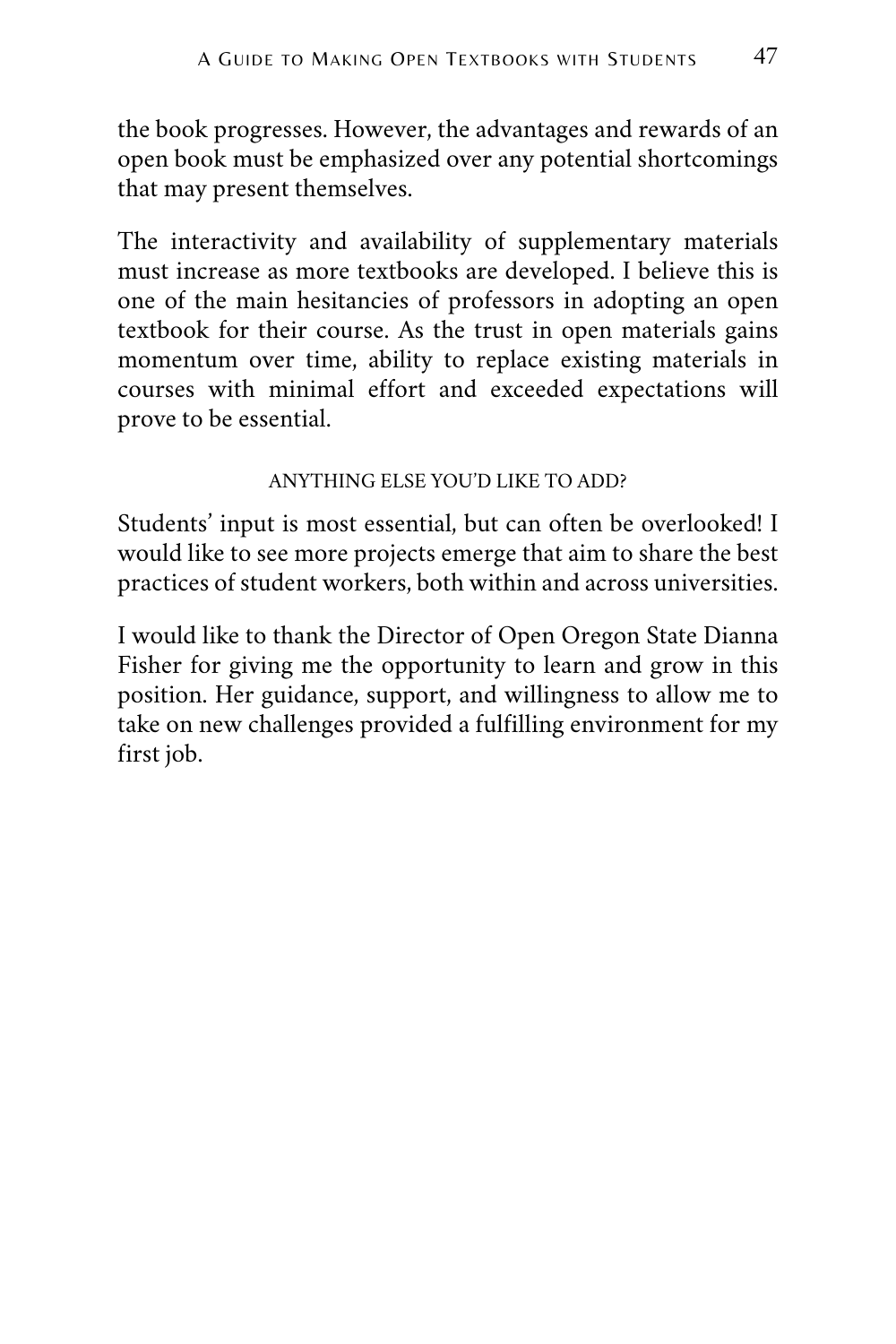the book progresses. However, the advantages and rewards of an open book must be emphasized over any potential shortcomings that may present themselves.

The interactivity and availability of supplementary materials must increase as more textbooks are developed. I believe this is one of the main hesitancies of professors in adopting an open textbook for their course. As the trust in open materials gains momentum over time, ability to replace existing materials in courses with minimal effort and exceeded expectations will prove to be essential.

### ANYTHING ELSE YOU'D LIKE TO ADD?

Students' input is most essential, but can often be overlooked! I would like to see more projects emerge that aim to share the best practices of student workers, both within and across universities.

I would like to thank the Director of Open Oregon State Dianna Fisher for giving me the opportunity to learn and grow in this position. Her guidance, support, and willingness to allow me to take on new challenges provided a fulfilling environment for my first job.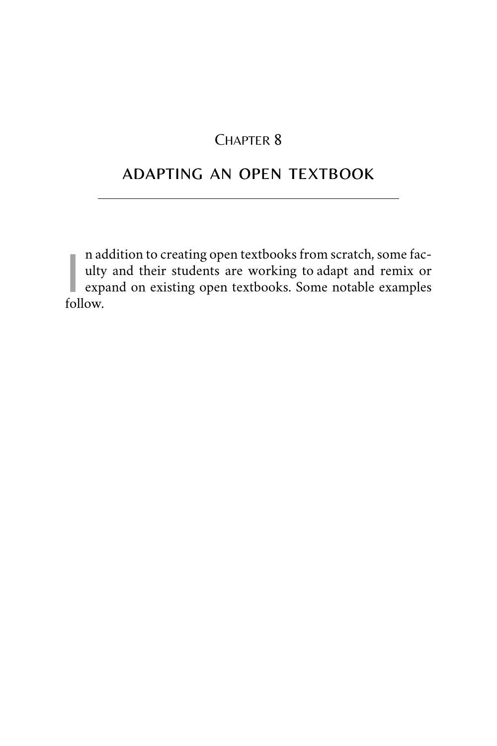# Chapter 8

## ADAPTING AN OPEN TEXTBOOK

In addition to creating open textbooks from scratch, some faculty and their students are working to adapt and remix or expand on existing open textbooks. Some notable examples follow.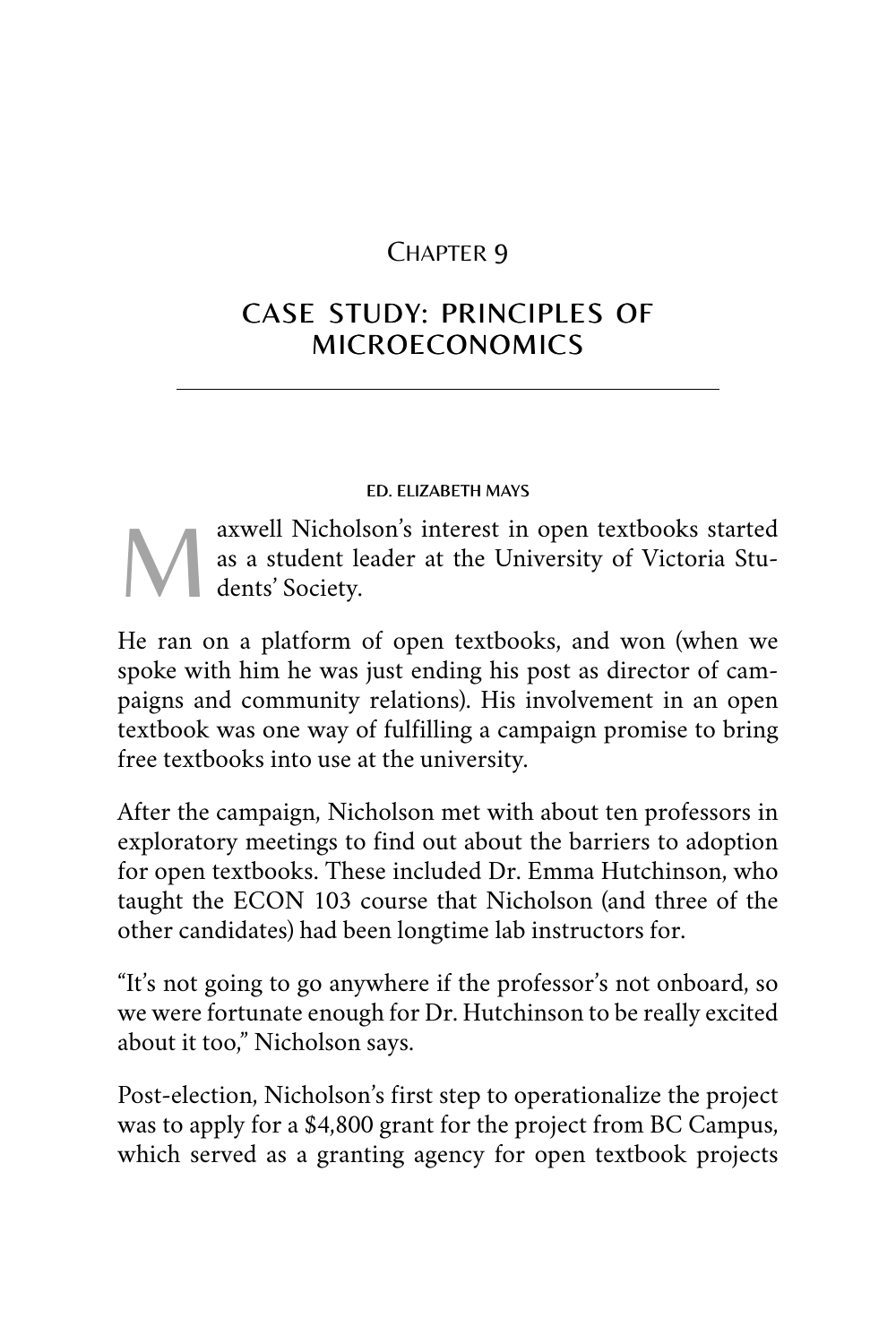# Chapter 9

## CASE STUDY: PRINCIPLES OF MICROECONOMICS

ED. ELIZABETH MAYS

Maxwell Nicholson's interest in open textbooks started as a student leader at the University of Victoria Students' Society.

He ran on a platform of open textbooks, and won (when we spoke with him he was just ending his post as director of campaigns and community relations). His involvement in an open textbook was one way of fulfilling a campaign promise to bring free textbooks into use at the university.

After the campaign, Nicholson met with about ten professors in exploratory meetings to find out about the barriers to adoption for open textbooks. These included Dr. Emma Hutchinson, who taught the ECON 103 course that Nicholson (and three of the other candidates) had been longtime lab instructors for.

"It's not going to go anywhere if the professor's not onboard, so we were fortunate enough for Dr. Hutchinson to be really excited about it too," Nicholson says.

Post-election, Nicholson's first step to operationalize the project was to apply for a $4,800 grant for the project from BC Campus, which served as a granting agency for open textbook projects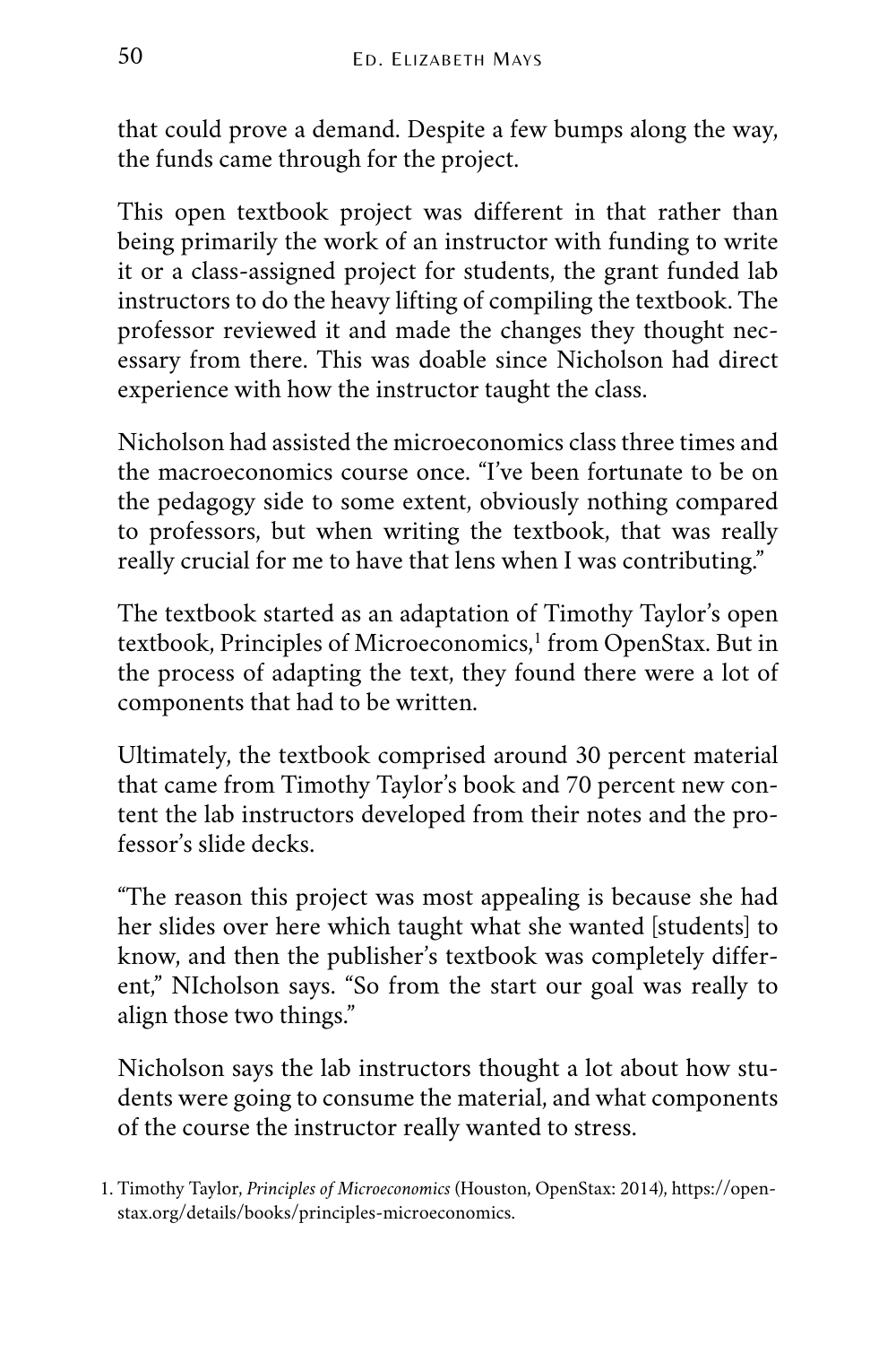that could prove a demand. Despite a few bumps along the way, the funds came through for the project.

This open textbook project was different in that rather than being primarily the work of an instructor with funding to write it or a class-assigned project for students, the grant funded lab instructors to do the heavy lifting of compiling the textbook. The professor reviewed it and made the changes they thought necessary from there. This was doable since Nicholson had direct experience with how the instructor taught the class.

Nicholson had assisted the microeconomics class three times and the macroeconomics course once. "I've been fortunate to be on the pedagogy side to some extent, obviously nothing compared to professors, but when writing the textbook, that was really really crucial for me to have that lens when I was contributing."

The textbook started as an adaptation of Timothy Taylor's open textbook, Principles of Microeconomics,[1] from OpenStax. But in the process of adapting the text, they found there were a lot of components that had to be written.

Ultimately, the textbook comprised around 30 percent material that came from Timothy Taylor's book and 70 percent new content the lab instructors developed from their notes and the professor's slide decks.

"The reason this project was most appealing is because she had her slides over here which taught what she wanted [students] to know, and then the publisher's textbook was completely different," NIcholson says. "So from the start our goal was really to align those two things."

Nicholson says the lab instructors thought a lot about how students were going to consume the material, and what components of the course the instructor really wanted to stress.

1. Timothy Taylor, *Principles of Microeconomics* (Houston, OpenStax: 2014), https://openstax.org/details/books/principles-microeconomics.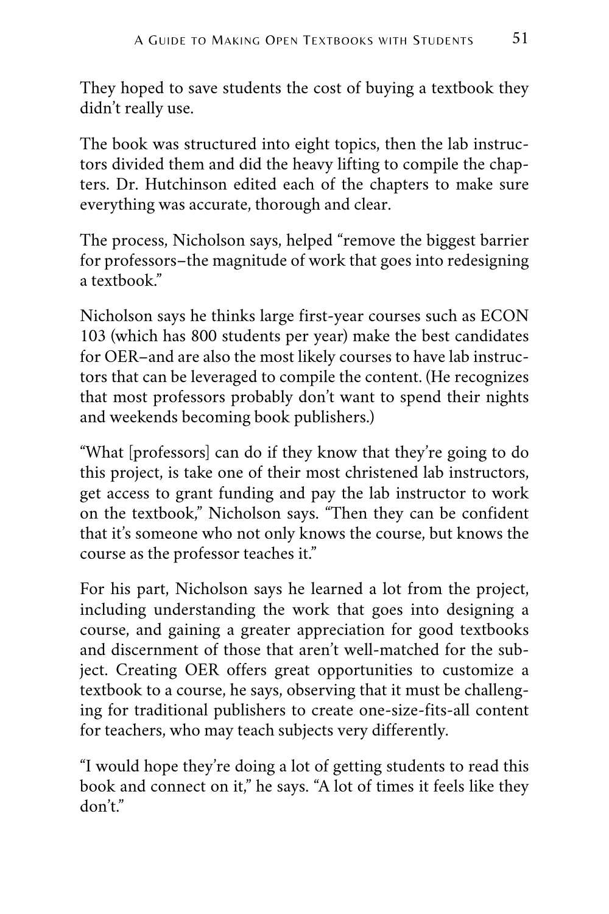They hoped to save students the cost of buying a textbook they didn't really use.

The book was structured into eight topics, then the lab instructors divided them and did the heavy lifting to compile the chapters. Dr. Hutchinson edited each of the chapters to make sure everything was accurate, thorough and clear.

The process, Nicholson says, helped "remove the biggest barrier for professors–the magnitude of work that goes into redesigning a textbook."

Nicholson says he thinks large first-year courses such as ECON 103 (which has 800 students per year) make the best candidates for OER–and are also the most likely courses to have lab instructors that can be leveraged to compile the content. (He recognizes that most professors probably don't want to spend their nights and weekends becoming book publishers.)

"What [professors] can do if they know that they're going to do this project, is take one of their most christened lab instructors, get access to grant funding and pay the lab instructor to work on the textbook," Nicholson says. "Then they can be confident that it's someone who not only knows the course, but knows the course as the professor teaches it."

For his part, Nicholson says he learned a lot from the project, including understanding the work that goes into designing a course, and gaining a greater appreciation for good textbooks and discernment of those that aren't well-matched for the subject. Creating OER offers great opportunities to customize a textbook to a course, he says, observing that it must be challenging for traditional publishers to create one-size-fits-all content for teachers, who may teach subjects very differently.

"I would hope they're doing a lot of getting students to read this book and connect on it," he says. "A lot of times it feels like they don't."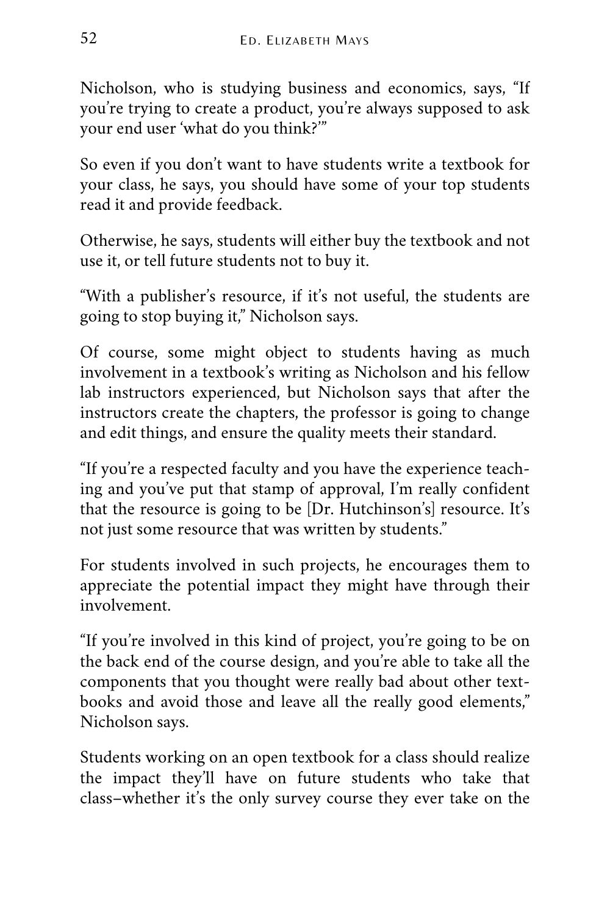Nicholson, who is studying business and economics, says, "If you're trying to create a product, you're always supposed to ask your end user 'what do you think?'"

So even if you don't want to have students write a textbook for your class, he says, you should have some of your top students read it and provide feedback.

Otherwise, he says, students will either buy the textbook and not use it, or tell future students not to buy it.

"With a publisher's resource, if it's not useful, the students are going to stop buying it," Nicholson says.

Of course, some might object to students having as much involvement in a textbook's writing as Nicholson and his fellow lab instructors experienced, but Nicholson says that after the instructors create the chapters, the professor is going to change and edit things, and ensure the quality meets their standard.

"If you're a respected faculty and you have the experience teaching and you've put that stamp of approval, I'm really confident that the resource is going to be [Dr. Hutchinson's] resource. It's not just some resource that was written by students."

For students involved in such projects, he encourages them to appreciate the potential impact they might have through their involvement.

"If you're involved in this kind of project, you're going to be on the back end of the course design, and you're able to take all the components that you thought were really bad about other textbooks and avoid those and leave all the really good elements," Nicholson says.

Students working on an open textbook for a class should realize the impact they'll have on future students who take that class–whether it's the only survey course they ever take on the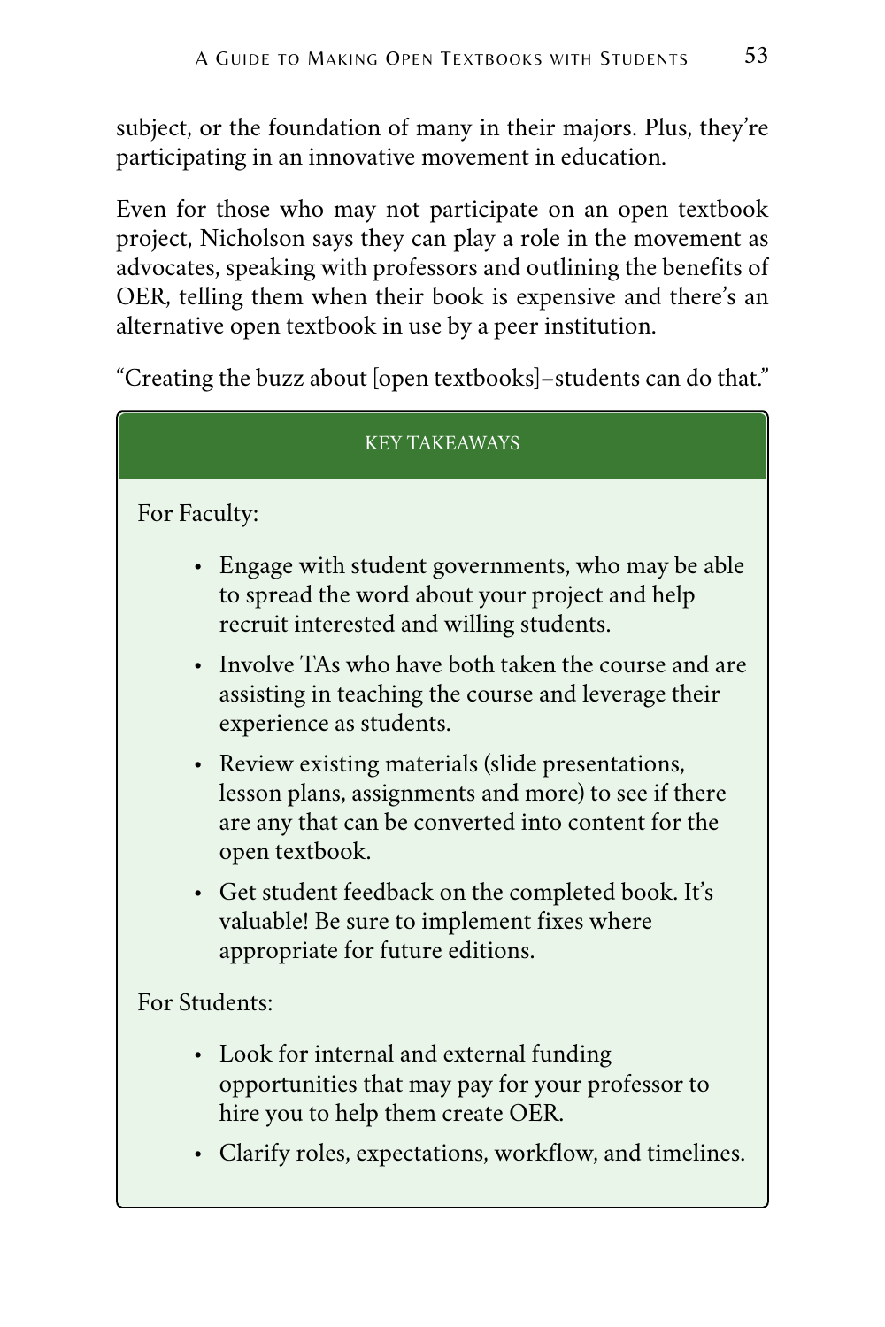subject, or the foundation of many in their majors. Plus, they're participating in an innovative movement in education.

Even for those who may not participate on an open textbook project, Nicholson says they can play a role in the movement as advocates, speaking with professors and outlining the benefits of OER, telling them when their book is expensive and there's an alternative open textbook in use by a peer institution.

"Creating the buzz about [open textbooks]–students can do that."

> **KEY TAKEAWAYS**
>
> For Faculty:
>
> - Engage with student governments, who may be able to spread the word about your project and help recruit interested and willing students.
> - Involve TAs who have both taken the course and are assisting in teaching the course and leverage their experience as students.
> - Review existing materials (slide presentations, lesson plans, assignments and more) to see if there are any that can be converted into content for the open textbook.
> - Get student feedback on the completed book. It's valuable! Be sure to implement fixes where appropriate for future editions.
>
> For Students:
>
> - Look for internal and external funding opportunities that may pay for your professor to hire you to help them create OER.
> - Clarify roles, expectations, workflow, and timelines.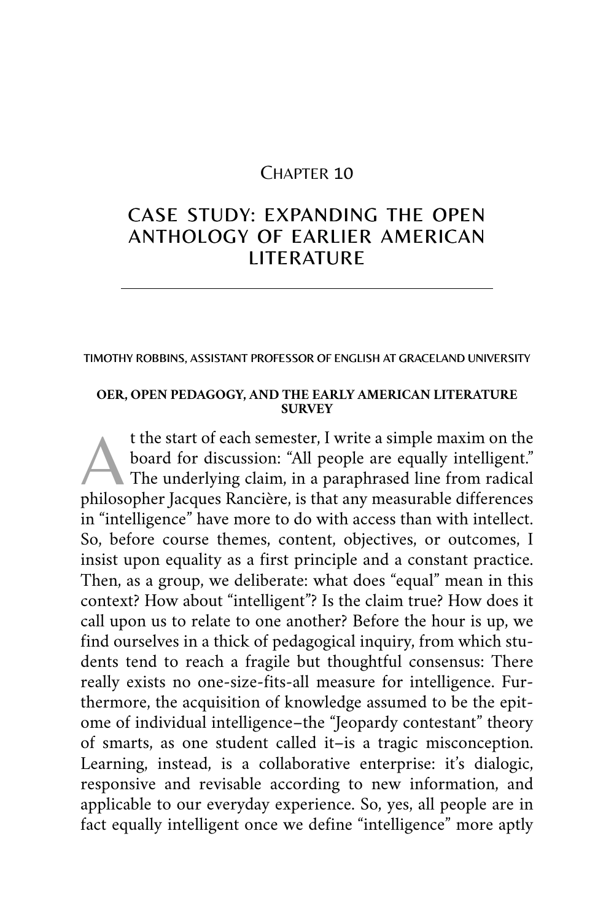# Chapter 10

# CASE STUDY: EXPANDING THE OPEN ANTHOLOGY OF EARLIER AMERICAN LITERATURE

TIMOTHY ROBBINS, ASSISTANT PROFESSOR OF ENGLISH AT GRACELAND UNIVERSITY

### OER, OPEN PEDAGOGY, AND THE EARLY AMERICAN LITERATURE SURVEY

At the start of each semester, I write a simple maxim on the board for discussion: "All people are equally intelligent." The underlying claim, in a paraphrased line from radical philosopher Jacques Rancière, is that any measurable differences in "intelligence" have more to do with access than with intellect. So, before course themes, content, objectives, or outcomes, I insist upon equality as a first principle and a constant practice. Then, as a group, we deliberate: what does "equal" mean in this context? How about "intelligent"? Is the claim true? How does it call upon us to relate to one another? Before the hour is up, we find ourselves in a thick of pedagogical inquiry, from which students tend to reach a fragile but thoughtful consensus: There really exists no one-size-fits-all measure for intelligence. Furthermore, the acquisition of knowledge assumed to be the epitome of individual intelligence–the "Jeopardy contestant" theory of smarts, as one student called it–is a tragic misconception. Learning, instead, is a collaborative enterprise: it's dialogic, responsive and revisable according to new information, and applicable to our everyday experience. So, yes, all people are in fact equally intelligent once we define "intelligence" more aptly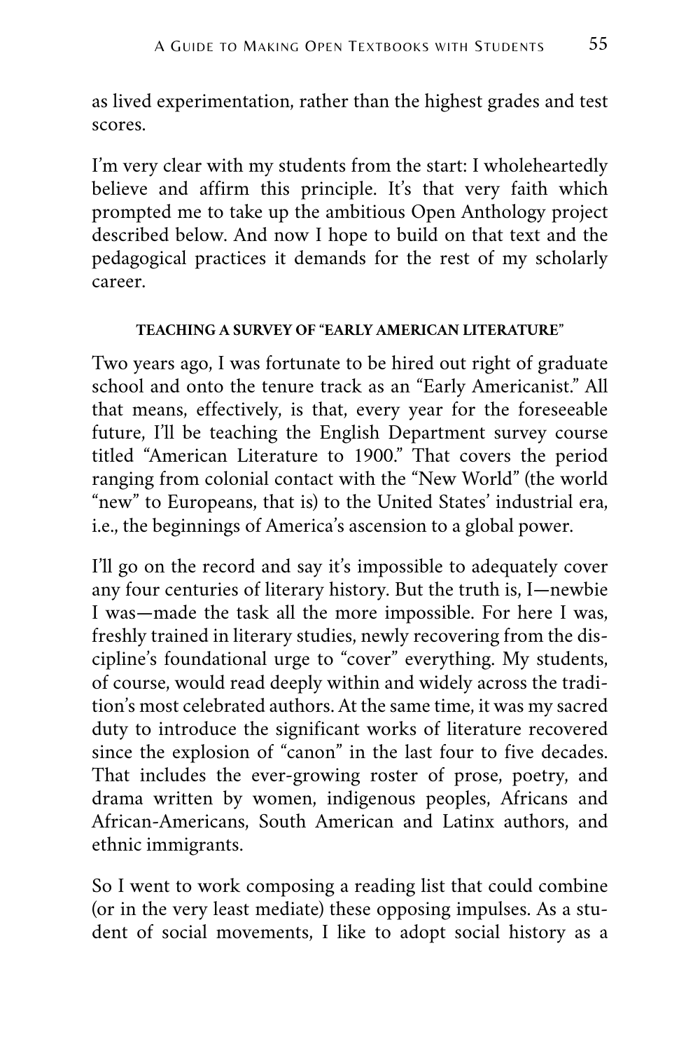as lived experimentation, rather than the highest grades and test scores.

I'm very clear with my students from the start: I wholeheartedly believe and affirm this principle. It's that very faith which prompted me to take up the ambitious Open Anthology project described below. And now I hope to build on that text and the pedagogical practices it demands for the rest of my scholarly career.

### TEACHING A SURVEY OF "EARLY AMERICAN LITERATURE"

Two years ago, I was fortunate to be hired out right of graduate school and onto the tenure track as an "Early Americanist." All that means, effectively, is that, every year for the foreseeable future, I'll be teaching the English Department survey course titled "American Literature to 1900." That covers the period ranging from colonial contact with the "New World" (the world "new" to Europeans, that is) to the United States' industrial era, i.e., the beginnings of America's ascension to a global power.

I'll go on the record and say it's impossible to adequately cover any four centuries of literary history. But the truth is, I—newbie I was—made the task all the more impossible. For here I was, freshly trained in literary studies, newly recovering from the discipline's foundational urge to "cover" everything. My students, of course, would read deeply within and widely across the tradition's most celebrated authors. At the same time, it was my sacred duty to introduce the significant works of literature recovered since the explosion of "canon" in the last four to five decades. That includes the ever-growing roster of prose, poetry, and drama written by women, indigenous peoples, Africans and African-Americans, South American and Latinx authors, and ethnic immigrants.

So I went to work composing a reading list that could combine (or in the very least mediate) these opposing impulses. As a student of social movements, I like to adopt social history as a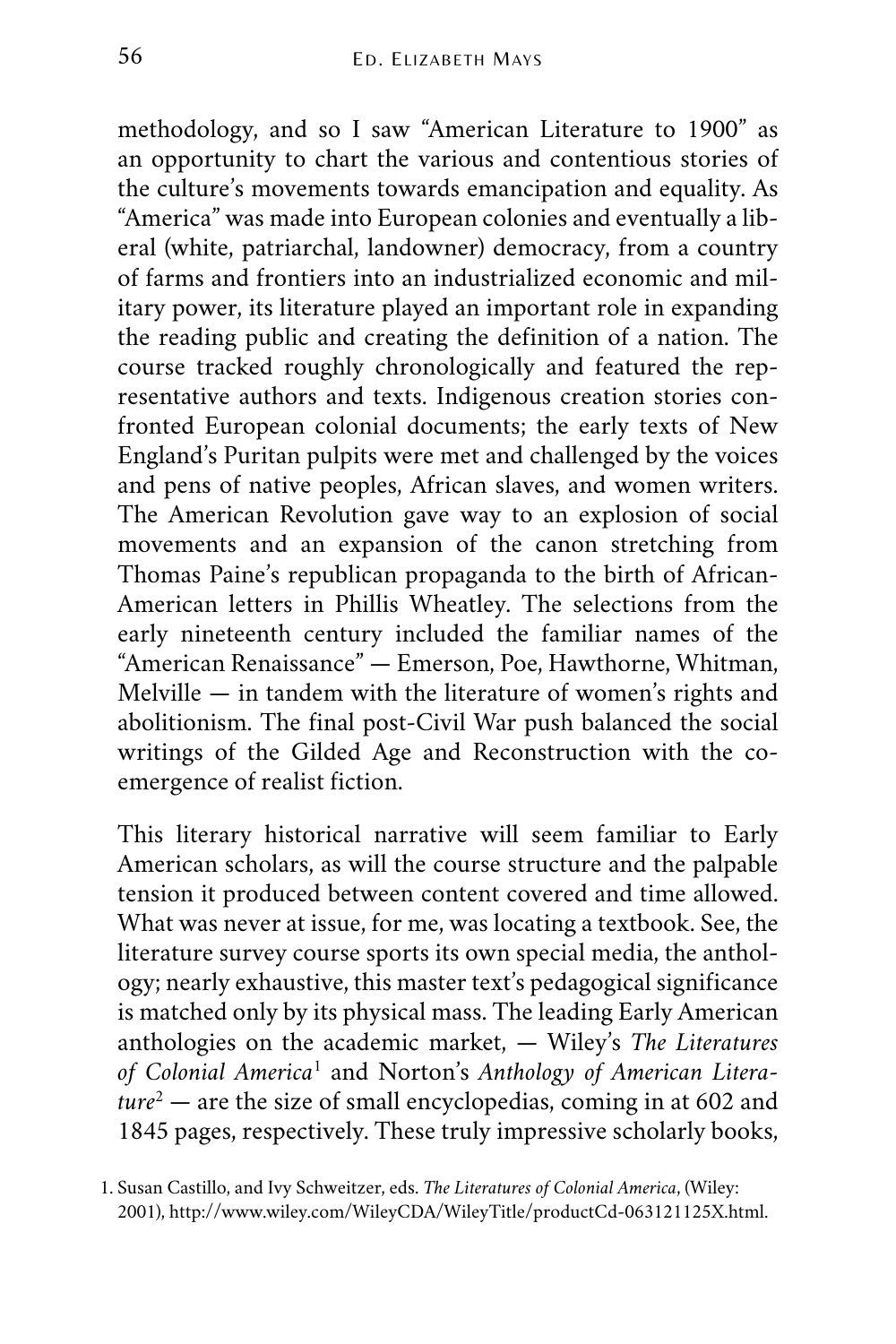methodology, and so I saw "American Literature to 1900" as an opportunity to chart the various and contentious stories of the culture's movements towards emancipation and equality. As "America" was made into European colonies and eventually a liberal (white, patriarchal, landowner) democracy, from a country of farms and frontiers into an industrialized economic and military power, its literature played an important role in expanding the reading public and creating the definition of a nation. The course tracked roughly chronologically and featured the representative authors and texts. Indigenous creation stories confronted European colonial documents; the early texts of New England's Puritan pulpits were met and challenged by the voices and pens of native peoples, African slaves, and women writers. The American Revolution gave way to an explosion of social movements and an expansion of the canon stretching from Thomas Paine's republican propaganda to the birth of African-American letters in Phillis Wheatley. The selections from the early nineteenth century included the familiar names of the "American Renaissance" — Emerson, Poe, Hawthorne, Whitman, Melville — in tandem with the literature of women's rights and abolitionism. The final post-Civil War push balanced the social writings of the Gilded Age and Reconstruction with the co-emergence of realist fiction.

This literary historical narrative will seem familiar to Early American scholars, as will the course structure and the palpable tension it produced between content covered and time allowed. What was never at issue, for me, was locating a textbook. See, the literature survey course sports its own special media, the anthology; nearly exhaustive, this master text's pedagogical significance is matched only by its physical mass. The leading Early American anthologies on the academic market, — Wiley's *The Literatures of Colonial America*[1] and Norton's *Anthology of American Literature*[2] — are the size of small encyclopedias, coming in at 602 and 1845 pages, respectively. These truly impressive scholarly books,

1. Susan Castillo, and Ivy Schweitzer, eds. *The Literatures of Colonial America*, (Wiley: 2001), http://www.wiley.com/WileyCDA/WileyTitle/productCd-063121125X.html.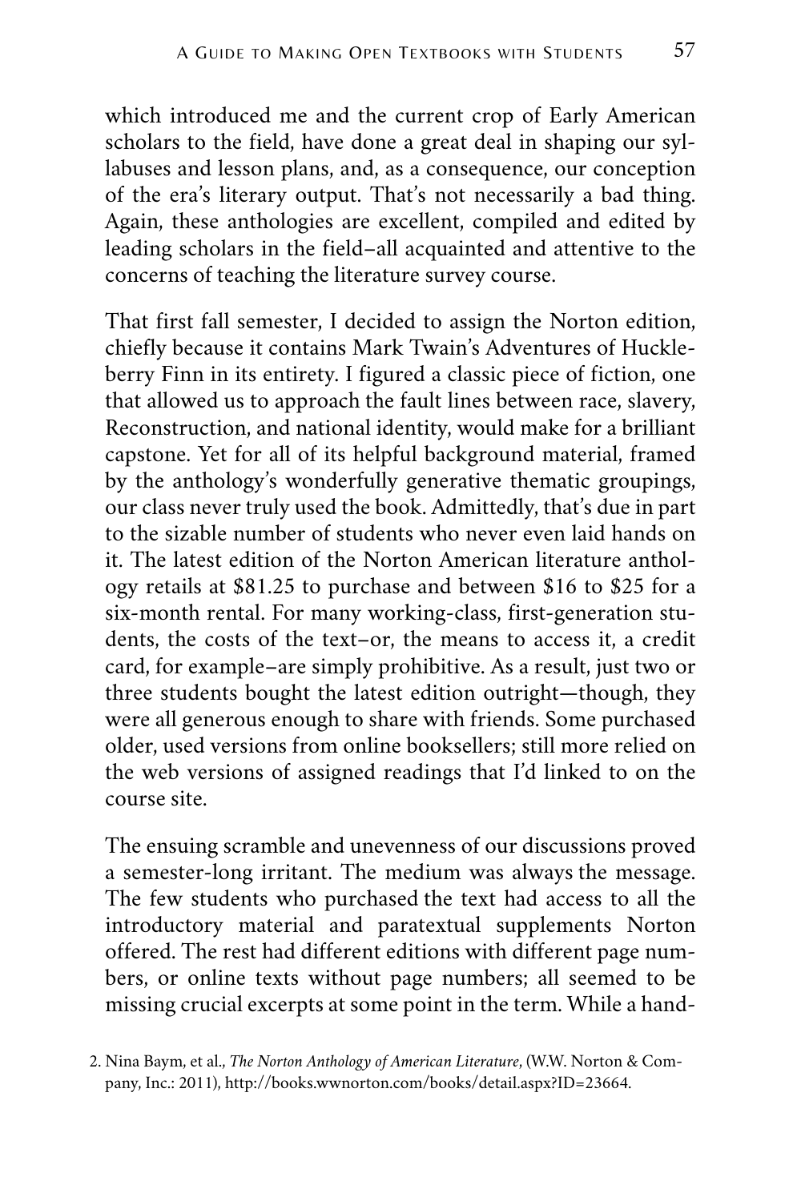which introduced me and the current crop of Early American scholars to the field, have done a great deal in shaping our syllabuses and lesson plans, and, as a consequence, our conception of the era's literary output. That's not necessarily a bad thing. Again, these anthologies are excellent, compiled and edited by leading scholars in the field–all acquainted and attentive to the concerns of teaching the literature survey course.

That first fall semester, I decided to assign the Norton edition, chiefly because it contains Mark Twain's Adventures of Huckleberry Finn in its entirety. I figured a classic piece of fiction, one that allowed us to approach the fault lines between race, slavery, Reconstruction, and national identity, would make for a brilliant capstone. Yet for all of its helpful background material, framed by the anthology's wonderfully generative thematic groupings, our class never truly used the book. Admittedly, that's due in part to the sizable number of students who never even laid hands on it. The latest edition of the Norton American literature anthology retails at $81.25 to purchase and between $16 to $25 for a six-month rental. For many working-class, first-generation students, the costs of the text–or, the means to access it, a credit card, for example–are simply prohibitive. As a result, just two or three students bought the latest edition outright—though, they were all generous enough to share with friends. Some purchased older, used versions from online booksellers; still more relied on the web versions of assigned readings that I'd linked to on the course site.

The ensuing scramble and unevenness of our discussions proved a semester-long irritant. The medium was always the message. The few students who purchased the text had access to all the introductory material and paratextual supplements Norton offered. The rest had different editions with different page numbers, or online texts without page numbers; all seemed to be missing crucial excerpts at some point in the term. While a hand-

2. Nina Baym, et al., *The Norton Anthology of American Literature*, (W.W. Norton & Company, Inc.: 2011), http://books.wwnorton.com/books/detail.aspx?ID=23664.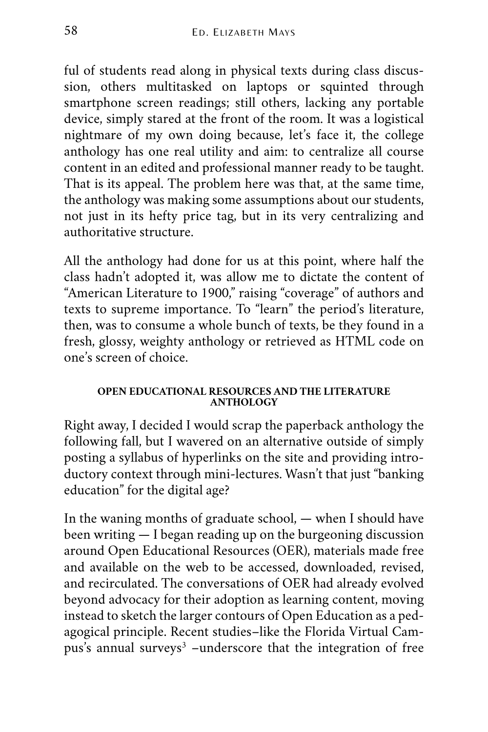ful of students read along in physical texts during class discussion, others multitasked on laptops or squinted through smartphone screen readings; still others, lacking any portable device, simply stared at the front of the room. It was a logistical nightmare of my own doing because, let's face it, the college anthology has one real utility and aim: to centralize all course content in an edited and professional manner ready to be taught. That is its appeal. The problem here was that, at the same time, the anthology was making some assumptions about our students, not just in its hefty price tag, but in its very centralizing and authoritative structure.

All the anthology had done for us at this point, where half the class hadn't adopted it, was allow me to dictate the content of "American Literature to 1900," raising "coverage" of authors and texts to supreme importance. To "learn" the period's literature, then, was to consume a whole bunch of texts, be they found in a fresh, glossy, weighty anthology or retrieved as HTML code on one's screen of choice.

#### OPEN EDUCATIONAL RESOURCES AND THE LITERATURE ANTHOLOGY

Right away, I decided I would scrap the paperback anthology the following fall, but I wavered on an alternative outside of simply posting a syllabus of hyperlinks on the site and providing introductory context through mini-lectures. Wasn't that just "banking education" for the digital age?

In the waning months of graduate school, — when I should have been writing — I began reading up on the burgeoning discussion around Open Educational Resources (OER), materials made free and available on the web to be accessed, downloaded, revised, and recirculated. The conversations of OER had already evolved beyond advocacy for their adoption as learning content, moving instead to sketch the larger contours of Open Education as a pedagogical principle. Recent studies–like the Florida Virtual Campus's annual surveys[3] –underscore that the integration of free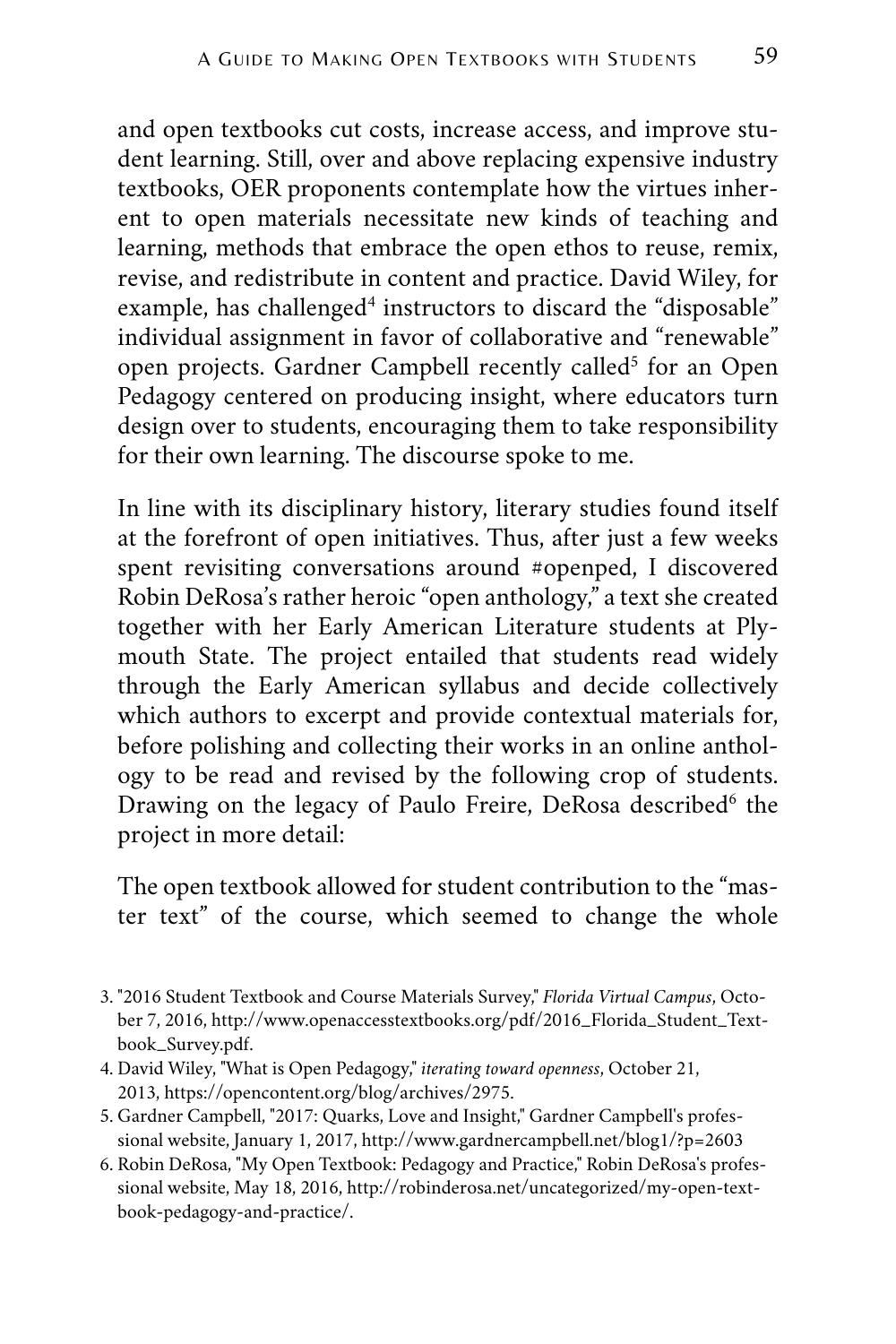and open textbooks cut costs, increase access, and improve student learning. Still, over and above replacing expensive industry textbooks, OER proponents contemplate how the virtues inherent to open materials necessitate new kinds of teaching and learning, methods that embrace the open ethos to reuse, remix, revise, and redistribute in content and practice. David Wiley, for example, has challenged[4] instructors to discard the "disposable" individual assignment in favor of collaborative and "renewable" open projects. Gardner Campbell recently called[5] for an Open Pedagogy centered on producing insight, where educators turn design over to students, encouraging them to take responsibility for their own learning. The discourse spoke to me.

In line with its disciplinary history, literary studies found itself at the forefront of open initiatives. Thus, after just a few weeks spent revisiting conversations around #openped, I discovered Robin DeRosa's rather heroic "open anthology," a text she created together with her Early American Literature students at Plymouth State. The project entailed that students read widely through the Early American syllabus and decide collectively which authors to excerpt and provide contextual materials for, before polishing and collecting their works in an online anthology to be read and revised by the following crop of students. Drawing on the legacy of Paulo Freire, DeRosa described[6] the project in more detail:

The open textbook allowed for student contribution to the "master text" of the course, which seemed to change the whole

3. "2016 Student Textbook and Course Materials Survey," *Florida Virtual Campus*, October 7, 2016, http://www.openaccesstextbooks.org/pdf/2016_Florida_Student_Textbook_Survey.pdf.
4. David Wiley, "What is Open Pedagogy," *iterating toward openness*, October 21, 2013, https://opencontent.org/blog/archives/2975.
5. Gardner Campbell, "2017: Quarks, Love and Insight," Gardner Campbell's professional website, January 1, 2017, http://www.gardnercampbell.net/blog1/?p=2603
6. Robin DeRosa, "My Open Textbook: Pedagogy and Practice," Robin DeRosa's professional website, May 18, 2016, http://robinderosa.net/uncategorized/my-open-textbook-pedagogy-and-practice/.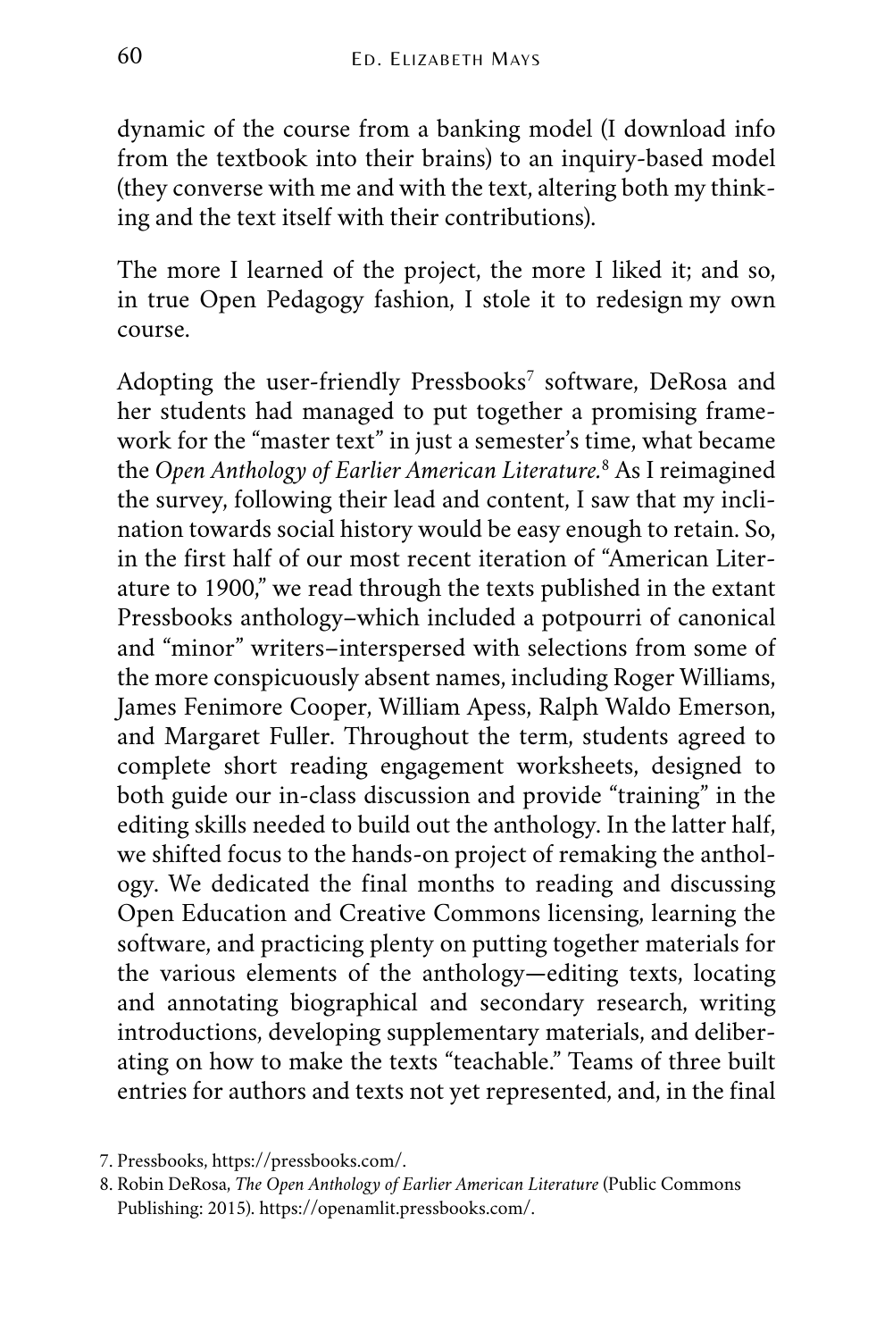dynamic of the course from a banking model (I download info from the textbook into their brains) to an inquiry-based model (they converse with me and with the text, altering both my thinking and the text itself with their contributions).

The more I learned of the project, the more I liked it; and so, in true Open Pedagogy fashion, I stole it to redesign my own course.

Adopting the user-friendly Pressbooks[7] software, DeRosa and her students had managed to put together a promising framework for the "master text" in just a semester's time, what became the *Open Anthology of Earlier American Literature.*[8] As I reimagined the survey, following their lead and content, I saw that my inclination towards social history would be easy enough to retain. So, in the first half of our most recent iteration of "American Literature to 1900," we read through the texts published in the extant Pressbooks anthology–which included a potpourri of canonical and "minor" writers–interspersed with selections from some of the more conspicuously absent names, including Roger Williams, James Fenimore Cooper, William Apess, Ralph Waldo Emerson, and Margaret Fuller. Throughout the term, students agreed to complete short reading engagement worksheets, designed to both guide our in-class discussion and provide "training" in the editing skills needed to build out the anthology. In the latter half, we shifted focus to the hands-on project of remaking the anthology. We dedicated the final months to reading and discussing Open Education and Creative Commons licensing, learning the software, and practicing plenty on putting together materials for the various elements of the anthology—editing texts, locating and annotating biographical and secondary research, writing introductions, developing supplementary materials, and deliberating on how to make the texts "teachable." Teams of three built entries for authors and texts not yet represented, and, in the final

7. Pressbooks, https://pressbooks.com/.

8. Robin DeRosa, *The Open Anthology of Earlier American Literature* (Public Commons Publishing: 2015). https://openamlit.pressbooks.com/.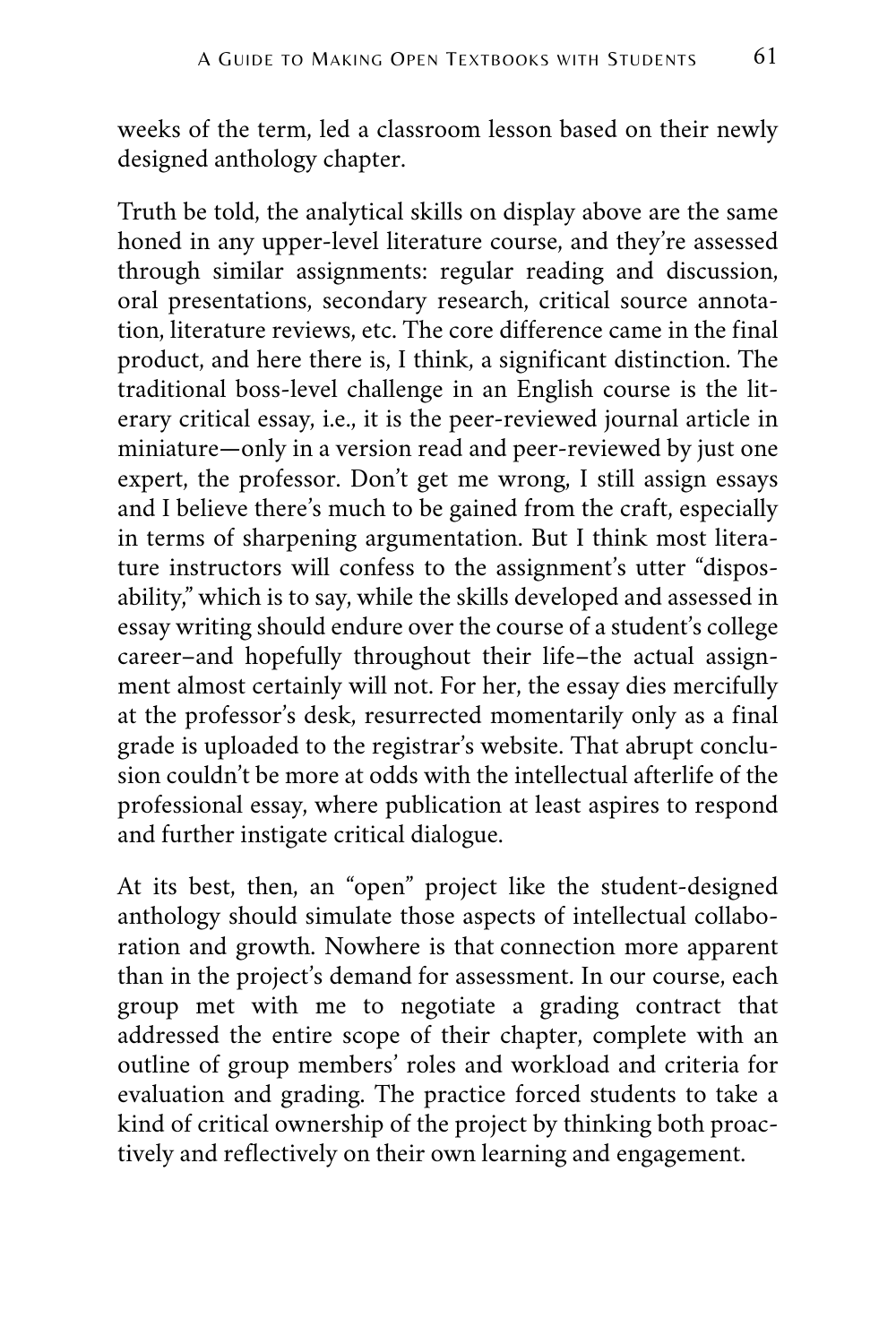weeks of the term, led a classroom lesson based on their newly designed anthology chapter.

Truth be told, the analytical skills on display above are the same honed in any upper-level literature course, and they're assessed through similar assignments: regular reading and discussion, oral presentations, secondary research, critical source annotation, literature reviews, etc. The core difference came in the final product, and here there is, I think, a significant distinction. The traditional boss-level challenge in an English course is the literary critical essay, i.e., it is the peer-reviewed journal article in miniature—only in a version read and peer-reviewed by just one expert, the professor. Don't get me wrong, I still assign essays and I believe there's much to be gained from the craft, especially in terms of sharpening argumentation. But I think most literature instructors will confess to the assignment's utter "disposability," which is to say, while the skills developed and assessed in essay writing should endure over the course of a student's college career–and hopefully throughout their life–the actual assignment almost certainly will not. For her, the essay dies mercifully at the professor's desk, resurrected momentarily only as a final grade is uploaded to the registrar's website. That abrupt conclusion couldn't be more at odds with the intellectual afterlife of the professional essay, where publication at least aspires to respond and further instigate critical dialogue.

At its best, then, an "open" project like the student-designed anthology should simulate those aspects of intellectual collaboration and growth. Nowhere is that connection more apparent than in the project's demand for assessment. In our course, each group met with me to negotiate a grading contract that addressed the entire scope of their chapter, complete with an outline of group members' roles and workload and criteria for evaluation and grading. The practice forced students to take a kind of critical ownership of the project by thinking both proactively and reflectively on their own learning and engagement.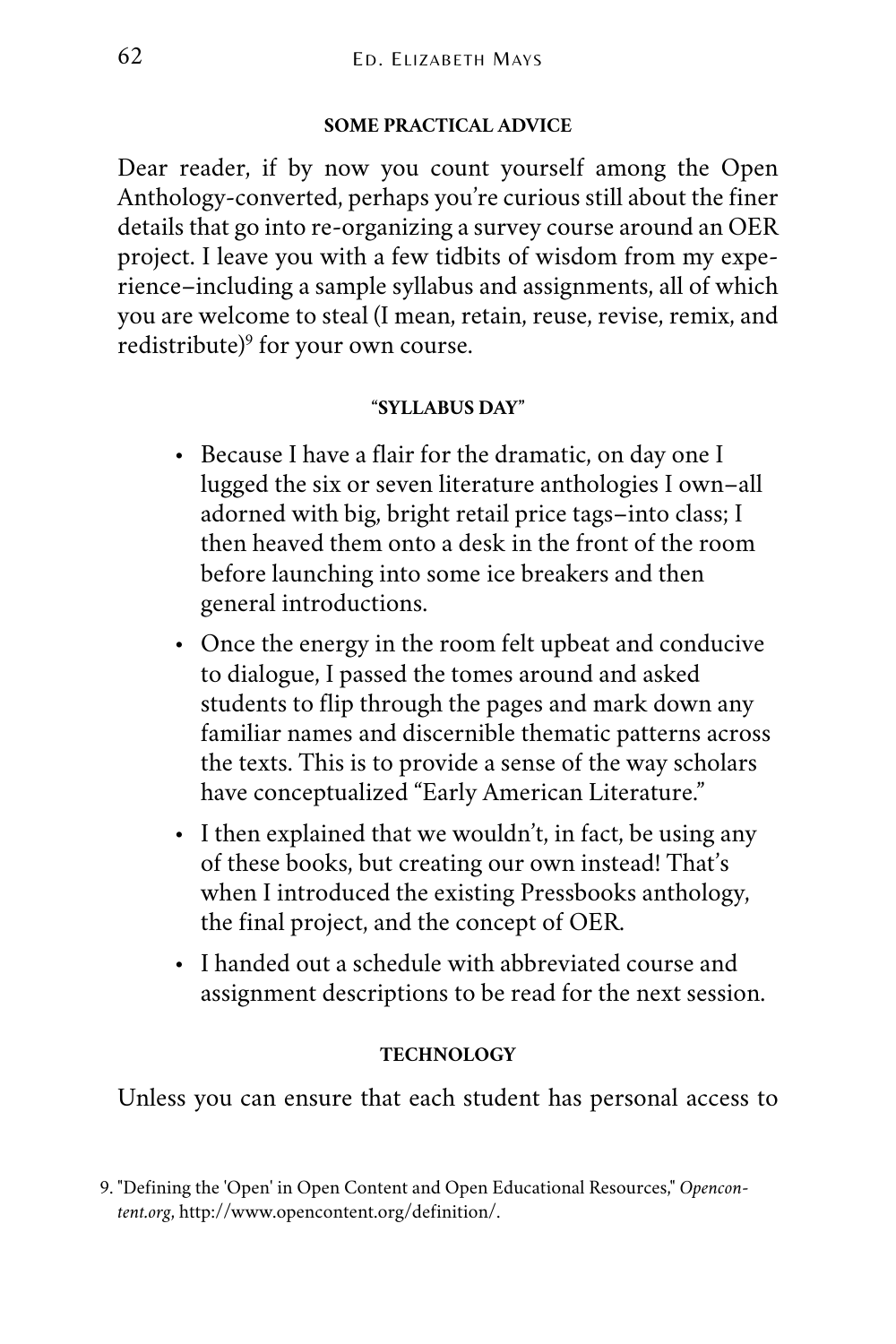### SOME PRACTICAL ADVICE

Dear reader, if by now you count yourself among the Open Anthology-converted, perhaps you're curious still about the finer details that go into re-organizing a survey course around an OER project. I leave you with a few tidbits of wisdom from my experience–including a sample syllabus and assignments, all of which you are welcome to steal (I mean, retain, reuse, revise, remix, and redistribute)[9] for your own course.

#### "SYLLABUS DAY"

- Because I have a flair for the dramatic, on day one I lugged the six or seven literature anthologies I own–all adorned with big, bright retail price tags–into class; I then heaved them onto a desk in the front of the room before launching into some ice breakers and then general introductions.
- Once the energy in the room felt upbeat and conducive to dialogue, I passed the tomes around and asked students to flip through the pages and mark down any familiar names and discernible thematic patterns across the texts. This is to provide a sense of the way scholars have conceptualized "Early American Literature."
- I then explained that we wouldn't, in fact, be using any of these books, but creating our own instead! That's when I introduced the existing Pressbooks anthology, the final project, and the concept of OER.
- I handed out a schedule with abbreviated course and assignment descriptions to be read for the next session.

#### TECHNOLOGY

Unless you can ensure that each student has personal access to

9. "Defining the 'Open' in Open Content and Open Educational Resources," *Opencontent.org*, http://www.opencontent.org/definition/.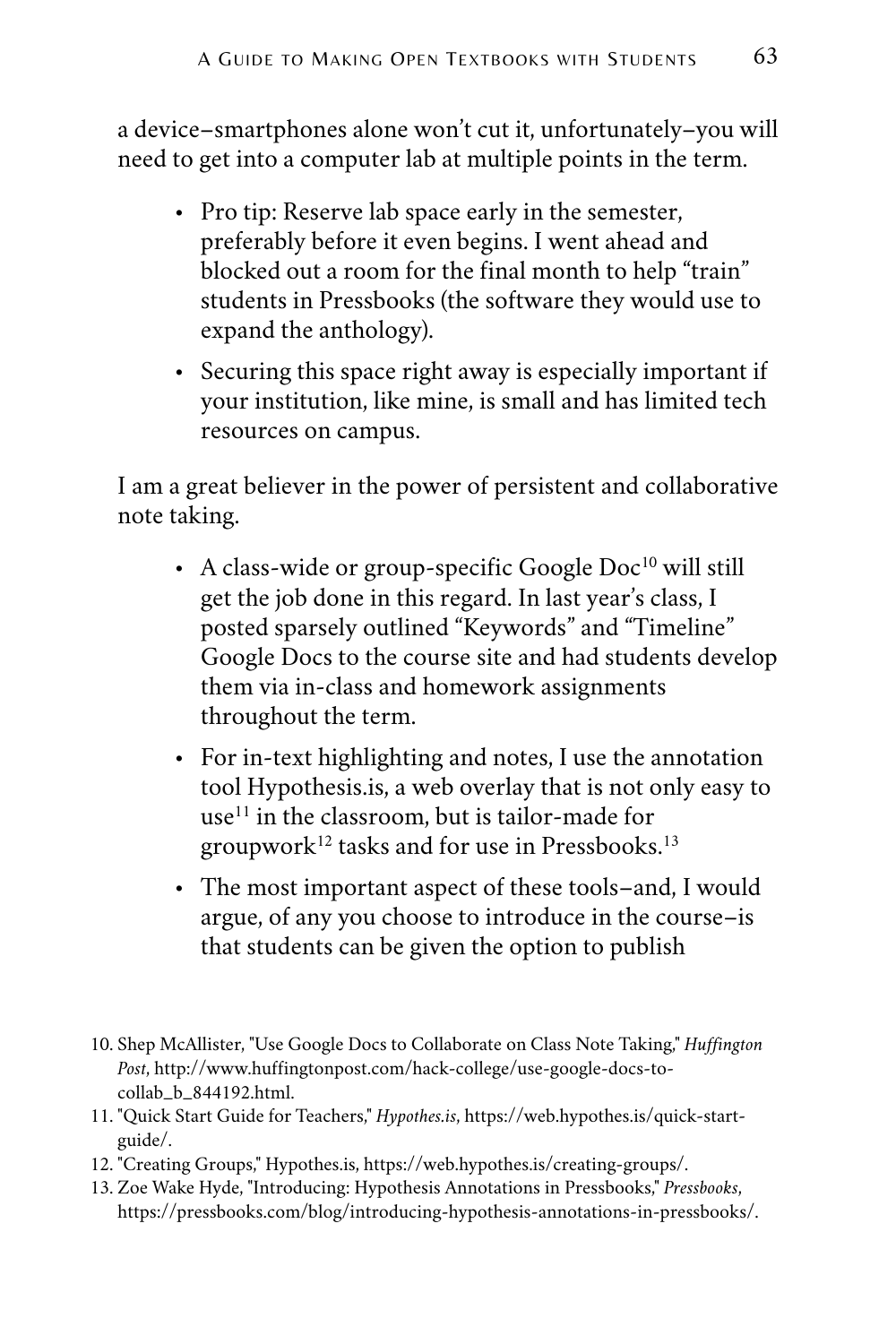a device–smartphones alone won't cut it, unfortunately–you will need to get into a computer lab at multiple points in the term.

- Pro tip: Reserve lab space early in the semester, preferably before it even begins. I went ahead and blocked out a room for the final month to help "train" students in Pressbooks (the software they would use to expand the anthology).
- Securing this space right away is especially important if your institution, like mine, is small and has limited tech resources on campus.

I am a great believer in the power of persistent and collaborative note taking.

- A class-wide or group-specific Google Doc[10] will still get the job done in this regard. In last year's class, I posted sparsely outlined "Keywords" and "Timeline" Google Docs to the course site and had students develop them via in-class and homework assignments throughout the term.
- For in-text highlighting and notes, I use the annotation tool Hypothesis.is, a web overlay that is not only easy to use[11] in the classroom, but is tailor-made for groupwork[12] tasks and for use in Pressbooks.[13]
- The most important aspect of these tools–and, I would argue, of any you choose to introduce in the course–is that students can be given the option to publish

10. Shep McAllister, "Use Google Docs to Collaborate on Class Note Taking," *Huffington Post*, http://www.huffingtonpost.com/hack-college/use-google-docs-to-collab_b_844192.html.
11. "Quick Start Guide for Teachers," *Hypothes.is*, https://web.hypothes.is/quick-start-guide/.
12. "Creating Groups," Hypothes.is, https://web.hypothes.is/creating-groups/.
13. Zoe Wake Hyde, "Introducing: Hypothesis Annotations in Pressbooks," *Pressbooks*, https://pressbooks.com/blog/introducing-hypothesis-annotations-in-pressbooks/.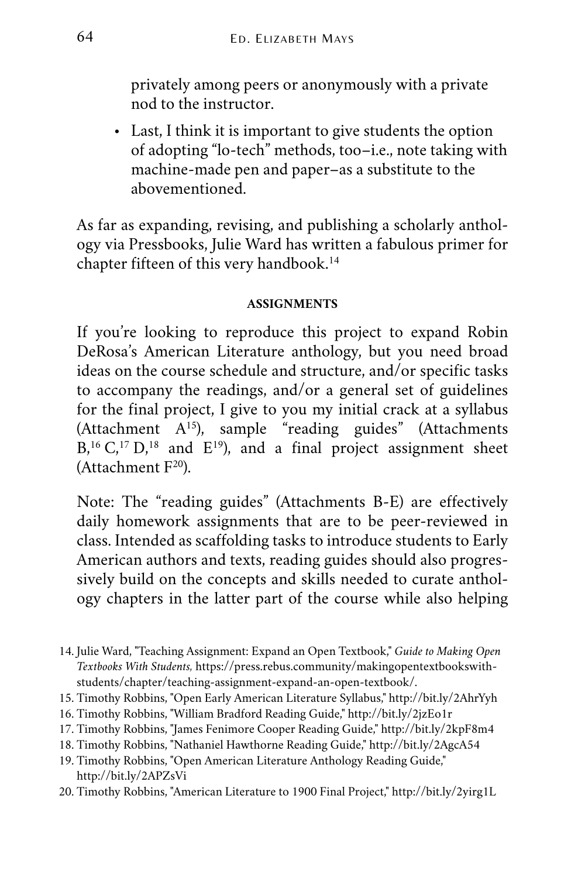privately among peers or anonymously with a private nod to the instructor.

- Last, I think it is important to give students the option of adopting "lo-tech" methods, too–i.e., note taking with machine-made pen and paper–as a substitute to the abovementioned.

As far as expanding, revising, and publishing a scholarly anthology via Pressbooks, Julie Ward has written a fabulous primer for chapter fifteen of this very handbook.[14]

#### ASSIGNMENTS

If you're looking to reproduce this project to expand Robin DeRosa's American Literature anthology, but you need broad ideas on the course schedule and structure, and/or specific tasks to accompany the readings, and/or a general set of guidelines for the final project, I give to you my initial crack at a syllabus (Attachment A[15]), sample "reading guides" (Attachments B,[16] C,[17] D,[18] and E[19]), and a final project assignment sheet (Attachment F[20]).

Note: The "reading guides" (Attachments B-E) are effectively daily homework assignments that are to be peer-reviewed in class. Intended as scaffolding tasks to introduce students to Early American authors and texts, reading guides should also progressively build on the concepts and skills needed to curate anthology chapters in the latter part of the course while also helping

14. Julie Ward, "Teaching Assignment: Expand an Open Textbook," *Guide to Making Open Textbooks With Students,* https://press.rebus.community/makingopentextbookswithstudents/chapter/teaching-assignment-expand-an-open-textbook/.
15. Timothy Robbins, "Open Early American Literature Syllabus," http://bit.ly/2AhrYyh
16. Timothy Robbins, "William Bradford Reading Guide," http://bit.ly/2jzEo1r
17. Timothy Robbins, "James Fenimore Cooper Reading Guide," http://bit.ly/2kpF8m4
18. Timothy Robbins, "Nathaniel Hawthorne Reading Guide," http://bit.ly/2AgcA54
19. Timothy Robbins, "Open American Literature Anthology Reading Guide," http://bit.ly/2APZsVi
20. Timothy Robbins, "American Literature to 1900 Final Project," http://bit.ly/2yirg1L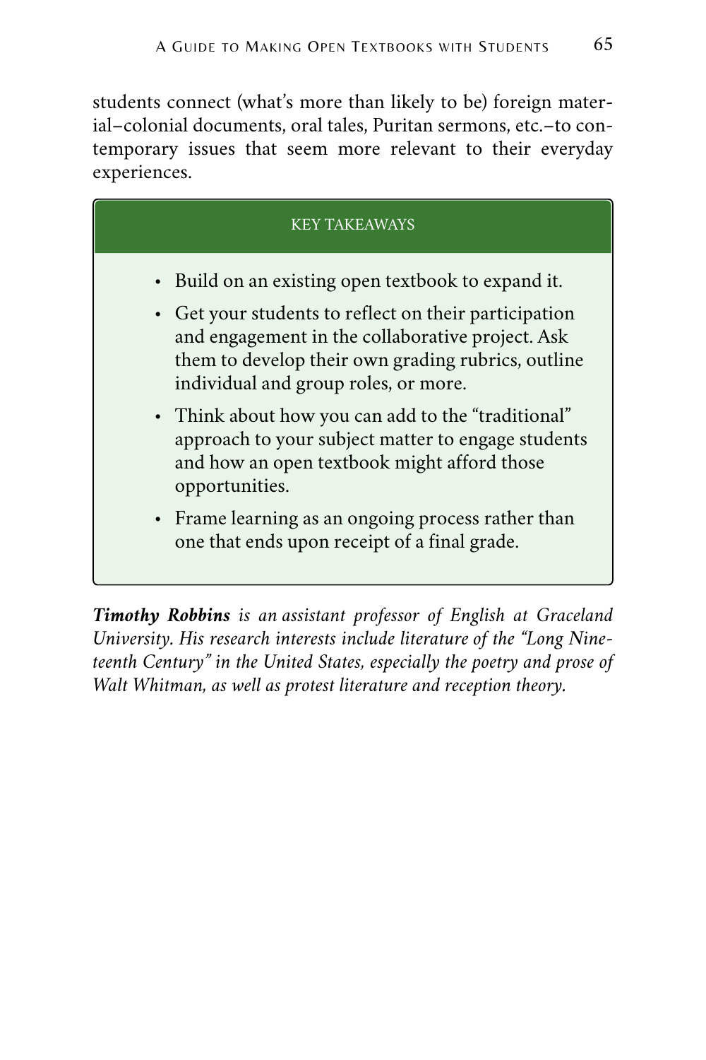students connect (what's more than likely to be) foreign material–colonial documents, oral tales, Puritan sermons, etc.–to contemporary issues that seem more relevant to their everyday experiences.

> KEY TAKEAWAYS
>
> - Build on an existing open textbook to expand it.
> - Get your students to reflect on their participation and engagement in the collaborative project. Ask them to develop their own grading rubrics, outline individual and group roles, or more.
> - Think about how you can add to the "traditional" approach to your subject matter to engage students and how an open textbook might afford those opportunities.
> - Frame learning as an ongoing process rather than one that ends upon receipt of a final grade.

***Timothy Robbins*** *is an assistant professor of English at Graceland University. His research interests include literature of the "Long Nineteenth Century" in the United States, especially the poetry and prose of Walt Whitman, as well as protest literature and reception theory.*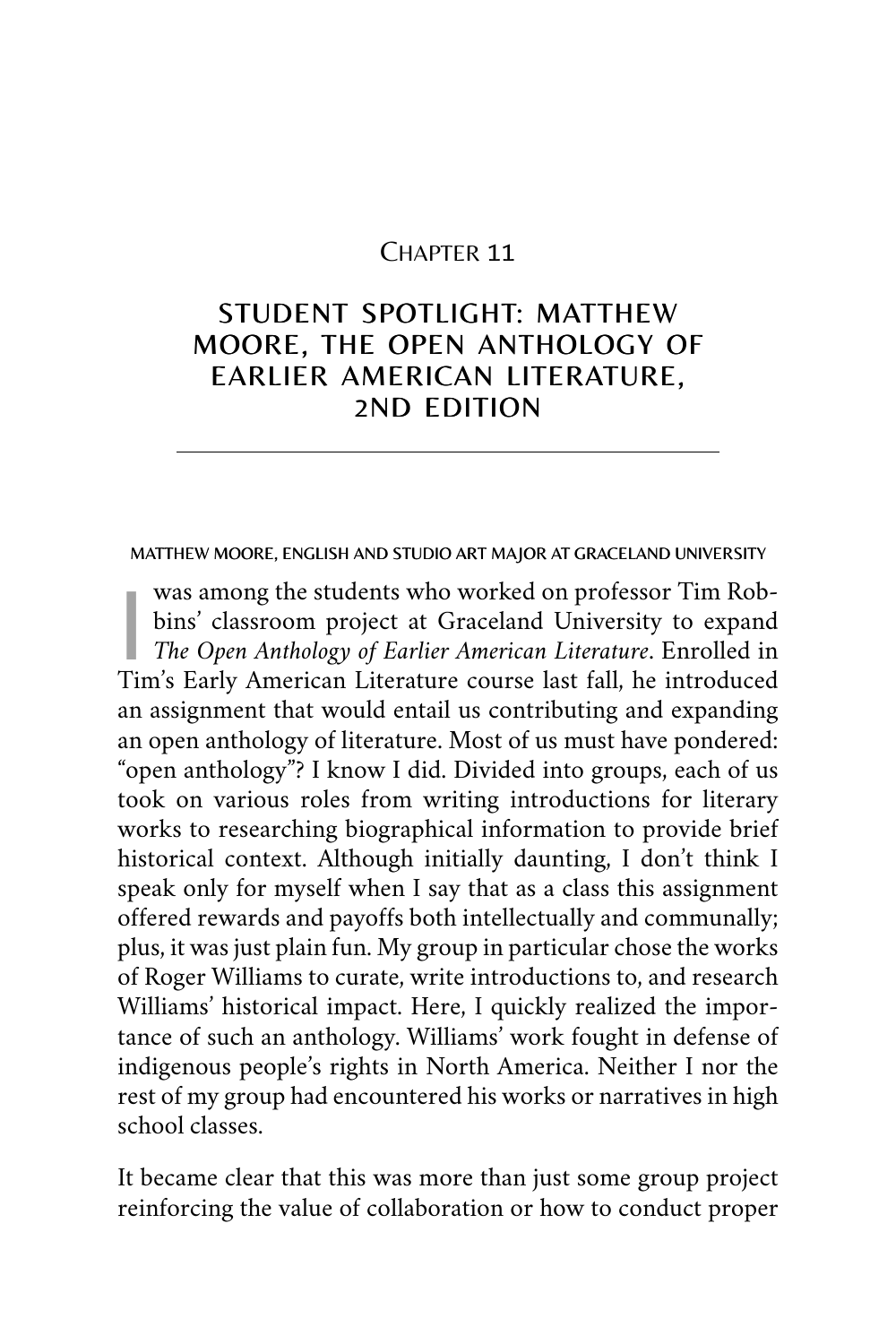# Chapter 11

## STUDENT SPOTLIGHT: MATTHEW MOORE, THE OPEN ANTHOLOGY OF EARLIER AMERICAN LITERATURE, 2ND EDITION

MATTHEW MOORE, ENGLISH AND STUDIO ART MAJOR AT GRACELAND UNIVERSITY

I was among the students who worked on professor Tim Robbins' classroom project at Graceland University to expand *The Open Anthology of Earlier American Literature*. Enrolled in Tim's Early American Literature course last fall, he introduced an assignment that would entail us contributing and expanding an open anthology of literature. Most of us must have pondered: "open anthology"? I know I did. Divided into groups, each of us took on various roles from writing introductions for literary works to researching biographical information to provide brief historical context. Although initially daunting, I don't think I speak only for myself when I say that as a class this assignment offered rewards and payoffs both intellectually and communally; plus, it was just plain fun. My group in particular chose the works of Roger Williams to curate, write introductions to, and research Williams' historical impact. Here, I quickly realized the importance of such an anthology. Williams' work fought in defense of indigenous people's rights in North America. Neither I nor the rest of my group had encountered his works or narratives in high school classes.

It became clear that this was more than just some group project reinforcing the value of collaboration or how to conduct proper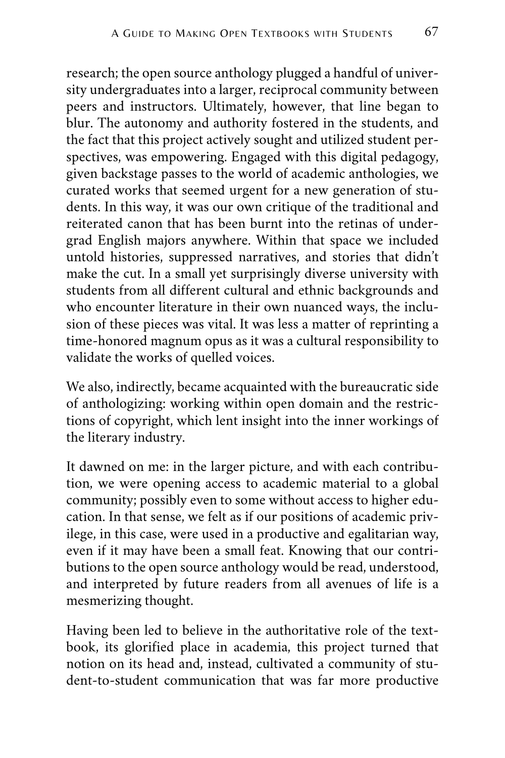research; the open source anthology plugged a handful of university undergraduates into a larger, reciprocal community between peers and instructors. Ultimately, however, that line began to blur. The autonomy and authority fostered in the students, and the fact that this project actively sought and utilized student perspectives, was empowering. Engaged with this digital pedagogy, given backstage passes to the world of academic anthologies, we curated works that seemed urgent for a new generation of students. In this way, it was our own critique of the traditional and reiterated canon that has been burnt into the retinas of undergrad English majors anywhere. Within that space we included untold histories, suppressed narratives, and stories that didn't make the cut. In a small yet surprisingly diverse university with students from all different cultural and ethnic backgrounds and who encounter literature in their own nuanced ways, the inclusion of these pieces was vital. It was less a matter of reprinting a time-honored magnum opus as it was a cultural responsibility to validate the works of quelled voices.

We also, indirectly, became acquainted with the bureaucratic side of anthologizing: working within open domain and the restrictions of copyright, which lent insight into the inner workings of the literary industry.

It dawned on me: in the larger picture, and with each contribution, we were opening access to academic material to a global community; possibly even to some without access to higher education. In that sense, we felt as if our positions of academic privilege, in this case, were used in a productive and egalitarian way, even if it may have been a small feat. Knowing that our contributions to the open source anthology would be read, understood, and interpreted by future readers from all avenues of life is a mesmerizing thought.

Having been led to believe in the authoritative role of the textbook, its glorified place in academia, this project turned that notion on its head and, instead, cultivated a community of student-to-student communication that was far more productive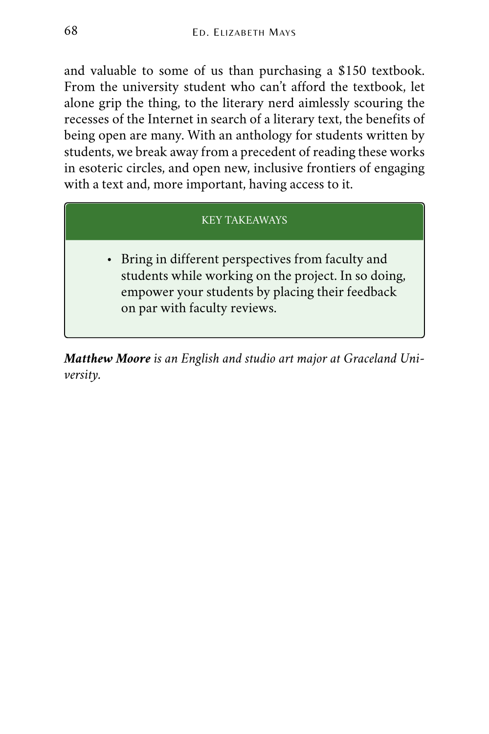and valuable to some of us than purchasing a $150 textbook. From the university student who can't afford the textbook, let alone grip the thing, to the literary nerd aimlessly scouring the recesses of the Internet in search of a literary text, the benefits of being open are many. With an anthology for students written by students, we break away from a precedent of reading these works in esoteric circles, and open new, inclusive frontiers of engaging with a text and, more important, having access to it.

**KEY TAKEAWAYS**

- Bring in different perspectives from faculty and students while working on the project. In so doing, empower your students by placing their feedback on par with faculty reviews.

***Matthew Moore*** *is an English and studio art major at Graceland University.*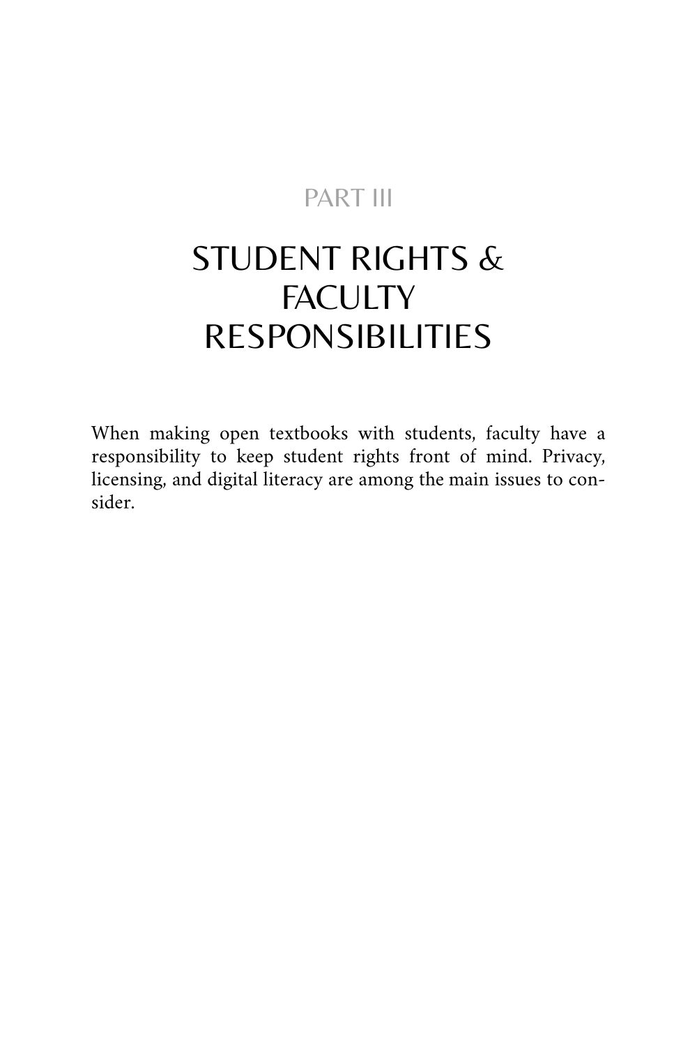PART III

# STUDENT RIGHTS & FACULTY RESPONSIBILITIES

When making open textbooks with students, faculty have a responsibility to keep student rights front of mind. Privacy, licensing, and digital literacy are among the main issues to consider.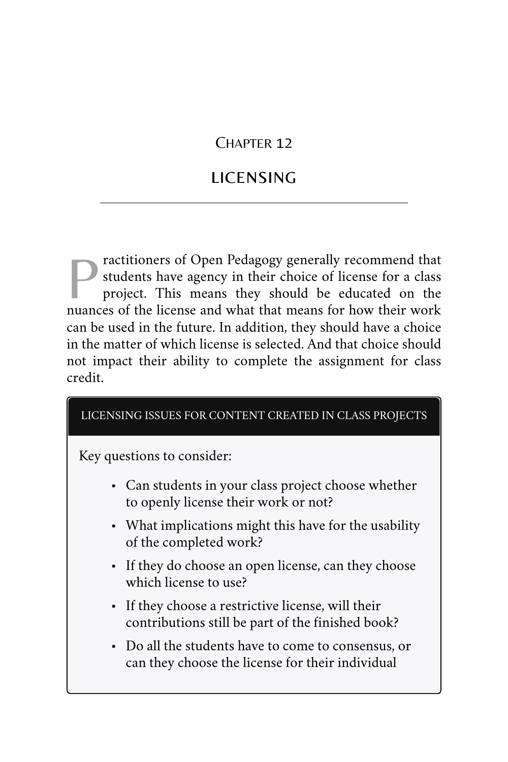# Chapter 12

## LICENSING

Practitioners of Open Pedagogy generally recommend that students have agency in their choice of license for a class project. This means they should be educated on the nuances of the license and what that means for how their work can be used in the future. In addition, they should have a choice in the matter of which license is selected. And that choice should not impact their ability to complete the assignment for class credit.

### LICENSING ISSUES FOR CONTENT CREATED IN CLASS PROJECTS

Key questions to consider:

- Can students in your class project choose whether to openly license their work or not?
- What implications might this have for the usability of the completed work?
- If they do choose an open license, can they choose which license to use?
- If they choose a restrictive license, will their contributions still be part of the finished book?
- Do all the students have to come to consensus, or can they choose the license for their individual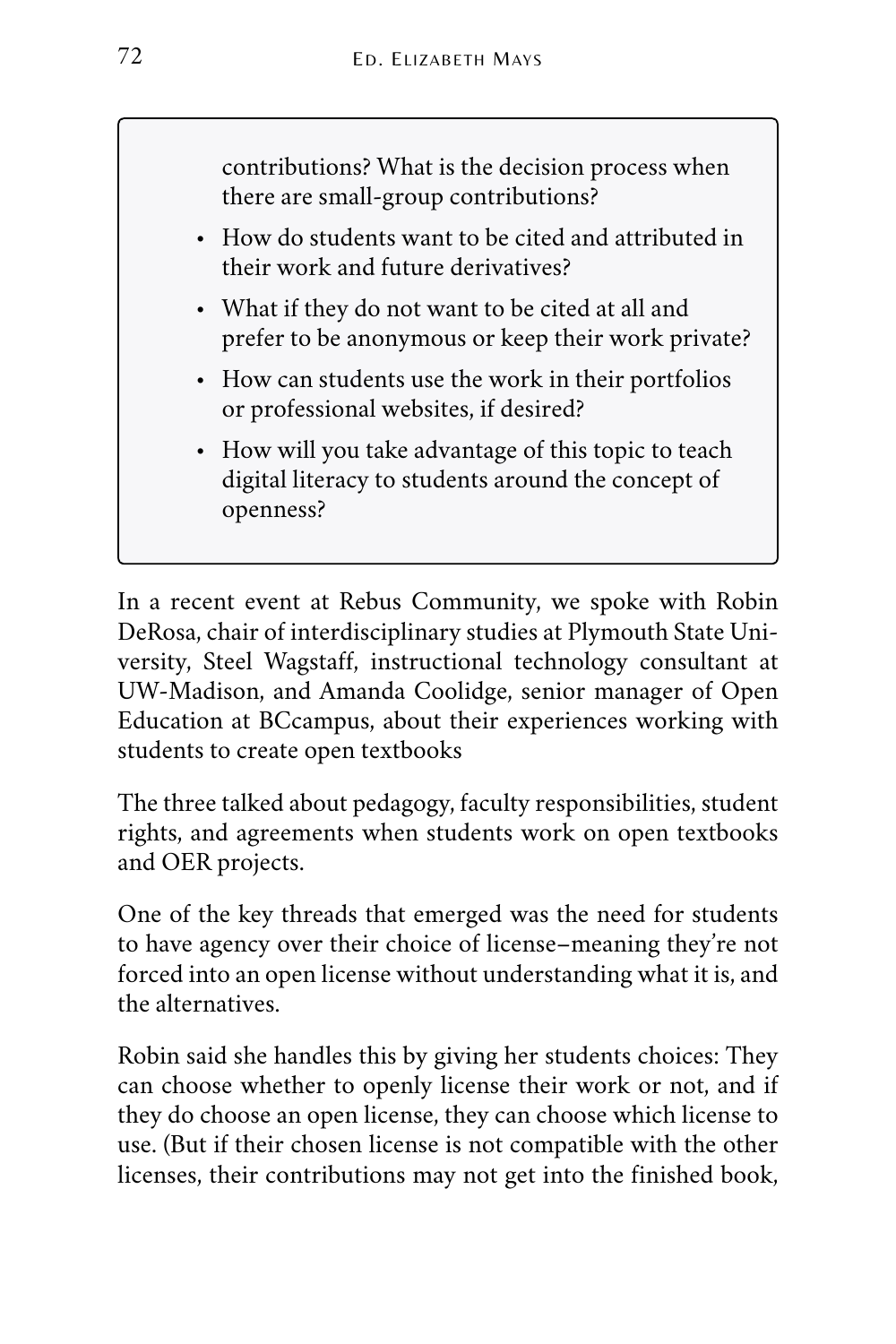contributions? What is the decision process when there are small-group contributions?

- How do students want to be cited and attributed in their work and future derivatives?
- What if they do not want to be cited at all and prefer to be anonymous or keep their work private?
- How can students use the work in their portfolios or professional websites, if desired?
- How will you take advantage of this topic to teach digital literacy to students around the concept of openness?

In a recent event at Rebus Community, we spoke with Robin DeRosa, chair of interdisciplinary studies at Plymouth State University, Steel Wagstaff, instructional technology consultant at UW-Madison, and Amanda Coolidge, senior manager of Open Education at BCcampus, about their experiences working with students to create open textbooks

The three talked about pedagogy, faculty responsibilities, student rights, and agreements when students work on open textbooks and OER projects.

One of the key threads that emerged was the need for students to have agency over their choice of license–meaning they're not forced into an open license without understanding what it is, and the alternatives.

Robin said she handles this by giving her students choices: They can choose whether to openly license their work or not, and if they do choose an open license, they can choose which license to use. (But if their chosen license is not compatible with the other licenses, their contributions may not get into the finished book,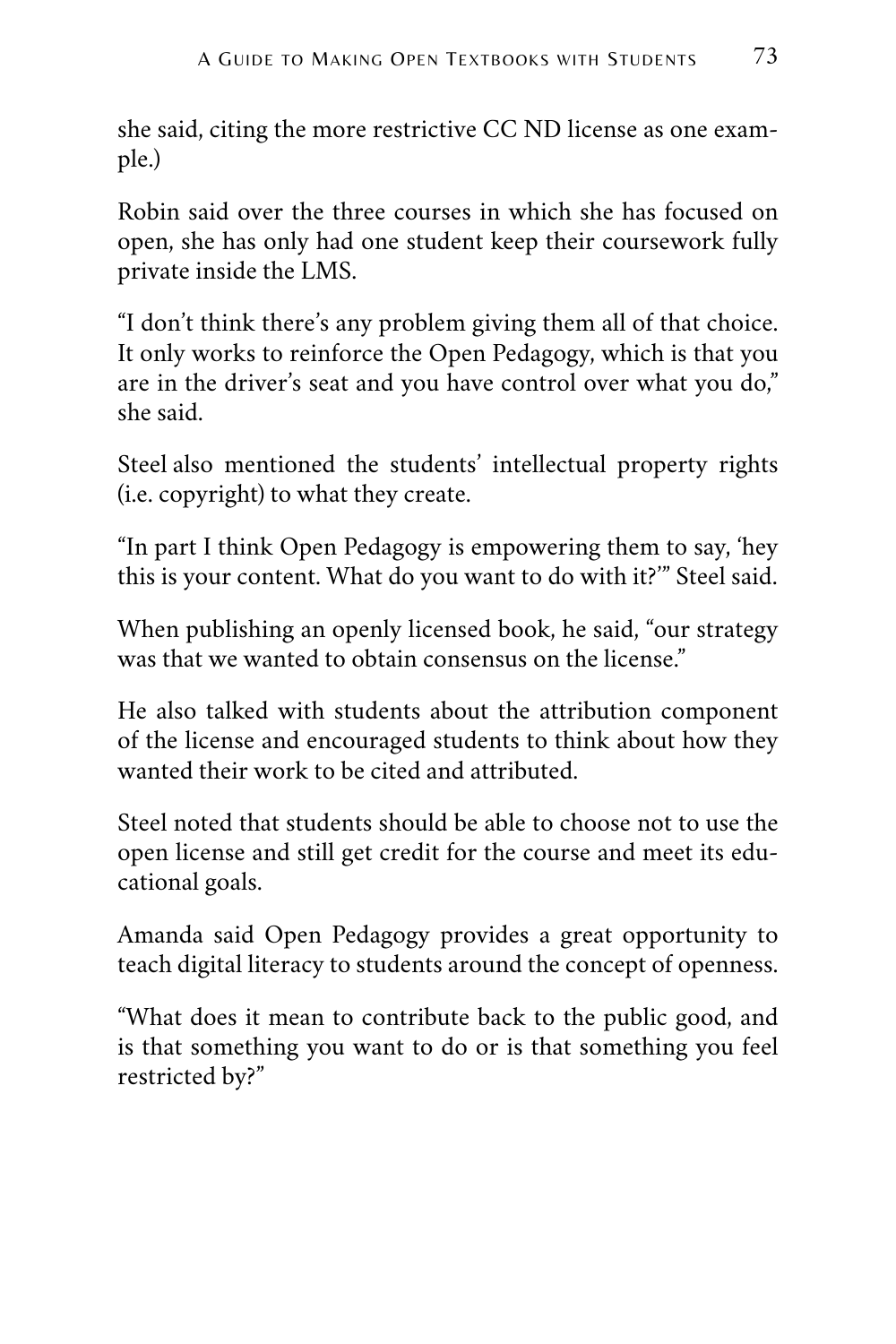she said, citing the more restrictive CC ND license as one example.)

Robin said over the three courses in which she has focused on open, she has only had one student keep their coursework fully private inside the LMS.

"I don't think there's any problem giving them all of that choice. It only works to reinforce the Open Pedagogy, which is that you are in the driver's seat and you have control over what you do," she said.

Steel also mentioned the students' intellectual property rights (i.e. copyright) to what they create.

"In part I think Open Pedagogy is empowering them to say, 'hey this is your content. What do you want to do with it?'" Steel said.

When publishing an openly licensed book, he said, "our strategy was that we wanted to obtain consensus on the license."

He also talked with students about the attribution component of the license and encouraged students to think about how they wanted their work to be cited and attributed.

Steel noted that students should be able to choose not to use the open license and still get credit for the course and meet its educational goals.

Amanda said Open Pedagogy provides a great opportunity to teach digital literacy to students around the concept of openness.

"What does it mean to contribute back to the public good, and is that something you want to do or is that something you feel restricted by?"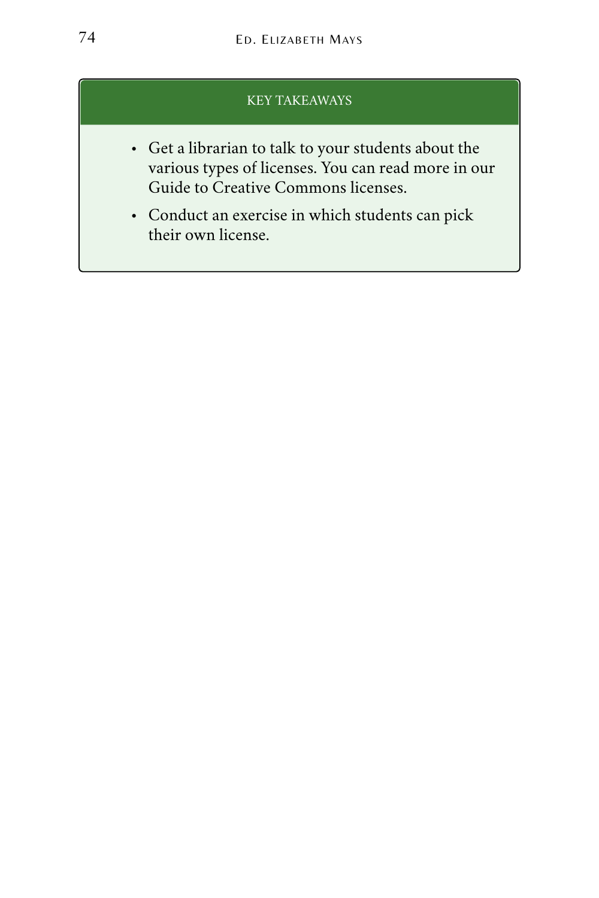### KEY TAKEAWAYS

- Get a librarian to talk to your students about the various types of licenses. You can read more in our Guide to Creative Commons licenses.
- Conduct an exercise in which students can pick their own license.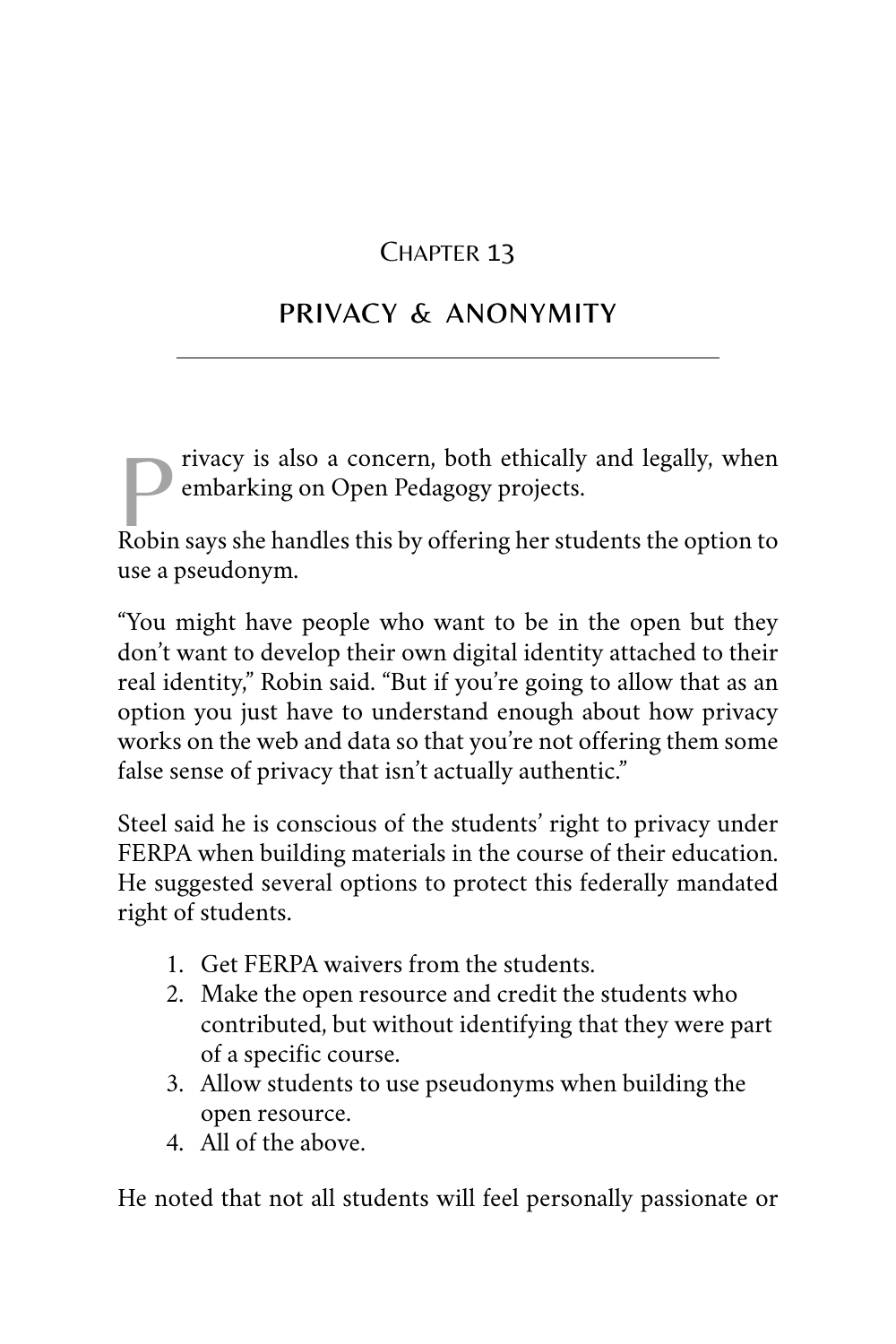# Chapter 13

## PRIVACY & ANONYMITY

Privacy is also a concern, both ethically and legally, when embarking on Open Pedagogy projects.

Robin says she handles this by offering her students the option to use a pseudonym.

"You might have people who want to be in the open but they don't want to develop their own digital identity attached to their real identity," Robin said. "But if you're going to allow that as an option you just have to understand enough about how privacy works on the web and data so that you're not offering them some false sense of privacy that isn't actually authentic."

Steel said he is conscious of the students' right to privacy under FERPA when building materials in the course of their education. He suggested several options to protect this federally mandated right of students.

1. Get FERPA waivers from the students.
2. Make the open resource and credit the students who contributed, but without identifying that they were part of a specific course.
3. Allow students to use pseudonyms when building the open resource.
4. All of the above.

He noted that not all students will feel personally passionate or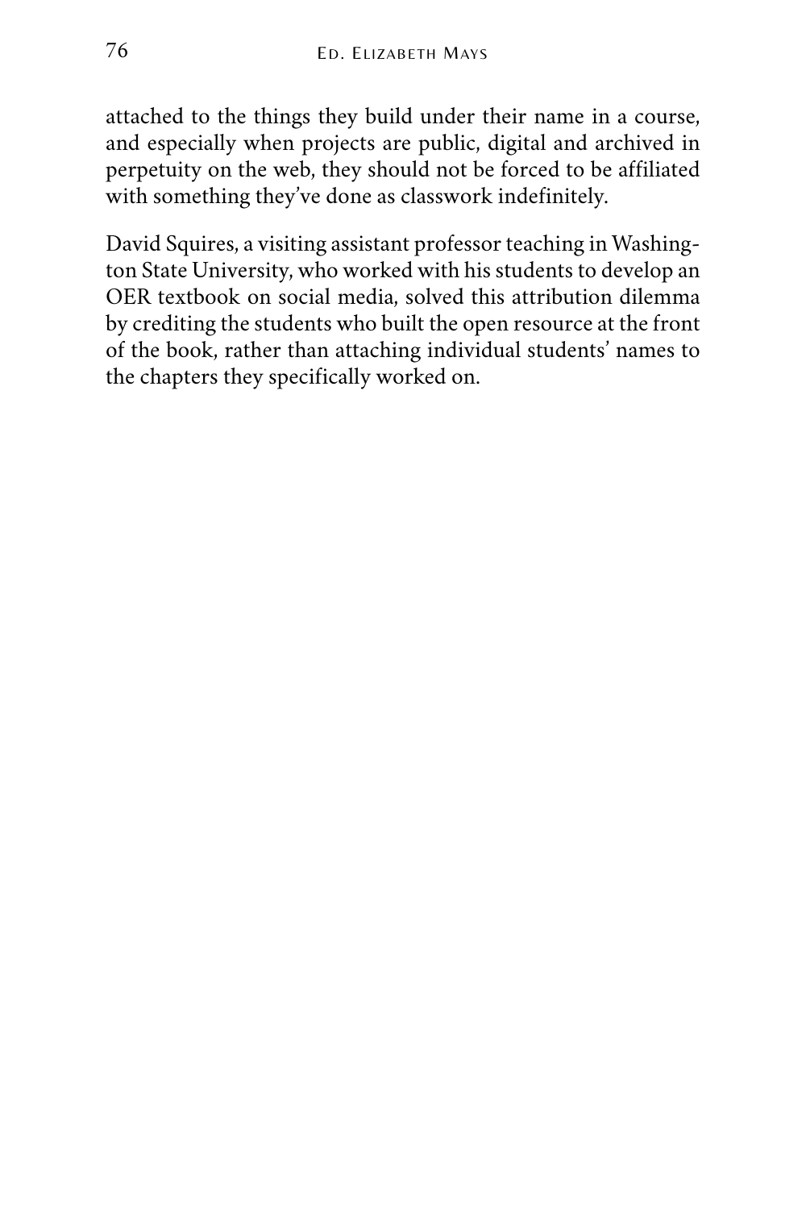attached to the things they build under their name in a course, and especially when projects are public, digital and archived in perpetuity on the web, they should not be forced to be affiliated with something they've done as classwork indefinitely.

David Squires, a visiting assistant professor teaching in Washington State University, who worked with his students to develop an OER textbook on social media, solved this attribution dilemma by crediting the students who built the open resource at the front of the book, rather than attaching individual students' names to the chapters they specifically worked on.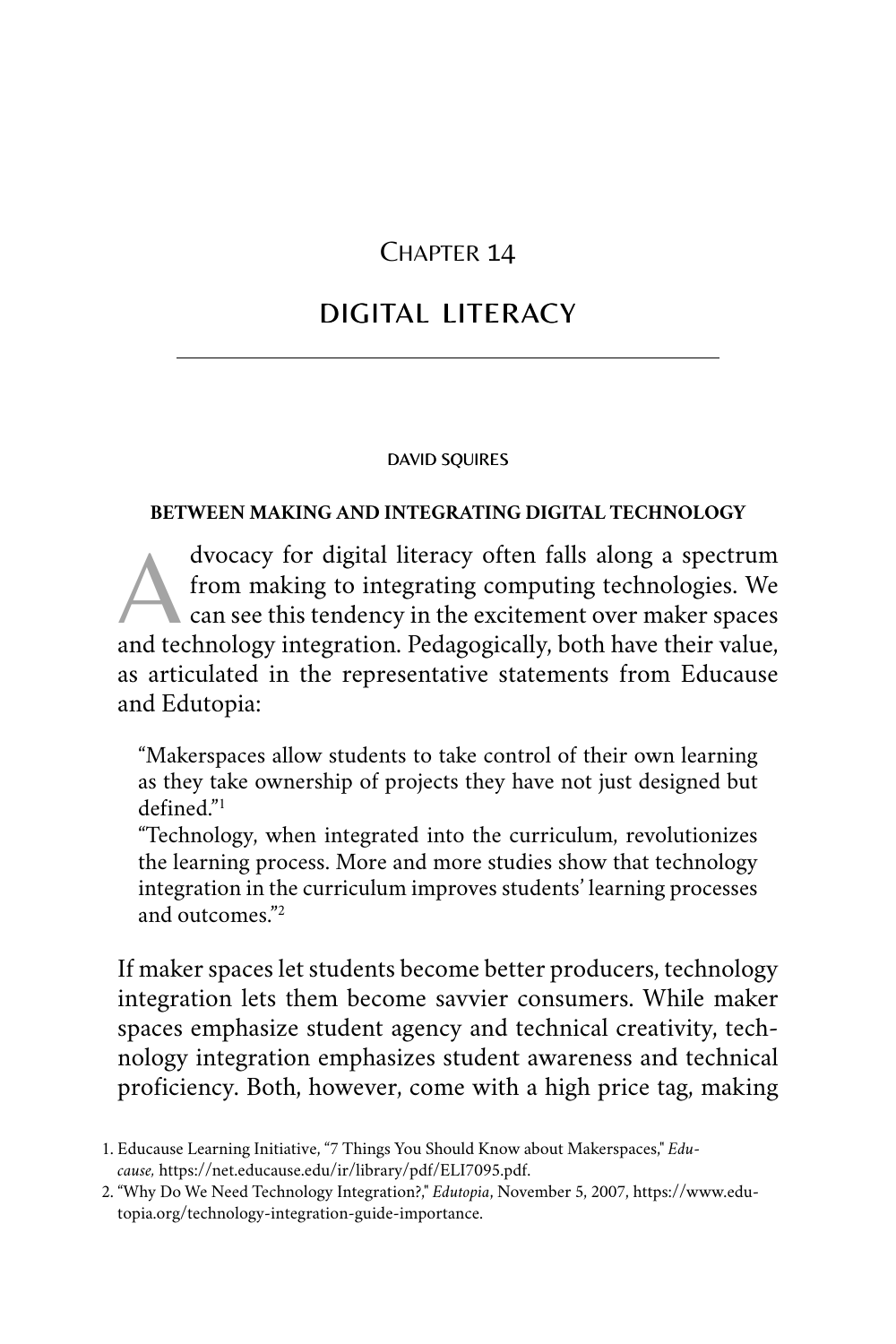# CHAPTER 14

# DIGITAL LITERACY

DAVID SQUIRES

### BETWEEN MAKING AND INTEGRATING DIGITAL TECHNOLOGY

Advocacy for digital literacy often falls along a spectrum from making to integrating computing technologies. We can see this tendency in the excitement over maker spaces and technology integration. Pedagogically, both have their value, as articulated in the representative statements from Educause and Edutopia:

> "Makerspaces allow students to take control of their own learning as they take ownership of projects they have not just designed but defined."[1]
>
> "Technology, when integrated into the curriculum, revolutionizes the learning process. More and more studies show that technology integration in the curriculum improves students' learning processes and outcomes."[2]

If maker spaces let students become better producers, technology integration lets them become savvier consumers. While maker spaces emphasize student agency and technical creativity, technology integration emphasizes student awareness and technical proficiency. Both, however, come with a high price tag, making

1. Educause Learning Initiative, "7 Things You Should Know about Makerspaces," *Educause,* https://net.educause.edu/ir/library/pdf/ELI7095.pdf.
2. "Why Do We Need Technology Integration?," *Edutopia*, November 5, 2007, https://www.edutopia.org/technology-integration-guide-importance.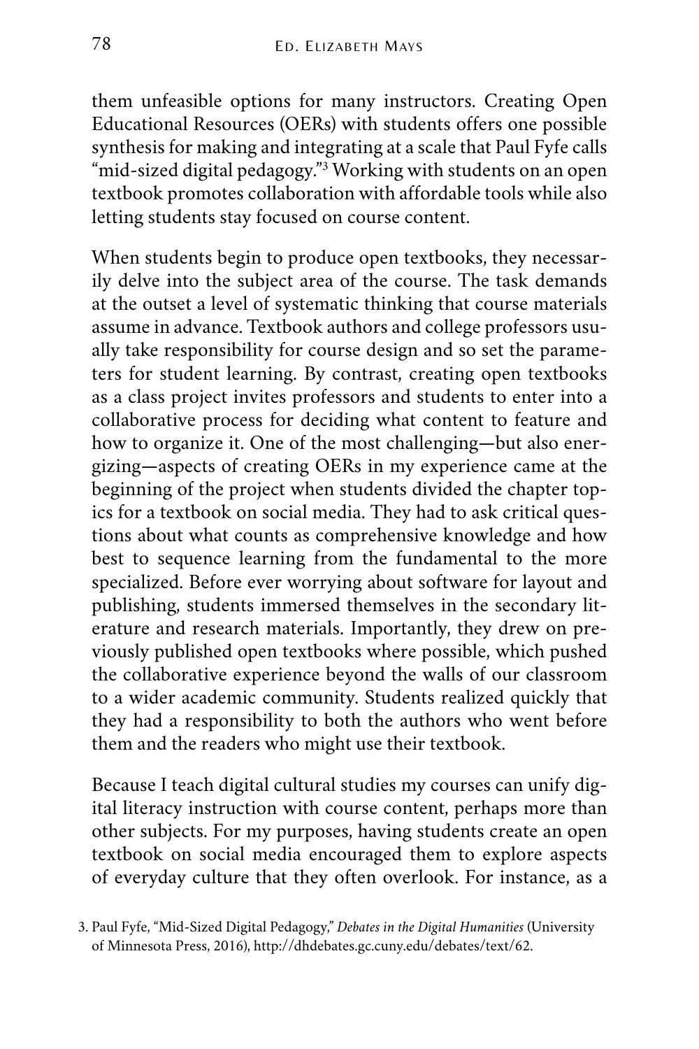them unfeasible options for many instructors. Creating Open Educational Resources (OERs) with students offers one possible synthesis for making and integrating at a scale that Paul Fyfe calls "mid-sized digital pedagogy."[3] Working with students on an open textbook promotes collaboration with affordable tools while also letting students stay focused on course content.

When students begin to produce open textbooks, they necessarily delve into the subject area of the course. The task demands at the outset a level of systematic thinking that course materials assume in advance. Textbook authors and college professors usually take responsibility for course design and so set the parameters for student learning. By contrast, creating open textbooks as a class project invites professors and students to enter into a collaborative process for deciding what content to feature and how to organize it. One of the most challenging—but also energizing—aspects of creating OERs in my experience came at the beginning of the project when students divided the chapter topics for a textbook on social media. They had to ask critical questions about what counts as comprehensive knowledge and how best to sequence learning from the fundamental to the more specialized. Before ever worrying about software for layout and publishing, students immersed themselves in the secondary literature and research materials. Importantly, they drew on previously published open textbooks where possible, which pushed the collaborative experience beyond the walls of our classroom to a wider academic community. Students realized quickly that they had a responsibility to both the authors who went before them and the readers who might use their textbook.

Because I teach digital cultural studies my courses can unify digital literacy instruction with course content, perhaps more than other subjects. For my purposes, having students create an open textbook on social media encouraged them to explore aspects of everyday culture that they often overlook. For instance, as a

3. Paul Fyfe, "Mid-Sized Digital Pedagogy," *Debates in the Digital Humanities* (University of Minnesota Press, 2016), http://dhdebates.gc.cuny.edu/debates/text/62.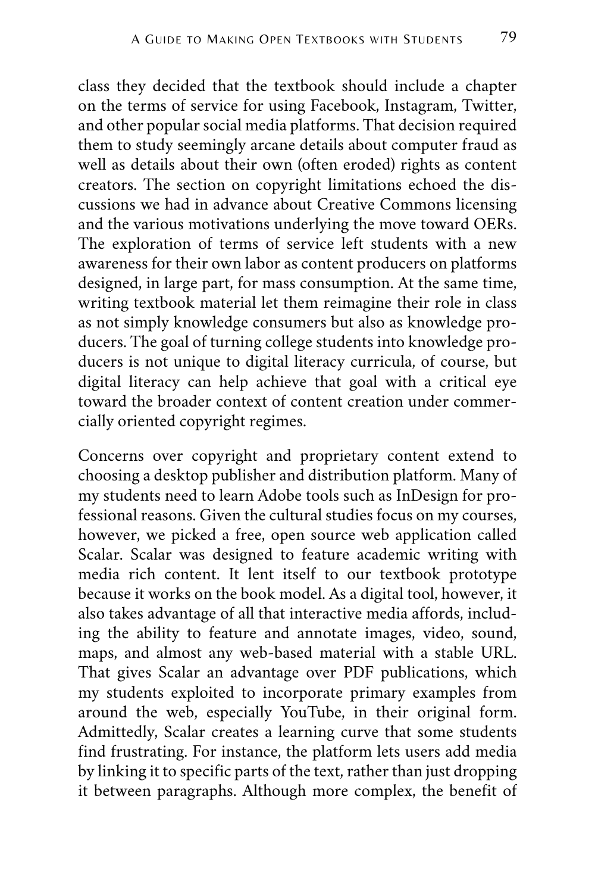class they decided that the textbook should include a chapter on the terms of service for using Facebook, Instagram, Twitter, and other popular social media platforms. That decision required them to study seemingly arcane details about computer fraud as well as details about their own (often eroded) rights as content creators. The section on copyright limitations echoed the discussions we had in advance about Creative Commons licensing and the various motivations underlying the move toward OERs. The exploration of terms of service left students with a new awareness for their own labor as content producers on platforms designed, in large part, for mass consumption. At the same time, writing textbook material let them reimagine their role in class as not simply knowledge consumers but also as knowledge producers. The goal of turning college students into knowledge producers is not unique to digital literacy curricula, of course, but digital literacy can help achieve that goal with a critical eye toward the broader context of content creation under commercially oriented copyright regimes.

Concerns over copyright and proprietary content extend to choosing a desktop publisher and distribution platform. Many of my students need to learn Adobe tools such as InDesign for professional reasons. Given the cultural studies focus on my courses, however, we picked a free, open source web application called Scalar. Scalar was designed to feature academic writing with media rich content. It lent itself to our textbook prototype because it works on the book model. As a digital tool, however, it also takes advantage of all that interactive media affords, including the ability to feature and annotate images, video, sound, maps, and almost any web-based material with a stable URL. That gives Scalar an advantage over PDF publications, which my students exploited to incorporate primary examples from around the web, especially YouTube, in their original form. Admittedly, Scalar creates a learning curve that some students find frustrating. For instance, the platform lets users add media by linking it to specific parts of the text, rather than just dropping it between paragraphs. Although more complex, the benefit of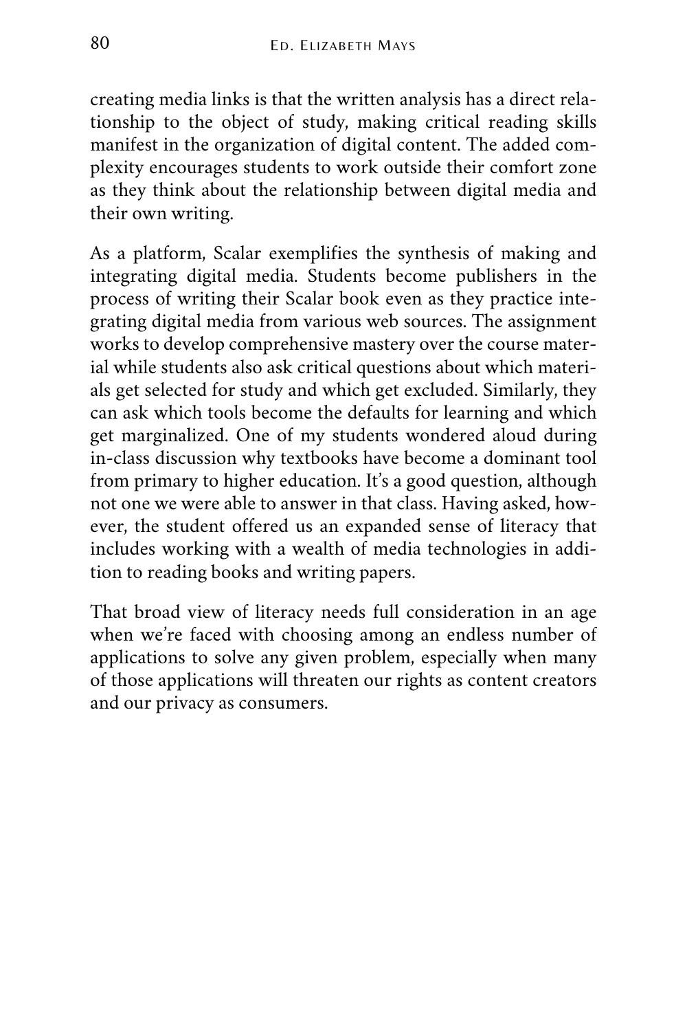creating media links is that the written analysis has a direct relationship to the object of study, making critical reading skills manifest in the organization of digital content. The added complexity encourages students to work outside their comfort zone as they think about the relationship between digital media and their own writing.

As a platform, Scalar exemplifies the synthesis of making and integrating digital media. Students become publishers in the process of writing their Scalar book even as they practice integrating digital media from various web sources. The assignment works to develop comprehensive mastery over the course material while students also ask critical questions about which materials get selected for study and which get excluded. Similarly, they can ask which tools become the defaults for learning and which get marginalized. One of my students wondered aloud during in-class discussion why textbooks have become a dominant tool from primary to higher education. It's a good question, although not one we were able to answer in that class. Having asked, however, the student offered us an expanded sense of literacy that includes working with a wealth of media technologies in addition to reading books and writing papers.

That broad view of literacy needs full consideration in an age when we're faced with choosing among an endless number of applications to solve any given problem, especially when many of those applications will threaten our rights as content creators and our privacy as consumers.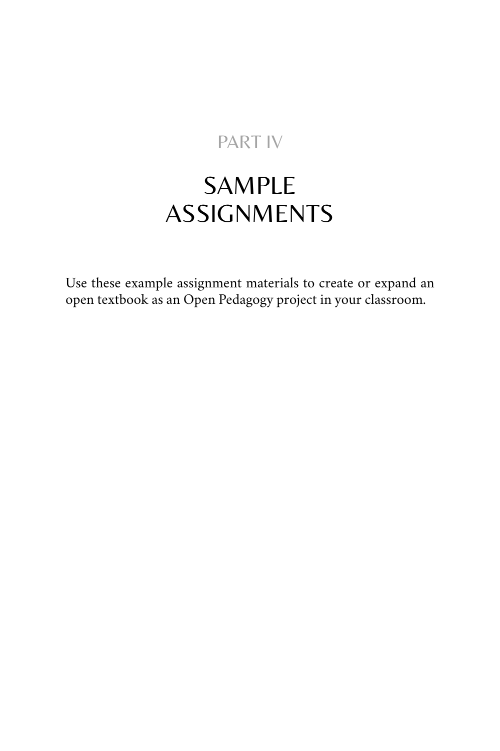PART IV

# SAMPLE ASSIGNMENTS

Use these example assignment materials to create or expand an open textbook as an Open Pedagogy project in your classroom.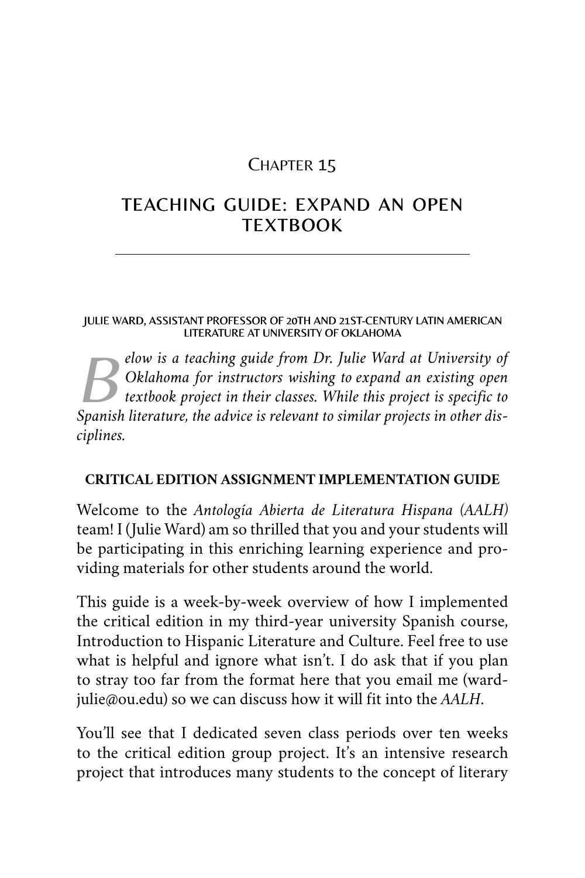# Chapter 15

# TEACHING GUIDE: EXPAND AN OPEN TEXTBOOK

JULIE WARD, ASSISTANT PROFESSOR OF 20TH AND 21ST-CENTURY LATIN AMERICAN LITERATURE AT UNIVERSITY OF OKLAHOMA

*Below is a teaching guide from Dr. Julie Ward at University of Oklahoma for instructors wishing to expand an existing open textbook project in their classes. While this project is specific to Spanish literature, the advice is relevant to similar projects in other disciplines.*

**CRITICAL EDITION ASSIGNMENT IMPLEMENTATION GUIDE**

Welcome to the *Antología Abierta de Literatura Hispana (AALH)* team! I (Julie Ward) am so thrilled that you and your students will be participating in this enriching learning experience and providing materials for other students around the world.

This guide is a week-by-week overview of how I implemented the critical edition in my third-year university Spanish course, Introduction to Hispanic Literature and Culture. Feel free to use what is helpful and ignore what isn't. I do ask that if you plan to stray too far from the format here that you email me (wardjulie@ou.edu) so we can discuss how it will fit into the *AALH*.

You'll see that I dedicated seven class periods over ten weeks to the critical edition group project. It's an intensive research project that introduces many students to the concept of literary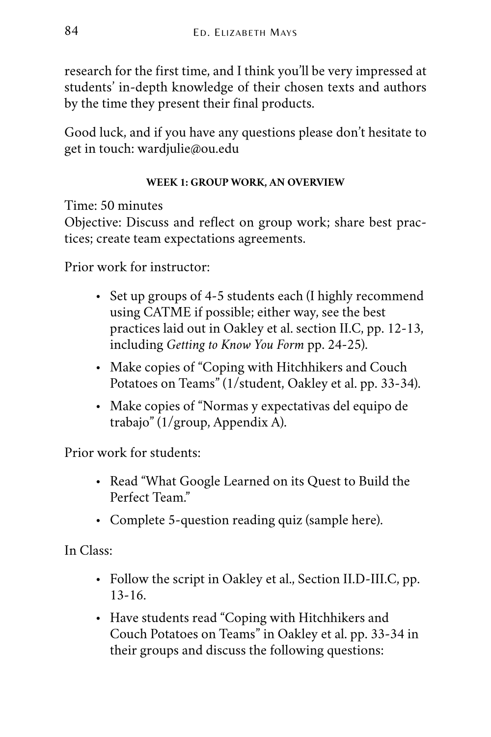research for the first time, and I think you'll be very impressed at students' in-depth knowledge of their chosen texts and authors by the time they present their final products.

Good luck, and if you have any questions please don't hesitate to get in touch: wardjulie@ou.edu

#### WEEK 1: GROUP WORK, AN OVERVIEW

Time: 50 minutes
Objective: Discuss and reflect on group work; share best practices; create team expectations agreements.

Prior work for instructor:

- Set up groups of 4-5 students each (I highly recommend using CATME if possible; either way, see the best practices laid out in Oakley et al. section II.C, pp. 12-13, including *Getting to Know You Form* pp. 24-25).
- Make copies of "Coping with Hitchhikers and Couch Potatoes on Teams" (1/student, Oakley et al. pp. 33-34).
- Make copies of "Normas y expectativas del equipo de trabajo" (1/group, Appendix A).

Prior work for students:

- Read "What Google Learned on its Quest to Build the Perfect Team."
- Complete 5-question reading quiz (sample here).

In Class:

- Follow the script in Oakley et al., Section II.D-III.C, pp. 13-16.
- Have students read "Coping with Hitchhikers and Couch Potatoes on Teams" in Oakley et al. pp. 33-34 in their groups and discuss the following questions: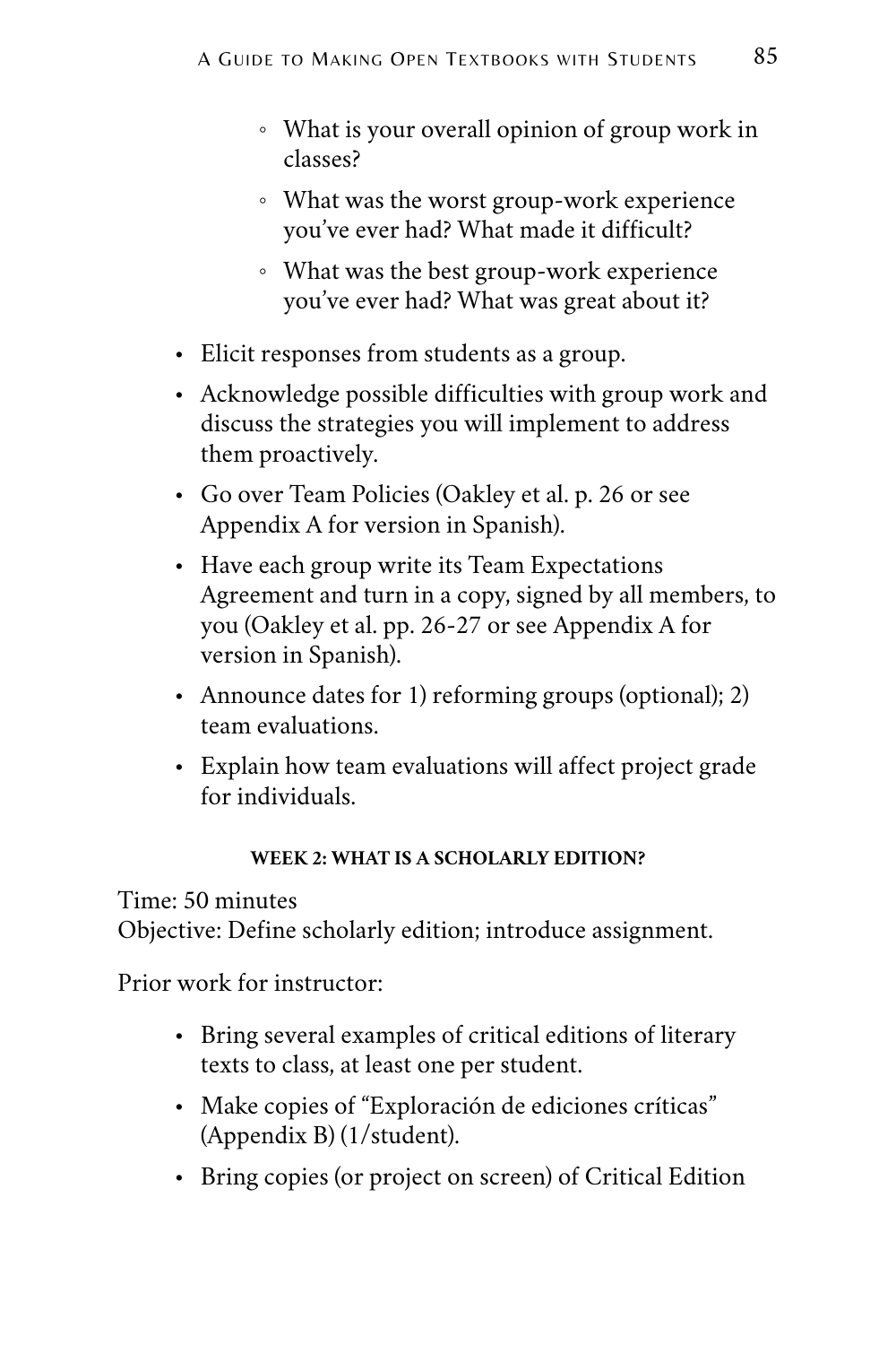- What is your overall opinion of group work in classes?
    - What was the worst group-work experience you've ever had? What made it difficult?
    - What was the best group-work experience you've ever had? What was great about it?
- Elicit responses from students as a group.
- Acknowledge possible difficulties with group work and discuss the strategies you will implement to address them proactively.
- Go over Team Policies (Oakley et al. p. 26 or see Appendix A for version in Spanish).
- Have each group write its Team Expectations Agreement and turn in a copy, signed by all members, to you (Oakley et al. pp. 26-27 or see Appendix A for version in Spanish).
- Announce dates for 1) reforming groups (optional); 2) team evaluations.
- Explain how team evaluations will affect project grade for individuals.

#### WEEK 2: WHAT IS A SCHOLARLY EDITION?

Time: 50 minutes
Objective: Define scholarly edition; introduce assignment.

Prior work for instructor:

- Bring several examples of critical editions of literary texts to class, at least one per student.
- Make copies of "Exploración de ediciones críticas" (Appendix B) (1/student).
- Bring copies (or project on screen) of Critical Edition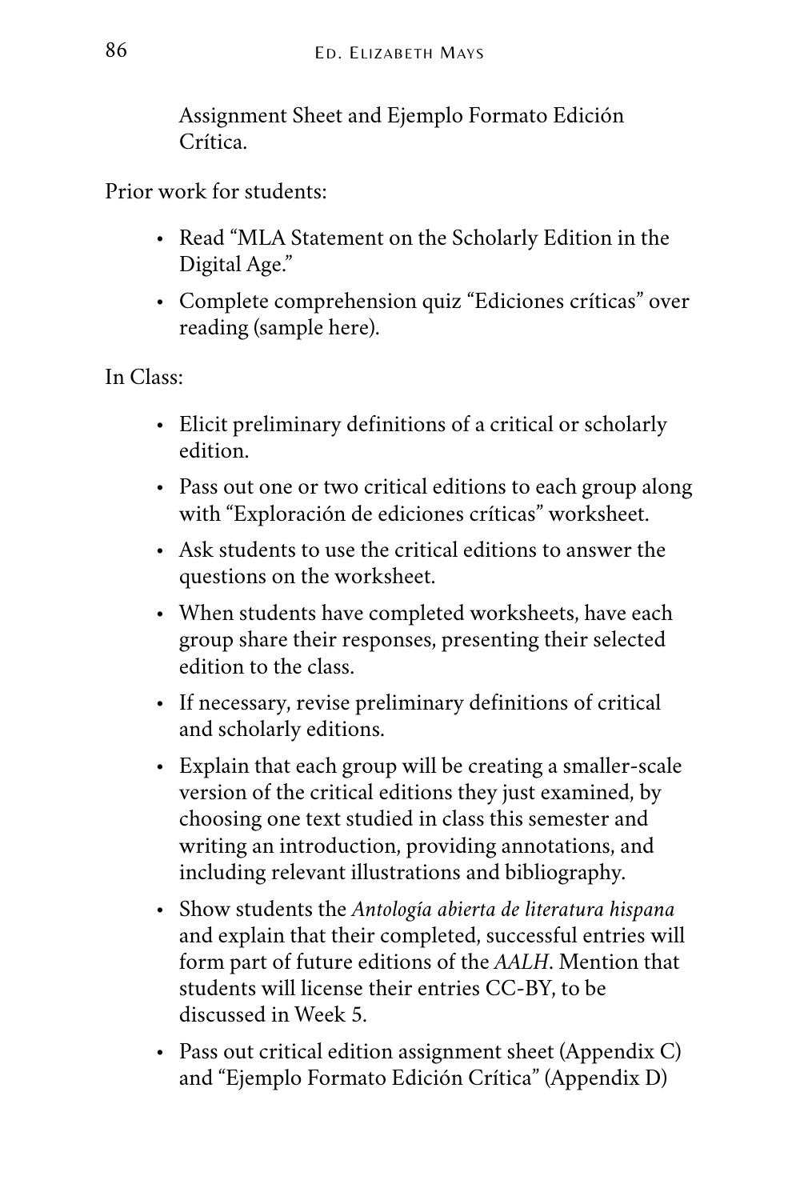Assignment Sheet and Ejemplo Formato Edición Crítica.

Prior work for students:

- Read "MLA Statement on the Scholarly Edition in the Digital Age."
- Complete comprehension quiz "Ediciones críticas" over reading (sample here).

In Class:

- Elicit preliminary definitions of a critical or scholarly edition.
- Pass out one or two critical editions to each group along with "Exploración de ediciones críticas" worksheet.
- Ask students to use the critical editions to answer the questions on the worksheet.
- When students have completed worksheets, have each group share their responses, presenting their selected edition to the class.
- If necessary, revise preliminary definitions of critical and scholarly editions.
- Explain that each group will be creating a smaller-scale version of the critical editions they just examined, by choosing one text studied in class this semester and writing an introduction, providing annotations, and including relevant illustrations and bibliography.
- Show students the *Antología abierta de literatura hispana* and explain that their completed, successful entries will form part of future editions of the *AALH*. Mention that students will license their entries CC-BY, to be discussed in Week 5.
- Pass out critical edition assignment sheet (Appendix C) and "Ejemplo Formato Edición Crítica" (Appendix D)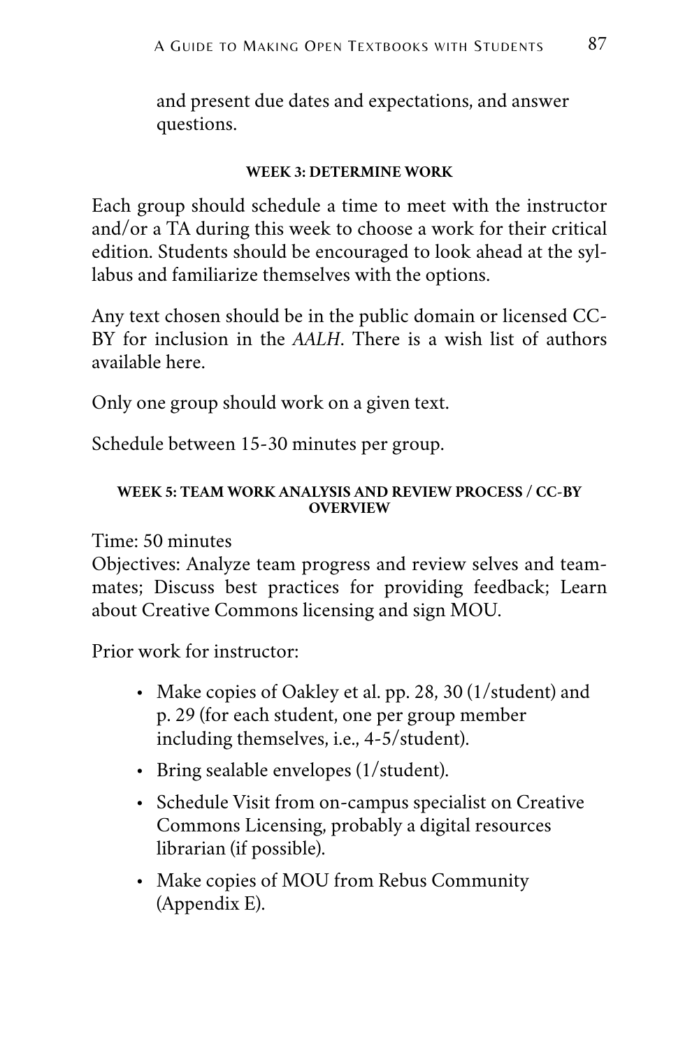and present due dates and expectations, and answer questions.

#### WEEK 3: DETERMINE WORK

Each group should schedule a time to meet with the instructor and/or a TA during this week to choose a work for their critical edition. Students should be encouraged to look ahead at the syllabus and familiarize themselves with the options.

Any text chosen should be in the public domain or licensed CC-BY for inclusion in the *AALH*. There is a wish list of authors available here.

Only one group should work on a given text.

Schedule between 15-30 minutes per group.

#### WEEK 5: TEAM WORK ANALYSIS AND REVIEW PROCESS / CC-BY OVERVIEW

Time: 50 minutes
Objectives: Analyze team progress and review selves and teammates; Discuss best practices for providing feedback; Learn about Creative Commons licensing and sign MOU.

Prior work for instructor:

- Make copies of Oakley et al. pp. 28, 30 (1/student) and p. 29 (for each student, one per group member including themselves, i.e., 4-5/student).
- Bring sealable envelopes (1/student).
- Schedule Visit from on-campus specialist on Creative Commons Licensing, probably a digital resources librarian (if possible).
- Make copies of MOU from Rebus Community (Appendix E).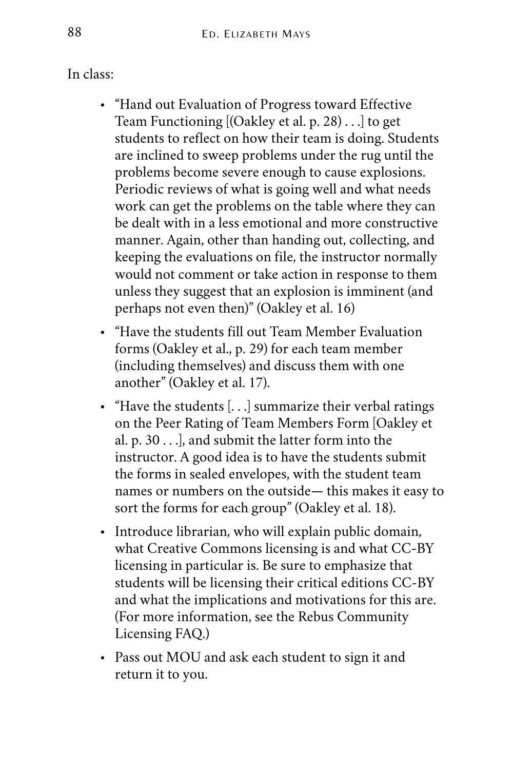In class:

- "Hand out Evaluation of Progress toward Effective Team Functioning [(Oakley et al. p. 28) . . .] to get students to reflect on how their team is doing. Students are inclined to sweep problems under the rug until the problems become severe enough to cause explosions. Periodic reviews of what is going well and what needs work can get the problems on the table where they can be dealt with in a less emotional and more constructive manner. Again, other than handing out, collecting, and keeping the evaluations on file, the instructor normally would not comment or take action in response to them unless they suggest that an explosion is imminent (and perhaps not even then)" (Oakley et al. 16)
- "Have the students fill out Team Member Evaluation forms (Oakley et al., p. 29) for each team member (including themselves) and discuss them with one another" (Oakley et al. 17).
- "Have the students [. . .] summarize their verbal ratings on the Peer Rating of Team Members Form [Oakley et al. p. 30 . . .], and submit the latter form into the instructor. A good idea is to have the students submit the forms in sealed envelopes, with the student team names or numbers on the outside— this makes it easy to sort the forms for each group" (Oakley et al. 18).
- Introduce librarian, who will explain public domain, what Creative Commons licensing is and what CC-BY licensing in particular is. Be sure to emphasize that students will be licensing their critical editions CC-BY and what the implications and motivations for this are. (For more information, see the Rebus Community Licensing FAQ.)
- Pass out MOU and ask each student to sign it and return it to you.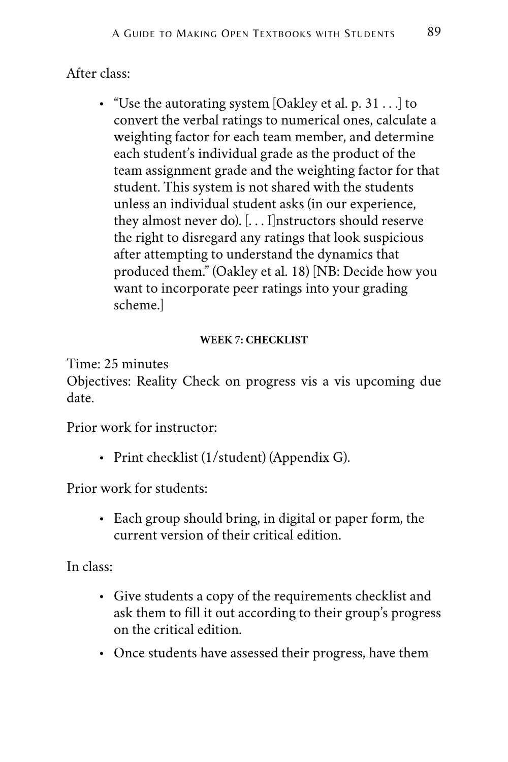After class:

- "Use the autorating system [Oakley et al. p. 31 . . .] to convert the verbal ratings to numerical ones, calculate a weighting factor for each team member, and determine each student's individual grade as the product of the team assignment grade and the weighting factor for that student. This system is not shared with the students unless an individual student asks (in our experience, they almost never do). [. . . I]nstructors should reserve the right to disregard any ratings that look suspicious after attempting to understand the dynamics that produced them." (Oakley et al. 18) [NB: Decide how you want to incorporate peer ratings into your grading scheme.]

#### WEEK 7: CHECKLIST

Time: 25 minutes
Objectives: Reality Check on progress vis a vis upcoming due date.

Prior work for instructor:

- Print checklist (1/student) (Appendix G).

Prior work for students:

- Each group should bring, in digital or paper form, the current version of their critical edition.

In class:

- Give students a copy of the requirements checklist and ask them to fill it out according to their group's progress on the critical edition.
- Once students have assessed their progress, have them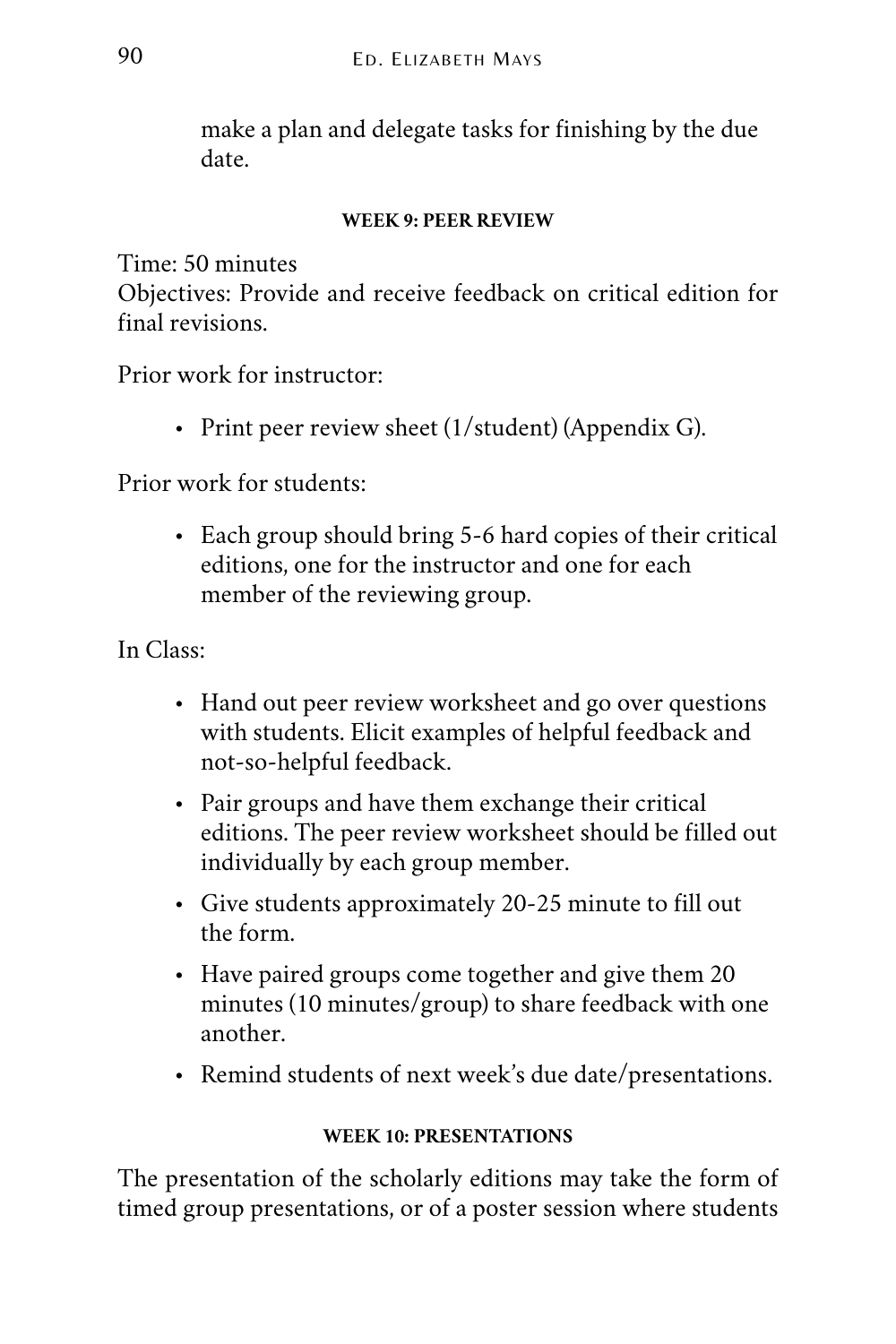make a plan and delegate tasks for finishing by the due date.

#### WEEK 9: PEER REVIEW

Time: 50 minutes
Objectives: Provide and receive feedback on critical edition for final revisions.

Prior work for instructor:

- Print peer review sheet (1/student) (Appendix G).

Prior work for students:

- Each group should bring 5-6 hard copies of their critical editions, one for the instructor and one for each member of the reviewing group.

In Class:

- Hand out peer review worksheet and go over questions with students. Elicit examples of helpful feedback and not-so-helpful feedback.
- Pair groups and have them exchange their critical editions. The peer review worksheet should be filled out individually by each group member.
- Give students approximately 20-25 minute to fill out the form.
- Have paired groups come together and give them 20 minutes (10 minutes/group) to share feedback with one another.
- Remind students of next week's due date/presentations.

#### WEEK 10: PRESENTATIONS

The presentation of the scholarly editions may take the form of timed group presentations, or of a poster session where students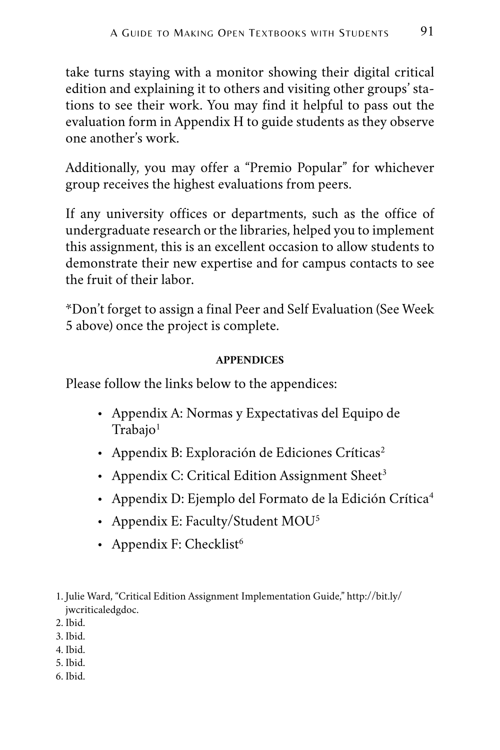take turns staying with a monitor showing their digital critical edition and explaining it to others and visiting other groups' stations to see their work. You may find it helpful to pass out the evaluation form in Appendix H to guide students as they observe one another's work.

Additionally, you may offer a "Premio Popular" for whichever group receives the highest evaluations from peers.

If any university offices or departments, such as the office of undergraduate research or the libraries, helped you to implement this assignment, this is an excellent occasion to allow students to demonstrate their new expertise and for campus contacts to see the fruit of their labor.

*Don't forget to assign a final Peer and Self Evaluation (See Week 5 above) once the project is complete.

#### APPENDICES

Please follow the links below to the appendices:

- Appendix A: Normas y Expectativas del Equipo de Trabajo[1]
- Appendix B: Exploración de Ediciones Críticas[2]
- Appendix C: Critical Edition Assignment Sheet[3]
- Appendix D: Ejemplo del Formato de la Edición Crítica[4]
- Appendix E: Faculty/Student MOU[5]
- Appendix F: Checklist[6]

1. Julie Ward, "Critical Edition Assignment Implementation Guide," http://bit.ly/jwcriticaledgdoc.
2. Ibid.
3. Ibid.
4. Ibid.
5. Ibid.
6. Ibid.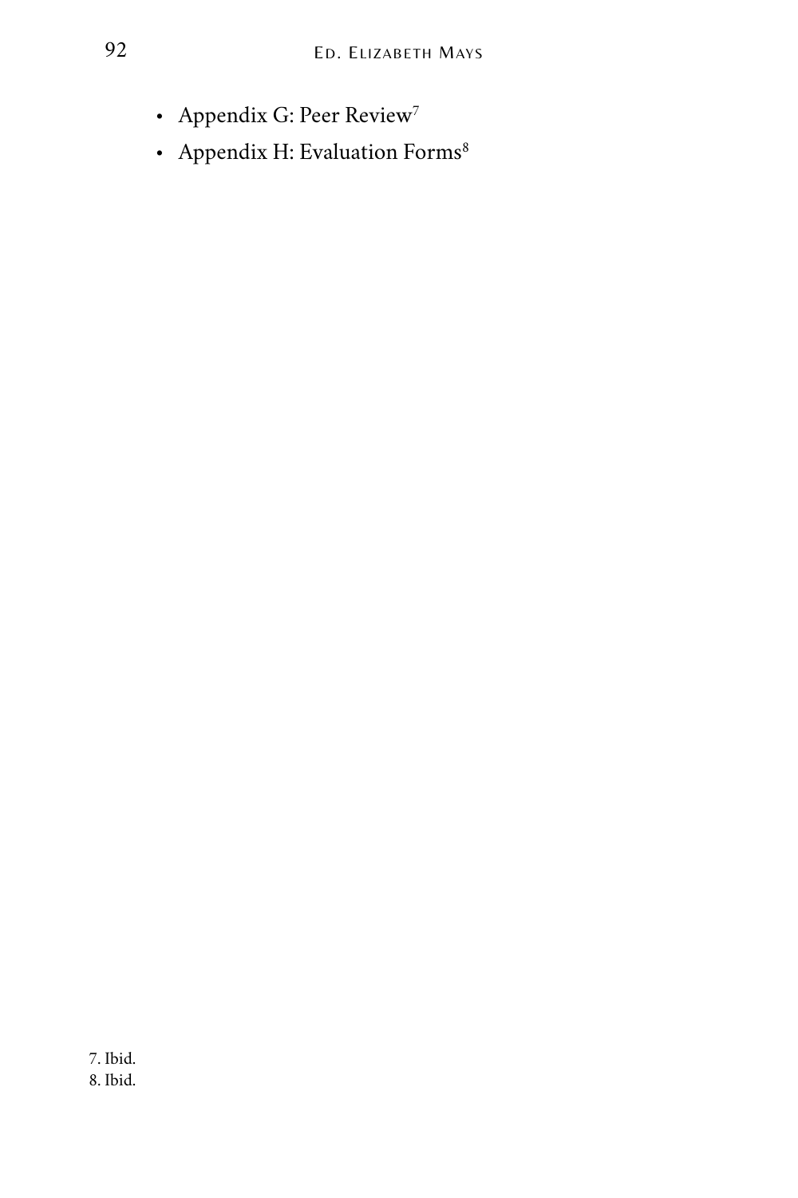- Appendix G: Peer Review[7]
- Appendix H: Evaluation Forms[8]

7. Ibid.
8. Ibid.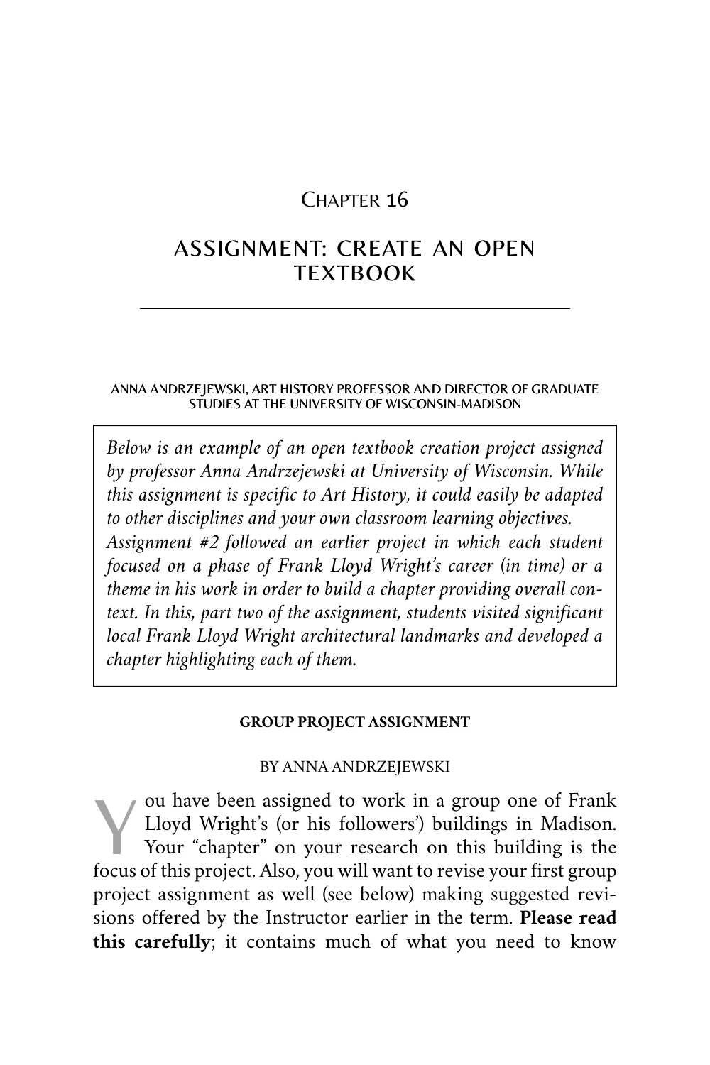# Chapter 16

# ASSIGNMENT: CREATE AN OPEN TEXTBOOK

ANNA ANDRZEJEWSKI, ART HISTORY PROFESSOR AND DIRECTOR OF GRADUATE STUDIES AT THE UNIVERSITY OF WISCONSIN-MADISON

*Below is an example of an open textbook creation project assigned by professor Anna Andrzejewski at University of Wisconsin. While this assignment is specific to Art History, it could easily be adapted to other disciplines and your own classroom learning objectives. Assignment #2 followed an earlier project in which each student focused on a phase of Frank Lloyd Wright's career (in time) or a theme in his work in order to build a chapter providing overall context. In this, part two of the assignment, students visited significant local Frank Lloyd Wright architectural landmarks and developed a chapter highlighting each of them.*

**GROUP PROJECT ASSIGNMENT**

BY ANNA ANDRZEJEWSKI

You have been assigned to work in a group one of Frank Lloyd Wright's (or his followers') buildings in Madison. Your "chapter" on your research on this building is the focus of this project. Also, you will want to revise your first group project assignment as well (see below) making suggested revisions offered by the Instructor earlier in the term. **Please read this carefully**; it contains much of what you need to know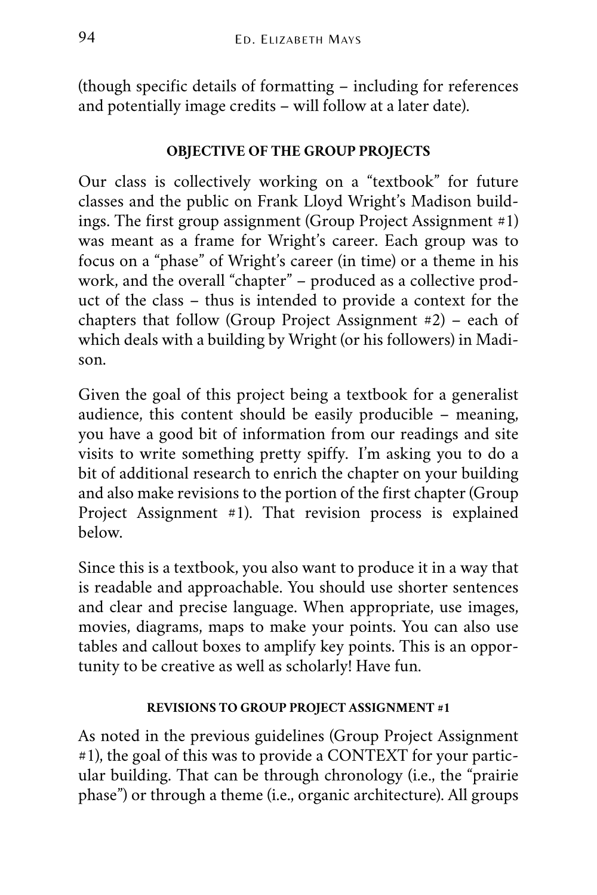(though specific details of formatting – including for references and potentially image credits – will follow at a later date).

#### OBJECTIVE OF THE GROUP PROJECTS

Our class is collectively working on a "textbook" for future classes and the public on Frank Lloyd Wright's Madison buildings. The first group assignment (Group Project Assignment #1) was meant as a frame for Wright's career. Each group was to focus on a "phase" of Wright's career (in time) or a theme in his work, and the overall "chapter" – produced as a collective product of the class – thus is intended to provide a context for the chapters that follow (Group Project Assignment #2) – each of which deals with a building by Wright (or his followers) in Madison.

Given the goal of this project being a textbook for a generalist audience, this content should be easily producible – meaning, you have a good bit of information from our readings and site visits to write something pretty spiffy. I'm asking you to do a bit of additional research to enrich the chapter on your building and also make revisions to the portion of the first chapter (Group Project Assignment #1). That revision process is explained below.

Since this is a textbook, you also want to produce it in a way that is readable and approachable. You should use shorter sentences and clear and precise language. When appropriate, use images, movies, diagrams, maps to make your points. You can also use tables and callout boxes to amplify key points. This is an opportunity to be creative as well as scholarly! Have fun.

#### REVISIONS TO GROUP PROJECT ASSIGNMENT #1

As noted in the previous guidelines (Group Project Assignment #1), the goal of this was to provide a CONTEXT for your particular building. That can be through chronology (i.e., the "prairie phase") or through a theme (i.e., organic architecture). All groups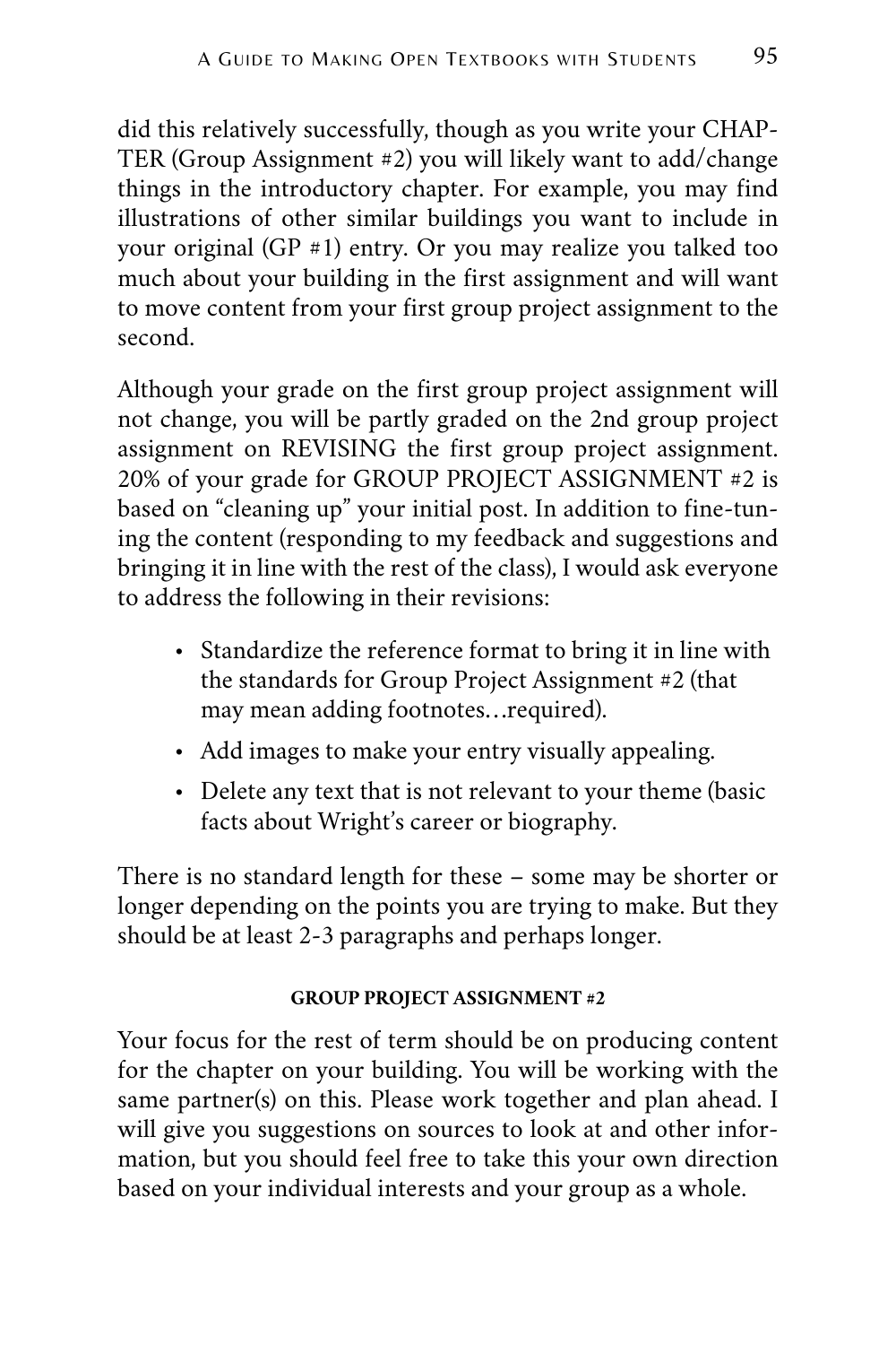did this relatively successfully, though as you write your CHAPTER (Group Assignment #2) you will likely want to add/change things in the introductory chapter. For example, you may find illustrations of other similar buildings you want to include in your original (GP #1) entry. Or you may realize you talked too much about your building in the first assignment and will want to move content from your first group project assignment to the second.

Although your grade on the first group project assignment will not change, you will be partly graded on the 2nd group project assignment on REVISING the first group project assignment. 20% of your grade for GROUP PROJECT ASSIGNMENT #2 is based on "cleaning up" your initial post. In addition to fine-tuning the content (responding to my feedback and suggestions and bringing it in line with the rest of the class), I would ask everyone to address the following in their revisions:

- Standardize the reference format to bring it in line with the standards for Group Project Assignment #2 (that may mean adding footnotes…required).
- Add images to make your entry visually appealing.
- Delete any text that is not relevant to your theme (basic facts about Wright's career or biography.

There is no standard length for these – some may be shorter or longer depending on the points you are trying to make. But they should be at least 2-3 paragraphs and perhaps longer.

#### GROUP PROJECT ASSIGNMENT #2

Your focus for the rest of term should be on producing content for the chapter on your building. You will be working with the same partner(s) on this. Please work together and plan ahead. I will give you suggestions on sources to look at and other information, but you should feel free to take this your own direction based on your individual interests and your group as a whole.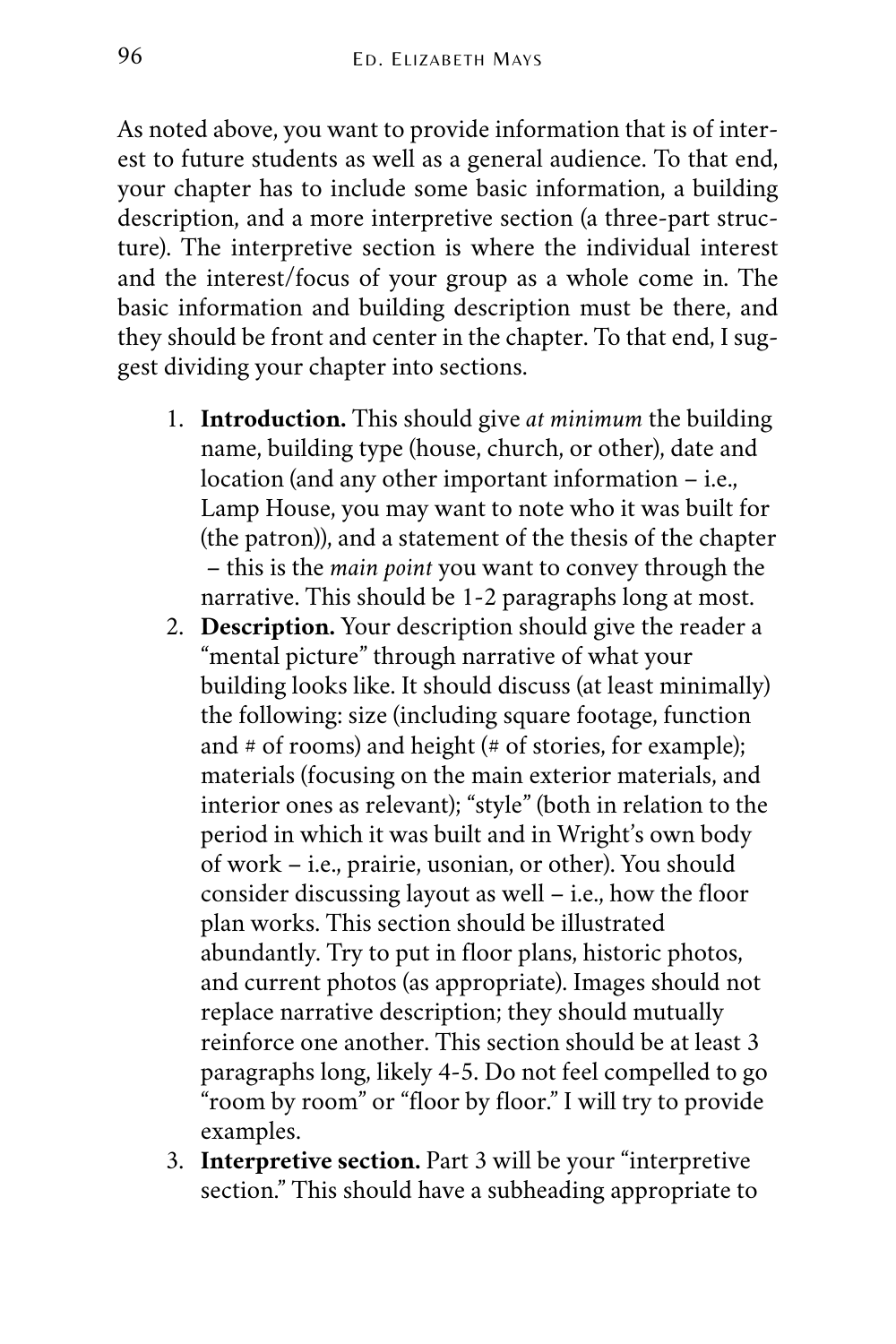As noted above, you want to provide information that is of interest to future students as well as a general audience. To that end, your chapter has to include some basic information, a building description, and a more interpretive section (a three-part structure). The interpretive section is where the individual interest and the interest/focus of your group as a whole come in. The basic information and building description must be there, and they should be front and center in the chapter. To that end, I suggest dividing your chapter into sections.

1. **Introduction.** This should give *at minimum* the building name, building type (house, church, or other), date and location (and any other important information – i.e., Lamp House, you may want to note who it was built for (the patron)), and a statement of the thesis of the chapter – this is the *main point* you want to convey through the narrative. This should be 1-2 paragraphs long at most.
2. **Description.** Your description should give the reader a "mental picture" through narrative of what your building looks like. It should discuss (at least minimally) the following: size (including square footage, function and # of rooms) and height (# of stories, for example); materials (focusing on the main exterior materials, and interior ones as relevant); "style" (both in relation to the period in which it was built and in Wright's own body of work – i.e., prairie, usonian, or other). You should consider discussing layout as well – i.e., how the floor plan works. This section should be illustrated abundantly. Try to put in floor plans, historic photos, and current photos (as appropriate). Images should not replace narrative description; they should mutually reinforce one another. This section should be at least 3 paragraphs long, likely 4-5. Do not feel compelled to go "room by room" or "floor by floor." I will try to provide examples.
3. **Interpretive section.** Part 3 will be your "interpretive section." This should have a subheading appropriate to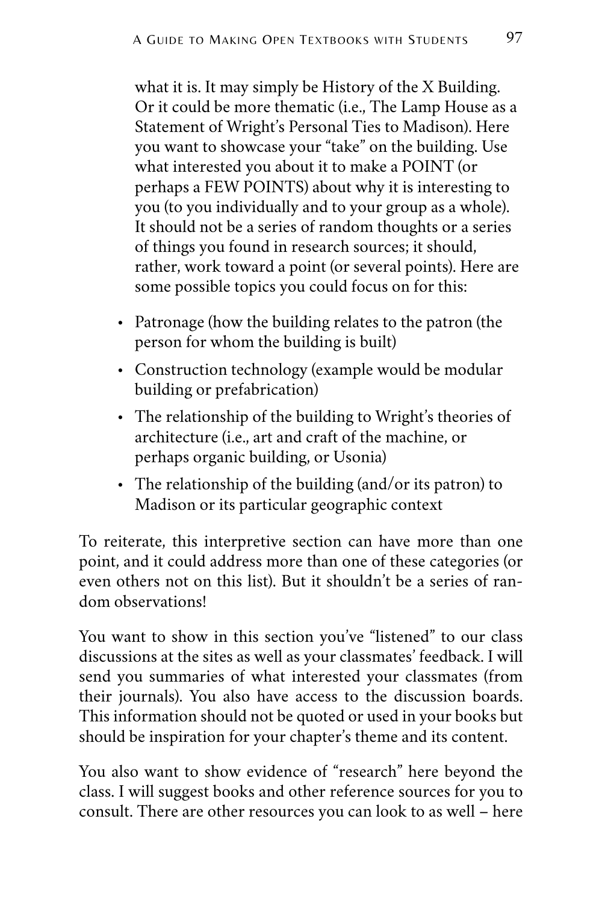what it is. It may simply be History of the X Building. Or it could be more thematic (i.e., The Lamp House as a Statement of Wright's Personal Ties to Madison). Here you want to showcase your "take" on the building. Use what interested you about it to make a POINT (or perhaps a FEW POINTS) about why it is interesting to you (to you individually and to your group as a whole). It should not be a series of random thoughts or a series of things you found in research sources; it should, rather, work toward a point (or several points). Here are some possible topics you could focus on for this:

- Patronage (how the building relates to the patron (the person for whom the building is built)
- Construction technology (example would be modular building or prefabrication)
- The relationship of the building to Wright's theories of architecture (i.e., art and craft of the machine, or perhaps organic building, or Usonia)
- The relationship of the building (and/or its patron) to Madison or its particular geographic context

To reiterate, this interpretive section can have more than one point, and it could address more than one of these categories (or even others not on this list). But it shouldn't be a series of random observations!

You want to show in this section you've "listened" to our class discussions at the sites as well as your classmates' feedback. I will send you summaries of what interested your classmates (from their journals). You also have access to the discussion boards. This information should not be quoted or used in your books but should be inspiration for your chapter's theme and its content.

You also want to show evidence of "research" here beyond the class. I will suggest books and other reference sources for you to consult. There are other resources you can look to as well – here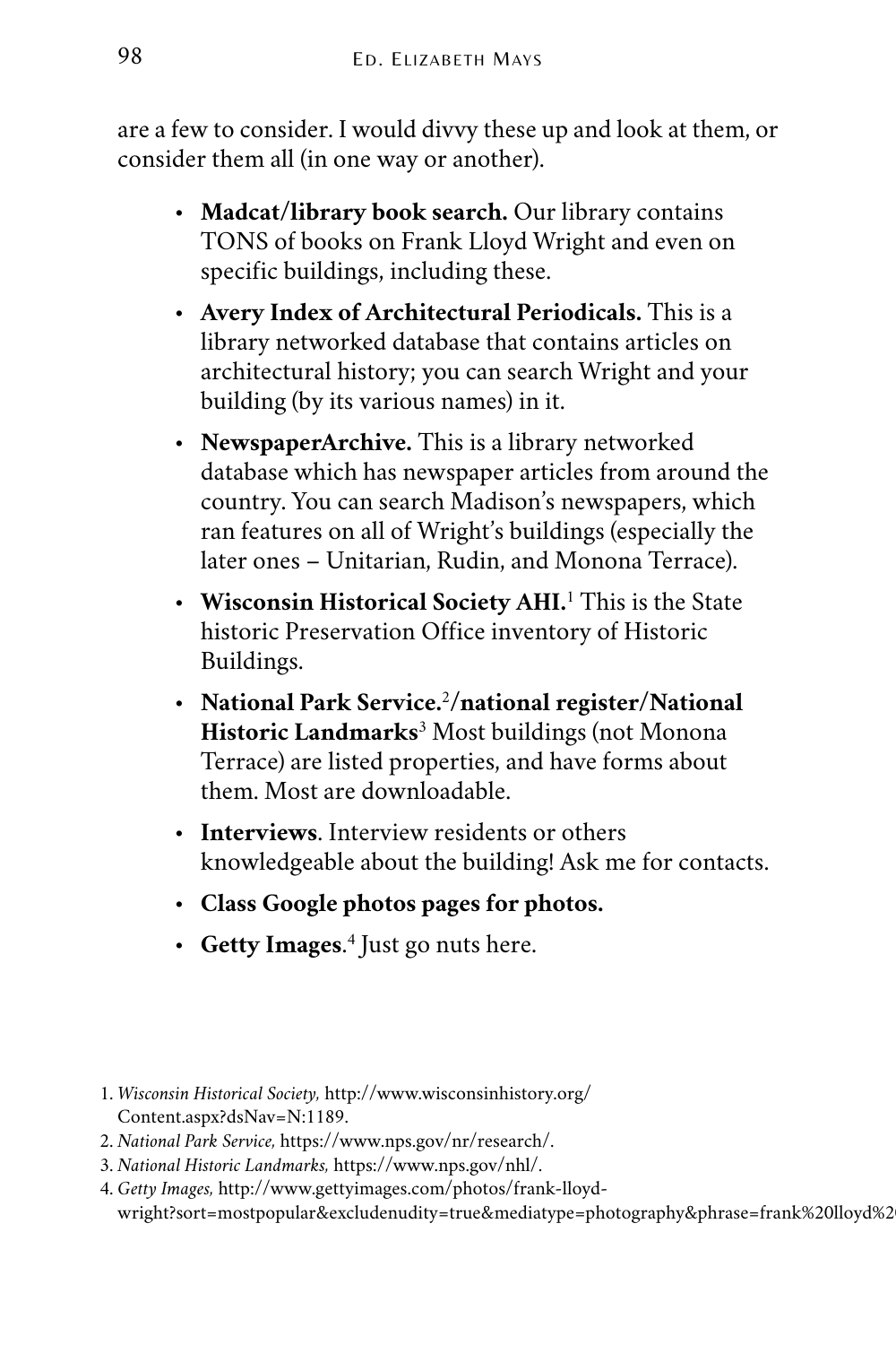are a few to consider. I would divvy these up and look at them, or consider them all (in one way or another).

- **Madcat/library book search.** Our library contains TONS of books on Frank Lloyd Wright and even on specific buildings, including these.
- **Avery Index of Architectural Periodicals.** This is a library networked database that contains articles on architectural history; you can search Wright and your building (by its various names) in it.
- **NewspaperArchive.** This is a library networked database which has newspaper articles from around the country. You can search Madison's newspapers, which ran features on all of Wright's buildings (especially the later ones – Unitarian, Rudin, and Monona Terrace).
- **Wisconsin Historical Society AHI.**[1] This is the State historic Preservation Office inventory of Historic Buildings.
- **National Park Service.**[2]**/national register/National Historic Landmarks**[3] Most buildings (not Monona Terrace) are listed properties, and have forms about them. Most are downloadable.
- **Interviews**. Interview residents or others knowledgeable about the building! Ask me for contacts.
- **Class Google photos pages for photos.**
- **Getty Images**.[4] Just go nuts here.

1. *Wisconsin Historical Society,* http://www.wisconsinhistory.org/Content.aspx?dsNav=N:1189.
2. *National Park Service,* https://www.nps.gov/nr/research/.
3. *National Historic Landmarks,* https://www.nps.gov/nhl/.
4. *Getty Images,* http://www.gettyimages.com/photos/frank-lloyd-wright?sort=mostpopular&excludenudity=true&mediatype=photography&phrase=frank%20lloyd%2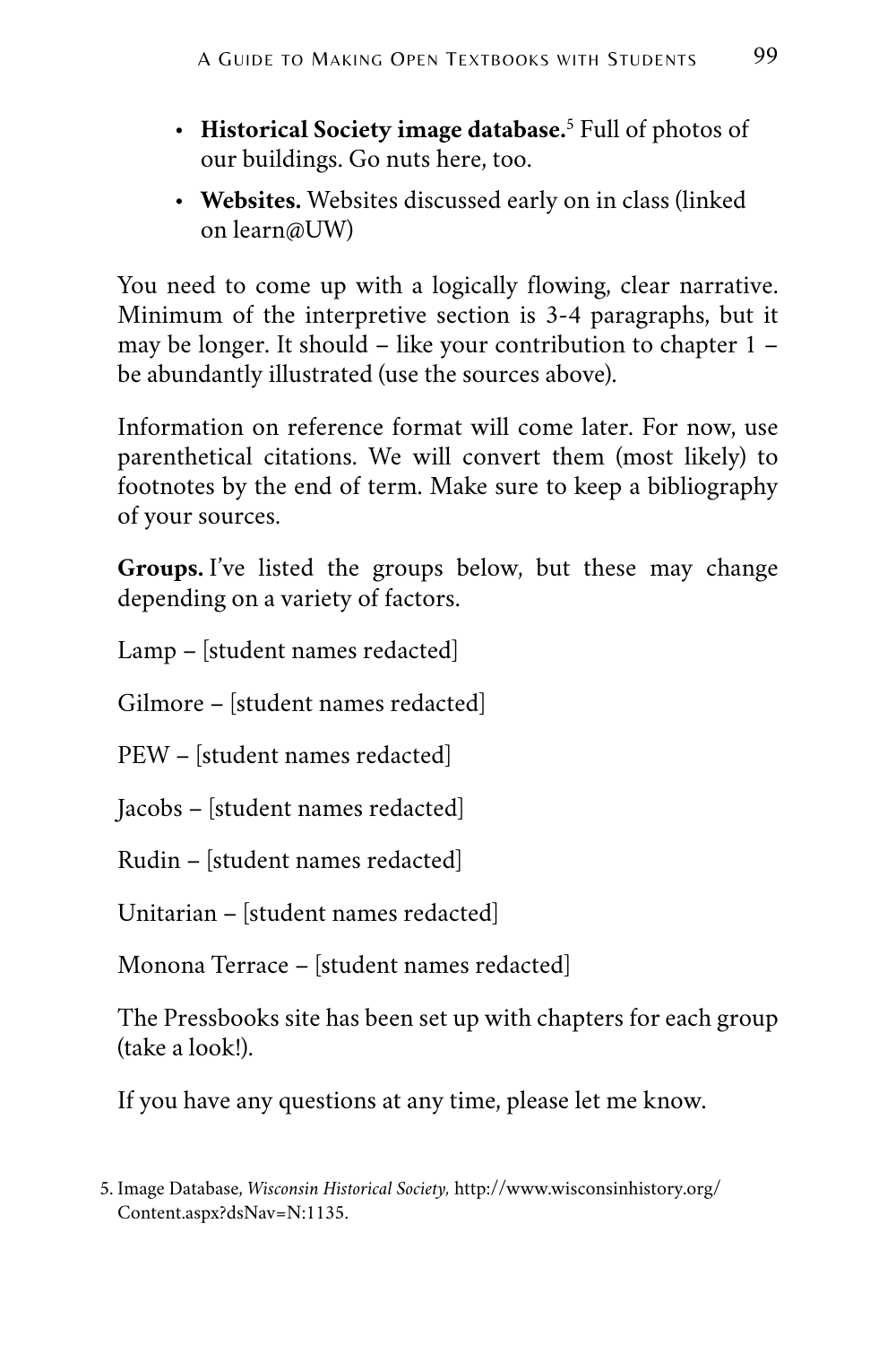- **Historical Society image database.**[5] Full of photos of our buildings. Go nuts here, too.
- **Websites.** Websites discussed early on in class (linked on learn@UW)

You need to come up with a logically flowing, clear narrative. Minimum of the interpretive section is 3-4 paragraphs, but it may be longer. It should – like your contribution to chapter 1 – be abundantly illustrated (use the sources above).

Information on reference format will come later. For now, use parenthetical citations. We will convert them (most likely) to footnotes by the end of term. Make sure to keep a bibliography of your sources.

**Groups.** I've listed the groups below, but these may change depending on a variety of factors.

Lamp – [student names redacted]

Gilmore – [student names redacted]

PEW – [student names redacted]

Jacobs – [student names redacted]

Rudin – [student names redacted]

Unitarian – [student names redacted]

Monona Terrace – [student names redacted]

The Pressbooks site has been set up with chapters for each group (take a look!).

If you have any questions at any time, please let me know.

5. Image Database, *Wisconsin Historical Society,* http://www.wisconsinhistory.org/Content.aspx?dsNav=N:1135.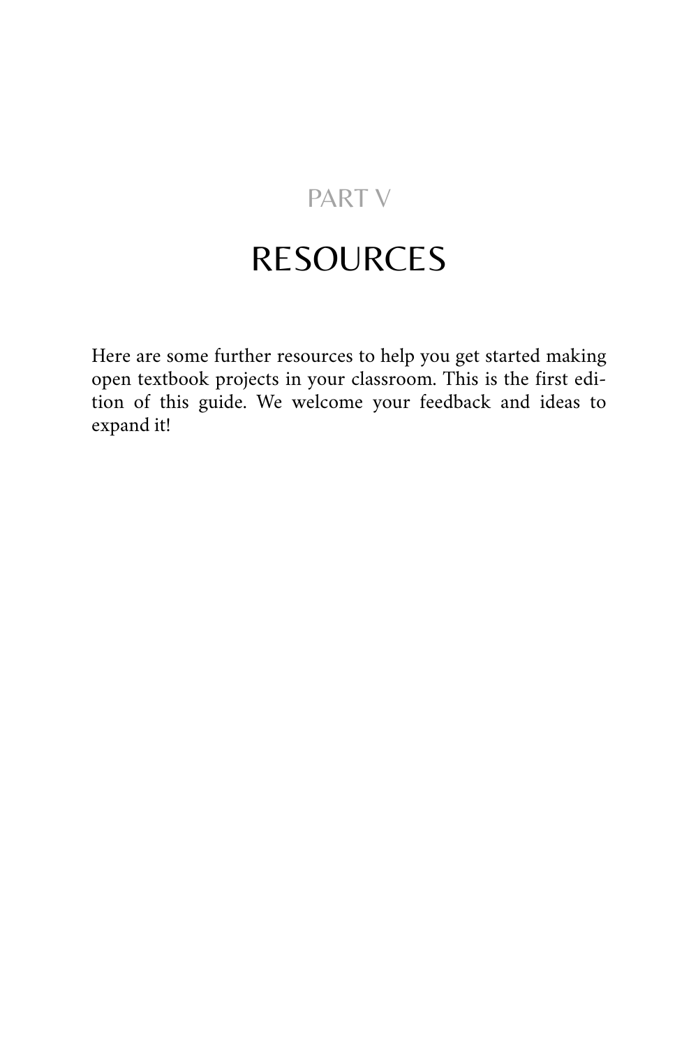PART V

# RESOURCES

Here are some further resources to help you get started making open textbook projects in your classroom. This is the first edition of this guide. We welcome your feedback and ideas to expand it!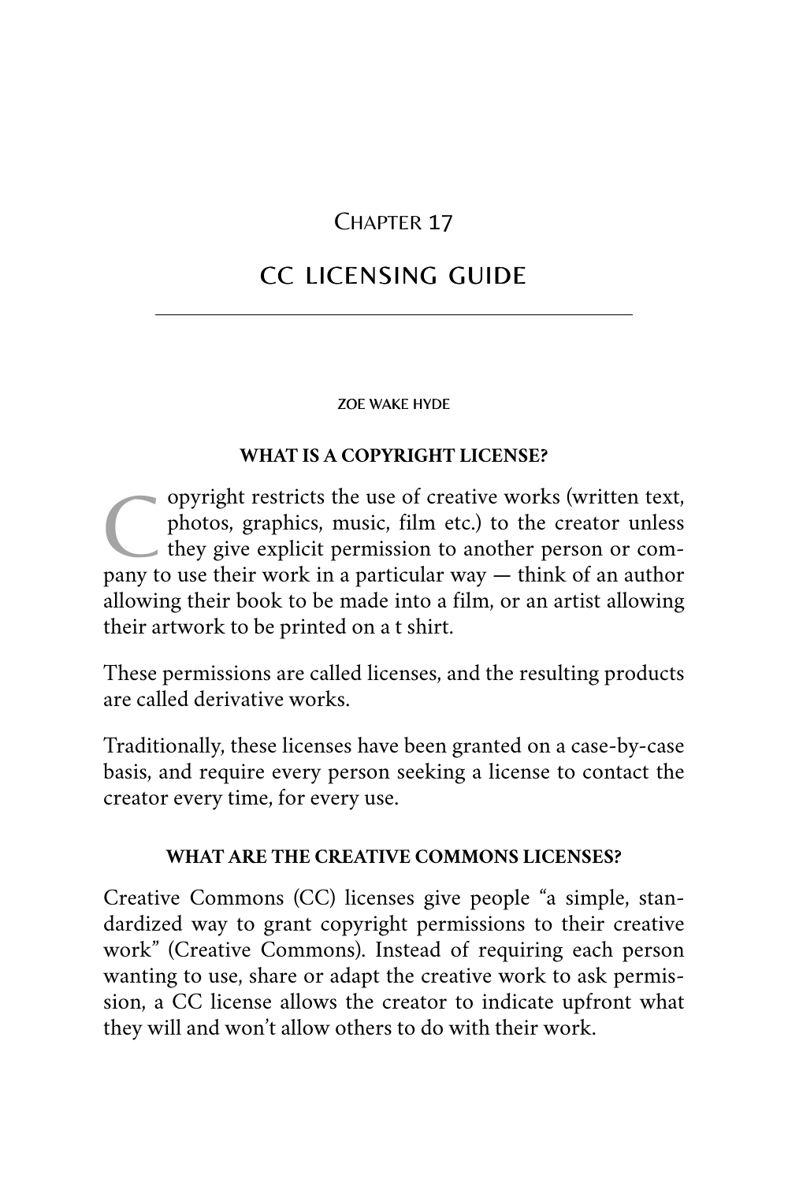# Chapter 17

# CC LICENSING GUIDE

ZOE WAKE HYDE

### WHAT IS A COPYRIGHT LICENSE?

Copyright restricts the use of creative works (written text, photos, graphics, music, film etc.) to the creator unless they give explicit permission to another person or company to use their work in a particular way — think of an author allowing their book to be made into a film, or an artist allowing their artwork to be printed on a t shirt.

These permissions are called licenses, and the resulting products are called derivative works.

Traditionally, these licenses have been granted on a case-by-case basis, and require every person seeking a license to contact the creator every time, for every use.

### WHAT ARE THE CREATIVE COMMONS LICENSES?

Creative Commons (CC) licenses give people "a simple, standardized way to grant copyright permissions to their creative work" (Creative Commons). Instead of requiring each person wanting to use, share or adapt the creative work to ask permission, a CC license allows the creator to indicate upfront what they will and won't allow others to do with their work.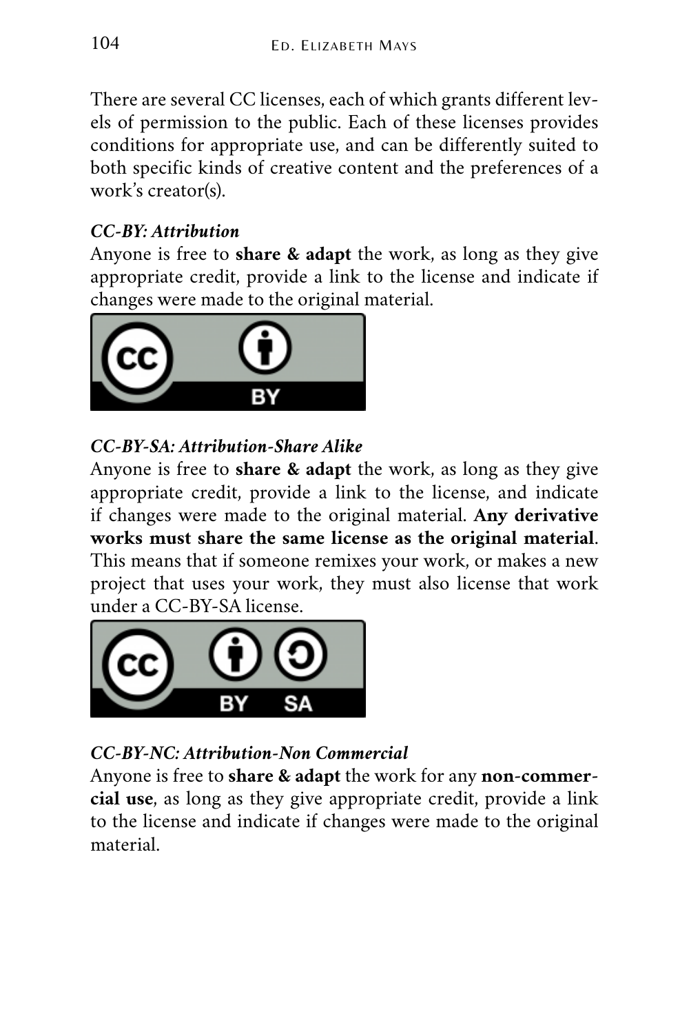There are several CC licenses, each of which grants different levels of permission to the public. Each of these licenses provides conditions for appropriate use, and can be differently suited to both specific kinds of creative content and the preferences of a work's creator(s).

***CC-BY: Attribution***

Anyone is free to **share & adapt** the work, as long as they give appropriate credit, provide a link to the license and indicate if changes were made to the original material.

***CC-BY-SA: Attribution-Share Alike***

Anyone is free to **share & adapt** the work, as long as they give appropriate credit, provide a link to the license, and indicate if changes were made to the original material. **Any derivative works must share the same license as the original material**. This means that if someone remixes your work, or makes a new project that uses your work, they must also license that work under a CC-BY-SA license.

***CC-BY-NC: Attribution-Non Commercial***

Anyone is free to **share & adapt** the work for any **non-commercial use**, as long as they give appropriate credit, provide a link to the license and indicate if changes were made to the original material.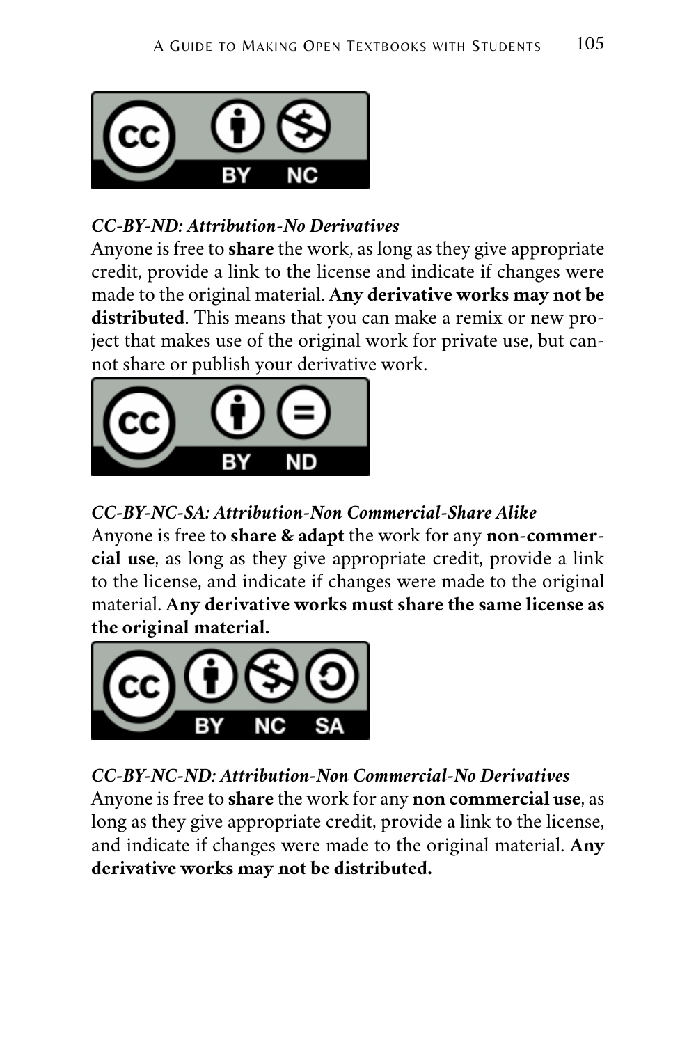***CC-BY-ND: Attribution-No Derivatives***
Anyone is free to **share** the work, as long as they give appropriate credit, provide a link to the license and indicate if changes were made to the original material. **Any derivative works may not be distributed**. This means that you can make a remix or new project that makes use of the original work for private use, but cannot share or publish your derivative work.

***CC-BY-NC-SA: Attribution-Non Commercial-Share Alike***
Anyone is free to **share & adapt** the work for any **non-commercial use**, as long as they give appropriate credit, provide a link to the license, and indicate if changes were made to the original material. **Any derivative works must share the same license as the original material.**

***CC-BY-NC-ND: Attribution-Non Commercial-No Derivatives***
Anyone is free to **share** the work for any **non commercial use**, as long as they give appropriate credit, provide a link to the license, and indicate if changes were made to the original material. **Any derivative works may not be distributed.**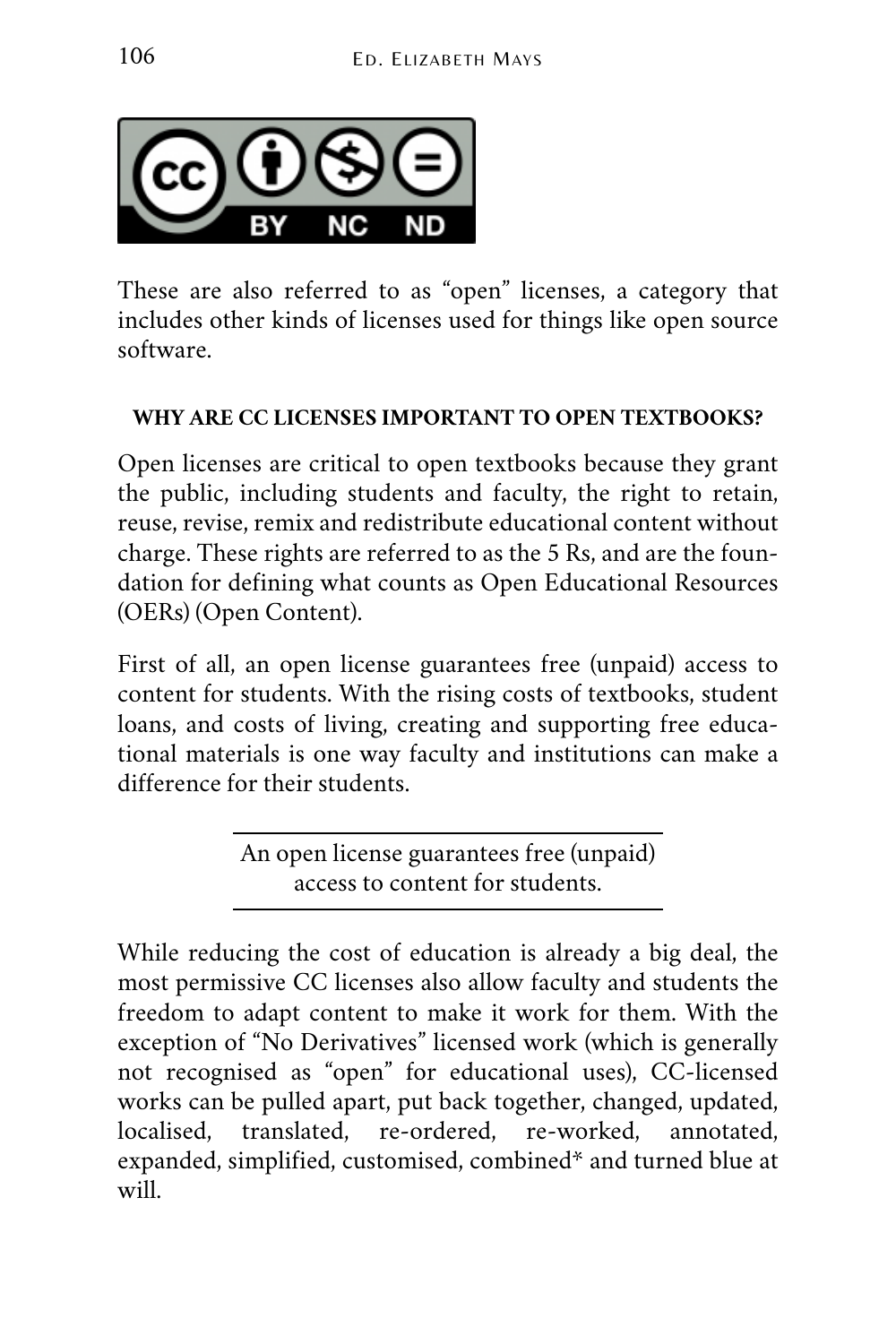These are also referred to as "open" licenses, a category that includes other kinds of licenses used for things like open source software.

#### WHY ARE CC LICENSES IMPORTANT TO OPEN TEXTBOOKS?

Open licenses are critical to open textbooks because they grant the public, including students and faculty, the right to retain, reuse, revise, remix and redistribute educational content without charge. These rights are referred to as the 5 Rs, and are the foundation for defining what counts as Open Educational Resources (OERs) (Open Content).

First of all, an open license guarantees free (unpaid) access to content for students. With the rising costs of textbooks, student loans, and costs of living, creating and supporting free educational materials is one way faculty and institutions can make a difference for their students.

> An open license guarantees free (unpaid) access to content for students.

While reducing the cost of education is already a big deal, the most permissive CC licenses also allow faculty and students the freedom to adapt content to make it work for them. With the exception of "No Derivatives" licensed work (which is generally not recognised as "open" for educational uses), CC-licensed works can be pulled apart, put back together, changed, updated, localised, translated, re-ordered, re-worked, annotated, expanded, simplified, customised, combined* and turned blue at will.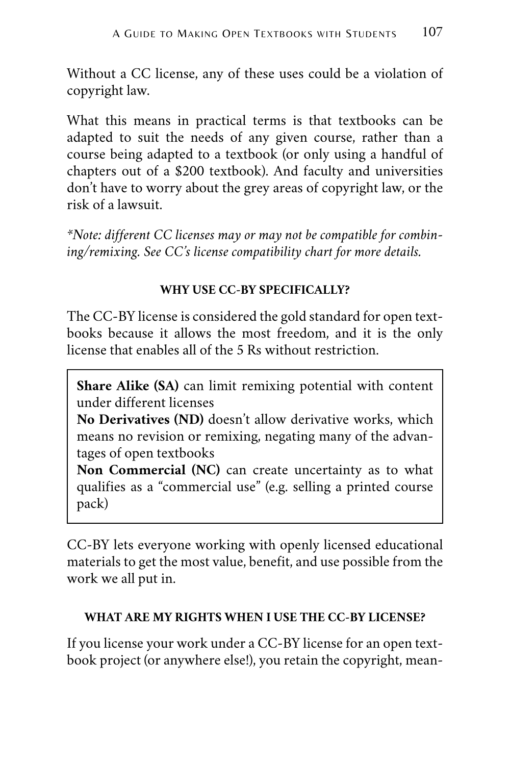Without a CC license, any of these uses could be a violation of copyright law.

What this means in practical terms is that textbooks can be adapted to suit the needs of any given course, rather than a course being adapted to a textbook (or only using a handful of chapters out of a $200 textbook). And faculty and universities don't have to worry about the grey areas of copyright law, or the risk of a lawsuit.

*\*Note: different CC licenses may or may not be compatible for combining/remixing. See CC's license compatibility chart for more details.*

#### WHY USE CC-BY SPECIFICALLY?

The CC-BY license is considered the gold standard for open textbooks because it allows the most freedom, and it is the only license that enables all of the 5 Rs without restriction.

> **Share Alike (SA)** can limit remixing potential with content under different licenses
> **No Derivatives (ND)** doesn't allow derivative works, which means no revision or remixing, negating many of the advantages of open textbooks
> **Non Commercial (NC)** can create uncertainty as to what qualifies as a "commercial use" (e.g. selling a printed course pack)

CC-BY lets everyone working with openly licensed educational materials to get the most value, benefit, and use possible from the work we all put in.

#### WHAT ARE MY RIGHTS WHEN I USE THE CC-BY LICENSE?

If you license your work under a CC-BY license for an open textbook project (or anywhere else!), you retain the copyright, mean-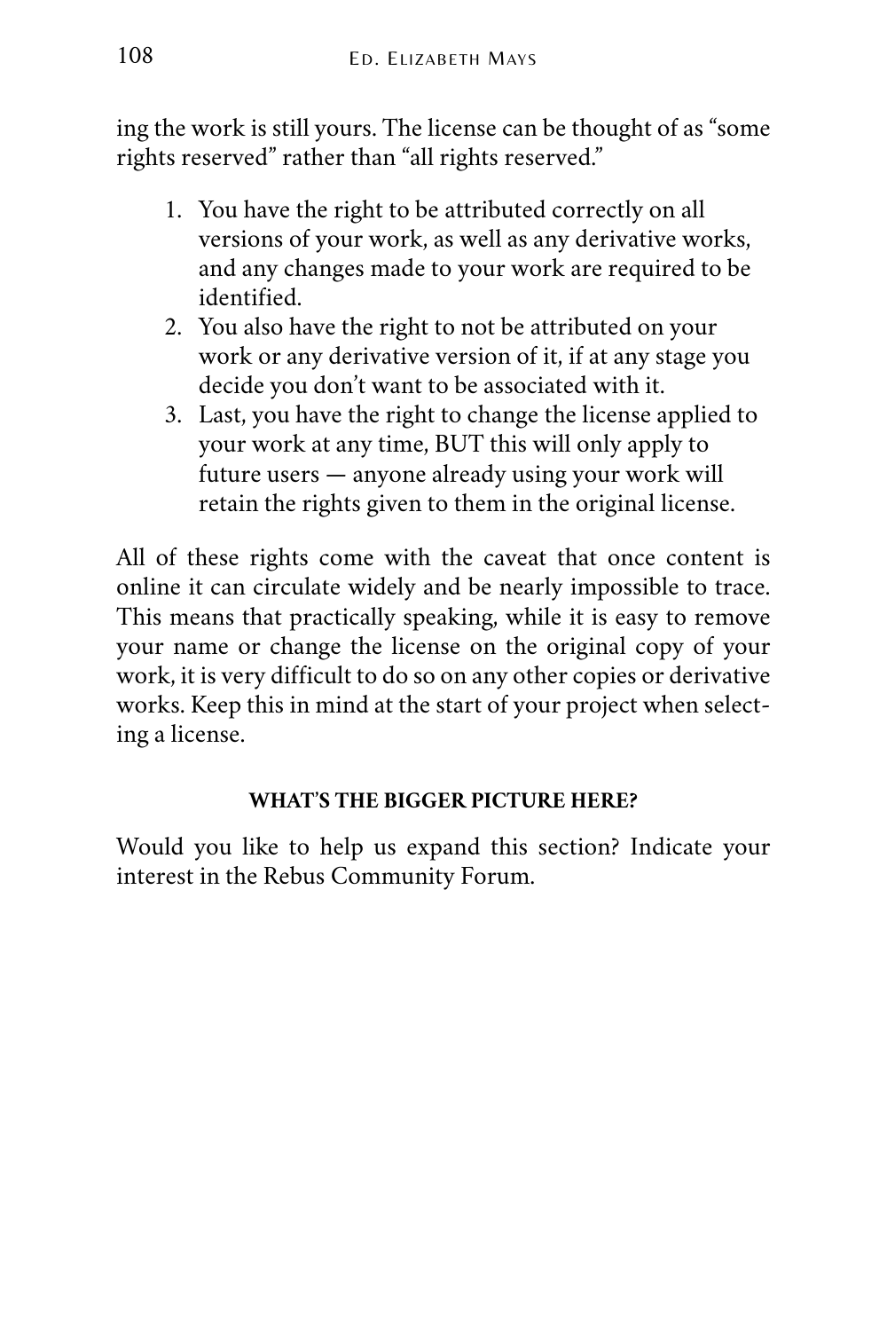ing the work is still yours. The license can be thought of as "some rights reserved" rather than "all rights reserved."

1. You have the right to be attributed correctly on all versions of your work, as well as any derivative works, and any changes made to your work are required to be identified.
2. You also have the right to not be attributed on your work or any derivative version of it, if at any stage you decide you don't want to be associated with it.
3. Last, you have the right to change the license applied to your work at any time, BUT this will only apply to future users — anyone already using your work will retain the rights given to them in the original license.

All of these rights come with the caveat that once content is online it can circulate widely and be nearly impossible to trace. This means that practically speaking, while it is easy to remove your name or change the license on the original copy of your work, it is very difficult to do so on any other copies or derivative works. Keep this in mind at the start of your project when selecting a license.

#### WHAT'S THE BIGGER PICTURE HERE?

Would you like to help us expand this section? Indicate your interest in the Rebus Community Forum.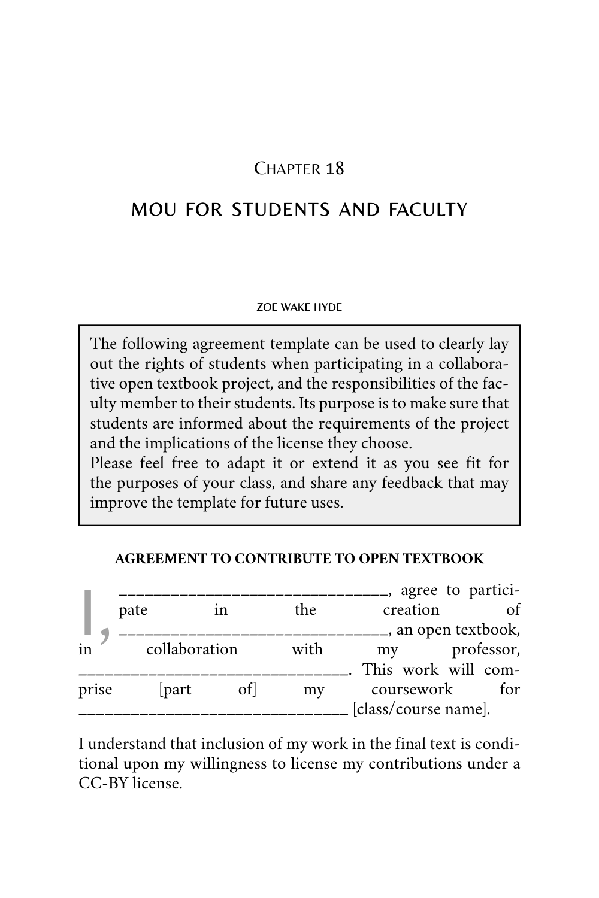# Chapter 18

# MOU FOR STUDENTS AND FACULTY

ZOE WAKE HYDE

> The following agreement template can be used to clearly lay out the rights of students when participating in a collaborative open textbook project, and the responsibilities of the faculty member to their students. Its purpose is to make sure that students are informed about the requirements of the project and the implications of the license they choose.
> Please feel free to adapt it or extend it as you see fit for the purposes of your class, and share any feedback that may improve the template for future uses.

### AGREEMENT TO CONTRIBUTE TO OPEN TEXTBOOK

I, ______________________________, agree to participate in the creation of ______________________________, an open textbook, in collaboration with my professor, ______________________________. This work will comprise [part of] my coursework for ______________________________ [class/course name].

I understand that inclusion of my work in the final text is conditional upon my willingness to license my contributions under a CC-BY license.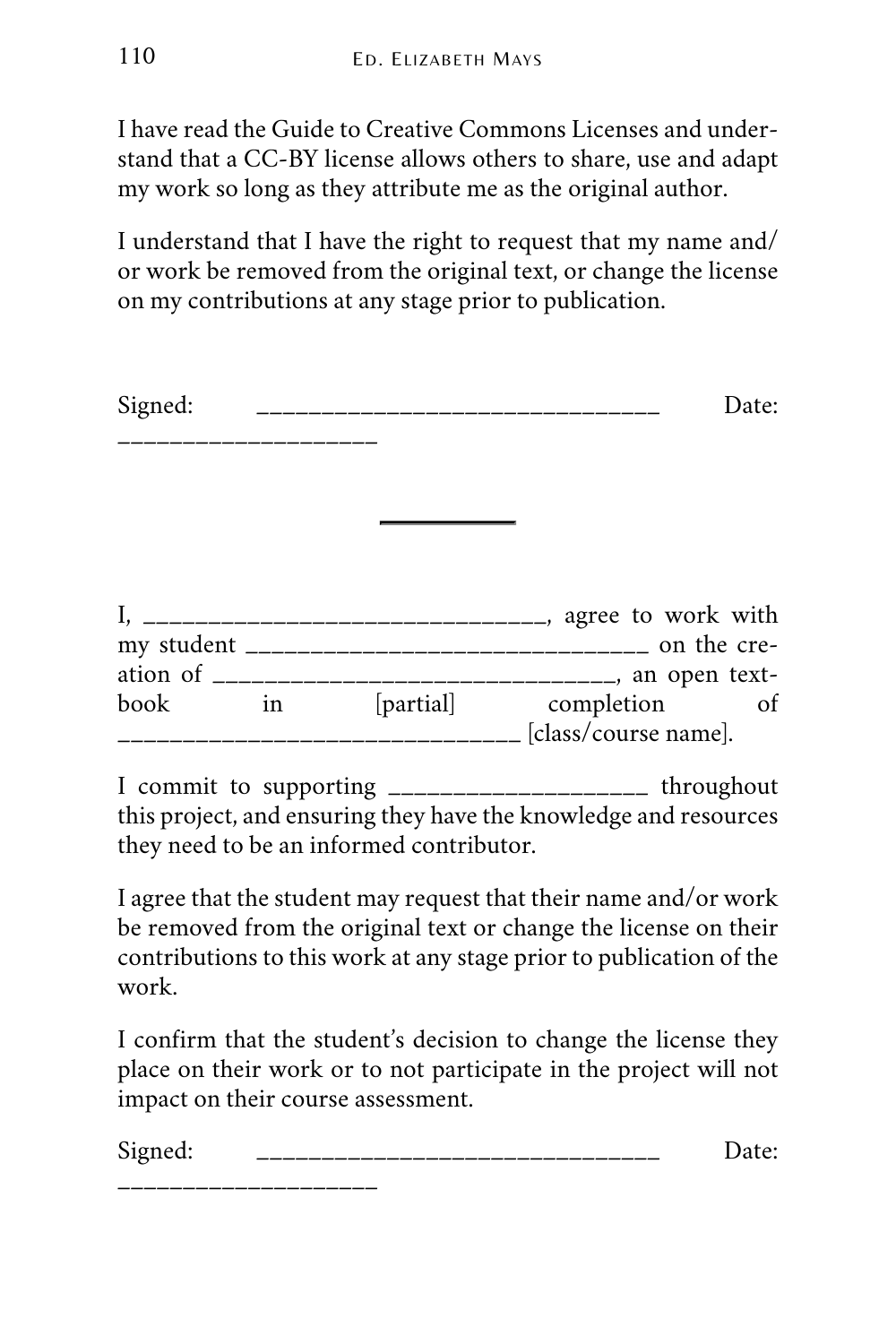I have read the Guide to Creative Commons Licenses and understand that a CC-BY license allows others to share, use and adapt my work so long as they attribute me as the original author.

I understand that I have the right to request that my name and/or work be removed from the original text, or change the license on my contributions at any stage prior to publication.

Signed: ______________________________ Date: ___________________

---

I, ______________________________, agree to work with my student ______________________________ on the creation of ______________________________, an open textbook in [partial] completion of ______________________________ [class/course name].

I commit to supporting ___________________ throughout this project, and ensuring they have the knowledge and resources they need to be an informed contributor.

I agree that the student may request that their name and/or work be removed from the original text or change the license on their contributions to this work at any stage prior to publication of the work.

I confirm that the student's decision to change the license they place on their work or to not participate in the project will not impact on their course assessment.

Signed: ______________________________ Date: ___________________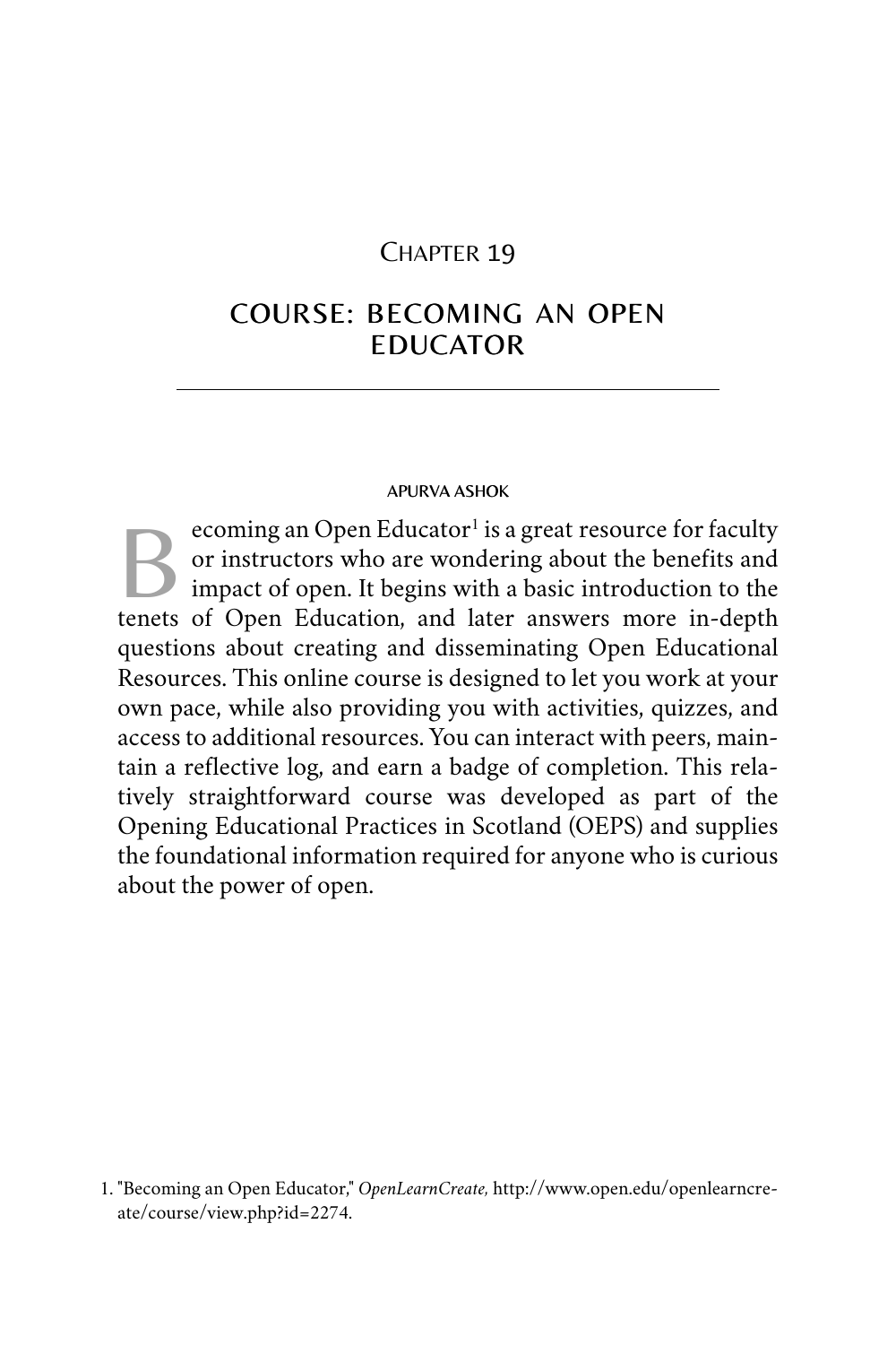# Chapter 19

# COURSE: BECOMING AN OPEN EDUCATOR

APURVA ASHOK

Becoming an Open Educator[1] is a great resource for faculty or instructors who are wondering about the benefits and impact of open. It begins with a basic introduction to the tenets of Open Education, and later answers more in-depth questions about creating and disseminating Open Educational Resources. This online course is designed to let you work at your own pace, while also providing you with activities, quizzes, and access to additional resources. You can interact with peers, maintain a reflective log, and earn a badge of completion. This relatively straightforward course was developed as part of the Opening Educational Practices in Scotland (OEPS) and supplies the foundational information required for anyone who is curious about the power of open.

1. "Becoming an Open Educator," *OpenLearnCreate,* http://www.open.edu/openlearncreate/course/view.php?id=2274.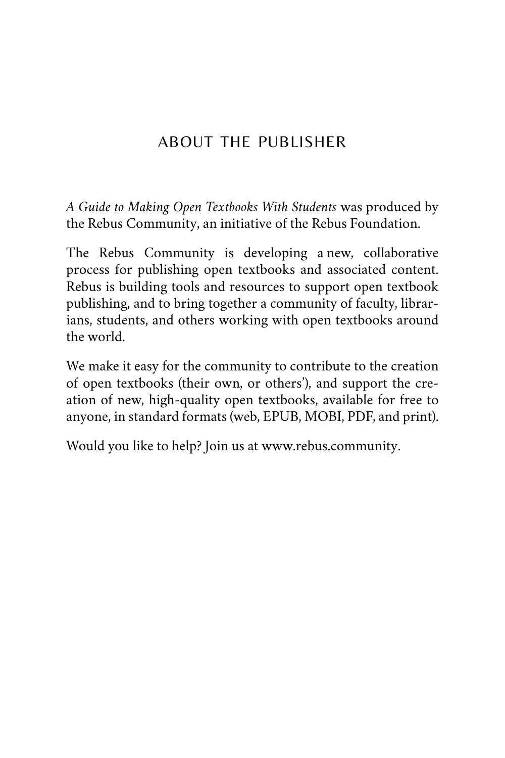# ABOUT THE PUBLISHER

*A Guide to Making Open Textbooks With Students* was produced by the Rebus Community, an initiative of the Rebus Foundation.

The Rebus Community is developing a new, collaborative process for publishing open textbooks and associated content. Rebus is building tools and resources to support open textbook publishing, and to bring together a community of faculty, librarians, students, and others working with open textbooks around the world.

We make it easy for the community to contribute to the creation of open textbooks (their own, or others'), and support the creation of new, high-quality open textbooks, available for free to anyone, in standard formats (web, EPUB, MOBI, PDF, and print).

Would you like to help? Join us at www.rebus.community.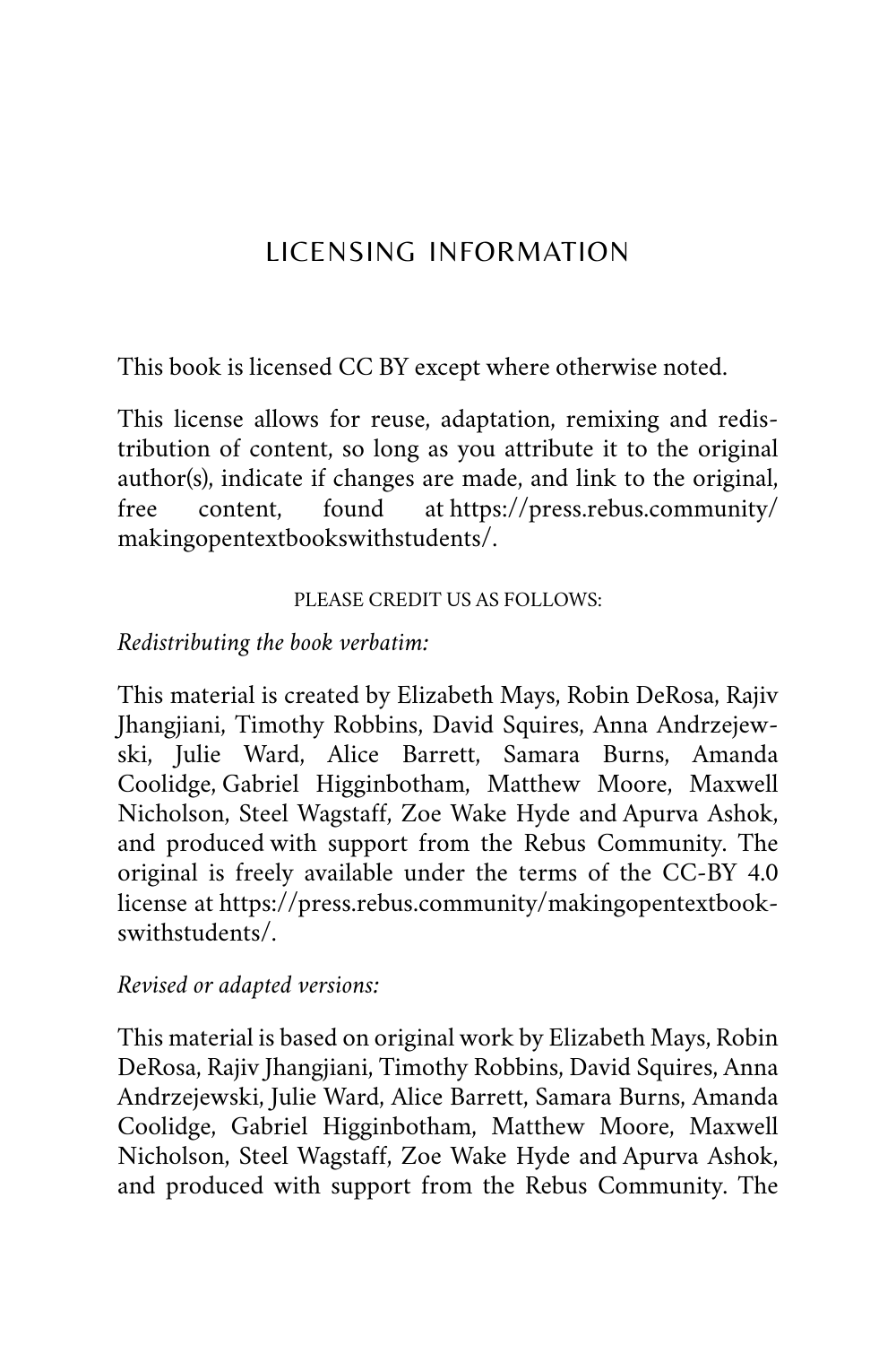# LICENSING INFORMATION

This book is licensed CC BY except where otherwise noted.

This license allows for reuse, adaptation, remixing and redistribution of content, so long as you attribute it to the original author(s), indicate if changes are made, and link to the original, free content, found at https://press.rebus.community/makingopentextbookswithstudents/.

PLEASE CREDIT US AS FOLLOWS:

*Redistributing the book verbatim:*

This material is created by Elizabeth Mays, Robin DeRosa, Rajiv Jhangjiani, Timothy Robbins, David Squires, Anna Andrzejewski, Julie Ward, Alice Barrett, Samara Burns, Amanda Coolidge, Gabriel Higginbotham, Matthew Moore, Maxwell Nicholson, Steel Wagstaff, Zoe Wake Hyde and Apurva Ashok, and produced with support from the Rebus Community. The original is freely available under the terms of the CC-BY 4.0 license at https://press.rebus.community/makingopentextbookswithstudents/.

*Revised or adapted versions:*

This material is based on original work by Elizabeth Mays, Robin DeRosa, Rajiv Jhangjiani, Timothy Robbins, David Squires, Anna Andrzejewski, Julie Ward, Alice Barrett, Samara Burns, Amanda Coolidge, Gabriel Higginbotham, Matthew Moore, Maxwell Nicholson, Steel Wagstaff, Zoe Wake Hyde and Apurva Ashok, and produced with support from the Rebus Community. The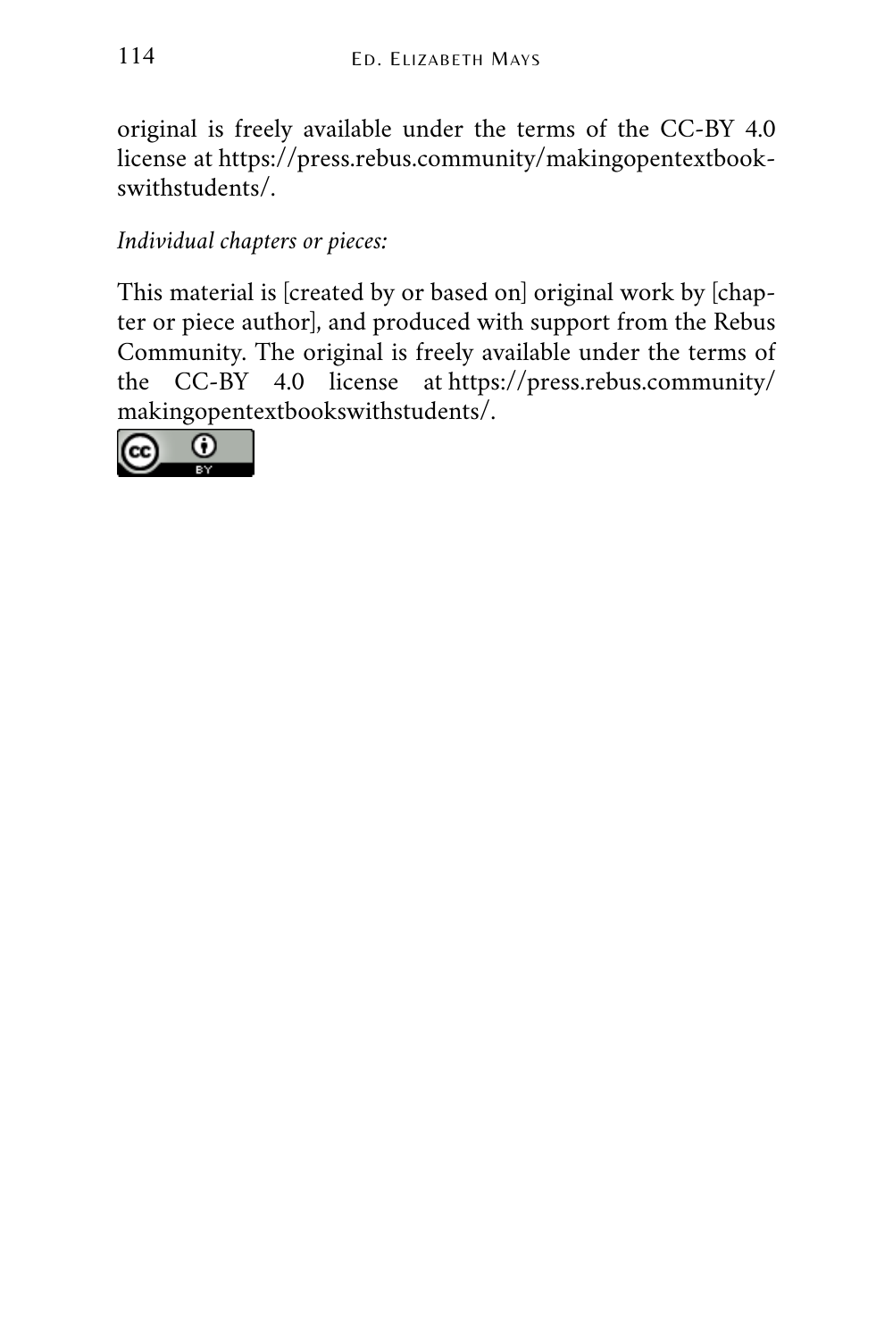original is freely available under the terms of the CC-BY 4.0 license at https://press.rebus.community/makingopentextbookswithstudents/.

*Individual chapters or pieces:*

This material is [created by or based on] original work by [chapter or piece author], and produced with support from the Rebus Community. The original is freely available under the terms of the CC-BY 4.0 license at https://press.rebus.community/makingopentextbookswithstudents/.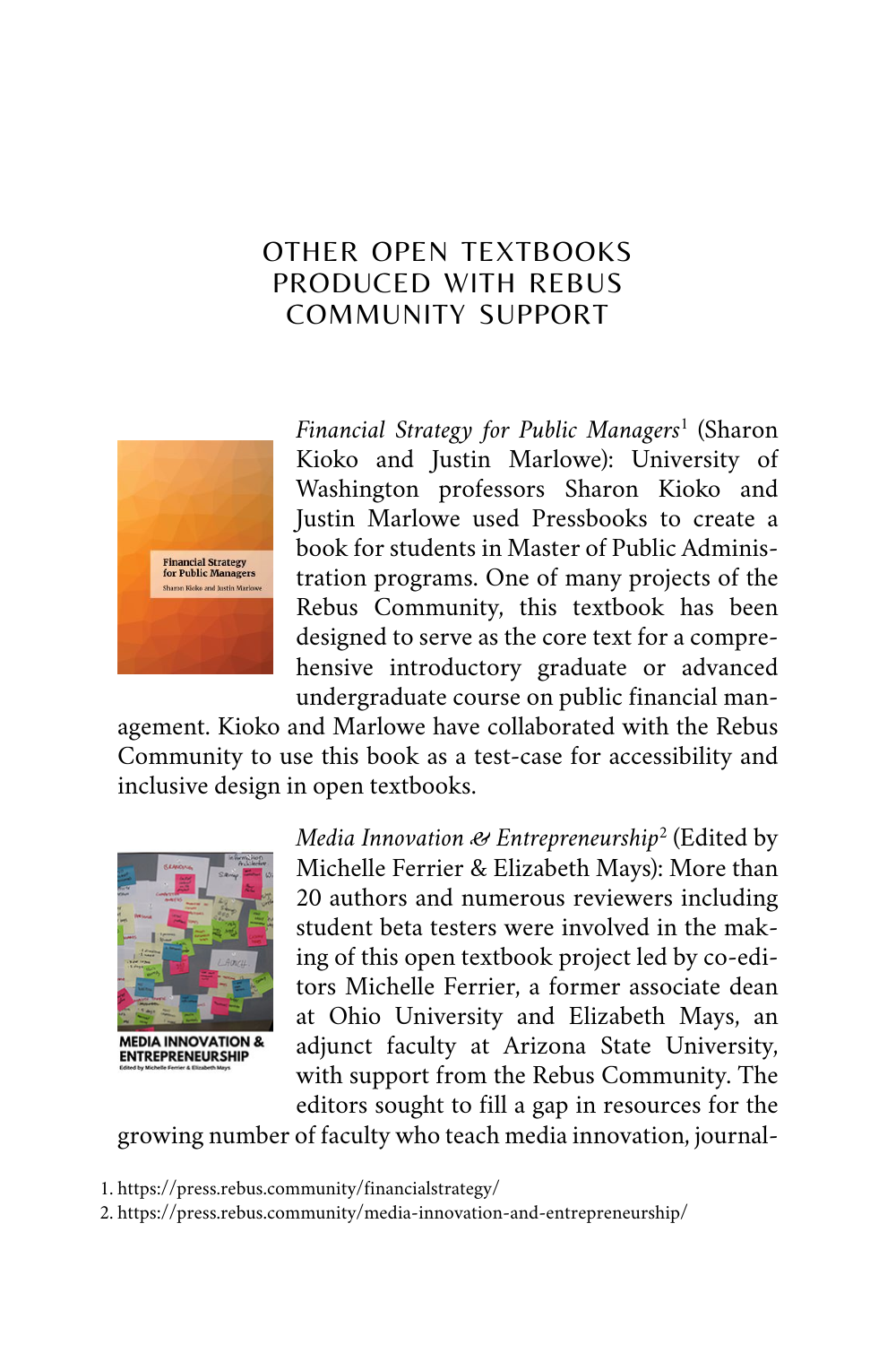# OTHER OPEN TEXTBOOKS PRODUCED WITH REBUS COMMUNITY SUPPORT

*Financial Strategy for Public Managers*[1] (Sharon Kioko and Justin Marlowe): University of Washington professors Sharon Kioko and Justin Marlowe used Pressbooks to create a book for students in Master of Public Administration programs. One of many projects of the Rebus Community, this textbook has been designed to serve as the core text for a comprehensive introductory graduate or advanced undergraduate course on public financial management. Kioko and Marlowe have collaborated with the Rebus Community to use this book as a test-case for accessibility and inclusive design in open textbooks.

*Media Innovation & Entrepreneurship*[2] (Edited by Michelle Ferrier & Elizabeth Mays): More than 20 authors and numerous reviewers including student beta testers were involved in the making of this open textbook project led by co-editors Michelle Ferrier, a former associate dean at Ohio University and Elizabeth Mays, an adjunct faculty at Arizona State University, with support from the Rebus Community. The editors sought to fill a gap in resources for the growing number of faculty who teach media innovation, journal-

1. https://press.rebus.community/financialstrategy/
2. https://press.rebus.community/media-innovation-and-entrepreneurship/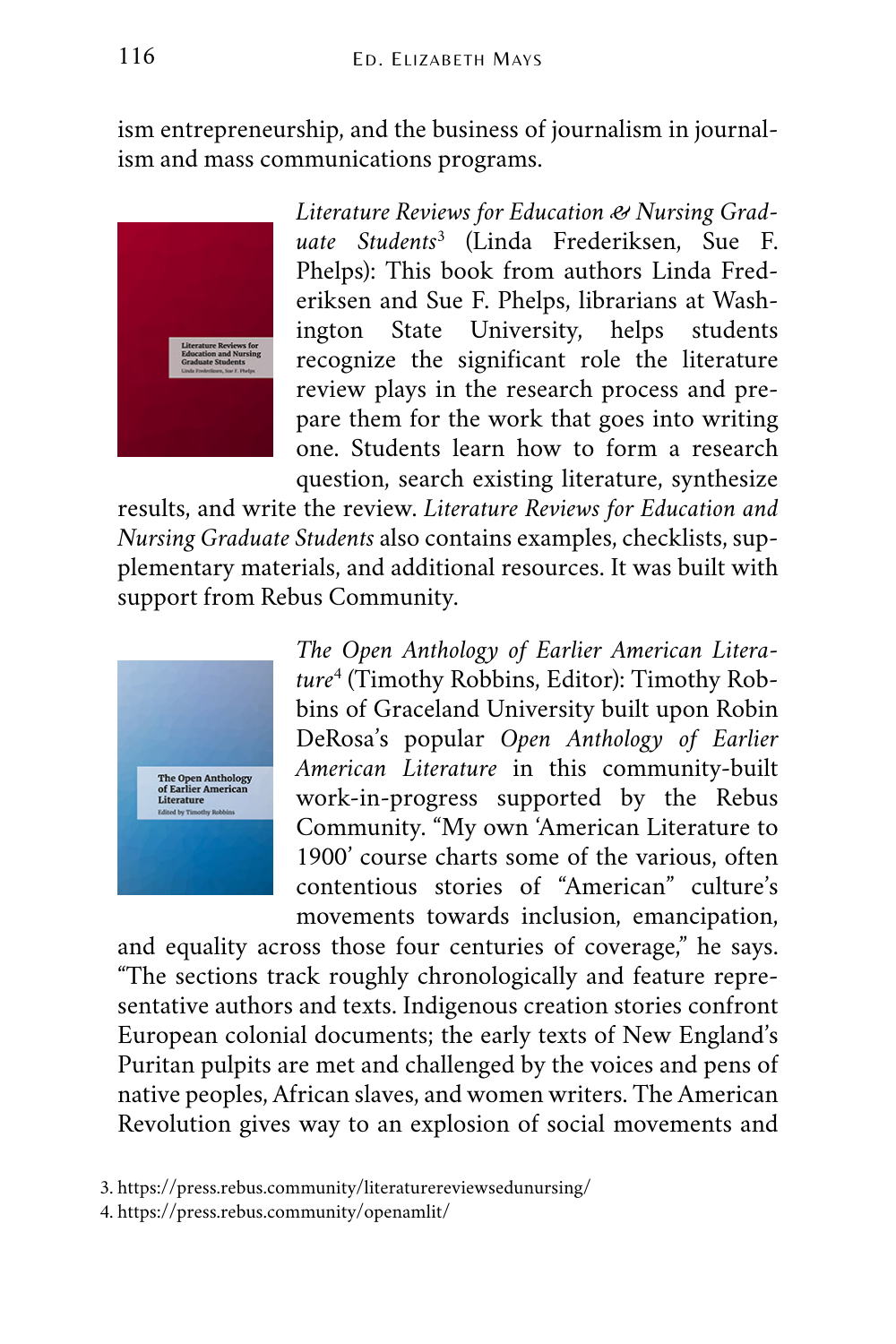ism entrepreneurship, and the business of journalism in journalism and mass communications programs.

*Literature Reviews for Education & Nursing Graduate Students*[3] (Linda Frederiksen, Sue F. Phelps): This book from authors Linda Frederiksen and Sue F. Phelps, librarians at Washington State University, helps students recognize the significant role the literature review plays in the research process and prepare them for the work that goes into writing one. Students learn how to form a research question, search existing literature, synthesize results, and write the review. *Literature Reviews for Education and Nursing Graduate Students* also contains examples, checklists, supplementary materials, and additional resources. It was built with support from Rebus Community.

*The Open Anthology of Earlier American Literature*[4] (Timothy Robbins, Editor): Timothy Robbins of Graceland University built upon Robin DeRosa's popular *Open Anthology of Earlier American Literature* in this community-built work-in-progress supported by the Rebus Community. "My own 'American Literature to 1900' course charts some of the various, often contentious stories of "American" culture's movements towards inclusion, emancipation, and equality across those four centuries of coverage," he says. "The sections track roughly chronologically and feature representative authors and texts. Indigenous creation stories confront European colonial documents; the early texts of New England's Puritan pulpits are met and challenged by the voices and pens of native peoples, African slaves, and women writers. The American Revolution gives way to an explosion of social movements and

3. https://press.rebus.community/literaturereviewsedunursing/
4. https://press.rebus.community/openamlit/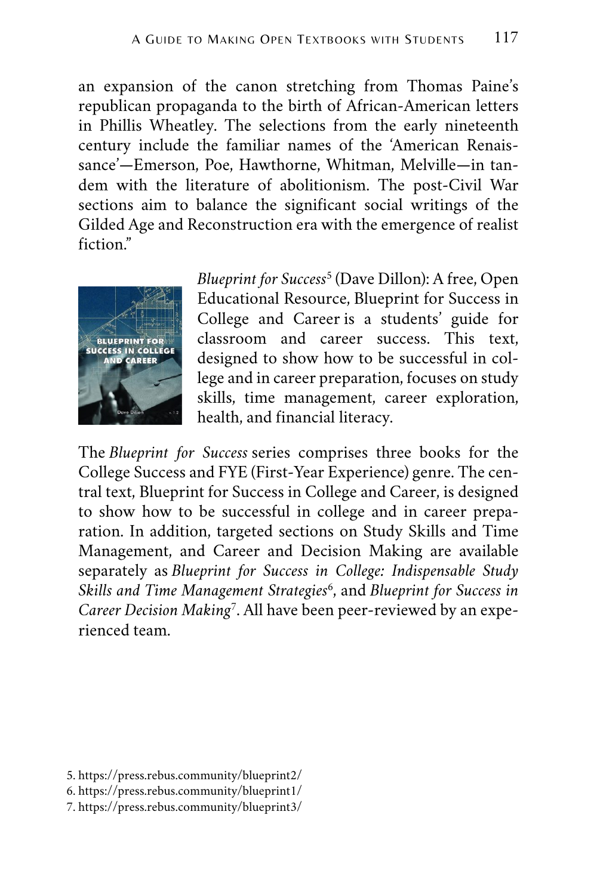an expansion of the canon stretching from Thomas Paine's republican propaganda to the birth of African-American letters in Phillis Wheatley. The selections from the early nineteenth century include the familiar names of the 'American Renaissance'—Emerson, Poe, Hawthorne, Whitman, Melville—in tandem with the literature of abolitionism. The post-Civil War sections aim to balance the significant social writings of the Gilded Age and Reconstruction era with the emergence of realist fiction."

*Blueprint for Success*[5] (Dave Dillon): A free, Open Educational Resource, Blueprint for Success in College and Career is a students' guide for classroom and career success. This text, designed to show how to be successful in college and in career preparation, focuses on study skills, time management, career exploration, health, and financial literacy.

The *Blueprint for Success* series comprises three books for the College Success and FYE (First-Year Experience) genre. The central text, Blueprint for Success in College and Career, is designed to show how to be successful in college and in career preparation. In addition, targeted sections on Study Skills and Time Management, and Career and Decision Making are available separately as *Blueprint for Success in College: Indispensable Study Skills and Time Management Strategies*[6], and *Blueprint for Success in Career Decision Making*[7]. All have been peer-reviewed by an experienced team.

5. https://press.rebus.community/blueprint2/
6. https://press.rebus.community/blueprint1/
7. https://press.rebus.community/blueprint3/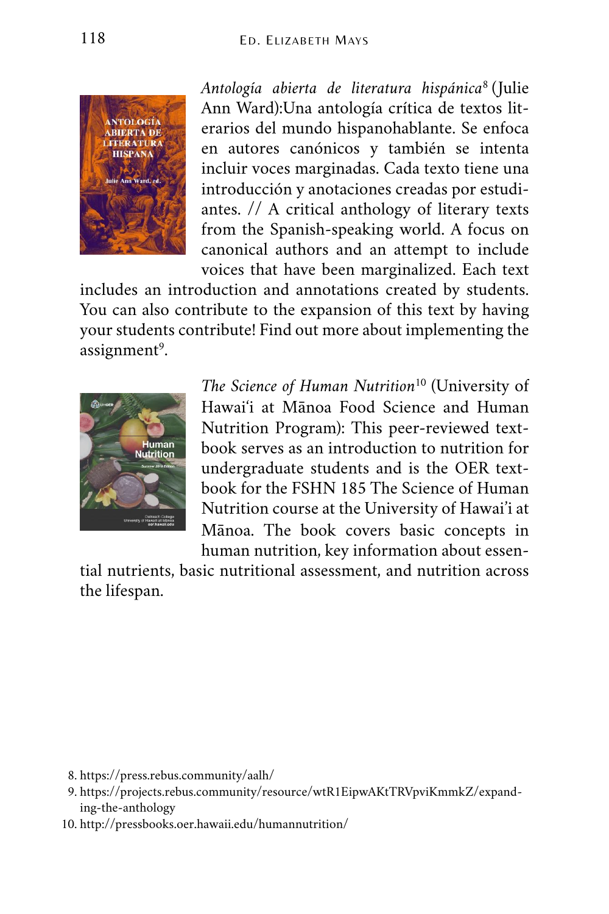*Antología abierta de literatura hispánica*[8] (Julie Ann Ward):Una antología crítica de textos literarios del mundo hispanohablante. Se enfoca en autores canónicos y también se intenta incluir voces marginadas. Cada texto tiene una introducción y anotaciones creadas por estudiantes. // A critical anthology of literary texts from the Spanish-speaking world. A focus on canonical authors and an attempt to include voices that have been marginalized. Each text includes an introduction and annotations created by students. You can also contribute to the expansion of this text by having your students contribute! Find out more about implementing the assignment[9].

*The Science of Human Nutrition*[10] (University of Hawaiʻi at Mānoa Food Science and Human Nutrition Program): This peer-reviewed textbook serves as an introduction to nutrition for undergraduate students and is the OER textbook for the FSHN 185 The Science of Human Nutrition course at the University of Hawaiʻi at Mānoa. The book covers basic concepts in human nutrition, key information about essential nutrients, basic nutritional assessment, and nutrition across the lifespan.

8. https://press.rebus.community/aalh/
9. https://projects.rebus.community/resource/wtR1EipwAKtTRVpviKmmkZ/expanding-the-anthology
10. http://pressbooks.oer.hawaii.edu/humannutrition/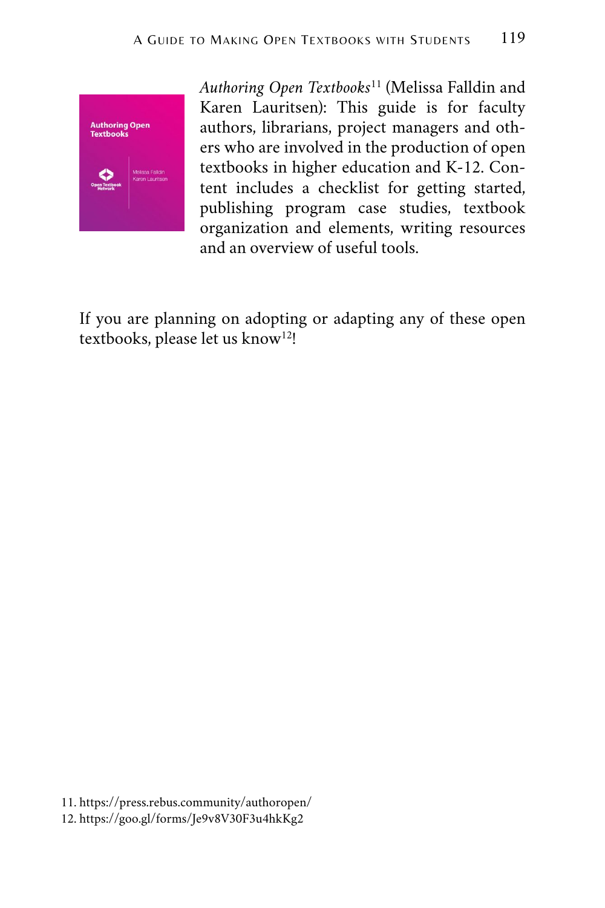*Authoring Open Textbooks*[11] (Melissa Falldin and Karen Lauritsen): This guide is for faculty authors, librarians, project managers and others who are involved in the production of open textbooks in higher education and K-12. Content includes a checklist for getting started, publishing program case studies, textbook organization and elements, writing resources and an overview of useful tools.

If you are planning on adopting or adapting any of these open textbooks, please let us know[12]!

11. https://press.rebus.community/authoropen/
12. https://goo.gl/forms/Je9v8V30F3u4hkKg2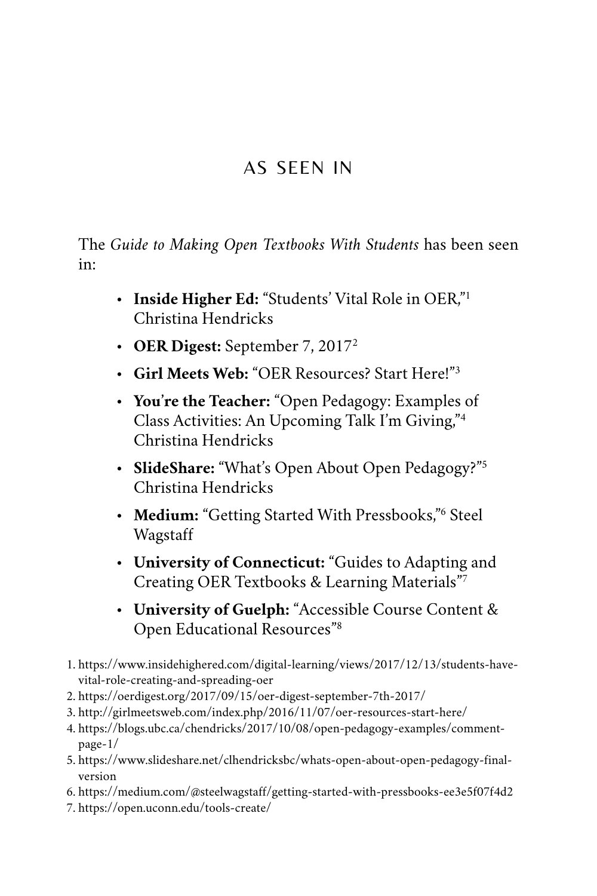# AS SEEN IN

The *Guide to Making Open Textbooks With Students* has been seen in:

- **Inside Higher Ed:** "Students' Vital Role in OER,"[1] Christina Hendricks
- **OER Digest:** September 7, 2017[2]
- **Girl Meets Web:** "OER Resources? Start Here!"[3]
- **You're the Teacher:** "Open Pedagogy: Examples of Class Activities: An Upcoming Talk I'm Giving,"[4] Christina Hendricks
- **SlideShare:** "What's Open About Open Pedagogy?"[5] Christina Hendricks
- **Medium:** "Getting Started With Pressbooks,"[6] Steel Wagstaff
- **University of Connecticut:** "Guides to Adapting and Creating OER Textbooks & Learning Materials"[7]
- **University of Guelph:** "Accessible Course Content & Open Educational Resources"[8]

1. https://www.insidehighered.com/digital-learning/views/2017/12/13/students-have-vital-role-creating-and-spreading-oer
2. https://oerdigest.org/2017/09/15/oer-digest-september-7th-2017/
3. http://girlmeetsweb.com/index.php/2016/11/07/oer-resources-start-here/
4. https://blogs.ubc.ca/chendricks/2017/10/08/open-pedagogy-examples/comment-page-1/
5. https://www.slideshare.net/clhendricksbc/whats-open-about-open-pedagogy-final-version
6. https://medium.com/@steelwagstaff/getting-started-with-pressbooks-ee3e5f07f4d2
7. https://open.uconn.edu/tools-create/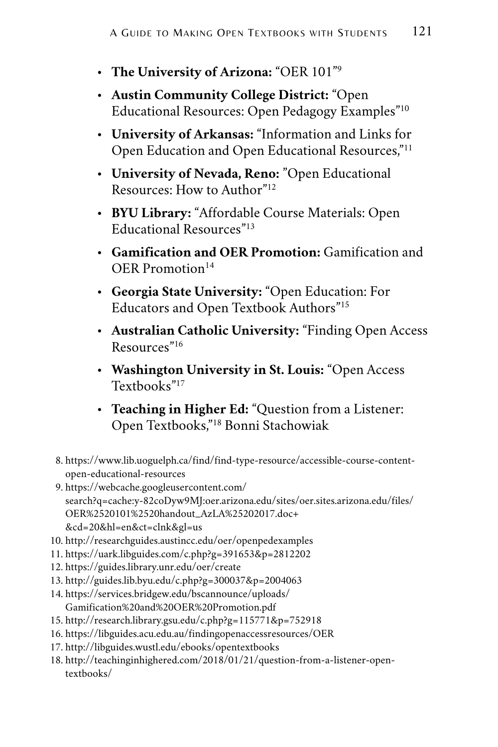- **The University of Arizona:** "OER 101"[9]
- **Austin Community College District:** "Open Educational Resources: Open Pedagogy Examples"[10]
- **University of Arkansas:** "Information and Links for Open Education and Open Educational Resources,"[11]
- **University of Nevada, Reno:** "Open Educational Resources: How to Author"[12]
- **BYU Library:** "Affordable Course Materials: Open Educational Resources"[13]
- **Gamification and OER Promotion:** Gamification and OER Promotion[14]
- **Georgia State University:** "Open Education: For Educators and Open Textbook Authors"[15]
- **Australian Catholic University:** "Finding Open Access Resources"[16]
- **Washington University in St. Louis:** "Open Access Textbooks"[17]
- **Teaching in Higher Ed:** "Question from a Listener: Open Textbooks,"[18] Bonni Stachowiak

8. https://www.lib.uoguelph.ca/find/find-type-resource/accessible-course-content-open-educational-resources
9. https://webcache.googleusercontent.com/search?q=cache:y-82coDyw9MJ:oer.arizona.edu/sites/oer.sites.arizona.edu/files/OER%2520101%2520handout_AzLA%25202017.doc+&cd=20&hl=en&ct=clnk&gl=us
10. http://researchguides.austincc.edu/oer/openpedexamples
11. https://uark.libguides.com/c.php?g=391653&p=2812202
12. https://guides.library.unr.edu/oer/create
13. http://guides.lib.byu.edu/c.php?g=300037&p=2004063
14. https://services.bridgew.edu/bscannounce/uploads/Gamification%20and%20OER%20Promotion.pdf
15. http://research.library.gsu.edu/c.php?g=115771&p=752918
16. https://libguides.acu.edu.au/findingopenaccessresources/OER
17. http://libguides.wustl.edu/ebooks/opentextbooks
18. http://teachinginhighered.com/2018/01/21/question-from-a-listener-open-textbooks/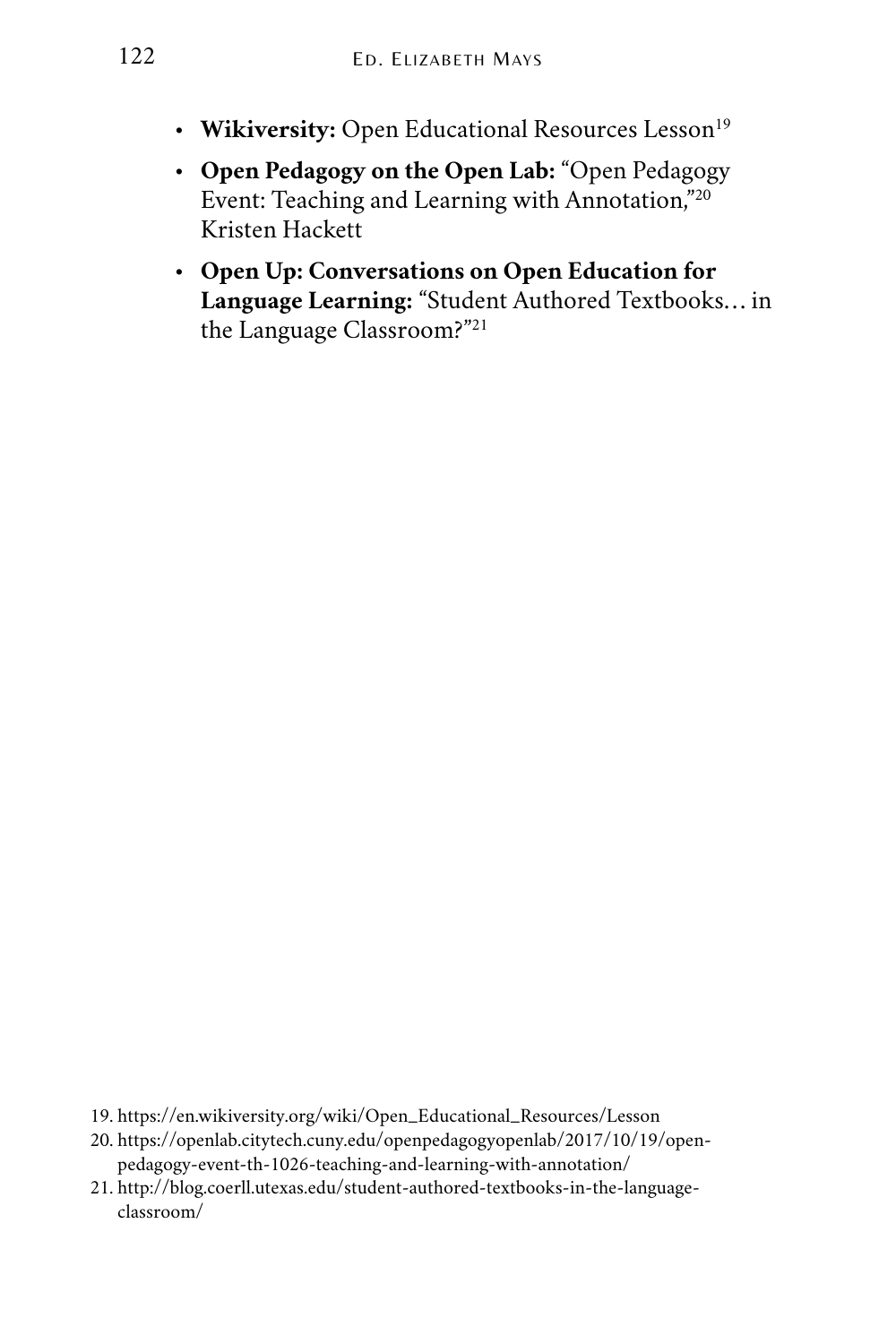- **Wikiversity:** Open Educational Resources Lesson[19]
- **Open Pedagogy on the Open Lab:** "Open Pedagogy Event: Teaching and Learning with Annotation,"[20] Kristen Hackett
- **Open Up: Conversations on Open Education for Language Learning:** "Student Authored Textbooks… in the Language Classroom?"[21]

19. https://en.wikiversity.org/wiki/Open_Educational_Resources/Lesson
20. https://openlab.citytech.cuny.edu/openpedagogyopenlab/2017/10/19/open-pedagogy-event-th-1026-teaching-and-learning-with-annotation/
21. http://blog.coerll.utexas.edu/student-authored-textbooks-in-the-language-classroom/